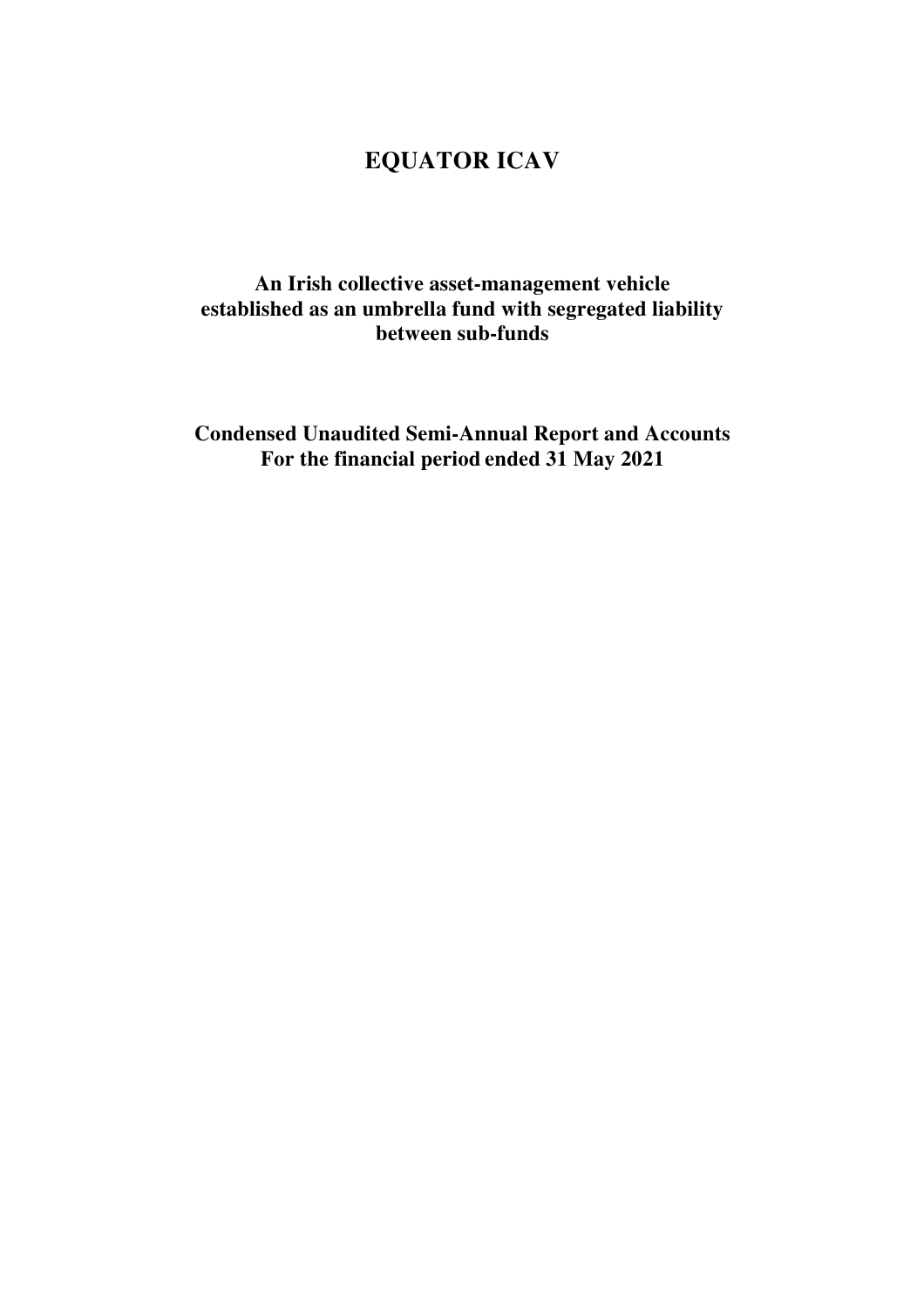# EQUATOR ICAV

**An Irish collective asset-management vehicle established as an umbrella fund with segregated liability between sub-funds**

**Condensed Unaudited Semi-Annual Report and Accounts For the financial period ended 31 May 2021**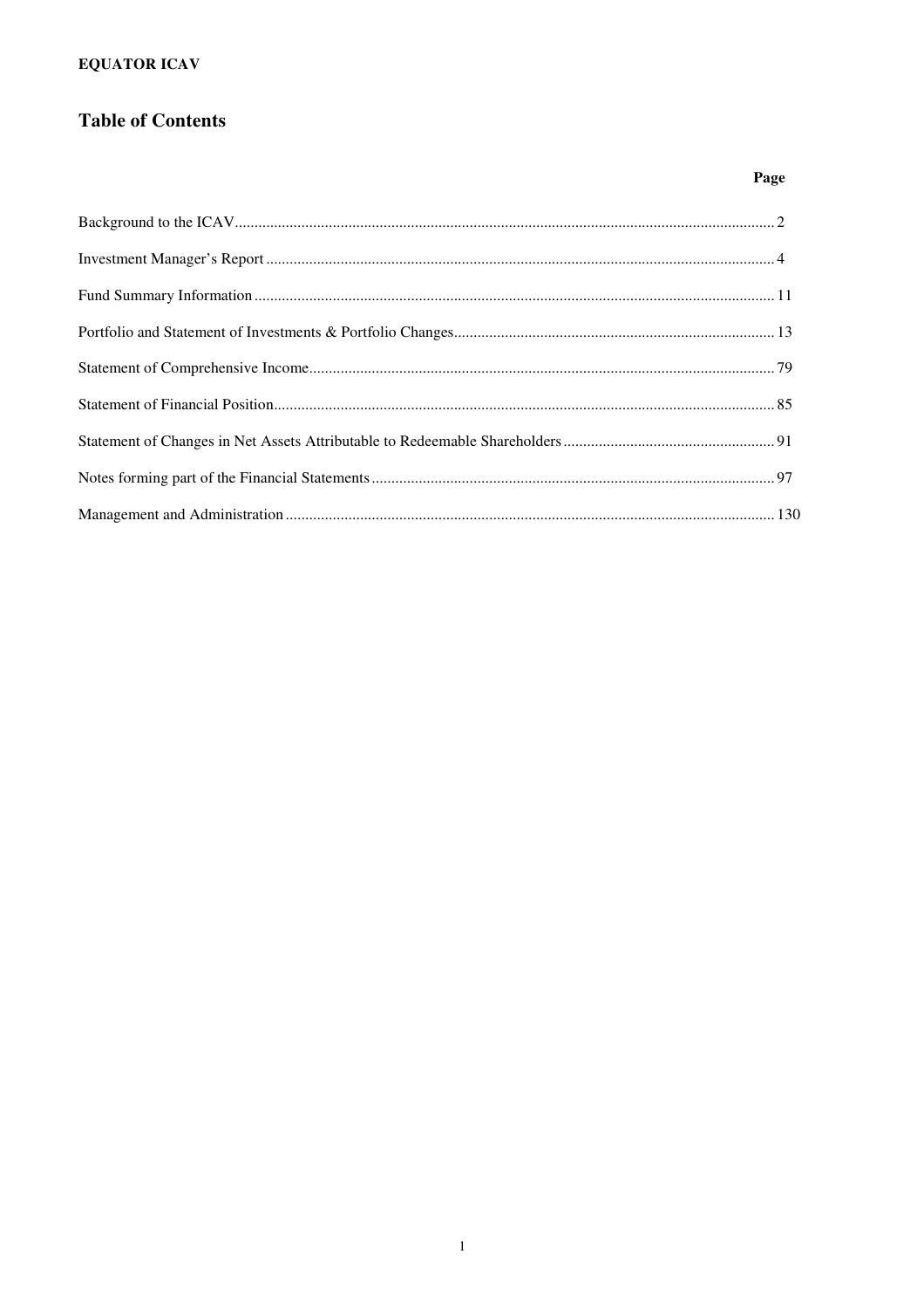**EQUATOR ICAV**

# Table of Contents

| | Page |
|---|---|
| Background to the ICAV | 2 |
| Investment Manager's Report | 4 |
| Fund Summary Information | 11 |
| Portfolio and Statement of Investments & Portfolio Changes | 13 |
| Statement of Comprehensive Income | 79 |
| Statement of Financial Position | 85 |
| Statement of Changes in Net Assets Attributable to Redeemable Shareholders | 91 |
| Notes forming part of the Financial Statements | 97 |
| Management and Administration | 130 |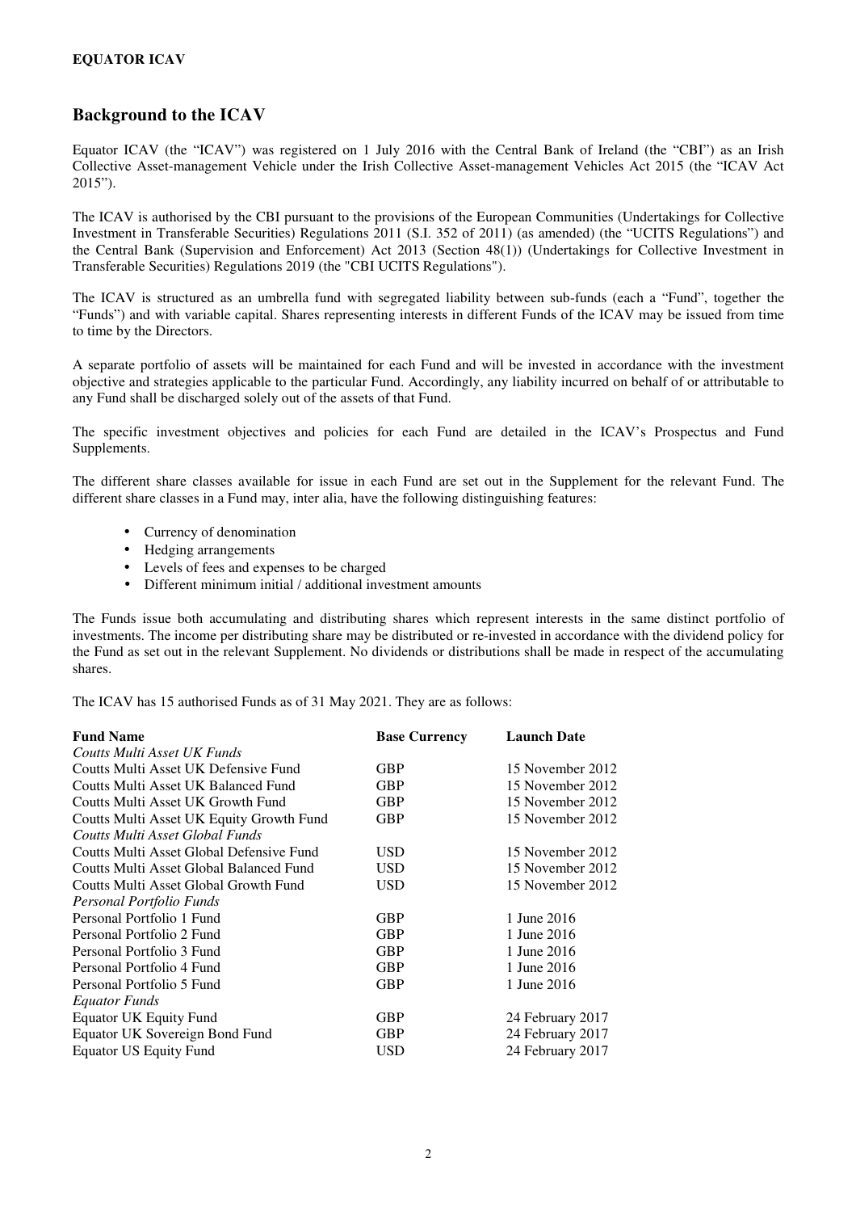## Background to the ICAV

Equator ICAV (the "ICAV") was registered on 1 July 2016 with the Central Bank of Ireland (the "CBI") as an Irish Collective Asset-management Vehicle under the Irish Collective Asset-management Vehicles Act 2015 (the "ICAV Act 2015").

The ICAV is authorised by the CBI pursuant to the provisions of the European Communities (Undertakings for Collective Investment in Transferable Securities) Regulations 2011 (S.I. 352 of 2011) (as amended) (the "UCITS Regulations") and the Central Bank (Supervision and Enforcement) Act 2013 (Section 48(1)) (Undertakings for Collective Investment in Transferable Securities) Regulations 2019 (the "CBI UCITS Regulations").

The ICAV is structured as an umbrella fund with segregated liability between sub-funds (each a "Fund", together the "Funds") and with variable capital. Shares representing interests in different Funds of the ICAV may be issued from time to time by the Directors.

A separate portfolio of assets will be maintained for each Fund and will be invested in accordance with the investment objective and strategies applicable to the particular Fund. Accordingly, any liability incurred on behalf of or attributable to any Fund shall be discharged solely out of the assets of that Fund.

The specific investment objectives and policies for each Fund are detailed in the ICAV's Prospectus and Fund Supplements.

The different share classes available for issue in each Fund are set out in the Supplement for the relevant Fund. The different share classes in a Fund may, inter alia, have the following distinguishing features:

- Currency of denomination
- Hedging arrangements
- Levels of fees and expenses to be charged
- Different minimum initial / additional investment amounts

The Funds issue both accumulating and distributing shares which represent interests in the same distinct portfolio of investments. The income per distributing share may be distributed or re-invested in accordance with the dividend policy for the Fund as set out in the relevant Supplement. No dividends or distributions shall be made in respect of the accumulating shares.

The ICAV has 15 authorised Funds as of 31 May 2021. They are as follows:

| Fund Name | Base Currency | Launch Date |
|---|---|---|
| *Coutts Multi Asset UK Funds* | | |
| Coutts Multi Asset UK Defensive Fund | GBP | 15 November 2012 |
| Coutts Multi Asset UK Balanced Fund | GBP | 15 November 2012 |
| Coutts Multi Asset UK Growth Fund | GBP | 15 November 2012 |
| Coutts Multi Asset UK Equity Growth Fund | GBP | 15 November 2012 |
| *Coutts Multi Asset Global Funds* | | |
| Coutts Multi Asset Global Defensive Fund | USD | 15 November 2012 |
| Coutts Multi Asset Global Balanced Fund | USD | 15 November 2012 |
| Coutts Multi Asset Global Growth Fund | USD | 15 November 2012 |
| *Personal Portfolio Funds* | | |
| Personal Portfolio 1 Fund | GBP | 1 June 2016 |
| Personal Portfolio 2 Fund | GBP | 1 June 2016 |
| Personal Portfolio 3 Fund | GBP | 1 June 2016 |
| Personal Portfolio 4 Fund | GBP | 1 June 2016 |
| Personal Portfolio 5 Fund | GBP | 1 June 2016 |
| *Equator Funds* | | |
| Equator UK Equity Fund | GBP | 24 February 2017 |
| Equator UK Sovereign Bond Fund | GBP | 24 February 2017 |
| Equator US Equity Fund | USD | 24 February 2017 |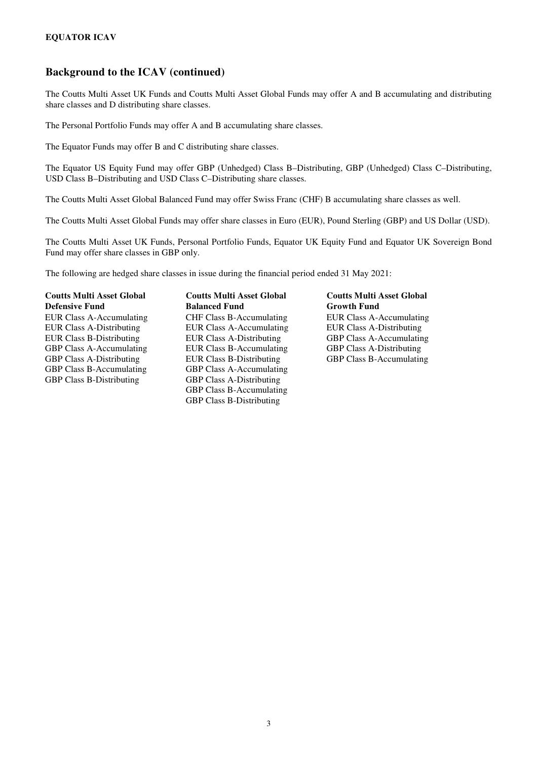## Background to the ICAV (continued)

The Coutts Multi Asset UK Funds and Coutts Multi Asset Global Funds may offer A and B accumulating and distributing share classes and D distributing share classes.

The Personal Portfolio Funds may offer A and B accumulating share classes.

The Equator Funds may offer B and C distributing share classes.

The Equator US Equity Fund may offer GBP (Unhedged) Class B–Distributing, GBP (Unhedged) Class C–Distributing, USD Class B–Distributing and USD Class C–Distributing share classes.

The Coutts Multi Asset Global Balanced Fund may offer Swiss Franc (CHF) B accumulating share classes as well.

The Coutts Multi Asset Global Funds may offer share classes in Euro (EUR), Pound Sterling (GBP) and US Dollar (USD).

The Coutts Multi Asset UK Funds, Personal Portfolio Funds, Equator UK Equity Fund and Equator UK Sovereign Bond Fund may offer share classes in GBP only.

The following are hedged share classes in issue during the financial period ended 31 May 2021:

**Coutts Multi Asset Global Defensive Fund**
EUR Class A-Accumulating
EUR Class A-Distributing
EUR Class B-Distributing
GBP Class A-Accumulating
GBP Class A-Distributing
GBP Class B-Accumulating
GBP Class B-Distributing

**Coutts Multi Asset Global Balanced Fund**
CHF Class B-Accumulating
EUR Class A-Accumulating
EUR Class A-Distributing
EUR Class B-Accumulating
EUR Class B-Distributing
GBP Class A-Accumulating
GBP Class A-Distributing
GBP Class B-Accumulating
GBP Class B-Distributing

**Coutts Multi Asset Global Growth Fund**
EUR Class A-Accumulating
EUR Class A-Distributing
GBP Class A-Accumulating
GBP Class A-Distributing
GBP Class B-Accumulating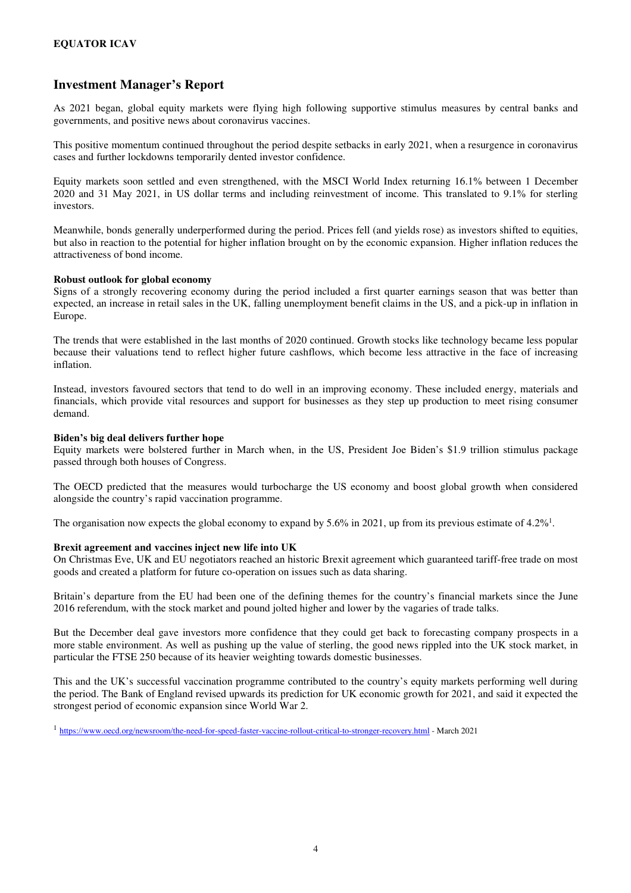## Investment Manager's Report

As 2021 began, global equity markets were flying high following supportive stimulus measures by central banks and governments, and positive news about coronavirus vaccines.

This positive momentum continued throughout the period despite setbacks in early 2021, when a resurgence in coronavirus cases and further lockdowns temporarily dented investor confidence.

Equity markets soon settled and even strengthened, with the MSCI World Index returning 16.1% between 1 December 2020 and 31 May 2021, in US dollar terms and including reinvestment of income. This translated to 9.1% for sterling investors.

Meanwhile, bonds generally underperformed during the period. Prices fell (and yields rose) as investors shifted to equities, but also in reaction to the potential for higher inflation brought on by the economic expansion. Higher inflation reduces the attractiveness of bond income.

**Robust outlook for global economy**

Signs of a strongly recovering economy during the period included a first quarter earnings season that was better than expected, an increase in retail sales in the UK, falling unemployment benefit claims in the US, and a pick-up in inflation in Europe.

The trends that were established in the last months of 2020 continued. Growth stocks like technology became less popular because their valuations tend to reflect higher future cashflows, which become less attractive in the face of increasing inflation.

Instead, investors favoured sectors that tend to do well in an improving economy. These included energy, materials and financials, which provide vital resources and support for businesses as they step up production to meet rising consumer demand.

**Biden's big deal delivers further hope**

Equity markets were bolstered further in March when, in the US, President Joe Biden's $1.9 trillion stimulus package passed through both houses of Congress.

The OECD predicted that the measures would turbocharge the US economy and boost global growth when considered alongside the country's rapid vaccination programme.

The organisation now expects the global economy to expand by 5.6% in 2021, up from its previous estimate of 4.2%[1].

**Brexit agreement and vaccines inject new life into UK**

On Christmas Eve, UK and EU negotiators reached an historic Brexit agreement which guaranteed tariff-free trade on most goods and created a platform for future co-operation on issues such as data sharing.

Britain's departure from the EU had been one of the defining themes for the country's financial markets since the June 2016 referendum, with the stock market and pound jolted higher and lower by the vagaries of trade talks.

But the December deal gave investors more confidence that they could get back to forecasting company prospects in a more stable environment. As well as pushing up the value of sterling, the good news rippled into the UK stock market, in particular the FTSE 250 because of its heavier weighting towards domestic businesses.

This and the UK's successful vaccination programme contributed to the country's equity markets performing well during the period. The Bank of England revised upwards its prediction for UK economic growth for 2021, and said it expected the strongest period of economic expansion since World War 2.

[1] https://www.oecd.org/newsroom/the-need-for-speed-faster-vaccine-rollout-critical-to-stronger-recovery.html - March 2021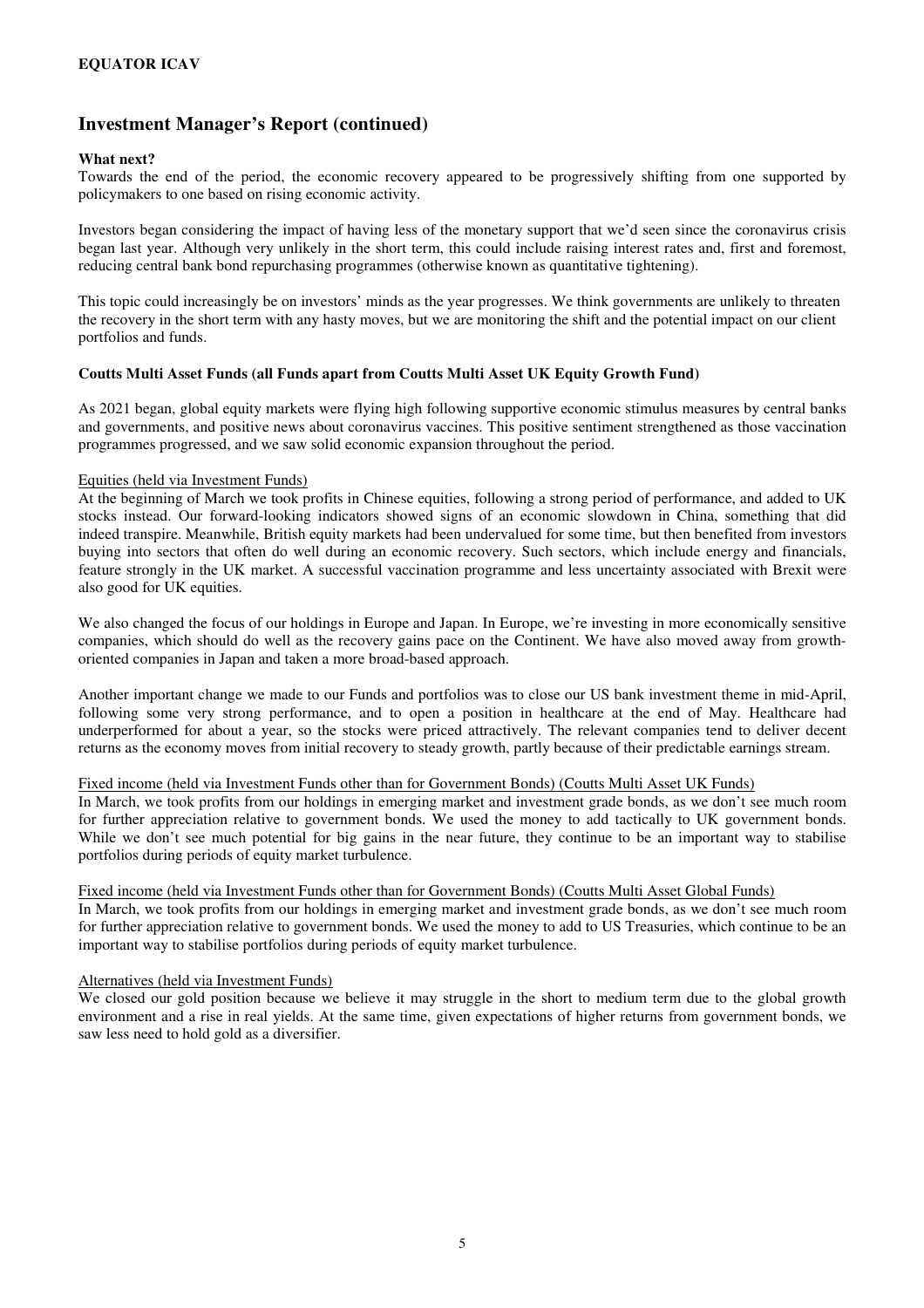## Investment Manager's Report (continued)

**What next?**

Towards the end of the period, the economic recovery appeared to be progressively shifting from one supported by policymakers to one based on rising economic activity.

Investors began considering the impact of having less of the monetary support that we'd seen since the coronavirus crisis began last year. Although very unlikely in the short term, this could include raising interest rates and, first and foremost, reducing central bank bond repurchasing programmes (otherwise known as quantitative tightening).

This topic could increasingly be on investors' minds as the year progresses. We think governments are unlikely to threaten the recovery in the short term with any hasty moves, but we are monitoring the shift and the potential impact on our client portfolios and funds.

**Coutts Multi Asset Funds (all Funds apart from Coutts Multi Asset UK Equity Growth Fund)**

As 2021 began, global equity markets were flying high following supportive economic stimulus measures by central banks and governments, and positive news about coronavirus vaccines. This positive sentiment strengthened as those vaccination programmes progressed, and we saw solid economic expansion throughout the period.

Equities (held via Investment Funds)

At the beginning of March we took profits in Chinese equities, following a strong period of performance, and added to UK stocks instead. Our forward-looking indicators showed signs of an economic slowdown in China, something that did indeed transpire. Meanwhile, British equity markets had been undervalued for some time, but then benefited from investors buying into sectors that often do well during an economic recovery. Such sectors, which include energy and financials, feature strongly in the UK market. A successful vaccination programme and less uncertainty associated with Brexit were also good for UK equities.

We also changed the focus of our holdings in Europe and Japan. In Europe, we're investing in more economically sensitive companies, which should do well as the recovery gains pace on the Continent. We have also moved away from growth-oriented companies in Japan and taken a more broad-based approach.

Another important change we made to our Funds and portfolios was to close our US bank investment theme in mid-April, following some very strong performance, and to open a position in healthcare at the end of May. Healthcare had underperformed for about a year, so the stocks were priced attractively. The relevant companies tend to deliver decent returns as the economy moves from initial recovery to steady growth, partly because of their predictable earnings stream.

Fixed income (held via Investment Funds other than for Government Bonds) (Coutts Multi Asset UK Funds)

In March, we took profits from our holdings in emerging market and investment grade bonds, as we don't see much room for further appreciation relative to government bonds. We used the money to add tactically to UK government bonds. While we don't see much potential for big gains in the near future, they continue to be an important way to stabilise portfolios during periods of equity market turbulence.

Fixed income (held via Investment Funds other than for Government Bonds) (Coutts Multi Asset Global Funds)

In March, we took profits from our holdings in emerging market and investment grade bonds, as we don't see much room for further appreciation relative to government bonds. We used the money to add to US Treasuries, which continue to be an important way to stabilise portfolios during periods of equity market turbulence.

Alternatives (held via Investment Funds)

We closed our gold position because we believe it may struggle in the short to medium term due to the global growth environment and a rise in real yields. At the same time, given expectations of higher returns from government bonds, we saw less need to hold gold as a diversifier.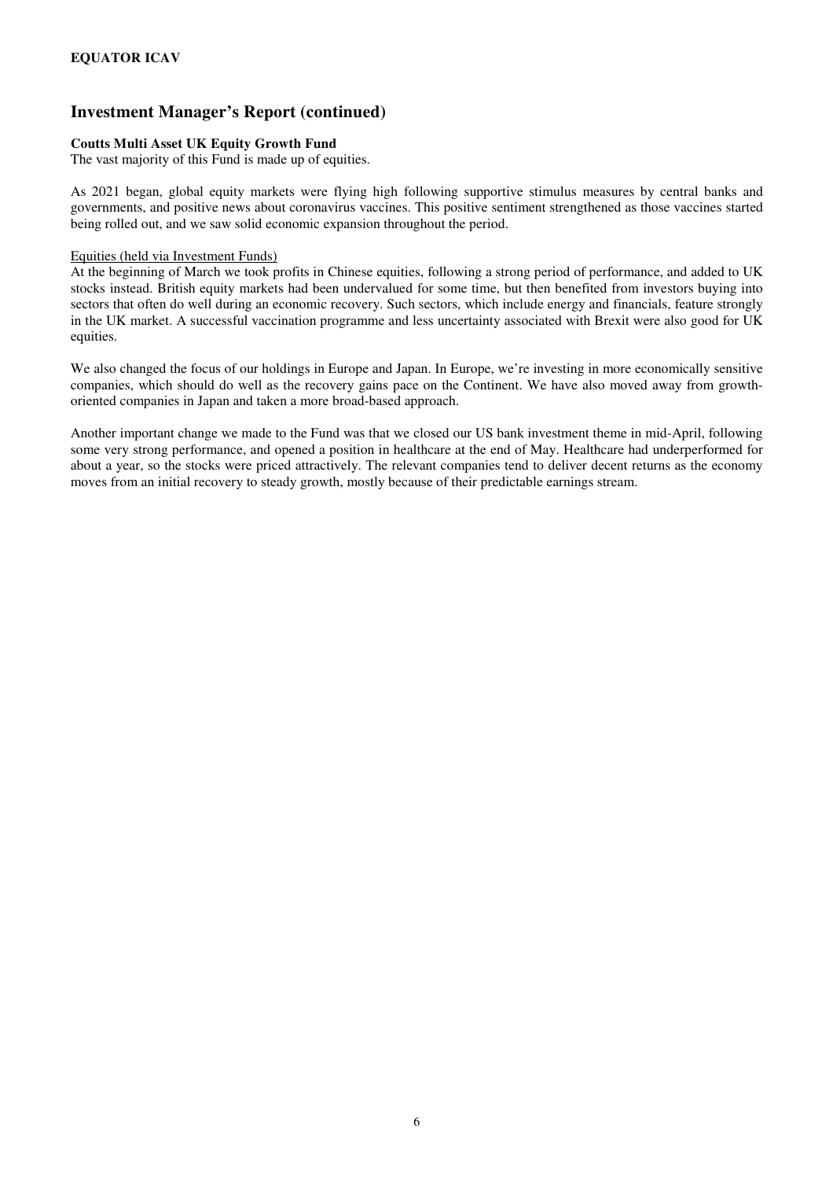## Investment Manager's Report (continued)

**Coutts Multi Asset UK Equity Growth Fund**
The vast majority of this Fund is made up of equities.

As 2021 began, global equity markets were flying high following supportive stimulus measures by central banks and governments, and positive news about coronavirus vaccines. This positive sentiment strengthened as those vaccines started being rolled out, and we saw solid economic expansion throughout the period.

<u>Equities (held via Investment Funds)</u>
At the beginning of March we took profits in Chinese equities, following a strong period of performance, and added to UK stocks instead. British equity markets had been undervalued for some time, but then benefited from investors buying into sectors that often do well during an economic recovery. Such sectors, which include energy and financials, feature strongly in the UK market. A successful vaccination programme and less uncertainty associated with Brexit were also good for UK equities.

We also changed the focus of our holdings in Europe and Japan. In Europe, we're investing in more economically sensitive companies, which should do well as the recovery gains pace on the Continent. We have also moved away from growth-oriented companies in Japan and taken a more broad-based approach.

Another important change we made to the Fund was that we closed our US bank investment theme in mid-April, following some very strong performance, and opened a position in healthcare at the end of May. Healthcare had underperformed for about a year, so the stocks were priced attractively. The relevant companies tend to deliver decent returns as the economy moves from an initial recovery to steady growth, mostly because of their predictable earnings stream.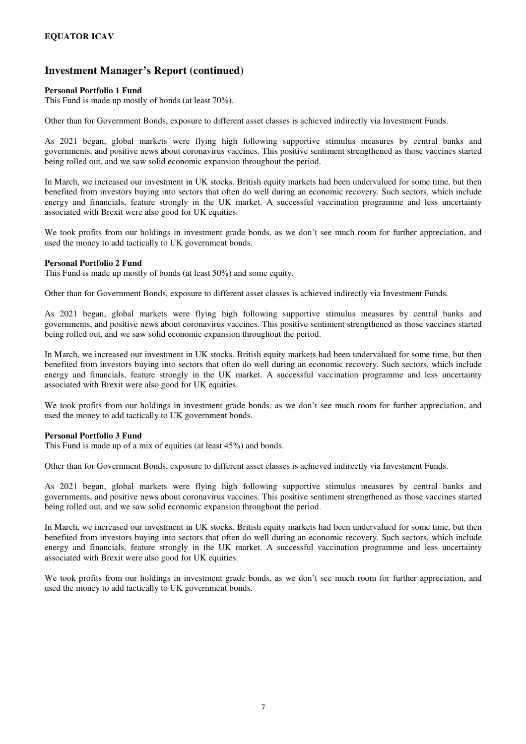## Investment Manager's Report (continued)

**Personal Portfolio 1 Fund**
This Fund is made up mostly of bonds (at least 70%).

Other than for Government Bonds, exposure to different asset classes is achieved indirectly via Investment Funds.

As 2021 began, global markets were flying high following supportive stimulus measures by central banks and governments, and positive news about coronavirus vaccines. This positive sentiment strengthened as those vaccines started being rolled out, and we saw solid economic expansion throughout the period.

In March, we increased our investment in UK stocks. British equity markets had been undervalued for some time, but then benefited from investors buying into sectors that often do well during an economic recovery. Such sectors, which include energy and financials, feature strongly in the UK market. A successful vaccination programme and less uncertainty associated with Brexit were also good for UK equities.

We took profits from our holdings in investment grade bonds, as we don't see much room for further appreciation, and used the money to add tactically to UK government bonds.

**Personal Portfolio 2 Fund**
This Fund is made up mostly of bonds (at least 50%) and some equity.

Other than for Government Bonds, exposure to different asset classes is achieved indirectly via Investment Funds.

As 2021 began, global markets were flying high following supportive stimulus measures by central banks and governments, and positive news about coronavirus vaccines. This positive sentiment strengthened as those vaccines started being rolled out, and we saw solid economic expansion throughout the period.

In March, we increased our investment in UK stocks. British equity markets had been undervalued for some time, but then benefited from investors buying into sectors that often do well during an economic recovery. Such sectors, which include energy and financials, feature strongly in the UK market. A successful vaccination programme and less uncertainty associated with Brexit were also good for UK equities.

We took profits from our holdings in investment grade bonds, as we don't see much room for further appreciation, and used the money to add tactically to UK government bonds.

**Personal Portfolio 3 Fund**
This Fund is made up of a mix of equities (at least 45%) and bonds.

Other than for Government Bonds, exposure to different asset classes is achieved indirectly via Investment Funds.

As 2021 began, global markets were flying high following supportive stimulus measures by central banks and governments, and positive news about coronavirus vaccines. This positive sentiment strengthened as those vaccines started being rolled out, and we saw solid economic expansion throughout the period.

In March, we increased our investment in UK stocks. British equity markets had been undervalued for some time, but then benefited from investors buying into sectors that often do well during an economic recovery. Such sectors, which include energy and financials, feature strongly in the UK market. A successful vaccination programme and less uncertainty associated with Brexit were also good for UK equities.

We took profits from our holdings in investment grade bonds, as we don't see much room for further appreciation, and used the money to add tactically to UK government bonds.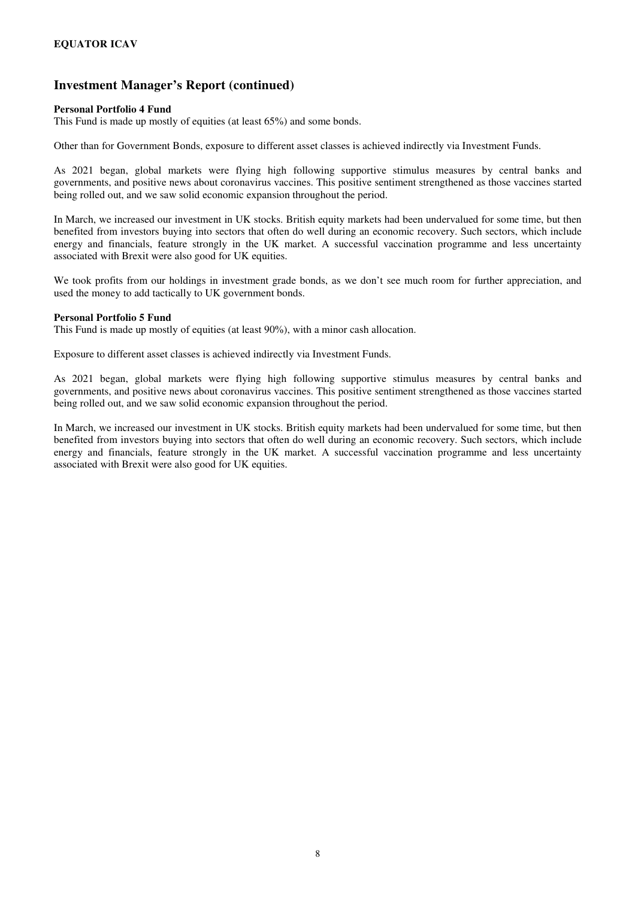## Investment Manager's Report (continued)

**Personal Portfolio 4 Fund**

This Fund is made up mostly of equities (at least 65%) and some bonds.

Other than for Government Bonds, exposure to different asset classes is achieved indirectly via Investment Funds.

As 2021 began, global markets were flying high following supportive stimulus measures by central banks and governments, and positive news about coronavirus vaccines. This positive sentiment strengthened as those vaccines started being rolled out, and we saw solid economic expansion throughout the period.

In March, we increased our investment in UK stocks. British equity markets had been undervalued for some time, but then benefited from investors buying into sectors that often do well during an economic recovery. Such sectors, which include energy and financials, feature strongly in the UK market. A successful vaccination programme and less uncertainty associated with Brexit were also good for UK equities.

We took profits from our holdings in investment grade bonds, as we don't see much room for further appreciation, and used the money to add tactically to UK government bonds.

**Personal Portfolio 5 Fund**

This Fund is made up mostly of equities (at least 90%), with a minor cash allocation.

Exposure to different asset classes is achieved indirectly via Investment Funds.

As 2021 began, global markets were flying high following supportive stimulus measures by central banks and governments, and positive news about coronavirus vaccines. This positive sentiment strengthened as those vaccines started being rolled out, and we saw solid economic expansion throughout the period.

In March, we increased our investment in UK stocks. British equity markets had been undervalued for some time, but then benefited from investors buying into sectors that often do well during an economic recovery. Such sectors, which include energy and financials, feature strongly in the UK market. A successful vaccination programme and less uncertainty associated with Brexit were also good for UK equities.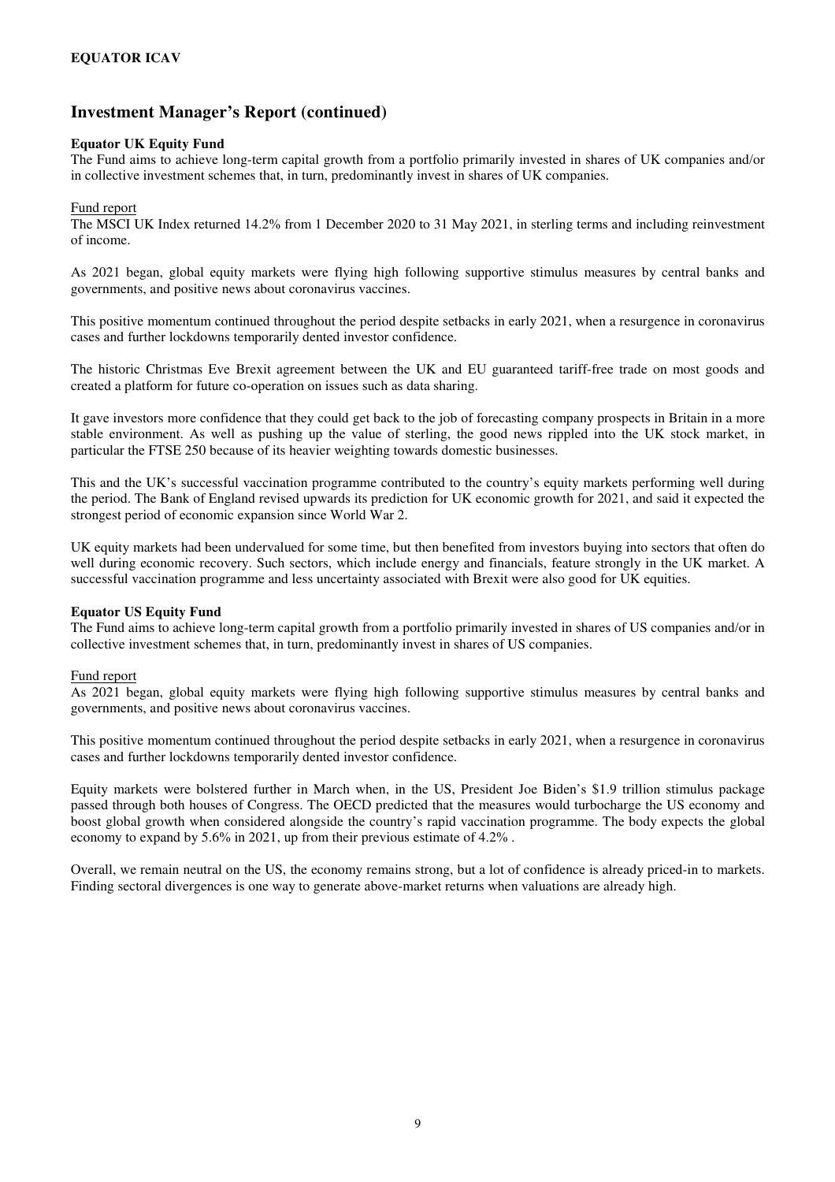# Investment Manager's Report (continued)

**Equator UK Equity Fund**

The Fund aims to achieve long-term capital growth from a portfolio primarily invested in shares of UK companies and/or in collective investment schemes that, in turn, predominantly invest in shares of UK companies.

Fund report

The MSCI UK Index returned 14.2% from 1 December 2020 to 31 May 2021, in sterling terms and including reinvestment of income.

As 2021 began, global equity markets were flying high following supportive stimulus measures by central banks and governments, and positive news about coronavirus vaccines.

This positive momentum continued throughout the period despite setbacks in early 2021, when a resurgence in coronavirus cases and further lockdowns temporarily dented investor confidence.

The historic Christmas Eve Brexit agreement between the UK and EU guaranteed tariff-free trade on most goods and created a platform for future co-operation on issues such as data sharing.

It gave investors more confidence that they could get back to the job of forecasting company prospects in Britain in a more stable environment. As well as pushing up the value of sterling, the good news rippled into the UK stock market, in particular the FTSE 250 because of its heavier weighting towards domestic businesses.

This and the UK's successful vaccination programme contributed to the country's equity markets performing well during the period. The Bank of England revised upwards its prediction for UK economic growth for 2021, and said it expected the strongest period of economic expansion since World War 2.

UK equity markets had been undervalued for some time, but then benefited from investors buying into sectors that often do well during economic recovery. Such sectors, which include energy and financials, feature strongly in the UK market. A successful vaccination programme and less uncertainty associated with Brexit were also good for UK equities.

**Equator US Equity Fund**

The Fund aims to achieve long-term capital growth from a portfolio primarily invested in shares of US companies and/or in collective investment schemes that, in turn, predominantly invest in shares of US companies.

Fund report

As 2021 began, global equity markets were flying high following supportive stimulus measures by central banks and governments, and positive news about coronavirus vaccines.

This positive momentum continued throughout the period despite setbacks in early 2021, when a resurgence in coronavirus cases and further lockdowns temporarily dented investor confidence.

Equity markets were bolstered further in March when, in the US, President Joe Biden's $1.9 trillion stimulus package passed through both houses of Congress. The OECD predicted that the measures would turbocharge the US economy and boost global growth when considered alongside the country's rapid vaccination programme. The body expects the global economy to expand by 5.6% in 2021, up from their previous estimate of 4.2% .

Overall, we remain neutral on the US, the economy remains strong, but a lot of confidence is already priced-in to markets. Finding sectoral divergences is one way to generate above-market returns when valuations are already high.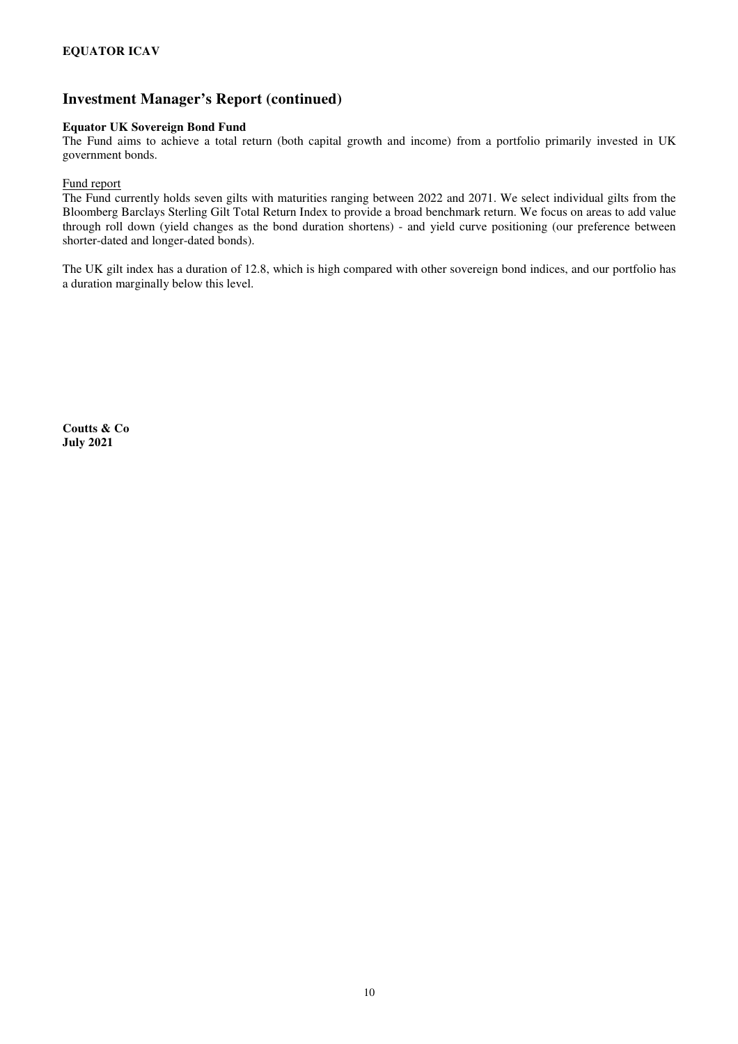## Investment Manager's Report (continued)

**Equator UK Sovereign Bond Fund**

The Fund aims to achieve a total return (both capital growth and income) from a portfolio primarily invested in UK government bonds.

Fund report

The Fund currently holds seven gilts with maturities ranging between 2022 and 2071. We select individual gilts from the Bloomberg Barclays Sterling Gilt Total Return Index to provide a broad benchmark return. We focus on areas to add value through roll down (yield changes as the bond duration shortens) - and yield curve positioning (our preference between shorter-dated and longer-dated bonds).

The UK gilt index has a duration of 12.8, which is high compared with other sovereign bond indices, and our portfolio has a duration marginally below this level.

**Coutts & Co**
**July 2021**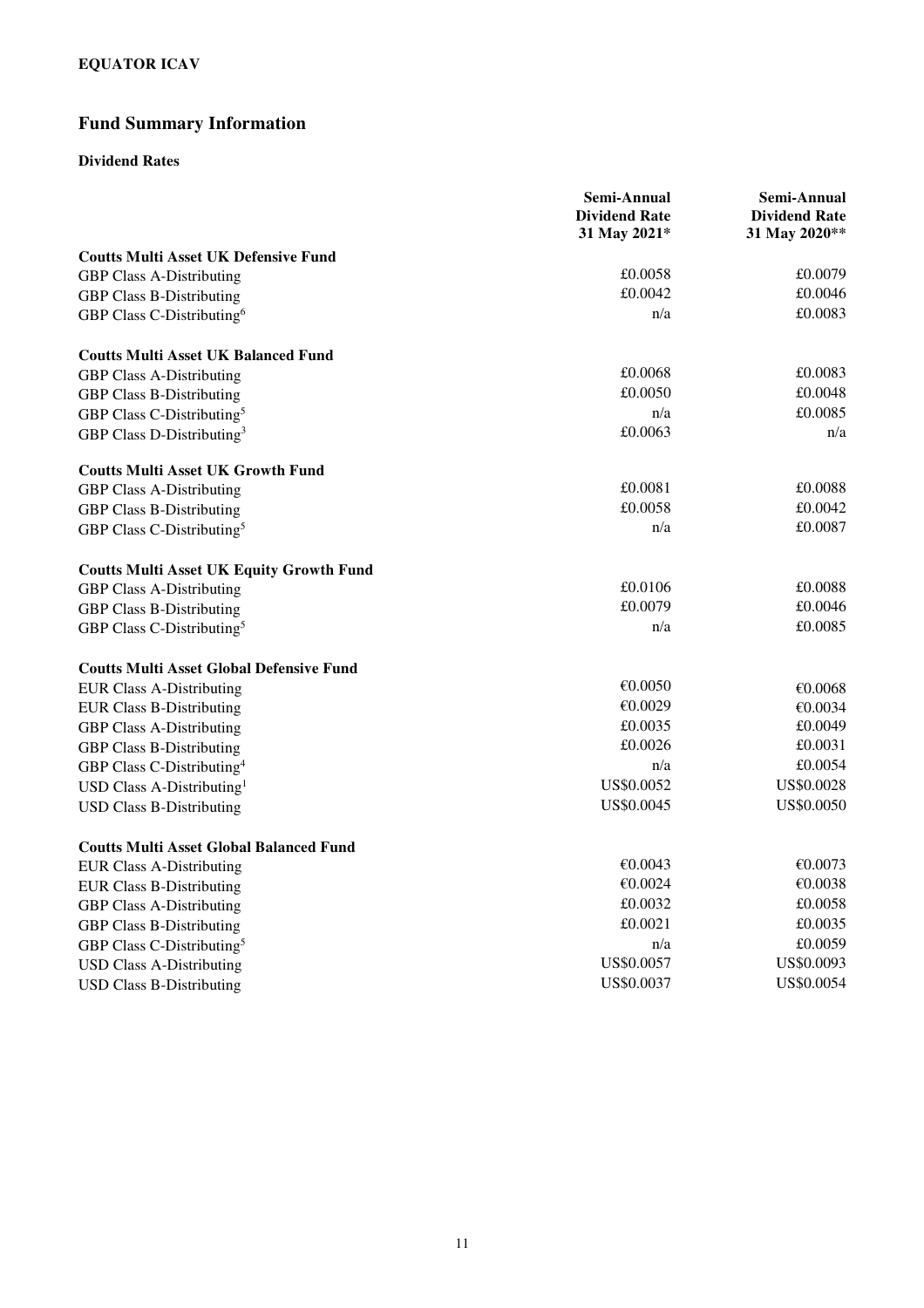# Fund Summary Information

### Dividend Rates

| | Semi-Annual Dividend Rate 31 May 2021* | Semi-Annual Dividend Rate 31 May 2020** |
|---|---|---|
| **Coutts Multi Asset UK Defensive Fund** | | |
| GBP Class A-Distributing | £0.0058 | £0.0079 |
| GBP Class B-Distributing | £0.0042 | £0.0046 |
| GBP Class C-Distributing[6] | n/a | £0.0083 |
| **Coutts Multi Asset UK Balanced Fund** | | |
| GBP Class A-Distributing | £0.0068 | £0.0083 |
| GBP Class B-Distributing | £0.0050 | £0.0048 |
| GBP Class C-Distributing[5] | n/a | £0.0085 |
| GBP Class D-Distributing[3] | £0.0063 | n/a |
| **Coutts Multi Asset UK Growth Fund** | | |
| GBP Class A-Distributing | £0.0081 | £0.0088 |
| GBP Class B-Distributing | £0.0058 | £0.0042 |
| GBP Class C-Distributing[5] | n/a | £0.0087 |
| **Coutts Multi Asset UK Equity Growth Fund** | | |
| GBP Class A-Distributing | £0.0106 | £0.0088 |
| GBP Class B-Distributing | £0.0079 | £0.0046 |
| GBP Class C-Distributing[5] | n/a | £0.0085 |
| **Coutts Multi Asset Global Defensive Fund** | | |
| EUR Class A-Distributing | €0.0050 | €0.0068 |
| EUR Class B-Distributing | €0.0029 | €0.0034 |
| GBP Class A-Distributing | £0.0035 | £0.0049 |
| GBP Class B-Distributing | £0.0026 | £0.0031 |
| GBP Class C-Distributing[4] | n/a | £0.0054 |
| USD Class A-Distributing[1] | US$0.0052 | US$0.0028 |
| USD Class B-Distributing | US$0.0045 | US$0.0050 |
| **Coutts Multi Asset Global Balanced Fund** | | |
| EUR Class A-Distributing | €0.0043 | €0.0073 |
| EUR Class B-Distributing | €0.0024 | €0.0038 |
| GBP Class A-Distributing | £0.0032 | £0.0058 |
| GBP Class B-Distributing | £0.0021 | £0.0035 |
| GBP Class C-Distributing[5] | n/a | £0.0059 |
| USD Class A-Distributing | US$0.0057 | US$0.0093 |
| USD Class B-Distributing | US$0.0037 | US$0.0054 |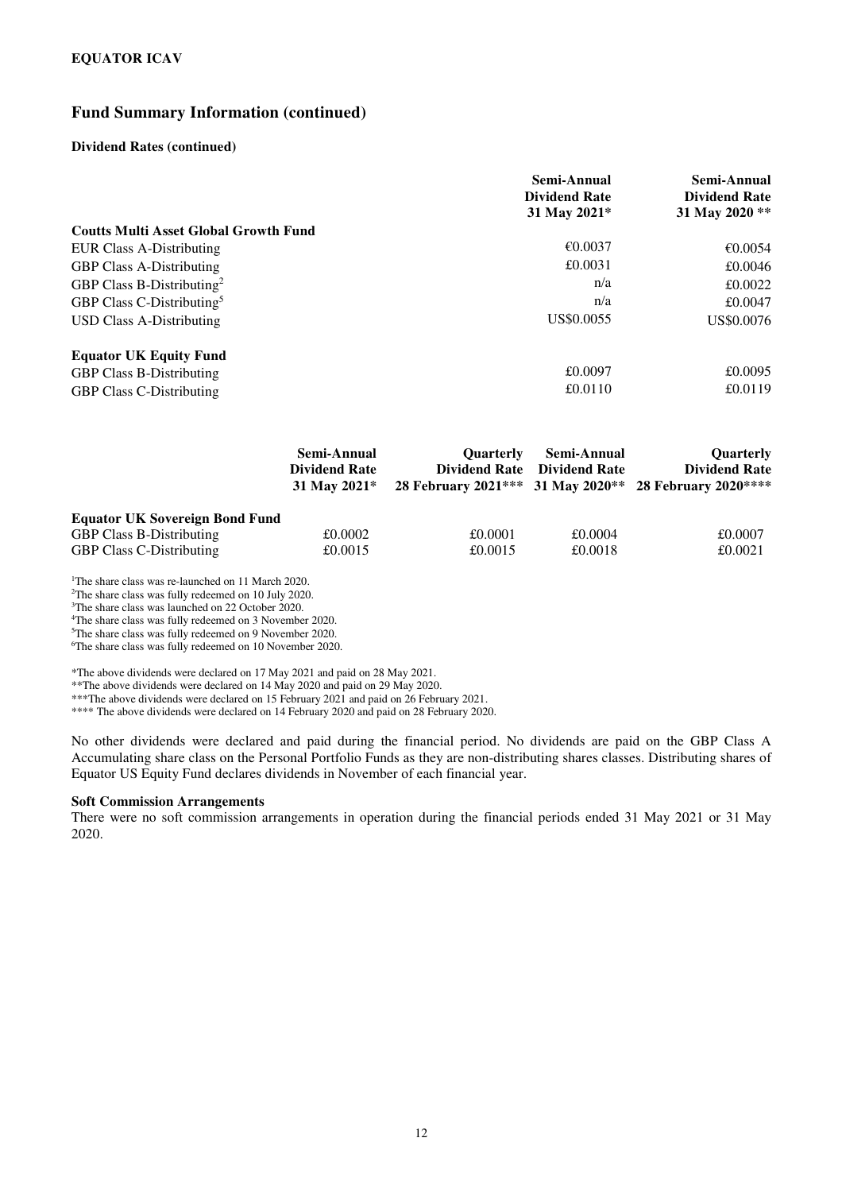**EQUATOR ICAV**

## Fund Summary Information (continued)

### Dividend Rates (continued)

| | Semi-Annual Dividend Rate 31 May 2021* | Semi-Annual Dividend Rate 31 May 2020 ** |
|---|---|---|
| **Coutts Multi Asset Global Growth Fund** | | |
| EUR Class A-Distributing | €0.0037 | €0.0054 |
| GBP Class A-Distributing | £0.0031 | £0.0046 |
| GBP Class B-Distributing[2] | n/a | £0.0022 |
| GBP Class C-Distributing[5] | n/a | £0.0047 |
| USD Class A-Distributing | US$0.0055 | US$0.0076 |
| **Equator UK Equity Fund** | | |
| GBP Class B-Distributing | £0.0097 | £0.0095 |
| GBP Class C-Distributing | £0.0110 | £0.0119 |

| | Semi-Annual Dividend Rate 31 May 2021* | Quarterly Dividend Rate 28 February 2021*** | Semi-Annual Dividend Rate 31 May 2020** | Quarterly Dividend Rate 28 February 2020**** |
|---|---|---|---|---|
| **Equator UK Sovereign Bond Fund** | | | | |
| GBP Class B-Distributing | £0.0002 | £0.0001 | £0.0004 | £0.0007 |
| GBP Class C-Distributing | £0.0015 | £0.0015 | £0.0018 | £0.0021 |

[1]The share class was re-launched on 11 March 2020.
[2]The share class was fully redeemed on 10 July 2020.
[3]The share class was launched on 22 October 2020.
[4]The share class was fully redeemed on 3 November 2020.
[5]The share class was fully redeemed on 9 November 2020.
[6]The share class was fully redeemed on 10 November 2020.

*The above dividends were declared on 17 May 2021 and paid on 28 May 2021.
**The above dividends were declared on 14 May 2020 and paid on 29 May 2020.
***The above dividends were declared on 15 February 2021 and paid on 26 February 2021.
**** The above dividends were declared on 14 February 2020 and paid on 28 February 2020.

No other dividends were declared and paid during the financial period. No dividends are paid on the GBP Class A Accumulating share class on the Personal Portfolio Funds as they are non-distributing shares classes. Distributing shares of Equator US Equity Fund declares dividends in November of each financial year.

### Soft Commission Arrangements

There were no soft commission arrangements in operation during the financial periods ended 31 May 2021 or 31 May 2020.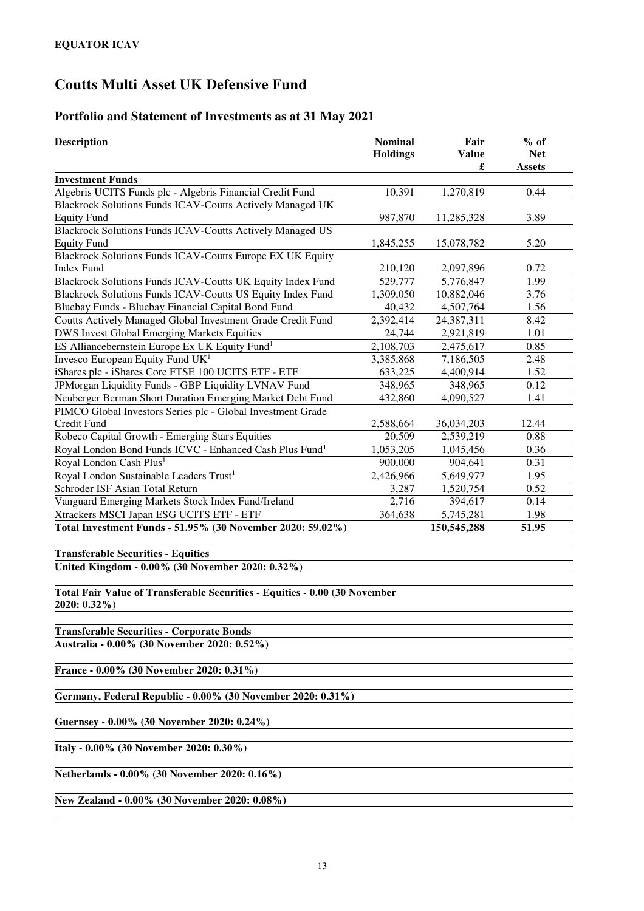**EQUATOR ICAV**

# Coutts Multi Asset UK Defensive Fund

## Portfolio and Statement of Investments as at 31 May 2021

| Description | Nominal Holdings | Fair Value £ | % of Net Assets |
|---|---|---|---|
| **Investment Funds** | | | |
| Algebris UCITS Funds plc - Algebris Financial Credit Fund | 10,391 | 1,270,819 | 0.44 |
| Blackrock Solutions Funds ICAV-Coutts Actively Managed UK Equity Fund | 987,870 | 11,285,328 | 3.89 |
| Blackrock Solutions Funds ICAV-Coutts Actively Managed US Equity Fund | 1,845,255 | 15,078,782 | 5.20 |
| Blackrock Solutions Funds ICAV-Coutts Europe EX UK Equity Index Fund | 210,120 | 2,097,896 | 0.72 |
| Blackrock Solutions Funds ICAV-Coutts UK Equity Index Fund | 529,777 | 5,776,847 | 1.99 |
| Blackrock Solutions Funds ICAV-Coutts US Equity Index Fund | 1,309,050 | 10,882,046 | 3.76 |
| Bluebay Funds - Bluebay Financial Capital Bond Fund | 40,432 | 4,507,764 | 1.56 |
| Coutts Actively Managed Global Investment Grade Credit Fund | 2,392,414 | 24,387,311 | 8.42 |
| DWS Invest Global Emerging Markets Equities | 24,744 | 2,921,819 | 1.01 |
| ES Alliancebernstein Europe Ex UK Equity Fund[1] | 2,108,703 | 2,475,617 | 0.85 |
| Invesco European Equity Fund UK[1] | 3,385,868 | 7,186,505 | 2.48 |
| iShares plc - iShares Core FTSE 100 UCITS ETF - ETF | 633,225 | 4,400,914 | 1.52 |
| JPMorgan Liquidity Funds - GBP Liquidity LVNAV Fund | 348,965 | 348,965 | 0.12 |
| Neuberger Berman Short Duration Emerging Market Debt Fund | 432,860 | 4,090,527 | 1.41 |
| PIMCO Global Investors Series plc - Global Investment Grade Credit Fund | 2,588,664 | 36,034,203 | 12.44 |
| Robeco Capital Growth - Emerging Stars Equities | 20,509 | 2,539,219 | 0.88 |
| Royal London Bond Funds ICVC - Enhanced Cash Plus Fund[1] | 1,053,205 | 1,045,456 | 0.36 |
| Royal London Cash Plus[1] | 900,000 | 904,641 | 0.31 |
| Royal London Sustainable Leaders Trust[1] | 2,426,966 | 5,649,977 | 1.95 |
| Schroder ISF Asian Total Return | 3,287 | 1,520,754 | 0.52 |
| Vanguard Emerging Markets Stock Index Fund/Ireland | 2,716 | 394,617 | 0.14 |
| Xtrackers MSCI Japan ESG UCITS ETF - ETF | 364,638 | 5,745,281 | 1.98 |
| **Total Investment Funds - 51.95% (30 November 2020: 59.02%)** | | **150,545,288** | **51.95** |
| | | | |
| **Transferable Securities - Equities** | | | |
| **United Kingdom - 0.00% (30 November 2020: 0.32%)** | | | |
| | | | |
| **Total Fair Value of Transferable Securities - Equities - 0.00 (30 November 2020: 0.32%)** | | | |
| | | | |
| **Transferable Securities - Corporate Bonds** | | | |
| **Australia - 0.00% (30 November 2020: 0.52%)** | | | |
| | | | |
| **France - 0.00% (30 November 2020: 0.31%)** | | | |
| | | | |
| **Germany, Federal Republic - 0.00% (30 November 2020: 0.31%)** | | | |
| | | | |
| **Guernsey - 0.00% (30 November 2020: 0.24%)** | | | |
| | | | |
| **Italy - 0.00% (30 November 2020: 0.30%)** | | | |
| | | | |
| **Netherlands - 0.00% (30 November 2020: 0.16%)** | | | |
| | | | |
| **New Zealand - 0.00% (30 November 2020: 0.08%)** | | | |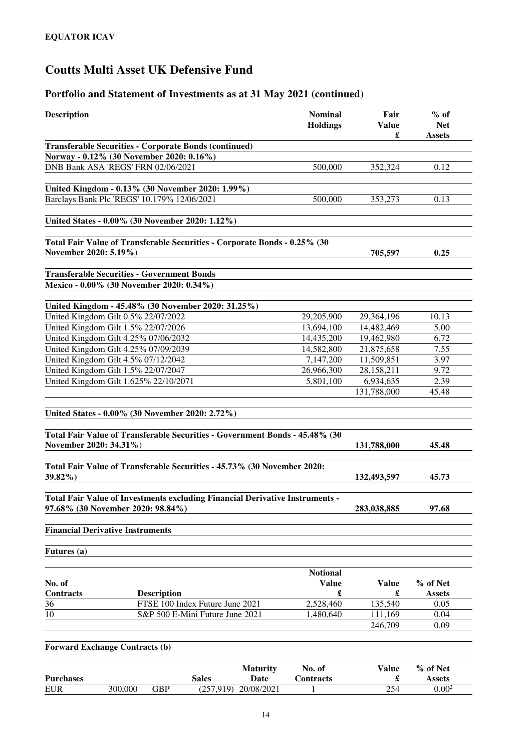**EQUATOR ICAV**

# Coutts Multi Asset UK Defensive Fund

## Portfolio and Statement of Investments as at 31 May 2021 (continued)

| Description | Nominal Holdings | Fair Value £ | % of Net Assets |
|---|---|---|---|
| **Transferable Securities - Corporate Bonds (continued)** | | | |
| **Norway - 0.12% (30 November 2020: 0.16%)** | | | |
| DNB Bank ASA 'REGS' FRN 02/06/2021 | 500,000 | 352,324 | 0.12 |
| **United Kingdom - 0.13% (30 November 2020: 1.99%)** | | | |
| Barclays Bank Plc 'REGS' 10.179% 12/06/2021 | 500,000 | 353,273 | 0.13 |
| **United States - 0.00% (30 November 2020: 1.12%)** | | | |
| **Total Fair Value of Transferable Securities - Corporate Bonds - 0.25% (30 November 2020: 5.19%)** | | **705,597** | **0.25** |
| **Transferable Securities - Government Bonds** | | | |
| **Mexico - 0.00% (30 November 2020: 0.34%)** | | | |
| **United Kingdom - 45.48% (30 November 2020: 31.25%)** | | | |
| United Kingdom Gilt 0.5% 22/07/2022 | 29,205,900 | 29,364,196 | 10.13 |
| United Kingdom Gilt 1.5% 22/07/2026 | 13,694,100 | 14,482,469 | 5.00 |
| United Kingdom Gilt 4.25% 07/06/2032 | 14,435,200 | 19,462,980 | 6.72 |
| United Kingdom Gilt 4.25% 07/09/2039 | 14,582,800 | 21,875,658 | 7.55 |
| United Kingdom Gilt 4.5% 07/12/2042 | 7,147,200 | 11,509,851 | 3.97 |
| United Kingdom Gilt 1.5% 22/07/2047 | 26,966,300 | 28,158,211 | 9.72 |
| United Kingdom Gilt 1.625% 22/10/2071 | 5,801,100 | 6,934,635 | 2.39 |
| | | 131,788,000 | 45.48 |
| **United States - 0.00% (30 November 2020: 2.72%)** | | | |
| **Total Fair Value of Transferable Securities - Government Bonds - 45.48% (30 November 2020: 34.31%)** | | **131,788,000** | **45.48** |
| **Total Fair Value of Transferable Securities - 45.73% (30 November 2020: 39.82%)** | | **132,493,597** | **45.73** |
| **Total Fair Value of Investments excluding Financial Derivative Instruments - 97.68% (30 November 2020: 98.84%)** | | **283,038,885** | **97.68** |

**Financial Derivative Instruments**

**Futures (a)**

| No. of Contracts | Description | Notional Value £ | Value £ | % of Net Assets |
|---|---|---|---|---|
| 36 | FTSE 100 Index Future June 2021 | 2,528,460 | 135,540 | 0.05 |
| 10 | S&P 500 E-Mini Future June 2021 | 1,480,640 | 111,169 | 0.04 |
| | | | 246,709 | 0.09 |

**Forward Exchange Contracts (b)**

| Purchases | | Sales | | Maturity Date | No. of Contracts | Value £ | % of Net Assets |
|---|---|---|---|---|---|---|---|
| EUR | 300,000 | GBP | (257,919) | 20/08/2021 | 1 | 254 | 0.00[2] |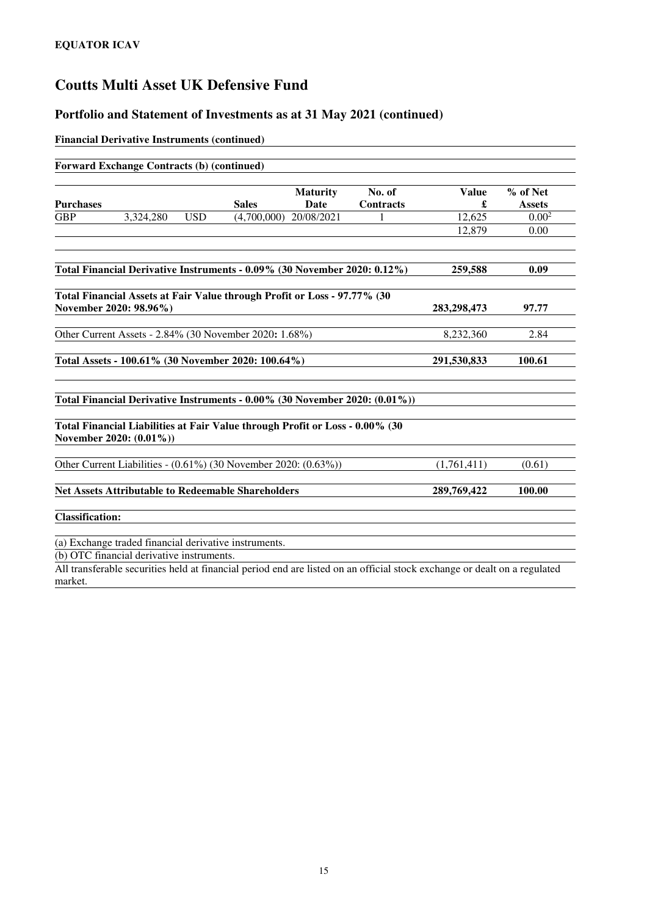**EQUATOR ICAV**

# Coutts Multi Asset UK Defensive Fund

## Portfolio and Statement of Investments as at 31 May 2021 (continued)

**Financial Derivative Instruments (continued)**

**Forward Exchange Contracts (b) (continued)**

| Purchases | | | Sales | Maturity Date | No. of Contracts | Value £ | % of Net Assets |
|---|---|---|---|---|---|---|---|
| GBP | 3,324,280 | USD | (4,700,000) | 20/08/2021 | 1 | 12,625 | 0.00[2] |
| | | | | | | 12,879 | 0.00 |

| | Value £ | % of Net Assets |
|---|---|---|
| **Total Financial Derivative Instruments - 0.09% (30 November 2020: 0.12%)** | **259,588** | **0.09** |
| **Total Financial Assets at Fair Value through Profit or Loss - 97.77% (30 November 2020: 98.96%)** | **283,298,473** | **97.77** |
| Other Current Assets - 2.84% (30 November 2020: 1.68%) | 8,232,360 | 2.84 |
| **Total Assets - 100.61% (30 November 2020: 100.64%)** | **291,530,833** | **100.61** |
| **Total Financial Derivative Instruments - 0.00% (30 November 2020: (0.01%))** | | |
| **Total Financial Liabilities at Fair Value through Profit or Loss - 0.00% (30 November 2020: (0.01%))** | | |
| Other Current Liabilities - (0.61%) (30 November 2020: (0.63%)) | (1,761,411) | (0.61) |
| **Net Assets Attributable to Redeemable Shareholders** | **289,769,422** | **100.00** |

**Classification:**

(a) Exchange traded financial derivative instruments.

(b) OTC financial derivative instruments.

All transferable securities held at financial period end are listed on an official stock exchange or dealt on a regulated market.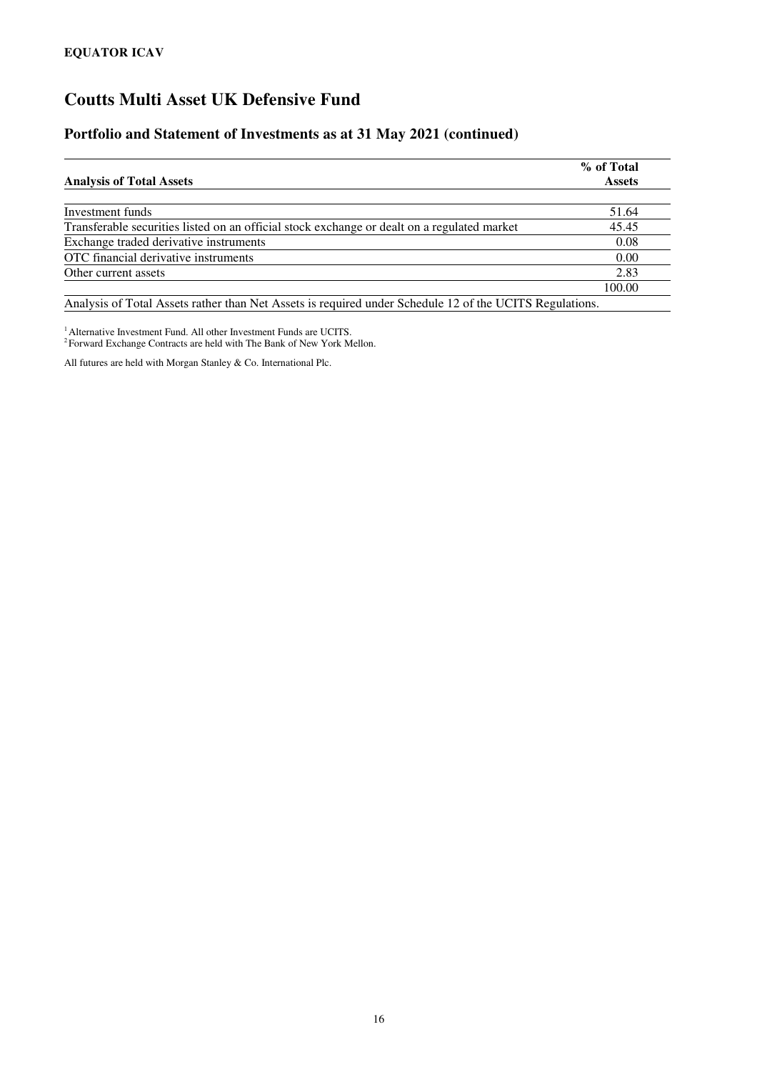# Coutts Multi Asset UK Defensive Fund

## Portfolio and Statement of Investments as at 31 May 2021 (continued)

| Analysis of Total Assets | % of Total Assets |
|---|---|
| Investment funds | 51.64 |
| Transferable securities listed on an official stock exchange or dealt on a regulated market | 45.45 |
| Exchange traded derivative instruments | 0.08 |
| OTC financial derivative instruments | 0.00 |
| Other current assets | 2.83 |
| | 100.00 |

Analysis of Total Assets rather than Net Assets is required under Schedule 12 of the UCITS Regulations.

[1] Alternative Investment Fund. All other Investment Funds are UCITS.
[2] Forward Exchange Contracts are held with The Bank of New York Mellon.

All futures are held with Morgan Stanley & Co. International Plc.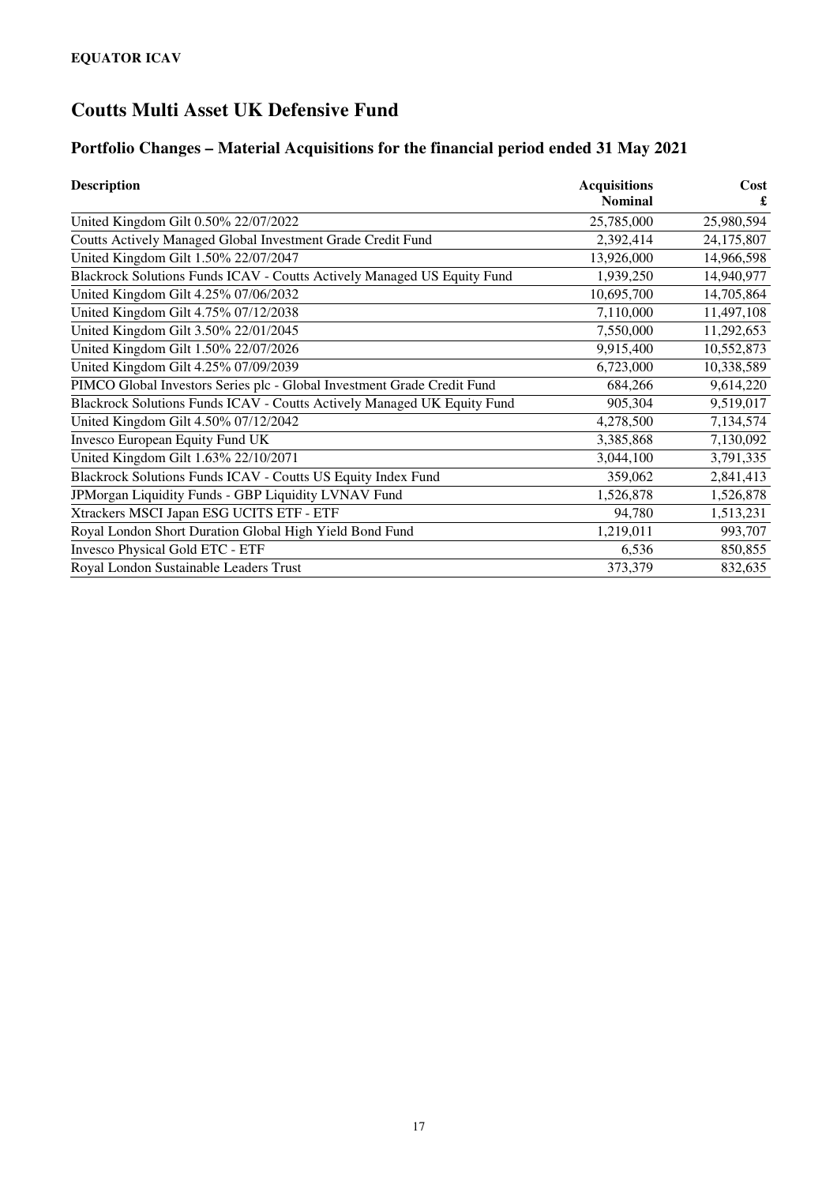**EQUATOR ICAV**

# Coutts Multi Asset UK Defensive Fund

## Portfolio Changes – Material Acquisitions for the financial period ended 31 May 2021

| Description | Acquisitions Nominal | Cost £ |
|---|---:|---:|
| United Kingdom Gilt 0.50% 22/07/2022 | 25,785,000 | 25,980,594 |
| Coutts Actively Managed Global Investment Grade Credit Fund | 2,392,414 | 24,175,807 |
| United Kingdom Gilt 1.50% 22/07/2047 | 13,926,000 | 14,966,598 |
| Blackrock Solutions Funds ICAV - Coutts Actively Managed US Equity Fund | 1,939,250 | 14,940,977 |
| United Kingdom Gilt 4.25% 07/06/2032 | 10,695,700 | 14,705,864 |
| United Kingdom Gilt 4.75% 07/12/2038 | 7,110,000 | 11,497,108 |
| United Kingdom Gilt 3.50% 22/01/2045 | 7,550,000 | 11,292,653 |
| United Kingdom Gilt 1.50% 22/07/2026 | 9,915,400 | 10,552,873 |
| United Kingdom Gilt 4.25% 07/09/2039 | 6,723,000 | 10,338,589 |
| PIMCO Global Investors Series plc - Global Investment Grade Credit Fund | 684,266 | 9,614,220 |
| Blackrock Solutions Funds ICAV - Coutts Actively Managed UK Equity Fund | 905,304 | 9,519,017 |
| United Kingdom Gilt 4.50% 07/12/2042 | 4,278,500 | 7,134,574 |
| Invesco European Equity Fund UK | 3,385,868 | 7,130,092 |
| United Kingdom Gilt 1.63% 22/10/2071 | 3,044,100 | 3,791,335 |
| Blackrock Solutions Funds ICAV - Coutts US Equity Index Fund | 359,062 | 2,841,413 |
| JPMorgan Liquidity Funds - GBP Liquidity LVNAV Fund | 1,526,878 | 1,526,878 |
| Xtrackers MSCI Japan ESG UCITS ETF - ETF | 94,780 | 1,513,231 |
| Royal London Short Duration Global High Yield Bond Fund | 1,219,011 | 993,707 |
| Invesco Physical Gold ETC - ETF | 6,536 | 850,855 |
| Royal London Sustainable Leaders Trust | 373,379 | 832,635 |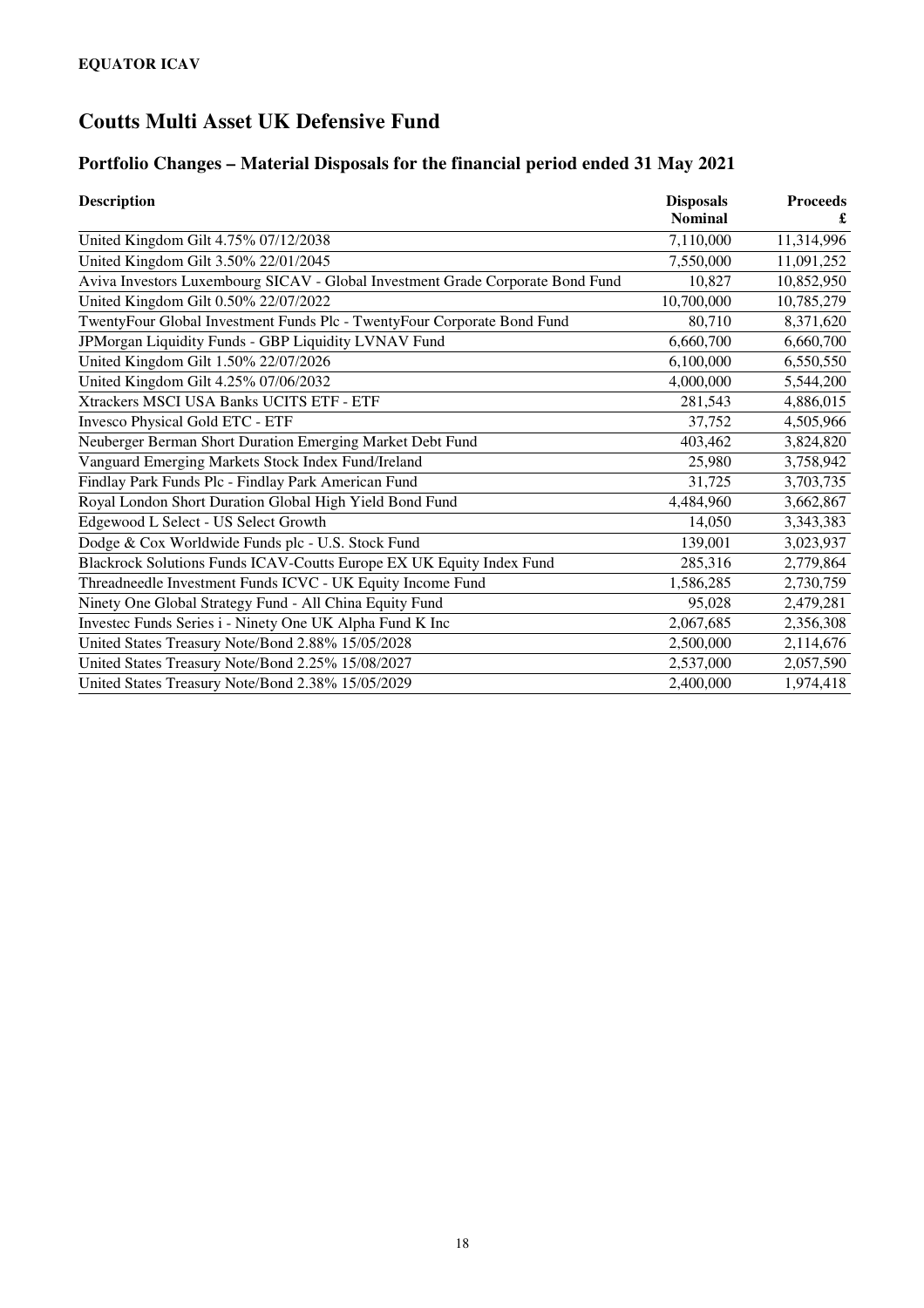**EQUATOR ICAV**

# Coutts Multi Asset UK Defensive Fund

## Portfolio Changes – Material Disposals for the financial period ended 31 May 2021

| Description | Disposals Nominal | Proceeds £ |
|---|---:|---:|
| United Kingdom Gilt 4.75% 07/12/2038 | 7,110,000 | 11,314,996 |
| United Kingdom Gilt 3.50% 22/01/2045 | 7,550,000 | 11,091,252 |
| Aviva Investors Luxembourg SICAV - Global Investment Grade Corporate Bond Fund | 10,827 | 10,852,950 |
| United Kingdom Gilt 0.50% 22/07/2022 | 10,700,000 | 10,785,279 |
| TwentyFour Global Investment Funds Plc - TwentyFour Corporate Bond Fund | 80,710 | 8,371,620 |
| JPMorgan Liquidity Funds - GBP Liquidity LVNAV Fund | 6,660,700 | 6,660,700 |
| United Kingdom Gilt 1.50% 22/07/2026 | 6,100,000 | 6,550,550 |
| United Kingdom Gilt 4.25% 07/06/2032 | 4,000,000 | 5,544,200 |
| Xtrackers MSCI USA Banks UCITS ETF - ETF | 281,543 | 4,886,015 |
| Invesco Physical Gold ETC - ETF | 37,752 | 4,505,966 |
| Neuberger Berman Short Duration Emerging Market Debt Fund | 403,462 | 3,824,820 |
| Vanguard Emerging Markets Stock Index Fund/Ireland | 25,980 | 3,758,942 |
| Findlay Park Funds Plc - Findlay Park American Fund | 31,725 | 3,703,735 |
| Royal London Short Duration Global High Yield Bond Fund | 4,484,960 | 3,662,867 |
| Edgewood L Select - US Select Growth | 14,050 | 3,343,383 |
| Dodge & Cox Worldwide Funds plc - U.S. Stock Fund | 139,001 | 3,023,937 |
| Blackrock Solutions Funds ICAV-Coutts Europe EX UK Equity Index Fund | 285,316 | 2,779,864 |
| Threadneedle Investment Funds ICVC - UK Equity Income Fund | 1,586,285 | 2,730,759 |
| Ninety One Global Strategy Fund - All China Equity Fund | 95,028 | 2,479,281 |
| Investec Funds Series i - Ninety One UK Alpha Fund K Inc | 2,067,685 | 2,356,308 |
| United States Treasury Note/Bond 2.88% 15/05/2028 | 2,500,000 | 2,114,676 |
| United States Treasury Note/Bond 2.25% 15/08/2027 | 2,537,000 | 2,057,590 |
| United States Treasury Note/Bond 2.38% 15/05/2029 | 2,400,000 | 1,974,418 |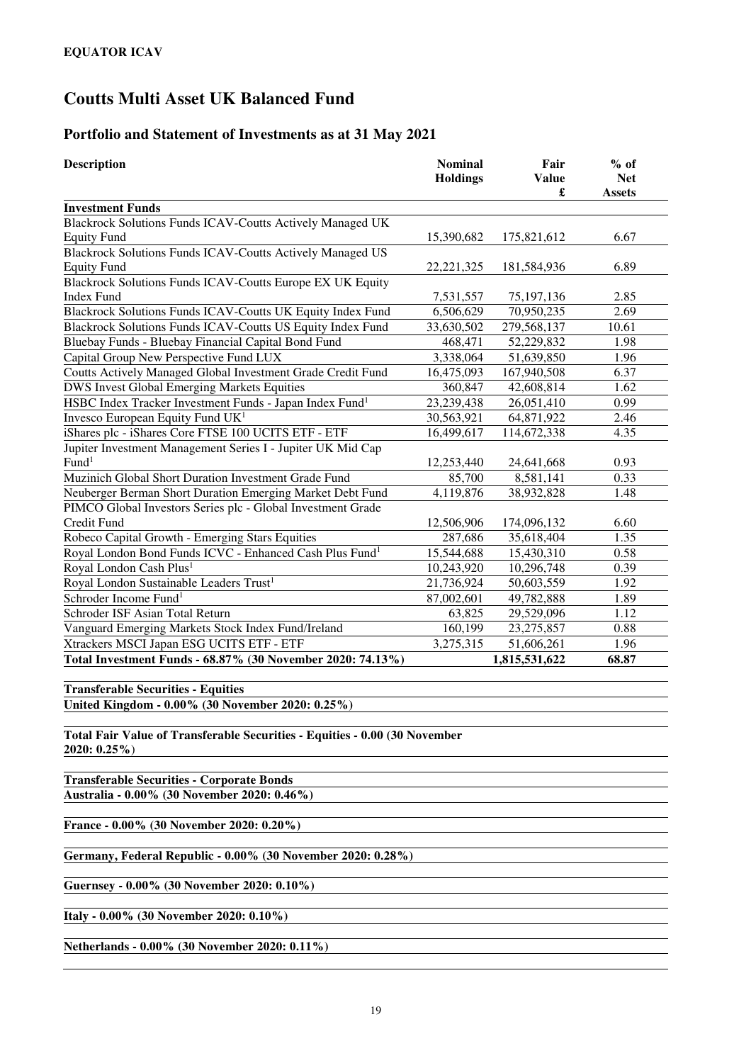**EQUATOR ICAV**

# Coutts Multi Asset UK Balanced Fund

## Portfolio and Statement of Investments as at 31 May 2021

| Description | Nominal Holdings | Fair Value £ | % of Net Assets |
|---|---|---|---|
| **Investment Funds** | | | |
| Blackrock Solutions Funds ICAV-Coutts Actively Managed UK Equity Fund | 15,390,682 | 175,821,612 | 6.67 |
| Blackrock Solutions Funds ICAV-Coutts Actively Managed US Equity Fund | 22,221,325 | 181,584,936 | 6.89 |
| Blackrock Solutions Funds ICAV-Coutts Europe EX UK Equity Index Fund | 7,531,557 | 75,197,136 | 2.85 |
| Blackrock Solutions Funds ICAV-Coutts UK Equity Index Fund | 6,506,629 | 70,950,235 | 2.69 |
| Blackrock Solutions Funds ICAV-Coutts US Equity Index Fund | 33,630,502 | 279,568,137 | 10.61 |
| Bluebay Funds - Bluebay Financial Capital Bond Fund | 468,471 | 52,229,832 | 1.98 |
| Capital Group New Perspective Fund LUX | 3,338,064 | 51,639,850 | 1.96 |
| Coutts Actively Managed Global Investment Grade Credit Fund | 16,475,093 | 167,940,508 | 6.37 |
| DWS Invest Global Emerging Markets Equities | 360,847 | 42,608,814 | 1.62 |
| HSBC Index Tracker Investment Funds - Japan Index Fund[1] | 23,239,438 | 26,051,410 | 0.99 |
| Invesco European Equity Fund UK[1] | 30,563,921 | 64,871,922 | 2.46 |
| iShares plc - iShares Core FTSE 100 UCITS ETF - ETF | 16,499,617 | 114,672,338 | 4.35 |
| Jupiter Investment Management Series I - Jupiter UK Mid Cap Fund[1] | 12,253,440 | 24,641,668 | 0.93 |
| Muzinich Global Short Duration Investment Grade Fund | 85,700 | 8,581,141 | 0.33 |
| Neuberger Berman Short Duration Emerging Market Debt Fund | 4,119,876 | 38,932,828 | 1.48 |
| PIMCO Global Investors Series plc - Global Investment Grade Credit Fund | 12,506,906 | 174,096,132 | 6.60 |
| Robeco Capital Growth - Emerging Stars Equities | 287,686 | 35,618,404 | 1.35 |
| Royal London Bond Funds ICVC - Enhanced Cash Plus Fund[1] | 15,544,688 | 15,430,310 | 0.58 |
| Royal London Cash Plus[1] | 10,243,920 | 10,296,748 | 0.39 |
| Royal London Sustainable Leaders Trust[1] | 21,736,924 | 50,603,559 | 1.92 |
| Schroder Income Fund[1] | 87,002,601 | 49,782,888 | 1.89 |
| Schroder ISF Asian Total Return | 63,825 | 29,529,096 | 1.12 |
| Vanguard Emerging Markets Stock Index Fund/Ireland | 160,199 | 23,275,857 | 0.88 |
| Xtrackers MSCI Japan ESG UCITS ETF - ETF | 3,275,315 | 51,606,261 | 1.96 |
| **Total Investment Funds - 68.87% (30 November 2020: 74.13%)** | | **1,815,531,622** | **68.87** |
| | | | |
| **Transferable Securities - Equities** | | | |
| **United Kingdom - 0.00% (30 November 2020: 0.25%)** | | | |
| | | | |
| **Total Fair Value of Transferable Securities - Equities - 0.00 (30 November 2020: 0.25%)** | | | |
| | | | |
| **Transferable Securities - Corporate Bonds** | | | |
| **Australia - 0.00% (30 November 2020: 0.46%)** | | | |
| **France - 0.00% (30 November 2020: 0.20%)** | | | |
| **Germany, Federal Republic - 0.00% (30 November 2020: 0.28%)** | | | |
| **Guernsey - 0.00% (30 November 2020: 0.10%)** | | | |
| **Italy - 0.00% (30 November 2020: 0.10%)** | | | |
| **Netherlands - 0.00% (30 November 2020: 0.11%)** | | | |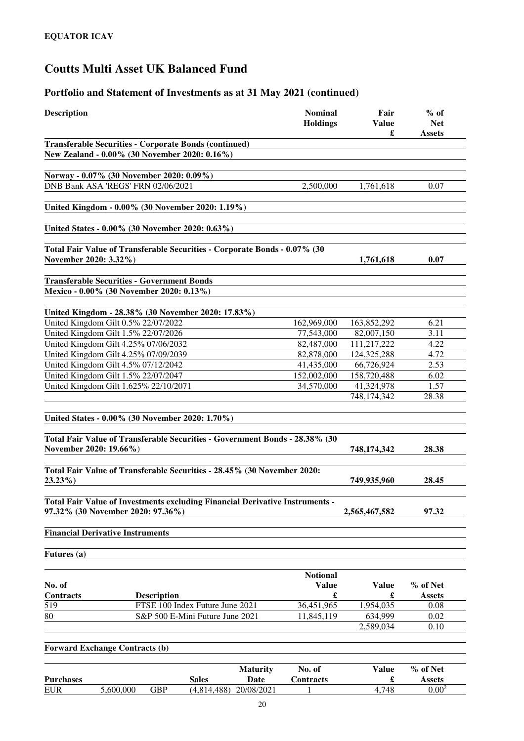**EQUATOR ICAV**

# Coutts Multi Asset UK Balanced Fund

## Portfolio and Statement of Investments as at 31 May 2021 (continued)

| Description | Nominal Holdings | Fair Value £ | % of Net Assets |
|---|---|---|---|
| **Transferable Securities - Corporate Bonds (continued)** | | | |
| **New Zealand - 0.00% (30 November 2020: 0.16%)** | | | |
| **Norway - 0.07% (30 November 2020: 0.09%)** | | | |
| DNB Bank ASA 'REGS' FRN 02/06/2021 | 2,500,000 | 1,761,618 | 0.07 |
| **United Kingdom - 0.00% (30 November 2020: 1.19%)** | | | |
| **United States - 0.00% (30 November 2020: 0.63%)** | | | |
| **Total Fair Value of Transferable Securities - Corporate Bonds - 0.07% (30 November 2020: 3.32%)** | | **1,761,618** | **0.07** |
| **Transferable Securities - Government Bonds** | | | |
| **Mexico - 0.00% (30 November 2020: 0.13%)** | | | |
| **United Kingdom - 28.38% (30 November 2020: 17.83%)** | | | |
| United Kingdom Gilt 0.5% 22/07/2022 | 162,969,000 | 163,852,292 | 6.21 |
| United Kingdom Gilt 1.5% 22/07/2026 | 77,543,000 | 82,007,150 | 3.11 |
| United Kingdom Gilt 4.25% 07/06/2032 | 82,487,000 | 111,217,222 | 4.22 |
| United Kingdom Gilt 4.25% 07/09/2039 | 82,878,000 | 124,325,288 | 4.72 |
| United Kingdom Gilt 4.5% 07/12/2042 | 41,435,000 | 66,726,924 | 2.53 |
| United Kingdom Gilt 1.5% 22/07/2047 | 152,002,000 | 158,720,488 | 6.02 |
| United Kingdom Gilt 1.625% 22/10/2071 | 34,570,000 | 41,324,978 | 1.57 |
| | | 748,174,342 | 28.38 |
| **United States - 0.00% (30 November 2020: 1.70%)** | | | |
| **Total Fair Value of Transferable Securities - Government Bonds - 28.38% (30 November 2020: 19.66%)** | | **748,174,342** | **28.38** |
| **Total Fair Value of Transferable Securities - 28.45% (30 November 2020: 23.23%)** | | **749,935,960** | **28.45** |
| **Total Fair Value of Investments excluding Financial Derivative Instruments - 97.32% (30 November 2020: 97.36%)** | | **2,565,467,582** | **97.32** |

**Financial Derivative Instruments**

**Futures (a)**

| No. of Contracts | Description | Notional Value £ | Value £ | % of Net Assets |
|---|---|---|---|---|
| 519 | FTSE 100 Index Future June 2021 | 36,451,965 | 1,954,035 | 0.08 |
| 80 | S&P 500 E-Mini Future June 2021 | 11,845,119 | 634,999 | 0.02 |
| | | | 2,589,034 | 0.10 |

**Forward Exchange Contracts (b)**

| Purchases | | Sales | | Maturity Date | No. of Contracts | Value £ | % of Net Assets |
|---|---|---|---|---|---|---|---|
| EUR | 5,600,000 | GBP | (4,814,488) | 20/08/2021 | 1 | 4,748 | 0.00[2] |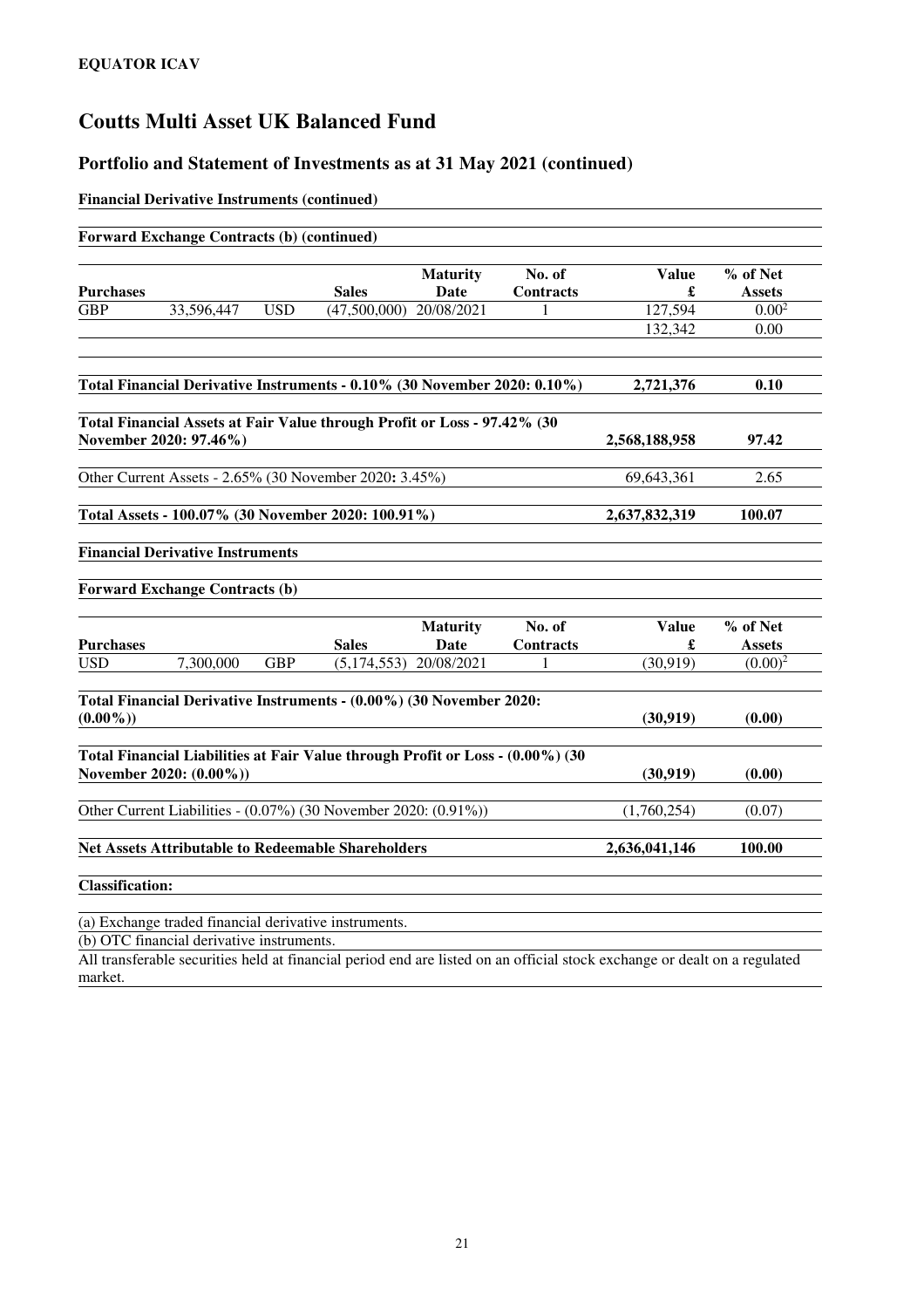**EQUATOR ICAV**

# Coutts Multi Asset UK Balanced Fund

## Portfolio and Statement of Investments as at 31 May 2021 (continued)

**Financial Derivative Instruments (continued)**

**Forward Exchange Contracts (b) (continued)**

| Purchases | | | Sales | Maturity Date | No. of Contracts | Value £ | % of Net Assets |
|---|---|---|---|---|---|---|---|
| GBP | 33,596,447 | USD | (47,500,000) | 20/08/2021 | 1 | 127,594 | 0.00[2] |
| | | | | | | 132,342 | 0.00 |

| | Value £ | % of Net Assets |
|---|---|---|
| **Total Financial Derivative Instruments - 0.10% (30 November 2020: 0.10%)** | **2,721,376** | **0.10** |
| **Total Financial Assets at Fair Value through Profit or Loss - 97.42% (30 November 2020: 97.46%)** | **2,568,188,958** | **97.42** |
| Other Current Assets - 2.65% (30 November 2020: 3.45%) | 69,643,361 | 2.65 |
| **Total Assets - 100.07% (30 November 2020: 100.91%)** | **2,637,832,319** | **100.07** |

**Financial Derivative Instruments**

**Forward Exchange Contracts (b)**

| Purchases | | | Sales | Maturity Date | No. of Contracts | Value £ | % of Net Assets |
|---|---|---|---|---|---|---|---|
| USD | 7,300,000 | GBP | (5,174,553) | 20/08/2021 | 1 | (30,919) | (0.00)[2] |

| | Value £ | % of Net Assets |
|---|---|---|
| **Total Financial Derivative Instruments - (0.00%) (30 November 2020: (0.00%))** | **(30,919)** | **(0.00)** |
| **Total Financial Liabilities at Fair Value through Profit or Loss - (0.00%) (30 November 2020: (0.00%))** | **(30,919)** | **(0.00)** |
| Other Current Liabilities - (0.07%) (30 November 2020: (0.91%)) | (1,760,254) | (0.07) |
| **Net Assets Attributable to Redeemable Shareholders** | **2,636,041,146** | **100.00** |

**Classification:**

(a) Exchange traded financial derivative instruments.

(b) OTC financial derivative instruments.

All transferable securities held at financial period end are listed on an official stock exchange or dealt on a regulated market.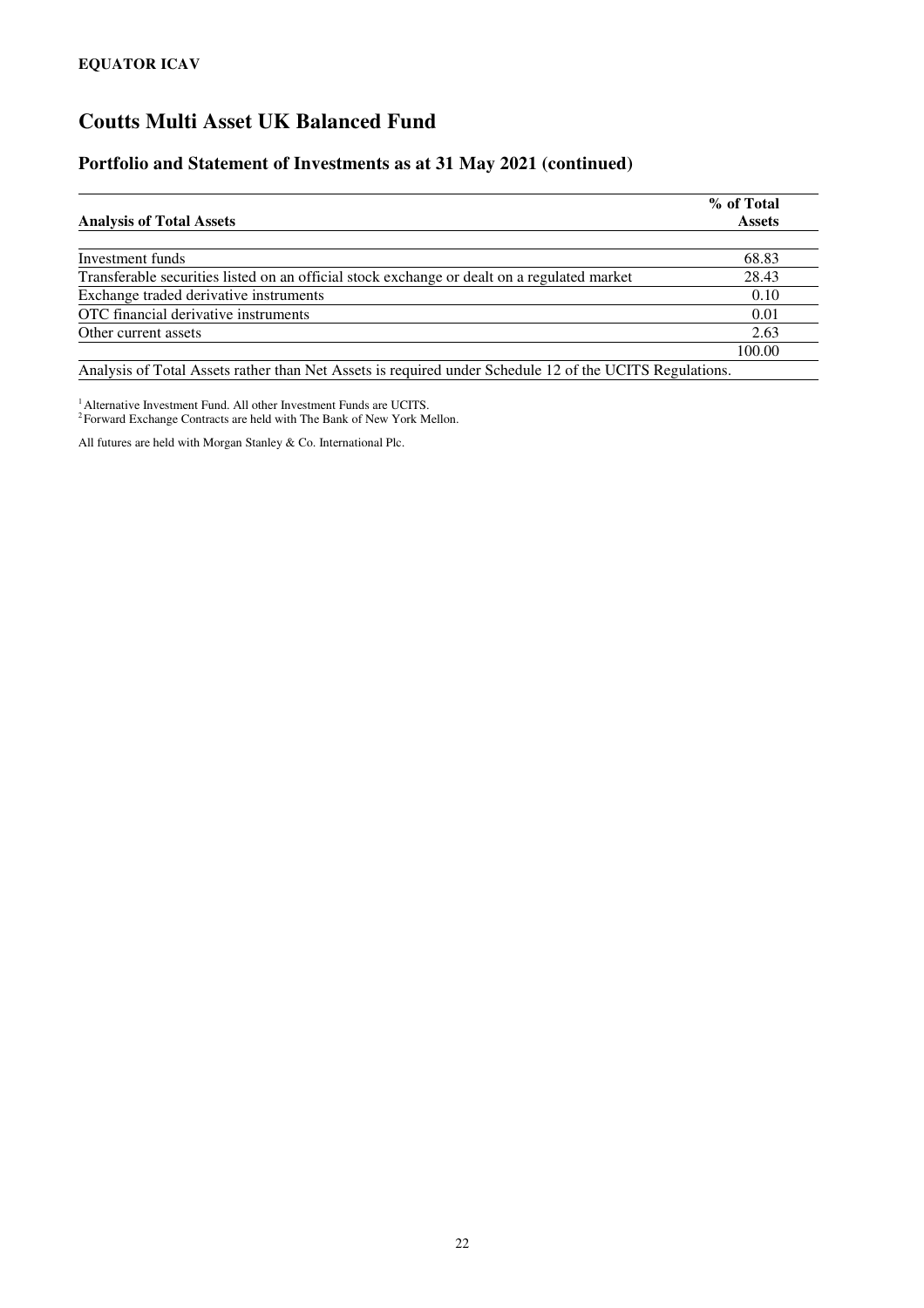**EQUATOR ICAV**

# Coutts Multi Asset UK Balanced Fund

## Portfolio and Statement of Investments as at 31 May 2021 (continued)

| Analysis of Total Assets | % of Total Assets |
|---|---|
| Investment funds | 68.83 |
| Transferable securities listed on an official stock exchange or dealt on a regulated market | 28.43 |
| Exchange traded derivative instruments | 0.10 |
| OTC financial derivative instruments | 0.01 |
| Other current assets | 2.63 |
| | 100.00 |

Analysis of Total Assets rather than Net Assets is required under Schedule 12 of the UCITS Regulations.

[1] Alternative Investment Fund. All other Investment Funds are UCITS.
[2] Forward Exchange Contracts are held with The Bank of New York Mellon.

All futures are held with Morgan Stanley & Co. International Plc.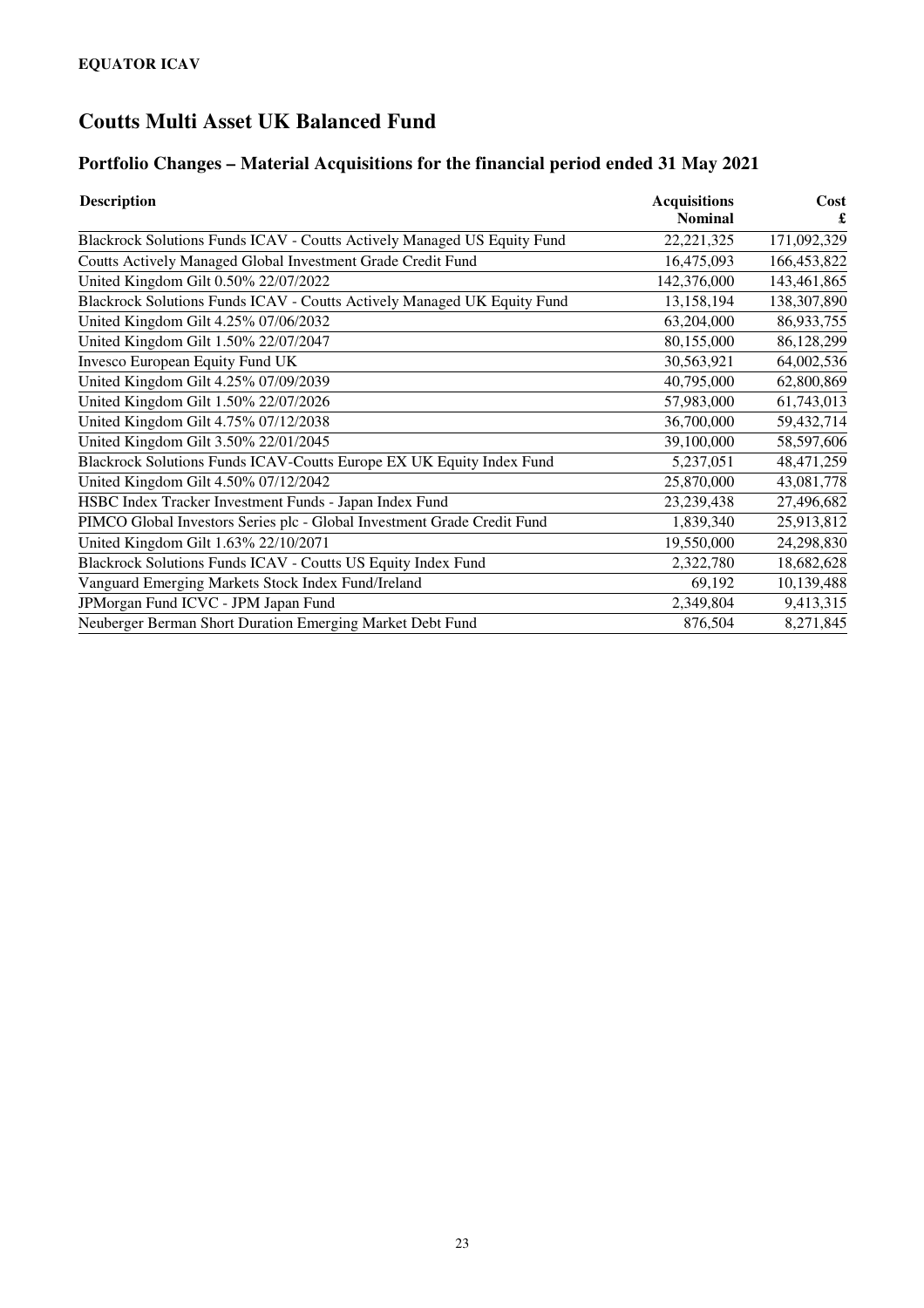**EQUATOR ICAV**

# Coutts Multi Asset UK Balanced Fund

## Portfolio Changes – Material Acquisitions for the financial period ended 31 May 2021

| Description | Acquisitions Nominal | Cost £ |
|---|---|---|
| Blackrock Solutions Funds ICAV - Coutts Actively Managed US Equity Fund | 22,221,325 | 171,092,329 |
| Coutts Actively Managed Global Investment Grade Credit Fund | 16,475,093 | 166,453,822 |
| United Kingdom Gilt 0.50% 22/07/2022 | 142,376,000 | 143,461,865 |
| Blackrock Solutions Funds ICAV - Coutts Actively Managed UK Equity Fund | 13,158,194 | 138,307,890 |
| United Kingdom Gilt 4.25% 07/06/2032 | 63,204,000 | 86,933,755 |
| United Kingdom Gilt 1.50% 22/07/2047 | 80,155,000 | 86,128,299 |
| Invesco European Equity Fund UK | 30,563,921 | 64,002,536 |
| United Kingdom Gilt 4.25% 07/09/2039 | 40,795,000 | 62,800,869 |
| United Kingdom Gilt 1.50% 22/07/2026 | 57,983,000 | 61,743,013 |
| United Kingdom Gilt 4.75% 07/12/2038 | 36,700,000 | 59,432,714 |
| United Kingdom Gilt 3.50% 22/01/2045 | 39,100,000 | 58,597,606 |
| Blackrock Solutions Funds ICAV-Coutts Europe EX UK Equity Index Fund | 5,237,051 | 48,471,259 |
| United Kingdom Gilt 4.50% 07/12/2042 | 25,870,000 | 43,081,778 |
| HSBC Index Tracker Investment Funds - Japan Index Fund | 23,239,438 | 27,496,682 |
| PIMCO Global Investors Series plc - Global Investment Grade Credit Fund | 1,839,340 | 25,913,812 |
| United Kingdom Gilt 1.63% 22/10/2071 | 19,550,000 | 24,298,830 |
| Blackrock Solutions Funds ICAV - Coutts US Equity Index Fund | 2,322,780 | 18,682,628 |
| Vanguard Emerging Markets Stock Index Fund/Ireland | 69,192 | 10,139,488 |
| JPMorgan Fund ICVC - JPM Japan Fund | 2,349,804 | 9,413,315 |
| Neuberger Berman Short Duration Emerging Market Debt Fund | 876,504 | 8,271,845 |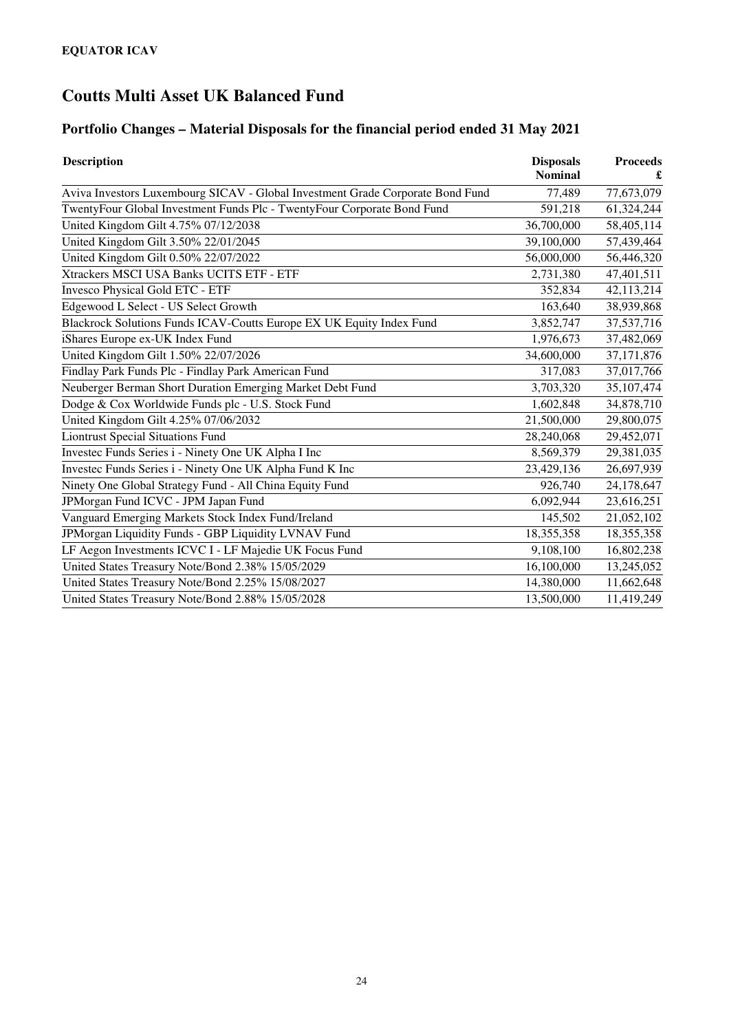**EQUATOR ICAV**

# Coutts Multi Asset UK Balanced Fund

## Portfolio Changes – Material Disposals for the financial period ended 31 May 2021

| Description | Disposals Nominal | Proceeds £ |
|---|---|---|
| Aviva Investors Luxembourg SICAV - Global Investment Grade Corporate Bond Fund | 77,489 | 77,673,079 |
| TwentyFour Global Investment Funds Plc - TwentyFour Corporate Bond Fund | 591,218 | 61,324,244 |
| United Kingdom Gilt 4.75% 07/12/2038 | 36,700,000 | 58,405,114 |
| United Kingdom Gilt 3.50% 22/01/2045 | 39,100,000 | 57,439,464 |
| United Kingdom Gilt 0.50% 22/07/2022 | 56,000,000 | 56,446,320 |
| Xtrackers MSCI USA Banks UCITS ETF - ETF | 2,731,380 | 47,401,511 |
| Invesco Physical Gold ETC - ETF | 352,834 | 42,113,214 |
| Edgewood L Select - US Select Growth | 163,640 | 38,939,868 |
| Blackrock Solutions Funds ICAV-Coutts Europe EX UK Equity Index Fund | 3,852,747 | 37,537,716 |
| iShares Europe ex-UK Index Fund | 1,976,673 | 37,482,069 |
| United Kingdom Gilt 1.50% 22/07/2026 | 34,600,000 | 37,171,876 |
| Findlay Park Funds Plc - Findlay Park American Fund | 317,083 | 37,017,766 |
| Neuberger Berman Short Duration Emerging Market Debt Fund | 3,703,320 | 35,107,474 |
| Dodge & Cox Worldwide Funds plc - U.S. Stock Fund | 1,602,848 | 34,878,710 |
| United Kingdom Gilt 4.25% 07/06/2032 | 21,500,000 | 29,800,075 |
| Liontrust Special Situations Fund | 28,240,068 | 29,452,071 |
| Investec Funds Series i - Ninety One UK Alpha I Inc | 8,569,379 | 29,381,035 |
| Investec Funds Series i - Ninety One UK Alpha Fund K Inc | 23,429,136 | 26,697,939 |
| Ninety One Global Strategy Fund - All China Equity Fund | 926,740 | 24,178,647 |
| JPMorgan Fund ICVC - JPM Japan Fund | 6,092,944 | 23,616,251 |
| Vanguard Emerging Markets Stock Index Fund/Ireland | 145,502 | 21,052,102 |
| JPMorgan Liquidity Funds - GBP Liquidity LVNAV Fund | 18,355,358 | 18,355,358 |
| LF Aegon Investments ICVC I - LF Majedie UK Focus Fund | 9,108,100 | 16,802,238 |
| United States Treasury Note/Bond 2.38% 15/05/2029 | 16,100,000 | 13,245,052 |
| United States Treasury Note/Bond 2.25% 15/08/2027 | 14,380,000 | 11,662,648 |
| United States Treasury Note/Bond 2.88% 15/05/2028 | 13,500,000 | 11,419,249 |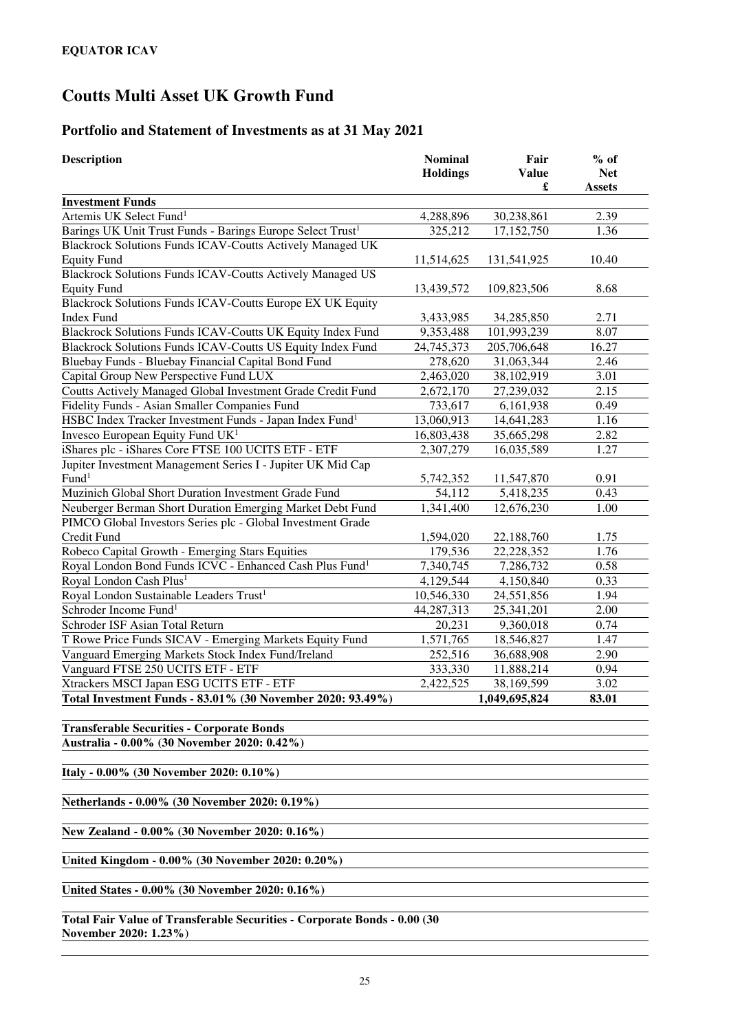**EQUATOR ICAV**

# Coutts Multi Asset UK Growth Fund

## Portfolio and Statement of Investments as at 31 May 2021

| Description | Nominal Holdings | Fair Value £ | % of Net Assets |
|---|---|---|---|
| **Investment Funds** | | | |
| Artemis UK Select Fund[1] | 4,288,896 | 30,238,861 | 2.39 |
| Barings UK Unit Trust Funds - Barings Europe Select Trust[1] | 325,212 | 17,152,750 | 1.36 |
| Blackrock Solutions Funds ICAV-Coutts Actively Managed UK Equity Fund | 11,514,625 | 131,541,925 | 10.40 |
| Blackrock Solutions Funds ICAV-Coutts Actively Managed US Equity Fund | 13,439,572 | 109,823,506 | 8.68 |
| Blackrock Solutions Funds ICAV-Coutts Europe EX UK Equity Index Fund | 3,433,985 | 34,285,850 | 2.71 |
| Blackrock Solutions Funds ICAV-Coutts UK Equity Index Fund | 9,353,488 | 101,993,239 | 8.07 |
| Blackrock Solutions Funds ICAV-Coutts US Equity Index Fund | 24,745,373 | 205,706,648 | 16.27 |
| Bluebay Funds - Bluebay Financial Capital Bond Fund | 278,620 | 31,063,344 | 2.46 |
| Capital Group New Perspective Fund LUX | 2,463,020 | 38,102,919 | 3.01 |
| Coutts Actively Managed Global Investment Grade Credit Fund | 2,672,170 | 27,239,032 | 2.15 |
| Fidelity Funds - Asian Smaller Companies Fund | 733,617 | 6,161,938 | 0.49 |
| HSBC Index Tracker Investment Funds - Japan Index Fund[1] | 13,060,913 | 14,641,283 | 1.16 |
| Invesco European Equity Fund UK[1] | 16,803,438 | 35,665,298 | 2.82 |
| iShares plc - iShares Core FTSE 100 UCITS ETF - ETF | 2,307,279 | 16,035,589 | 1.27 |
| Jupiter Investment Management Series I - Jupiter UK Mid Cap Fund[1] | 5,742,352 | 11,547,870 | 0.91 |
| Muzinich Global Short Duration Investment Grade Fund | 54,112 | 5,418,235 | 0.43 |
| Neuberger Berman Short Duration Emerging Market Debt Fund | 1,341,400 | 12,676,230 | 1.00 |
| PIMCO Global Investors Series plc - Global Investment Grade Credit Fund | 1,594,020 | 22,188,760 | 1.75 |
| Robeco Capital Growth - Emerging Stars Equities | 179,536 | 22,228,352 | 1.76 |
| Royal London Bond Funds ICVC - Enhanced Cash Plus Fund[1] | 7,340,745 | 7,286,732 | 0.58 |
| Royal London Cash Plus[1] | 4,129,544 | 4,150,840 | 0.33 |
| Royal London Sustainable Leaders Trust[1] | 10,546,330 | 24,551,856 | 1.94 |
| Schroder Income Fund[1] | 44,287,313 | 25,341,201 | 2.00 |
| Schroder ISF Asian Total Return | 20,231 | 9,360,018 | 0.74 |
| T Rowe Price Funds SICAV - Emerging Markets Equity Fund | 1,571,765 | 18,546,827 | 1.47 |
| Vanguard Emerging Markets Stock Index Fund/Ireland | 252,516 | 36,688,908 | 2.90 |
| Vanguard FTSE 250 UCITS ETF - ETF | 333,330 | 11,888,214 | 0.94 |
| Xtrackers MSCI Japan ESG UCITS ETF - ETF | 2,422,525 | 38,169,599 | 3.02 |
| **Total Investment Funds - 83.01% (30 November 2020: 93.49%)** | | **1,049,695,824** | **83.01** |

**Transferable Securities - Corporate Bonds**

**Australia - 0.00% (30 November 2020: 0.42%)**

**Italy - 0.00% (30 November 2020: 0.10%)**

**Netherlands - 0.00% (30 November 2020: 0.19%)**

**New Zealand - 0.00% (30 November 2020: 0.16%)**

**United Kingdom - 0.00% (30 November 2020: 0.20%)**

**United States - 0.00% (30 November 2020: 0.16%)**

**Total Fair Value of Transferable Securities - Corporate Bonds - 0.00 (30 November 2020: 1.23%)**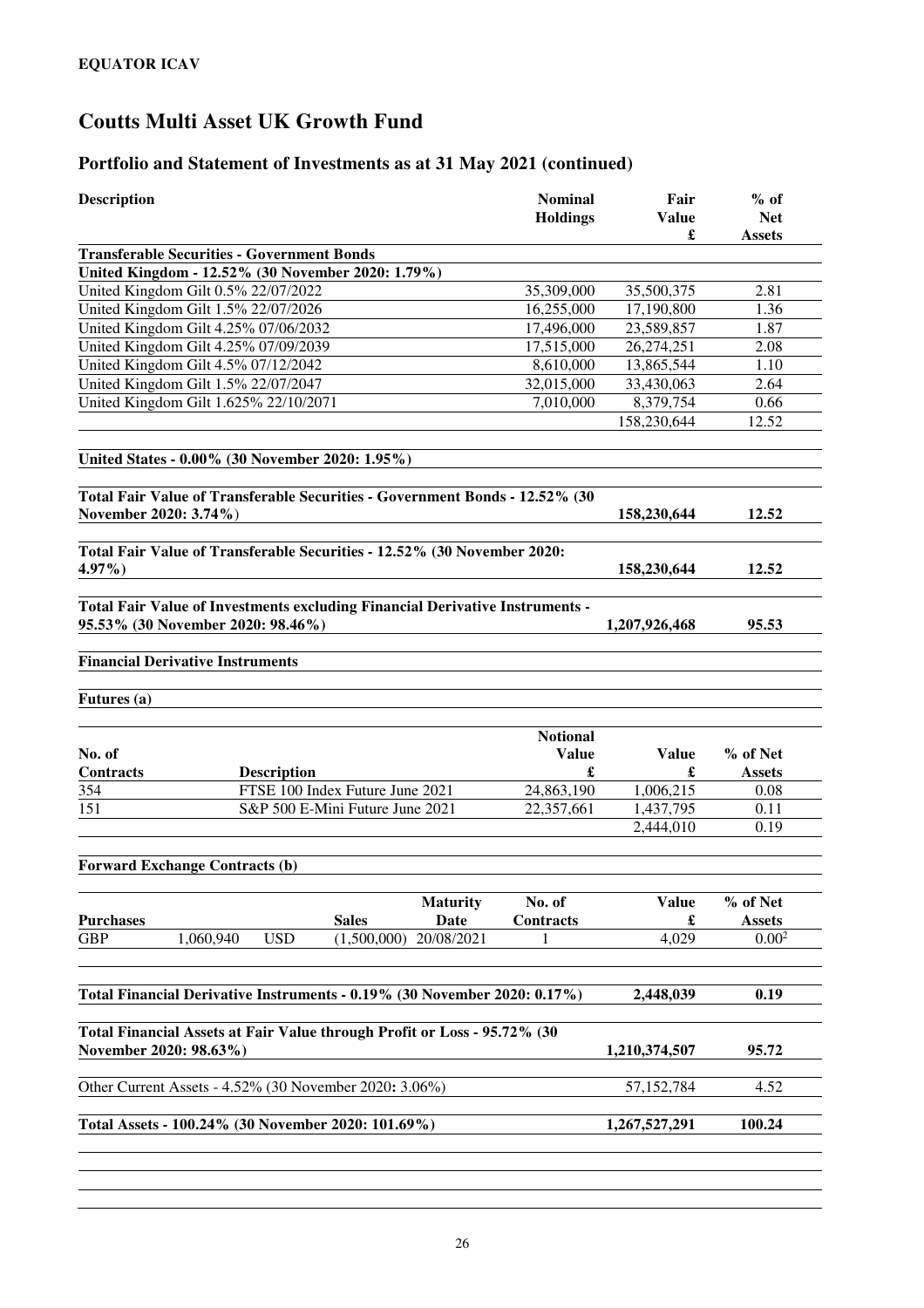**EQUATOR ICAV**

# Coutts Multi Asset UK Growth Fund

## Portfolio and Statement of Investments as at 31 May 2021 (continued)

| Description | Nominal Holdings | Fair Value £ | % of Net Assets |
|---|---|---|---|
| **Transferable Securities - Government Bonds** | | | |
| **United Kingdom - 12.52% (30 November 2020: 1.79%)** | | | |
| United Kingdom Gilt 0.5% 22/07/2022 | 35,309,000 | 35,500,375 | 2.81 |
| United Kingdom Gilt 1.5% 22/07/2026 | 16,255,000 | 17,190,800 | 1.36 |
| United Kingdom Gilt 4.25% 07/06/2032 | 17,496,000 | 23,589,857 | 1.87 |
| United Kingdom Gilt 4.25% 07/09/2039 | 17,515,000 | 26,274,251 | 2.08 |
| United Kingdom Gilt 4.5% 07/12/2042 | 8,610,000 | 13,865,544 | 1.10 |
| United Kingdom Gilt 1.5% 22/07/2047 | 32,015,000 | 33,430,063 | 2.64 |
| United Kingdom Gilt 1.625% 22/10/2071 | 7,010,000 | 8,379,754 | 0.66 |
| | | 158,230,644 | 12.52 |
| **United States - 0.00% (30 November 2020: 1.95%)** | | | |
| **Total Fair Value of Transferable Securities - Government Bonds - 12.52% (30 November 2020: 3.74%)** | | **158,230,644** | **12.52** |
| **Total Fair Value of Transferable Securities - 12.52% (30 November 2020: 4.97%)** | | **158,230,644** | **12.52** |
| **Total Fair Value of Investments excluding Financial Derivative Instruments - 95.53% (30 November 2020: 98.46%)** | | **1,207,926,468** | **95.53** |

**Financial Derivative Instruments**

**Futures (a)**

| No. of Contracts | Description | Notional Value £ | Value £ | % of Net Assets |
|---|---|---|---|---|
| 354 | FTSE 100 Index Future June 2021 | 24,863,190 | 1,006,215 | 0.08 |
| 151 | S&P 500 E-Mini Future June 2021 | 22,357,661 | 1,437,795 | 0.11 |
| | | | 2,444,010 | 0.19 |

**Forward Exchange Contracts (b)**

| Purchases | | Sales | | Maturity Date | No. of Contracts | Value £ | % of Net Assets |
|---|---|---|---|---|---|---|---|
| GBP | 1,060,940 | USD | (1,500,000) | 20/08/2021 | 1 | 4,029 | 0.00[2] |

| | Value £ | % of Net Assets |
|---|---|---|
| **Total Financial Derivative Instruments - 0.19% (30 November 2020: 0.17%)** | **2,448,039** | **0.19** |
| **Total Financial Assets at Fair Value through Profit or Loss - 95.72% (30 November 2020: 98.63%)** | **1,210,374,507** | **95.72** |
| Other Current Assets - 4.52% (30 November 2020: 3.06%) | 57,152,784 | 4.52 |
| **Total Assets - 100.24% (30 November 2020: 101.69%)** | **1,267,527,291** | **100.24** |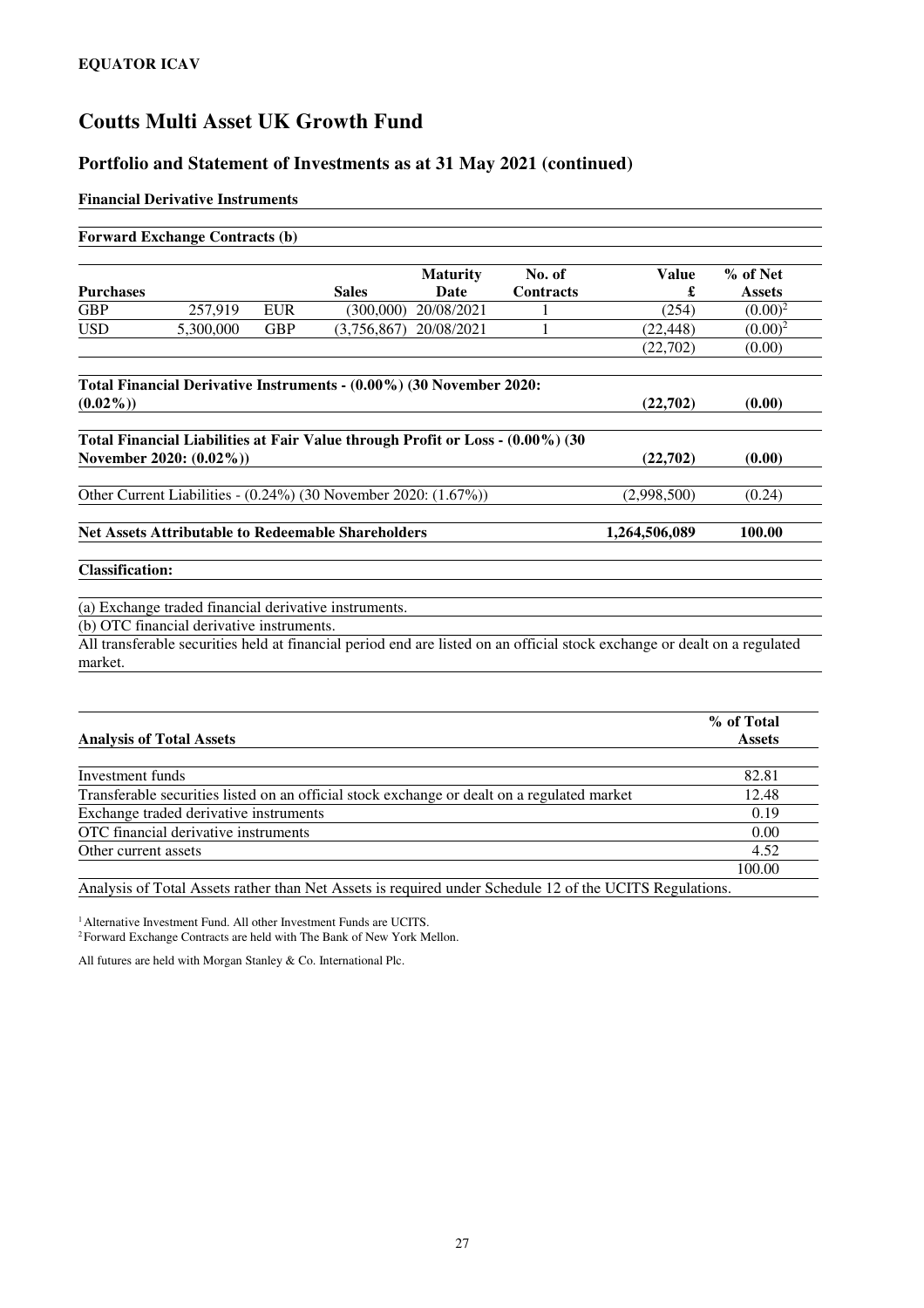**EQUATOR ICAV**

# Coutts Multi Asset UK Growth Fund

## Portfolio and Statement of Investments as at 31 May 2021 (continued)

**Financial Derivative Instruments**

**Forward Exchange Contracts (b)**

| Purchases | | | Sales | Maturity Date | No. of Contracts | Value £ | % of Net Assets |
|---|---|---|---|---|---|---|---|
| GBP | 257,919 | EUR | (300,000) | 20/08/2021 | 1 | (254) | (0.00)[2] |
| USD | 5,300,000 | GBP | (3,756,867) | 20/08/2021 | 1 | (22,448) | (0.00)[2] |
| | | | | | | (22,702) | (0.00) |
| **Total Financial Derivative Instruments - (0.00%) (30 November 2020: (0.02%))** | | | | | | **(22,702)** | **(0.00)** |
| **Total Financial Liabilities at Fair Value through Profit or Loss - (0.00%) (30 November 2020: (0.02%))** | | | | | | **(22,702)** | **(0.00)** |
| Other Current Liabilities - (0.24%) (30 November 2020: (1.67%)) | | | | | | (2,998,500) | (0.24) |
| **Net Assets Attributable to Redeemable Shareholders** | | | | | | **1,264,506,089** | **100.00** |

**Classification:**

(a) Exchange traded financial derivative instruments.

(b) OTC financial derivative instruments.

All transferable securities held at financial period end are listed on an official stock exchange or dealt on a regulated market.

| Analysis of Total Assets | % of Total Assets |
|---|---|
| Investment funds | 82.81 |
| Transferable securities listed on an official stock exchange or dealt on a regulated market | 12.48 |
| Exchange traded derivative instruments | 0.19 |
| OTC financial derivative instruments | 0.00 |
| Other current assets | 4.52 |
| | 100.00 |

Analysis of Total Assets rather than Net Assets is required under Schedule 12 of the UCITS Regulations.

[1] Alternative Investment Fund. All other Investment Funds are UCITS.
[2] Forward Exchange Contracts are held with The Bank of New York Mellon.

All futures are held with Morgan Stanley & Co. International Plc.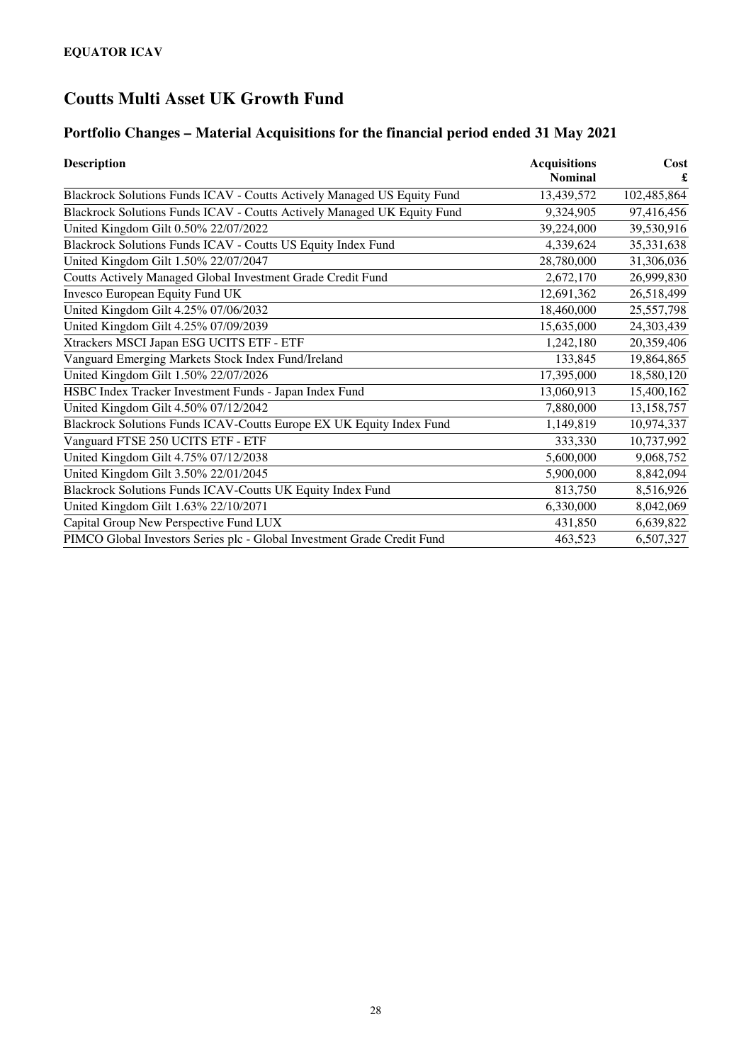**EQUATOR ICAV**

# Coutts Multi Asset UK Growth Fund

## Portfolio Changes – Material Acquisitions for the financial period ended 31 May 2021

| Description | Acquisitions Nominal | Cost £ |
|---|---|---|
| Blackrock Solutions Funds ICAV - Coutts Actively Managed US Equity Fund | 13,439,572 | 102,485,864 |
| Blackrock Solutions Funds ICAV - Coutts Actively Managed UK Equity Fund | 9,324,905 | 97,416,456 |
| United Kingdom Gilt 0.50% 22/07/2022 | 39,224,000 | 39,530,916 |
| Blackrock Solutions Funds ICAV - Coutts US Equity Index Fund | 4,339,624 | 35,331,638 |
| United Kingdom Gilt 1.50% 22/07/2047 | 28,780,000 | 31,306,036 |
| Coutts Actively Managed Global Investment Grade Credit Fund | 2,672,170 | 26,999,830 |
| Invesco European Equity Fund UK | 12,691,362 | 26,518,499 |
| United Kingdom Gilt 4.25% 07/06/2032 | 18,460,000 | 25,557,798 |
| United Kingdom Gilt 4.25% 07/09/2039 | 15,635,000 | 24,303,439 |
| Xtrackers MSCI Japan ESG UCITS ETF - ETF | 1,242,180 | 20,359,406 |
| Vanguard Emerging Markets Stock Index Fund/Ireland | 133,845 | 19,864,865 |
| United Kingdom Gilt 1.50% 22/07/2026 | 17,395,000 | 18,580,120 |
| HSBC Index Tracker Investment Funds - Japan Index Fund | 13,060,913 | 15,400,162 |
| United Kingdom Gilt 4.50% 07/12/2042 | 7,880,000 | 13,158,757 |
| Blackrock Solutions Funds ICAV-Coutts Europe EX UK Equity Index Fund | 1,149,819 | 10,974,337 |
| Vanguard FTSE 250 UCITS ETF - ETF | 333,330 | 10,737,992 |
| United Kingdom Gilt 4.75% 07/12/2038 | 5,600,000 | 9,068,752 |
| United Kingdom Gilt 3.50% 22/01/2045 | 5,900,000 | 8,842,094 |
| Blackrock Solutions Funds ICAV-Coutts UK Equity Index Fund | 813,750 | 8,516,926 |
| United Kingdom Gilt 1.63% 22/10/2071 | 6,330,000 | 8,042,069 |
| Capital Group New Perspective Fund LUX | 431,850 | 6,639,822 |
| PIMCO Global Investors Series plc - Global Investment Grade Credit Fund | 463,523 | 6,507,327 |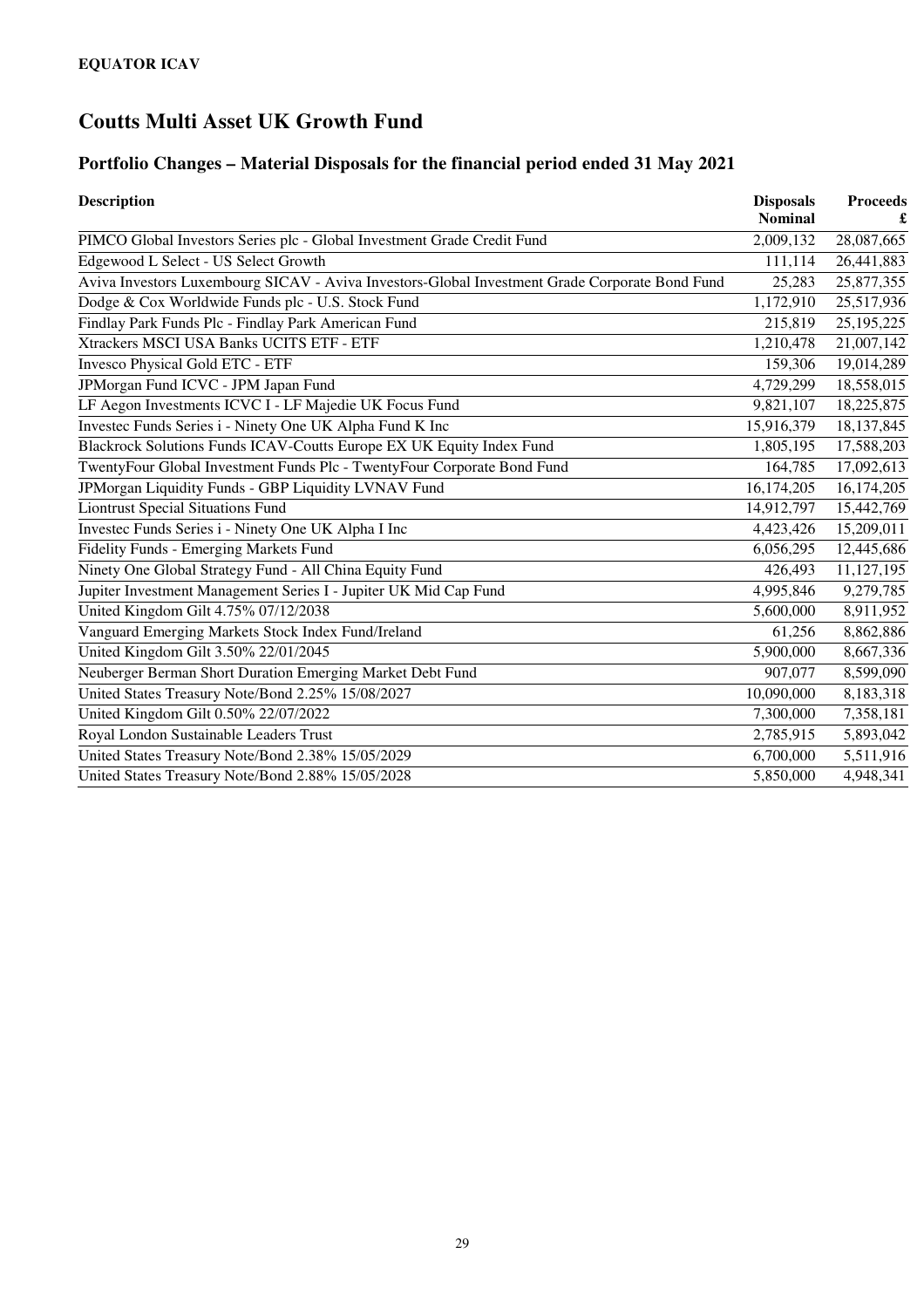**EQUATOR ICAV**

# Coutts Multi Asset UK Growth Fund

## Portfolio Changes – Material Disposals for the financial period ended 31 May 2021

| Description | Disposals Nominal | Proceeds £ |
|---|---|---|
| PIMCO Global Investors Series plc - Global Investment Grade Credit Fund | 2,009,132 | 28,087,665 |
| Edgewood L Select - US Select Growth | 111,114 | 26,441,883 |
| Aviva Investors Luxembourg SICAV - Aviva Investors-Global Investment Grade Corporate Bond Fund | 25,283 | 25,877,355 |
| Dodge & Cox Worldwide Funds plc - U.S. Stock Fund | 1,172,910 | 25,517,936 |
| Findlay Park Funds Plc - Findlay Park American Fund | 215,819 | 25,195,225 |
| Xtrackers MSCI USA Banks UCITS ETF - ETF | 1,210,478 | 21,007,142 |
| Invesco Physical Gold ETC - ETF | 159,306 | 19,014,289 |
| JPMorgan Fund ICVC - JPM Japan Fund | 4,729,299 | 18,558,015 |
| LF Aegon Investments ICVC I - LF Majedie UK Focus Fund | 9,821,107 | 18,225,875 |
| Investec Funds Series i - Ninety One UK Alpha Fund K Inc | 15,916,379 | 18,137,845 |
| Blackrock Solutions Funds ICAV-Coutts Europe EX UK Equity Index Fund | 1,805,195 | 17,588,203 |
| TwentyFour Global Investment Funds Plc - TwentyFour Corporate Bond Fund | 164,785 | 17,092,613 |
| JPMorgan Liquidity Funds - GBP Liquidity LVNAV Fund | 16,174,205 | 16,174,205 |
| Liontrust Special Situations Fund | 14,912,797 | 15,442,769 |
| Investec Funds Series i - Ninety One UK Alpha I Inc | 4,423,426 | 15,209,011 |
| Fidelity Funds - Emerging Markets Fund | 6,056,295 | 12,445,686 |
| Ninety One Global Strategy Fund - All China Equity Fund | 426,493 | 11,127,195 |
| Jupiter Investment Management Series I - Jupiter UK Mid Cap Fund | 4,995,846 | 9,279,785 |
| United Kingdom Gilt 4.75% 07/12/2038 | 5,600,000 | 8,911,952 |
| Vanguard Emerging Markets Stock Index Fund/Ireland | 61,256 | 8,862,886 |
| United Kingdom Gilt 3.50% 22/01/2045 | 5,900,000 | 8,667,336 |
| Neuberger Berman Short Duration Emerging Market Debt Fund | 907,077 | 8,599,090 |
| United States Treasury Note/Bond 2.25% 15/08/2027 | 10,090,000 | 8,183,318 |
| United Kingdom Gilt 0.50% 22/07/2022 | 7,300,000 | 7,358,181 |
| Royal London Sustainable Leaders Trust | 2,785,915 | 5,893,042 |
| United States Treasury Note/Bond 2.38% 15/05/2029 | 6,700,000 | 5,511,916 |
| United States Treasury Note/Bond 2.88% 15/05/2028 | 5,850,000 | 4,948,341 |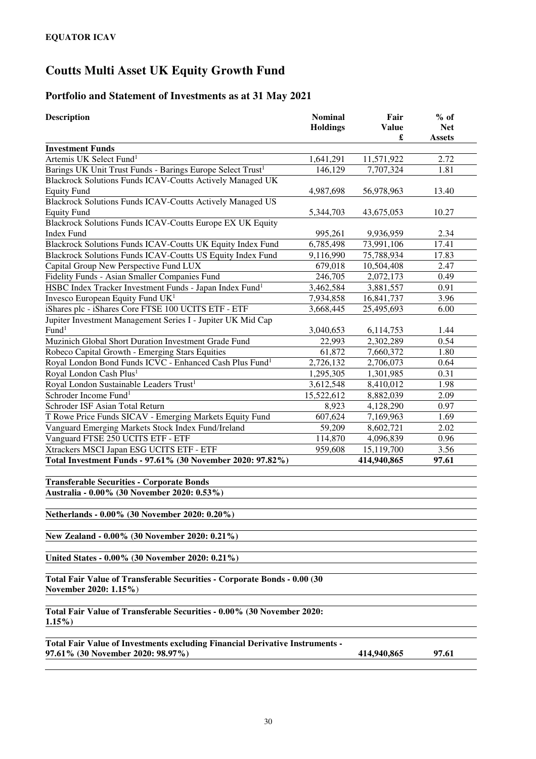**EQUATOR ICAV**

# Coutts Multi Asset UK Equity Growth Fund

## Portfolio and Statement of Investments as at 31 May 2021

| Description | Nominal Holdings | Fair Value £ | % of Net Assets |
|---|---|---|---|
| **Investment Funds** | | | |
| Artemis UK Select Fund[1] | 1,641,291 | 11,571,922 | 2.72 |
| Barings UK Unit Trust Funds - Barings Europe Select Trust[1] | 146,129 | 7,707,324 | 1.81 |
| Blackrock Solutions Funds ICAV-Coutts Actively Managed UK Equity Fund | 4,987,698 | 56,978,963 | 13.40 |
| Blackrock Solutions Funds ICAV-Coutts Actively Managed US Equity Fund | 5,344,703 | 43,675,053 | 10.27 |
| Blackrock Solutions Funds ICAV-Coutts Europe EX UK Equity Index Fund | 995,261 | 9,936,959 | 2.34 |
| Blackrock Solutions Funds ICAV-Coutts UK Equity Index Fund | 6,785,498 | 73,991,106 | 17.41 |
| Blackrock Solutions Funds ICAV-Coutts US Equity Index Fund | 9,116,990 | 75,788,934 | 17.83 |
| Capital Group New Perspective Fund LUX | 679,018 | 10,504,408 | 2.47 |
| Fidelity Funds - Asian Smaller Companies Fund | 246,705 | 2,072,173 | 0.49 |
| HSBC Index Tracker Investment Funds - Japan Index Fund[1] | 3,462,584 | 3,881,557 | 0.91 |
| Invesco European Equity Fund UK[1] | 7,934,858 | 16,841,737 | 3.96 |
| iShares plc - iShares Core FTSE 100 UCITS ETF - ETF | 3,668,445 | 25,495,693 | 6.00 |
| Jupiter Investment Management Series I - Jupiter UK Mid Cap Fund[1] | 3,040,653 | 6,114,753 | 1.44 |
| Muzinich Global Short Duration Investment Grade Fund | 22,993 | 2,302,289 | 0.54 |
| Robeco Capital Growth - Emerging Stars Equities | 61,872 | 7,660,372 | 1.80 |
| Royal London Bond Funds ICVC - Enhanced Cash Plus Fund[1] | 2,726,132 | 2,706,073 | 0.64 |
| Royal London Cash Plus[1] | 1,295,305 | 1,301,985 | 0.31 |
| Royal London Sustainable Leaders Trust[1] | 3,612,548 | 8,410,012 | 1.98 |
| Schroder Income Fund[1] | 15,522,612 | 8,882,039 | 2.09 |
| Schroder ISF Asian Total Return | 8,923 | 4,128,290 | 0.97 |
| T Rowe Price Funds SICAV - Emerging Markets Equity Fund | 607,624 | 7,169,963 | 1.69 |
| Vanguard Emerging Markets Stock Index Fund/Ireland | 59,209 | 8,602,721 | 2.02 |
| Vanguard FTSE 250 UCITS ETF - ETF | 114,870 | 4,096,839 | 0.96 |
| Xtrackers MSCI Japan ESG UCITS ETF - ETF | 959,608 | 15,119,700 | 3.56 |
| **Total Investment Funds - 97.61% (30 November 2020: 97.82%)** | | **414,940,865** | **97.61** |
| | | | |
| **Transferable Securities - Corporate Bonds** | | | |
| **Australia - 0.00% (30 November 2020: 0.53%)** | | | |
| | | | |
| **Netherlands - 0.00% (30 November 2020: 0.20%)** | | | |
| | | | |
| **New Zealand - 0.00% (30 November 2020: 0.21%)** | | | |
| | | | |
| **United States - 0.00% (30 November 2020: 0.21%)** | | | |
| | | | |
| **Total Fair Value of Transferable Securities - Corporate Bonds - 0.00 (30 November 2020: 1.15%)** | | | |
| | | | |
| **Total Fair Value of Transferable Securities - 0.00% (30 November 2020: 1.15%)** | | | |
| | | | |
| **Total Fair Value of Investments excluding Financial Derivative Instruments - 97.61% (30 November 2020: 98.97%)** | | **414,940,865** | **97.61** |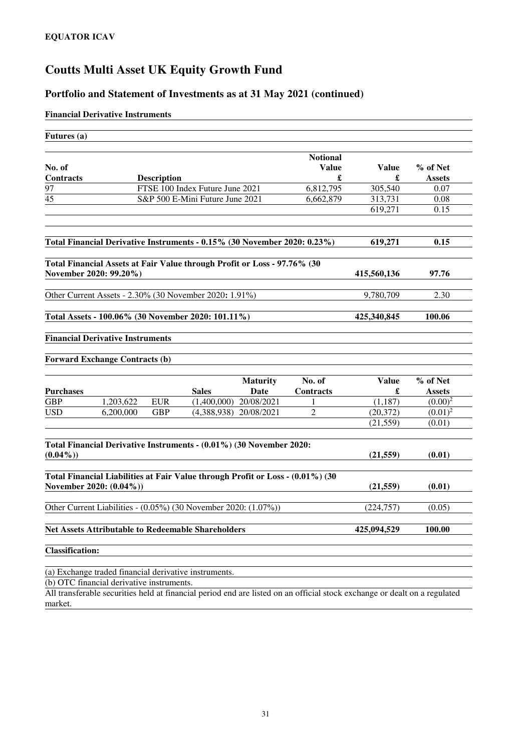**EQUATOR ICAV**

# Coutts Multi Asset UK Equity Growth Fund

## Portfolio and Statement of Investments as at 31 May 2021 (continued)

**Financial Derivative Instruments**

**Futures (a)**

| No. of Contracts | Description | Notional Value £ | Value £ | % of Net Assets |
|---|---|---|---|---|
| 97 | FTSE 100 Index Future June 2021 | 6,812,795 | 305,540 | 0.07 |
| 45 | S&P 500 E-Mini Future June 2021 | 6,662,879 | 313,731 | 0.08 |
| | | | 619,271 | 0.15 |

| | Value £ | % of Net Assets |
|---|---|---|
| **Total Financial Derivative Instruments - 0.15% (30 November 2020: 0.23%)** | **619,271** | **0.15** |
| **Total Financial Assets at Fair Value through Profit or Loss - 97.76% (30 November 2020: 99.20%)** | **415,560,136** | **97.76** |
| Other Current Assets - 2.30% (30 November 2020: 1.91%) | 9,780,709 | 2.30 |
| **Total Assets - 100.06% (30 November 2020: 101.11%)** | **425,340,845** | **100.06** |

**Financial Derivative Instruments**

**Forward Exchange Contracts (b)**

| Purchases | | Sales | | Maturity Date | No. of Contracts | Value £ | % of Net Assets |
|---|---|---|---|---|---|---|---|
| GBP | 1,203,622 | EUR | (1,400,000) | 20/08/2021 | 1 | (1,187) | (0.00)[2] |
| USD | 6,200,000 | GBP | (4,388,938) | 20/08/2021 | 2 | (20,372) | (0.01)[2] |
| | | | | | | (21,559) | (0.01) |

| | Value £ | % of Net Assets |
|---|---|---|
| **Total Financial Derivative Instruments - (0.01%) (30 November 2020: (0.04%))** | **(21,559)** | **(0.01)** |
| **Total Financial Liabilities at Fair Value through Profit or Loss - (0.01%) (30 November 2020: (0.04%))** | **(21,559)** | **(0.01)** |
| Other Current Liabilities - (0.05%) (30 November 2020: (1.07%)) | (224,757) | (0.05) |
| **Net Assets Attributable to Redeemable Shareholders** | **425,094,529** | **100.00** |

**Classification:**

(a) Exchange traded financial derivative instruments.

(b) OTC financial derivative instruments.

All transferable securities held at financial period end are listed on an official stock exchange or dealt on a regulated market.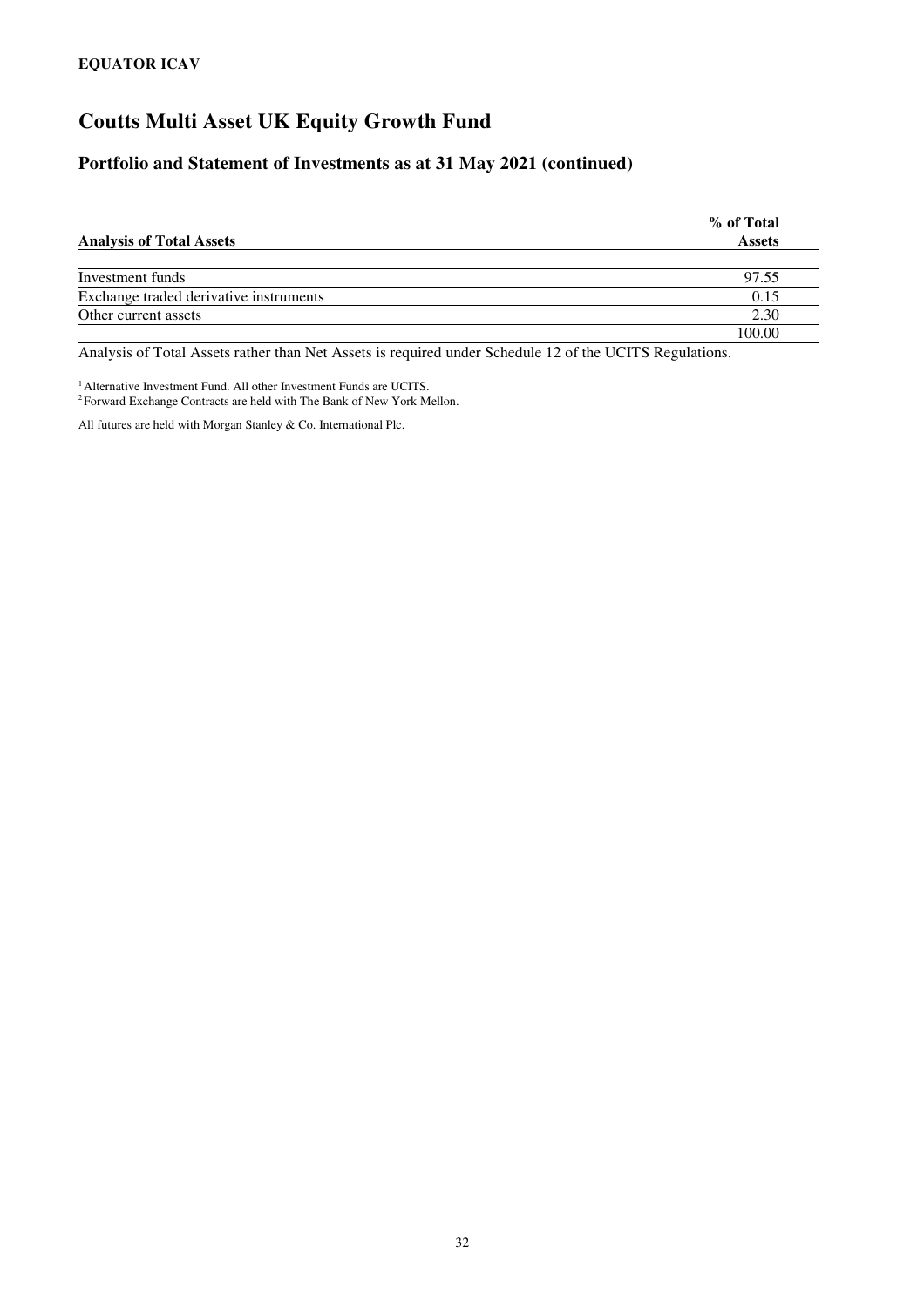**EQUATOR ICAV**

# Coutts Multi Asset UK Equity Growth Fund

## Portfolio and Statement of Investments as at 31 May 2021 (continued)

| Analysis of Total Assets | % of Total Assets |
|---|---|
| Investment funds | 97.55 |
| Exchange traded derivative instruments | 0.15 |
| Other current assets | 2.30 |
| | 100.00 |

Analysis of Total Assets rather than Net Assets is required under Schedule 12 of the UCITS Regulations.

[1] Alternative Investment Fund. All other Investment Funds are UCITS.
[2] Forward Exchange Contracts are held with The Bank of New York Mellon.

All futures are held with Morgan Stanley & Co. International Plc.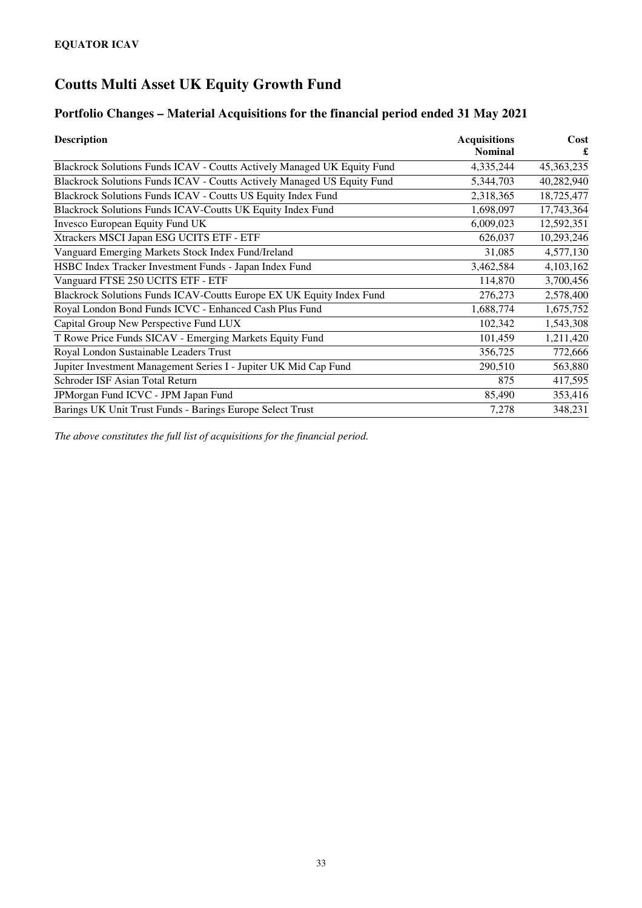**EQUATOR ICAV**

# Coutts Multi Asset UK Equity Growth Fund

## Portfolio Changes – Material Acquisitions for the financial period ended 31 May 2021

| Description | Acquisitions Nominal | Cost £ |
|---|---|---|
| Blackrock Solutions Funds ICAV - Coutts Actively Managed UK Equity Fund | 4,335,244 | 45,363,235 |
| Blackrock Solutions Funds ICAV - Coutts Actively Managed US Equity Fund | 5,344,703 | 40,282,940 |
| Blackrock Solutions Funds ICAV - Coutts US Equity Index Fund | 2,318,365 | 18,725,477 |
| Blackrock Solutions Funds ICAV-Coutts UK Equity Index Fund | 1,698,097 | 17,743,364 |
| Invesco European Equity Fund UK | 6,009,023 | 12,592,351 |
| Xtrackers MSCI Japan ESG UCITS ETF - ETF | 626,037 | 10,293,246 |
| Vanguard Emerging Markets Stock Index Fund/Ireland | 31,085 | 4,577,130 |
| HSBC Index Tracker Investment Funds - Japan Index Fund | 3,462,584 | 4,103,162 |
| Vanguard FTSE 250 UCITS ETF - ETF | 114,870 | 3,700,456 |
| Blackrock Solutions Funds ICAV-Coutts Europe EX UK Equity Index Fund | 276,273 | 2,578,400 |
| Royal London Bond Funds ICVC - Enhanced Cash Plus Fund | 1,688,774 | 1,675,752 |
| Capital Group New Perspective Fund LUX | 102,342 | 1,543,308 |
| T Rowe Price Funds SICAV - Emerging Markets Equity Fund | 101,459 | 1,211,420 |
| Royal London Sustainable Leaders Trust | 356,725 | 772,666 |
| Jupiter Investment Management Series I - Jupiter UK Mid Cap Fund | 290,510 | 563,880 |
| Schroder ISF Asian Total Return | 875 | 417,595 |
| JPMorgan Fund ICVC - JPM Japan Fund | 85,490 | 353,416 |
| Barings UK Unit Trust Funds - Barings Europe Select Trust | 7,278 | 348,231 |

*The above constitutes the full list of acquisitions for the financial period.*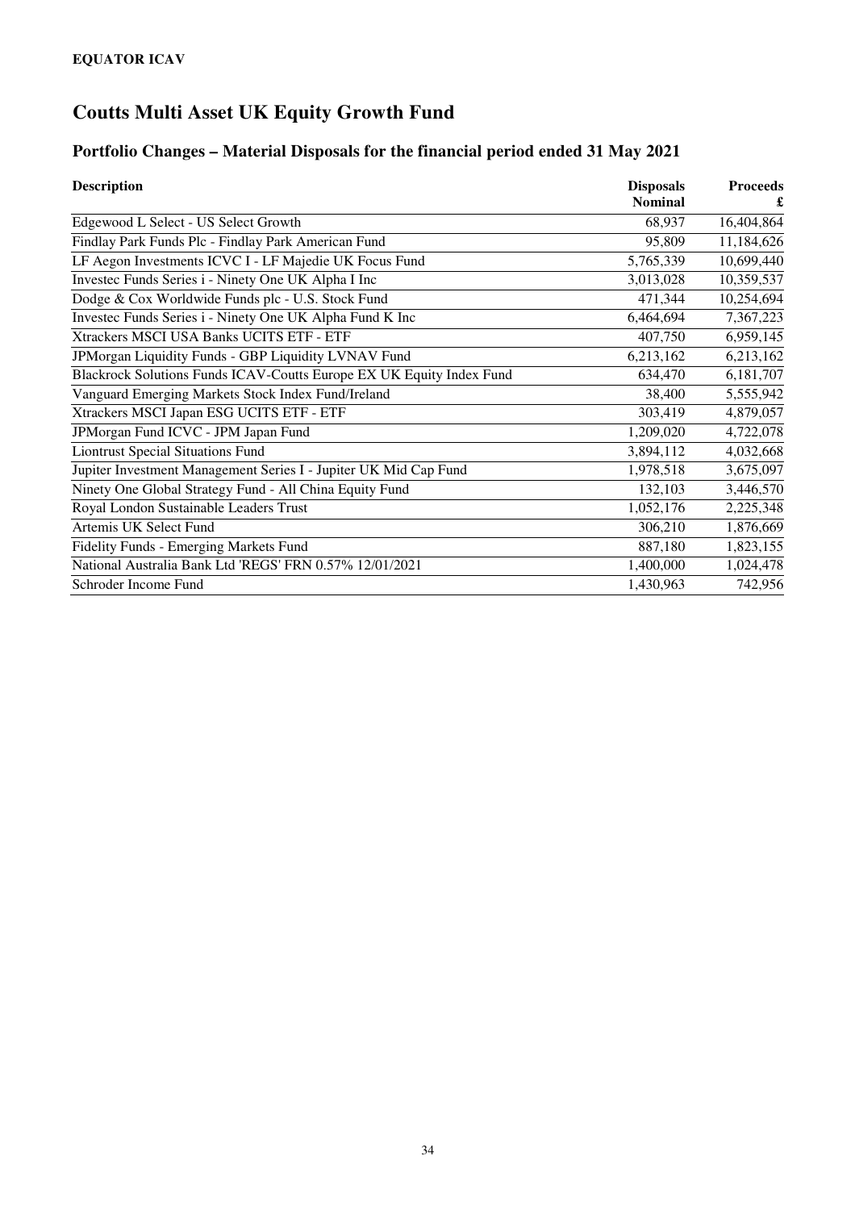**EQUATOR ICAV**

# Coutts Multi Asset UK Equity Growth Fund

## Portfolio Changes – Material Disposals for the financial period ended 31 May 2021

| Description | Disposals Nominal | Proceeds £ |
|---|---|---|
| Edgewood L Select - US Select Growth | 68,937 | 16,404,864 |
| Findlay Park Funds Plc - Findlay Park American Fund | 95,809 | 11,184,626 |
| LF Aegon Investments ICVC I - LF Majedie UK Focus Fund | 5,765,339 | 10,699,440 |
| Investec Funds Series i - Ninety One UK Alpha I Inc | 3,013,028 | 10,359,537 |
| Dodge & Cox Worldwide Funds plc - U.S. Stock Fund | 471,344 | 10,254,694 |
| Investec Funds Series i - Ninety One UK Alpha Fund K Inc | 6,464,694 | 7,367,223 |
| Xtrackers MSCI USA Banks UCITS ETF - ETF | 407,750 | 6,959,145 |
| JPMorgan Liquidity Funds - GBP Liquidity LVNAV Fund | 6,213,162 | 6,213,162 |
| Blackrock Solutions Funds ICAV-Coutts Europe EX UK Equity Index Fund | 634,470 | 6,181,707 |
| Vanguard Emerging Markets Stock Index Fund/Ireland | 38,400 | 5,555,942 |
| Xtrackers MSCI Japan ESG UCITS ETF - ETF | 303,419 | 4,879,057 |
| JPMorgan Fund ICVC - JPM Japan Fund | 1,209,020 | 4,722,078 |
| Liontrust Special Situations Fund | 3,894,112 | 4,032,668 |
| Jupiter Investment Management Series I - Jupiter UK Mid Cap Fund | 1,978,518 | 3,675,097 |
| Ninety One Global Strategy Fund - All China Equity Fund | 132,103 | 3,446,570 |
| Royal London Sustainable Leaders Trust | 1,052,176 | 2,225,348 |
| Artemis UK Select Fund | 306,210 | 1,876,669 |
| Fidelity Funds - Emerging Markets Fund | 887,180 | 1,823,155 |
| National Australia Bank Ltd 'REGS' FRN 0.57% 12/01/2021 | 1,400,000 | 1,024,478 |
| Schroder Income Fund | 1,430,963 | 742,956 |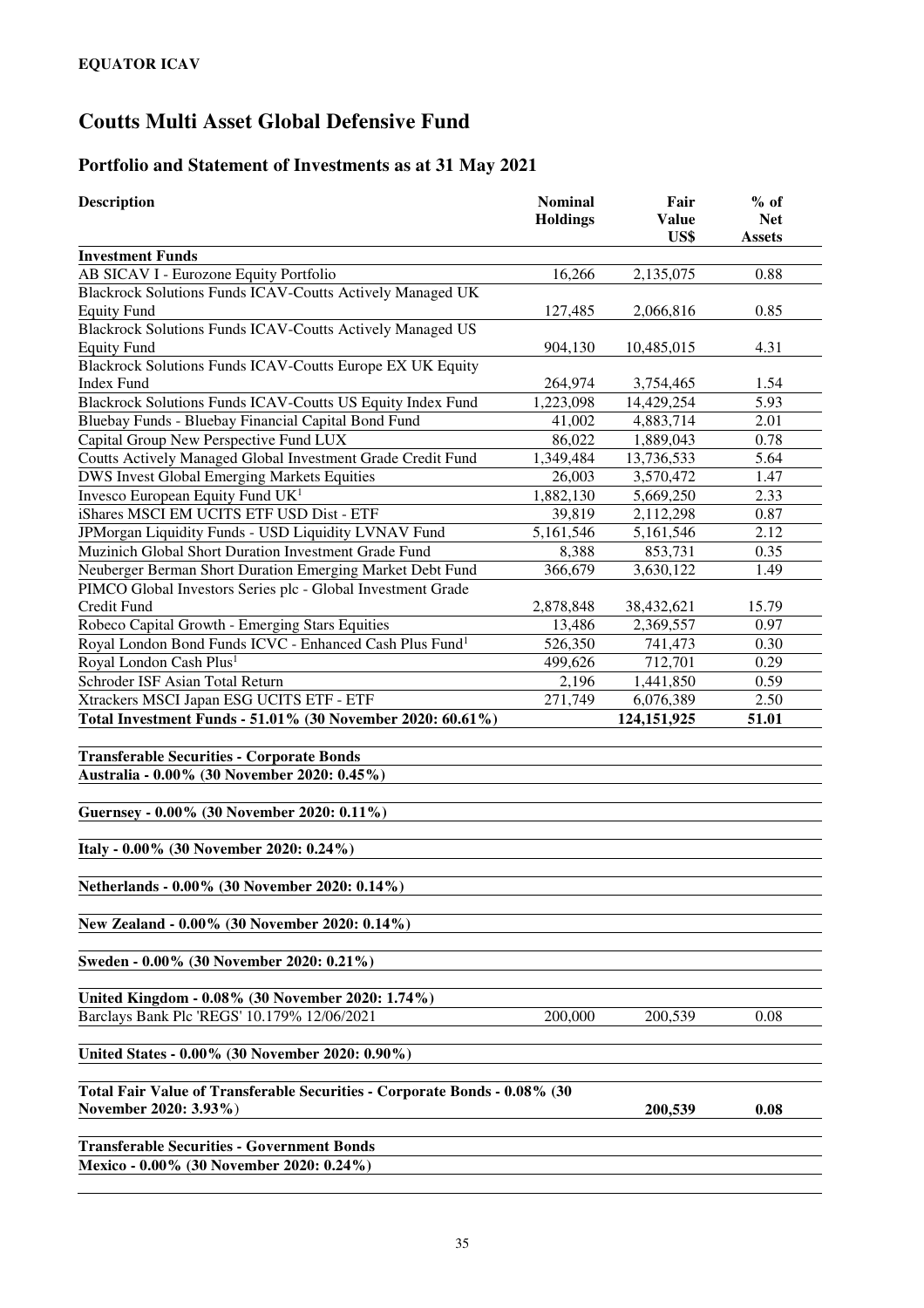**EQUATOR ICAV**

# Coutts Multi Asset Global Defensive Fund

## Portfolio and Statement of Investments as at 31 May 2021

| Description | Nominal Holdings | Fair Value US$ | % of Net Assets |
|---|---|---|---|
| **Investment Funds** | | | |
| AB SICAV I - Eurozone Equity Portfolio | 16,266 | 2,135,075 | 0.88 |
| Blackrock Solutions Funds ICAV-Coutts Actively Managed UK Equity Fund | 127,485 | 2,066,816 | 0.85 |
| Blackrock Solutions Funds ICAV-Coutts Actively Managed US Equity Fund | 904,130 | 10,485,015 | 4.31 |
| Blackrock Solutions Funds ICAV-Coutts Europe EX UK Equity Index Fund | 264,974 | 3,754,465 | 1.54 |
| Blackrock Solutions Funds ICAV-Coutts US Equity Index Fund | 1,223,098 | 14,429,254 | 5.93 |
| Bluebay Funds - Bluebay Financial Capital Bond Fund | 41,002 | 4,883,714 | 2.01 |
| Capital Group New Perspective Fund LUX | 86,022 | 1,889,043 | 0.78 |
| Coutts Actively Managed Global Investment Grade Credit Fund | 1,349,484 | 13,736,533 | 5.64 |
| DWS Invest Global Emerging Markets Equities | 26,003 | 3,570,472 | 1.47 |
| Invesco European Equity Fund UK[1] | 1,882,130 | 5,669,250 | 2.33 |
| iShares MSCI EM UCITS ETF USD Dist - ETF | 39,819 | 2,112,298 | 0.87 |
| JPMorgan Liquidity Funds - USD Liquidity LVNAV Fund | 5,161,546 | 5,161,546 | 2.12 |
| Muzinich Global Short Duration Investment Grade Fund | 8,388 | 853,731 | 0.35 |
| Neuberger Berman Short Duration Emerging Market Debt Fund | 366,679 | 3,630,122 | 1.49 |
| PIMCO Global Investors Series plc - Global Investment Grade Credit Fund | 2,878,848 | 38,432,621 | 15.79 |
| Robeco Capital Growth - Emerging Stars Equities | 13,486 | 2,369,557 | 0.97 |
| Royal London Bond Funds ICVC - Enhanced Cash Plus Fund[1] | 526,350 | 741,473 | 0.30 |
| Royal London Cash Plus[1] | 499,626 | 712,701 | 0.29 |
| Schroder ISF Asian Total Return | 2,196 | 1,441,850 | 0.59 |
| Xtrackers MSCI Japan ESG UCITS ETF - ETF | 271,749 | 6,076,389 | 2.50 |
| **Total Investment Funds - 51.01% (30 November 2020: 60.61%)** | | **124,151,925** | **51.01** |
| | | | |
| **Transferable Securities - Corporate Bonds** | | | |
| **Australia - 0.00% (30 November 2020: 0.45%)** | | | |
| | | | |
| **Guernsey - 0.00% (30 November 2020: 0.11%)** | | | |
| | | | |
| **Italy - 0.00% (30 November 2020: 0.24%)** | | | |
| | | | |
| **Netherlands - 0.00% (30 November 2020: 0.14%)** | | | |
| | | | |
| **New Zealand - 0.00% (30 November 2020: 0.14%)** | | | |
| | | | |
| **Sweden - 0.00% (30 November 2020: 0.21%)** | | | |
| | | | |
| **United Kingdom - 0.08% (30 November 2020: 1.74%)** | | | |
| Barclays Bank Plc 'REGS' 10.179% 12/06/2021 | 200,000 | 200,539 | 0.08 |
| | | | |
| **United States - 0.00% (30 November 2020: 0.90%)** | | | |
| | | | |
| **Total Fair Value of Transferable Securities - Corporate Bonds - 0.08% (30 November 2020: 3.93%)** | | **200,539** | **0.08** |
| | | | |
| **Transferable Securities - Government Bonds** | | | |
| **Mexico - 0.00% (30 November 2020: 0.24%)** | | | |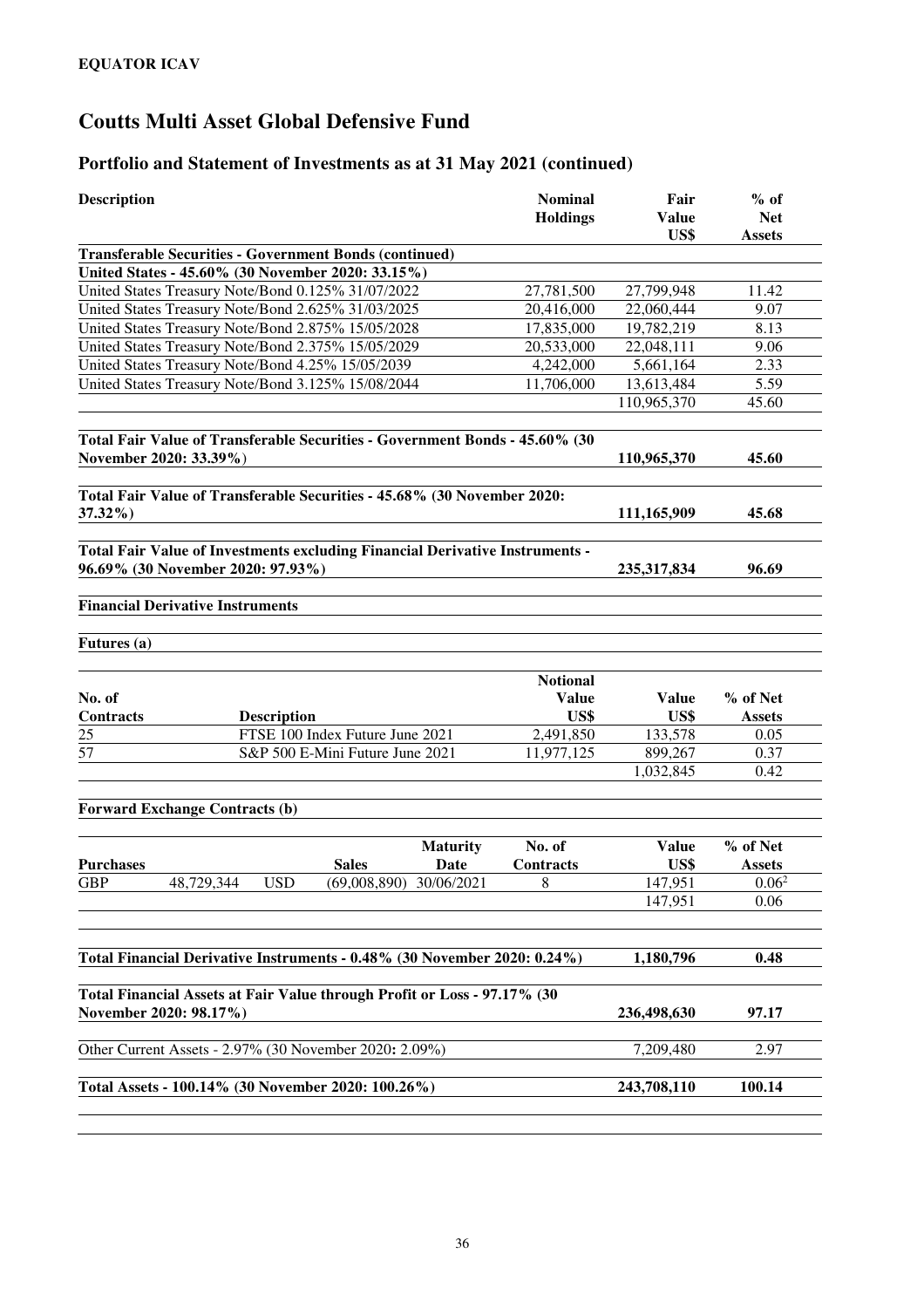**EQUATOR ICAV**

# Coutts Multi Asset Global Defensive Fund

## Portfolio and Statement of Investments as at 31 May 2021 (continued)

| Description | Nominal Holdings | Fair Value US$ | % of Net Assets |
|---|---|---|---|
| **Transferable Securities - Government Bonds (continued)** | | | |
| **United States - 45.60% (30 November 2020: 33.15%)** | | | |
| United States Treasury Note/Bond 0.125% 31/07/2022 | 27,781,500 | 27,799,948 | 11.42 |
| United States Treasury Note/Bond 2.625% 31/03/2025 | 20,416,000 | 22,060,444 | 9.07 |
| United States Treasury Note/Bond 2.875% 15/05/2028 | 17,835,000 | 19,782,219 | 8.13 |
| United States Treasury Note/Bond 2.375% 15/05/2029 | 20,533,000 | 22,048,111 | 9.06 |
| United States Treasury Note/Bond 4.25% 15/05/2039 | 4,242,000 | 5,661,164 | 2.33 |
| United States Treasury Note/Bond 3.125% 15/08/2044 | 11,706,000 | 13,613,484 | 5.59 |
| | | 110,965,370 | 45.60 |
| **Total Fair Value of Transferable Securities - Government Bonds - 45.60% (30 November 2020: 33.39%)** | | **110,965,370** | **45.60** |
| **Total Fair Value of Transferable Securities - 45.68% (30 November 2020: 37.32%)** | | **111,165,909** | **45.68** |
| **Total Fair Value of Investments excluding Financial Derivative Instruments - 96.69% (30 November 2020: 97.93%)** | | **235,317,834** | **96.69** |

**Financial Derivative Instruments**

**Futures (a)**

| No. of Contracts | Description | Notional Value US$ | Value US$ | % of Net Assets |
|---|---|---|---|---|
| 25 | FTSE 100 Index Future June 2021 | 2,491,850 | 133,578 | 0.05 |
| 57 | S&P 500 E-Mini Future June 2021 | 11,977,125 | 899,267 | 0.37 |
| | | | 1,032,845 | 0.42 |

**Forward Exchange Contracts (b)**

| Purchases | | | Sales | Maturity Date | No. of Contracts | Value US$ | % of Net Assets |
|---|---|---|---|---|---|---|---|
| GBP | 48,729,344 | USD | (69,008,890) | 30/06/2021 | 8 | 147,951 | 0.06[2] |
| | | | | | | 147,951 | 0.06 |

| | Value US$ | % of Net Assets |
|---|---|---|
| **Total Financial Derivative Instruments - 0.48% (30 November 2020: 0.24%)** | **1,180,796** | **0.48** |
| **Total Financial Assets at Fair Value through Profit or Loss - 97.17% (30 November 2020: 98.17%)** | **236,498,630** | **97.17** |
| Other Current Assets - 2.97% (30 November 2020: 2.09%) | 7,209,480 | 2.97 |
| **Total Assets - 100.14% (30 November 2020: 100.26%)** | **243,708,110** | **100.14** |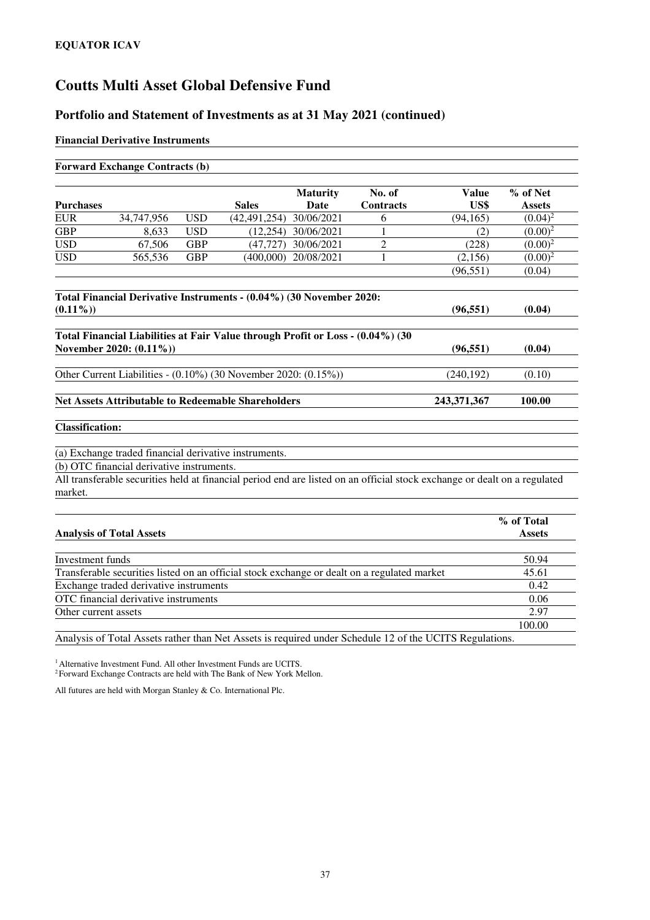**EQUATOR ICAV**

# Coutts Multi Asset Global Defensive Fund

## Portfolio and Statement of Investments as at 31 May 2021 (continued)

**Financial Derivative Instruments**

**Forward Exchange Contracts (b)**

| Purchases | | | Sales | Maturity Date | No. of Contracts | Value US$ | % of Net Assets |
|---|---|---|---|---|---|---|---|
| EUR | 34,747,956 | USD | (42,491,254) | 30/06/2021 | 6 | (94,165) | (0.04)[2] |
| GBP | 8,633 | USD | (12,254) | 30/06/2021 | 1 | (2) | (0.00)[2] |
| USD | 67,506 | GBP | (47,727) | 30/06/2021 | 2 | (228) | (0.00)[2] |
| USD | 565,536 | GBP | (400,000) | 20/08/2021 | 1 | (2,156) | (0.00)[2] |
| | | | | | | (96,551) | (0.04) |

| | Value US$ | % of Net Assets |
|---|---|---|
| **Total Financial Derivative Instruments - (0.04%) (30 November 2020: (0.11%))** | **(96,551)** | **(0.04)** |
| **Total Financial Liabilities at Fair Value through Profit or Loss - (0.04%) (30 November 2020: (0.11%))** | **(96,551)** | **(0.04)** |
| Other Current Liabilities - (0.10%) (30 November 2020: (0.15%)) | (240,192) | (0.10) |
| **Net Assets Attributable to Redeemable Shareholders** | **243,371,367** | **100.00** |

**Classification:**

(a) Exchange traded financial derivative instruments.

(b) OTC financial derivative instruments.

All transferable securities held at financial period end are listed on an official stock exchange or dealt on a regulated market.

| Analysis of Total Assets | % of Total Assets |
|---|---|
| Investment funds | 50.94 |
| Transferable securities listed on an official stock exchange or dealt on a regulated market | 45.61 |
| Exchange traded derivative instruments | 0.42 |
| OTC financial derivative instruments | 0.06 |
| Other current assets | 2.97 |
| | 100.00 |

Analysis of Total Assets rather than Net Assets is required under Schedule 12 of the UCITS Regulations.

[1] Alternative Investment Fund. All other Investment Funds are UCITS.
[2] Forward Exchange Contracts are held with The Bank of New York Mellon.

All futures are held with Morgan Stanley & Co. International Plc.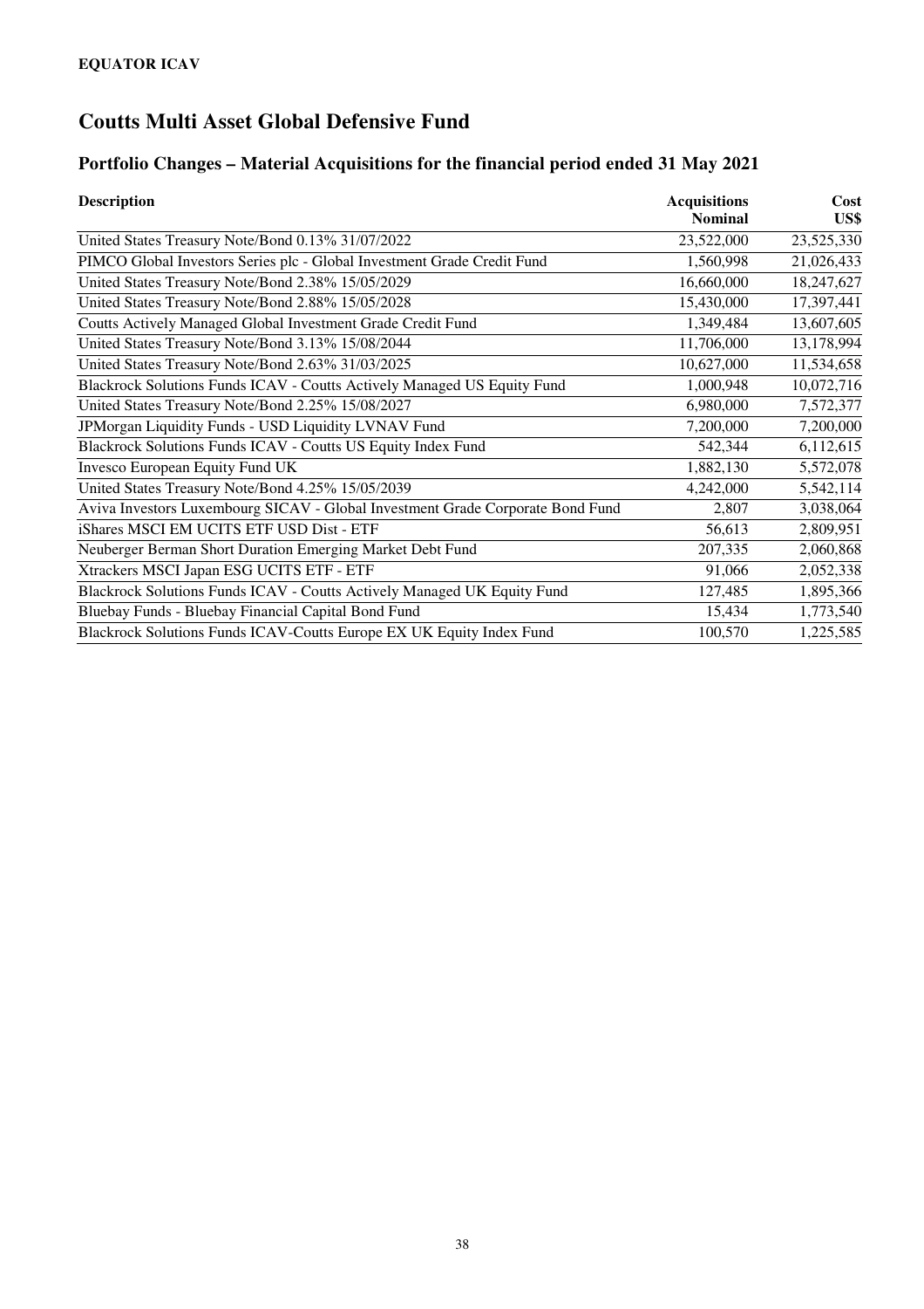**EQUATOR ICAV**

# Coutts Multi Asset Global Defensive Fund

## Portfolio Changes – Material Acquisitions for the financial period ended 31 May 2021

| Description | Acquisitions Nominal | Cost US$ |
|---|---|---|
| United States Treasury Note/Bond 0.13% 31/07/2022 | 23,522,000 | 23,525,330 |
| PIMCO Global Investors Series plc - Global Investment Grade Credit Fund | 1,560,998 | 21,026,433 |
| United States Treasury Note/Bond 2.38% 15/05/2029 | 16,660,000 | 18,247,627 |
| United States Treasury Note/Bond 2.88% 15/05/2028 | 15,430,000 | 17,397,441 |
| Coutts Actively Managed Global Investment Grade Credit Fund | 1,349,484 | 13,607,605 |
| United States Treasury Note/Bond 3.13% 15/08/2044 | 11,706,000 | 13,178,994 |
| United States Treasury Note/Bond 2.63% 31/03/2025 | 10,627,000 | 11,534,658 |
| Blackrock Solutions Funds ICAV - Coutts Actively Managed US Equity Fund | 1,000,948 | 10,072,716 |
| United States Treasury Note/Bond 2.25% 15/08/2027 | 6,980,000 | 7,572,377 |
| JPMorgan Liquidity Funds - USD Liquidity LVNAV Fund | 7,200,000 | 7,200,000 |
| Blackrock Solutions Funds ICAV - Coutts US Equity Index Fund | 542,344 | 6,112,615 |
| Invesco European Equity Fund UK | 1,882,130 | 5,572,078 |
| United States Treasury Note/Bond 4.25% 15/05/2039 | 4,242,000 | 5,542,114 |
| Aviva Investors Luxembourg SICAV - Global Investment Grade Corporate Bond Fund | 2,807 | 3,038,064 |
| iShares MSCI EM UCITS ETF USD Dist - ETF | 56,613 | 2,809,951 |
| Neuberger Berman Short Duration Emerging Market Debt Fund | 207,335 | 2,060,868 |
| Xtrackers MSCI Japan ESG UCITS ETF - ETF | 91,066 | 2,052,338 |
| Blackrock Solutions Funds ICAV - Coutts Actively Managed UK Equity Fund | 127,485 | 1,895,366 |
| Bluebay Funds - Bluebay Financial Capital Bond Fund | 15,434 | 1,773,540 |
| Blackrock Solutions Funds ICAV-Coutts Europe EX UK Equity Index Fund | 100,570 | 1,225,585 |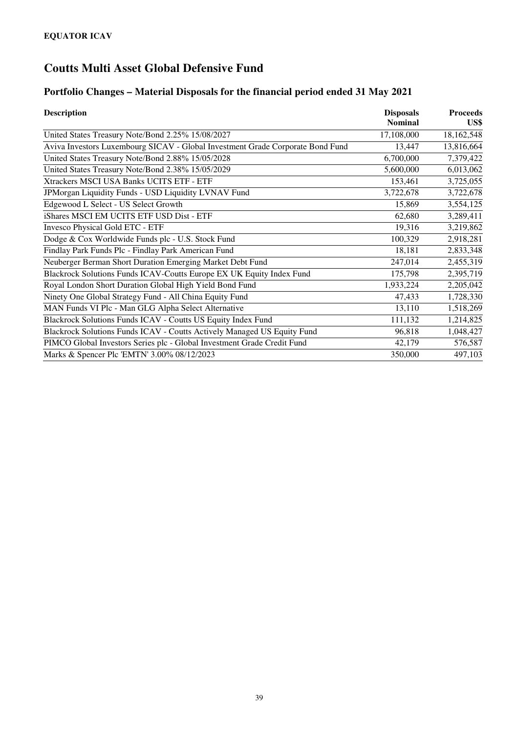**EQUATOR ICAV**

# Coutts Multi Asset Global Defensive Fund

## Portfolio Changes – Material Disposals for the financial period ended 31 May 2021

| Description | Disposals Nominal | Proceeds US$ |
|---|---|---|
| United States Treasury Note/Bond 2.25% 15/08/2027 | 17,108,000 | 18,162,548 |
| Aviva Investors Luxembourg SICAV - Global Investment Grade Corporate Bond Fund | 13,447 | 13,816,664 |
| United States Treasury Note/Bond 2.88% 15/05/2028 | 6,700,000 | 7,379,422 |
| United States Treasury Note/Bond 2.38% 15/05/2029 | 5,600,000 | 6,013,062 |
| Xtrackers MSCI USA Banks UCITS ETF - ETF | 153,461 | 3,725,055 |
| JPMorgan Liquidity Funds - USD Liquidity LVNAV Fund | 3,722,678 | 3,722,678 |
| Edgewood L Select - US Select Growth | 15,869 | 3,554,125 |
| iShares MSCI EM UCITS ETF USD Dist - ETF | 62,680 | 3,289,411 |
| Invesco Physical Gold ETC - ETF | 19,316 | 3,219,862 |
| Dodge & Cox Worldwide Funds plc - U.S. Stock Fund | 100,329 | 2,918,281 |
| Findlay Park Funds Plc - Findlay Park American Fund | 18,181 | 2,833,348 |
| Neuberger Berman Short Duration Emerging Market Debt Fund | 247,014 | 2,455,319 |
| Blackrock Solutions Funds ICAV-Coutts Europe EX UK Equity Index Fund | 175,798 | 2,395,719 |
| Royal London Short Duration Global High Yield Bond Fund | 1,933,224 | 2,205,042 |
| Ninety One Global Strategy Fund - All China Equity Fund | 47,433 | 1,728,330 |
| MAN Funds VI Plc - Man GLG Alpha Select Alternative | 13,110 | 1,518,269 |
| Blackrock Solutions Funds ICAV - Coutts US Equity Index Fund | 111,132 | 1,214,825 |
| Blackrock Solutions Funds ICAV - Coutts Actively Managed US Equity Fund | 96,818 | 1,048,427 |
| PIMCO Global Investors Series plc - Global Investment Grade Credit Fund | 42,179 | 576,587 |
| Marks & Spencer Plc 'EMTN' 3.00% 08/12/2023 | 350,000 | 497,103 |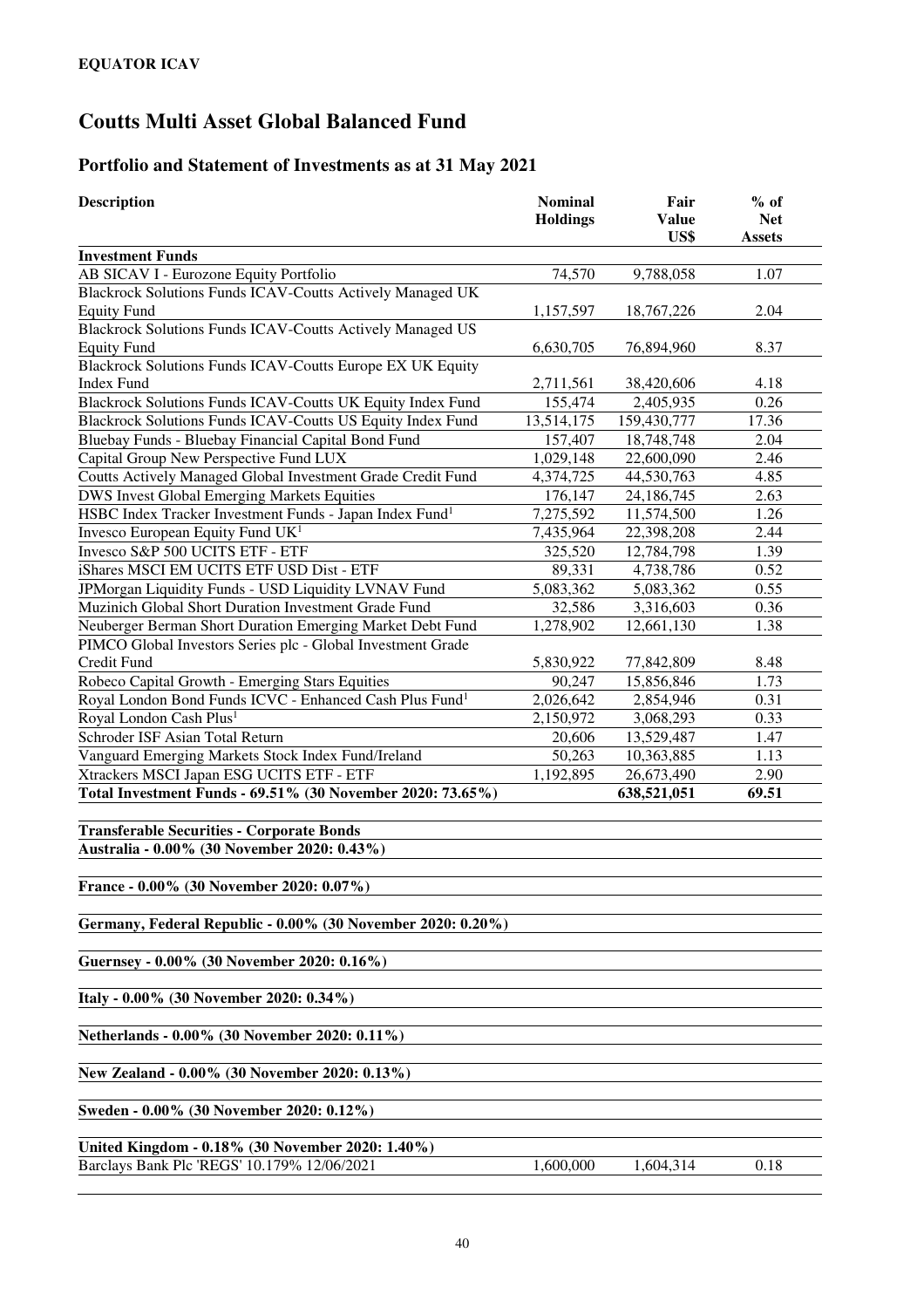**EQUATOR ICAV**

# Coutts Multi Asset Global Balanced Fund

## Portfolio and Statement of Investments as at 31 May 2021

| Description | Nominal Holdings | Fair Value US$ | % of Net Assets |
|---|---|---|---|
| **Investment Funds** | | | |
| AB SICAV I - Eurozone Equity Portfolio | 74,570 | 9,788,058 | 1.07 |
| Blackrock Solutions Funds ICAV-Coutts Actively Managed UK Equity Fund | 1,157,597 | 18,767,226 | 2.04 |
| Blackrock Solutions Funds ICAV-Coutts Actively Managed US Equity Fund | 6,630,705 | 76,894,960 | 8.37 |
| Blackrock Solutions Funds ICAV-Coutts Europe EX UK Equity Index Fund | 2,711,561 | 38,420,606 | 4.18 |
| Blackrock Solutions Funds ICAV-Coutts UK Equity Index Fund | 155,474 | 2,405,935 | 0.26 |
| Blackrock Solutions Funds ICAV-Coutts US Equity Index Fund | 13,514,175 | 159,430,777 | 17.36 |
| Bluebay Funds - Bluebay Financial Capital Bond Fund | 157,407 | 18,748,748 | 2.04 |
| Capital Group New Perspective Fund LUX | 1,029,148 | 22,600,090 | 2.46 |
| Coutts Actively Managed Global Investment Grade Credit Fund | 4,374,725 | 44,530,763 | 4.85 |
| DWS Invest Global Emerging Markets Equities | 176,147 | 24,186,745 | 2.63 |
| HSBC Index Tracker Investment Funds - Japan Index Fund[1] | 7,275,592 | 11,574,500 | 1.26 |
| Invesco European Equity Fund UK[1] | 7,435,964 | 22,398,208 | 2.44 |
| Invesco S&P 500 UCITS ETF - ETF | 325,520 | 12,784,798 | 1.39 |
| iShares MSCI EM UCITS ETF USD Dist - ETF | 89,331 | 4,738,786 | 0.52 |
| JPMorgan Liquidity Funds - USD Liquidity LVNAV Fund | 5,083,362 | 5,083,362 | 0.55 |
| Muzinich Global Short Duration Investment Grade Fund | 32,586 | 3,316,603 | 0.36 |
| Neuberger Berman Short Duration Emerging Market Debt Fund | 1,278,902 | 12,661,130 | 1.38 |
| PIMCO Global Investors Series plc - Global Investment Grade Credit Fund | 5,830,922 | 77,842,809 | 8.48 |
| Robeco Capital Growth - Emerging Stars Equities | 90,247 | 15,856,846 | 1.73 |
| Royal London Bond Funds ICVC - Enhanced Cash Plus Fund[1] | 2,026,642 | 2,854,946 | 0.31 |
| Royal London Cash Plus[1] | 2,150,972 | 3,068,293 | 0.33 |
| Schroder ISF Asian Total Return | 20,606 | 13,529,487 | 1.47 |
| Vanguard Emerging Markets Stock Index Fund/Ireland | 50,263 | 10,363,885 | 1.13 |
| Xtrackers MSCI Japan ESG UCITS ETF - ETF | 1,192,895 | 26,673,490 | 2.90 |
| **Total Investment Funds - 69.51% (30 November 2020: 73.65%)** | | **638,521,051** | **69.51** |
| | | | |
| **Transferable Securities - Corporate Bonds** | | | |
| **Australia - 0.00% (30 November 2020: 0.43%)** | | | |
| **France - 0.00% (30 November 2020: 0.07%)** | | | |
| **Germany, Federal Republic - 0.00% (30 November 2020: 0.20%)** | | | |
| **Guernsey - 0.00% (30 November 2020: 0.16%)** | | | |
| **Italy - 0.00% (30 November 2020: 0.34%)** | | | |
| **Netherlands - 0.00% (30 November 2020: 0.11%)** | | | |
| **New Zealand - 0.00% (30 November 2020: 0.13%)** | | | |
| **Sweden - 0.00% (30 November 2020: 0.12%)** | | | |
| **United Kingdom - 0.18% (30 November 2020: 1.40%)** | | | |
| Barclays Bank Plc 'REGS' 10.179% 12/06/2021 | 1,600,000 | 1,604,314 | 0.18 |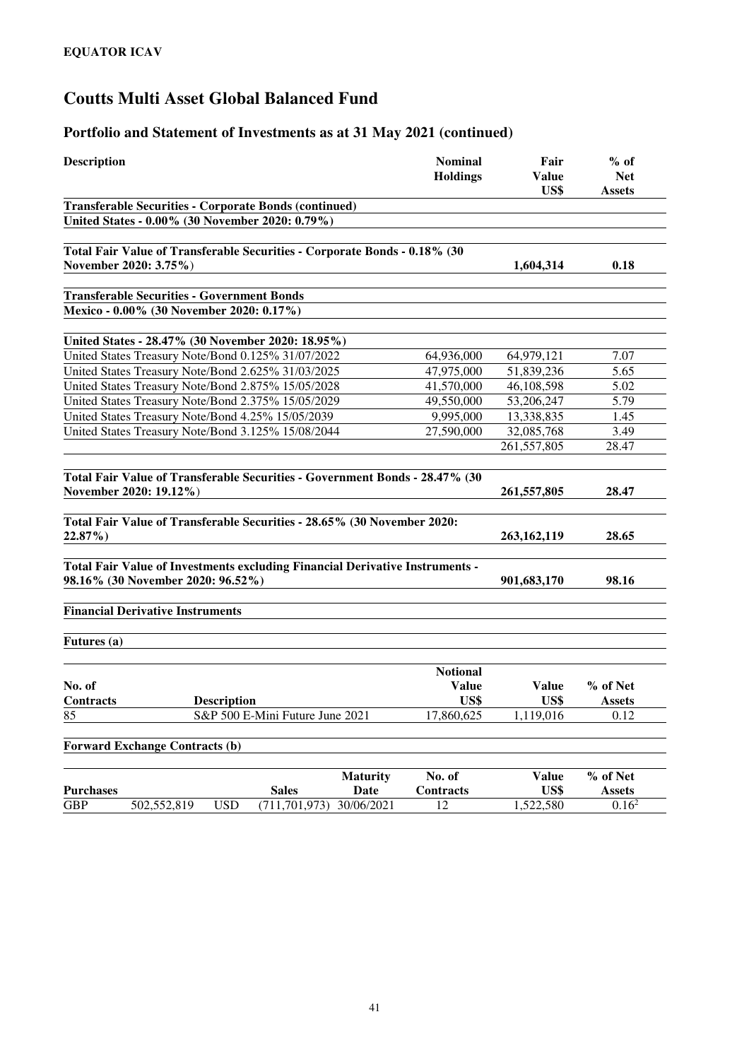**EQUATOR ICAV**

# Coutts Multi Asset Global Balanced Fund

## Portfolio and Statement of Investments as at 31 May 2021 (continued)

| Description | Nominal Holdings | Fair Value US$ | % of Net Assets |
|---|---|---|---|
| **Transferable Securities - Corporate Bonds (continued)** | | | |
| **United States - 0.00% (30 November 2020: 0.79%)** | | | |
| | | | |
| **Total Fair Value of Transferable Securities - Corporate Bonds - 0.18% (30 November 2020: 3.75%)** | | **1,604,314** | **0.18** |
| | | | |
| **Transferable Securities - Government Bonds** | | | |
| **Mexico - 0.00% (30 November 2020: 0.17%)** | | | |
| | | | |
| **United States - 28.47% (30 November 2020: 18.95%)** | | | |
| United States Treasury Note/Bond 0.125% 31/07/2022 | 64,936,000 | 64,979,121 | 7.07 |
| United States Treasury Note/Bond 2.625% 31/03/2025 | 47,975,000 | 51,839,236 | 5.65 |
| United States Treasury Note/Bond 2.875% 15/05/2028 | 41,570,000 | 46,108,598 | 5.02 |
| United States Treasury Note/Bond 2.375% 15/05/2029 | 49,550,000 | 53,206,247 | 5.79 |
| United States Treasury Note/Bond 4.25% 15/05/2039 | 9,995,000 | 13,338,835 | 1.45 |
| United States Treasury Note/Bond 3.125% 15/08/2044 | 27,590,000 | 32,085,768 | 3.49 |
| | | 261,557,805 | 28.47 |
| | | | |
| **Total Fair Value of Transferable Securities - Government Bonds - 28.47% (30 November 2020: 19.12%)** | | **261,557,805** | **28.47** |
| | | | |
| **Total Fair Value of Transferable Securities - 28.65% (30 November 2020: 22.87%)** | | **263,162,119** | **28.65** |
| | | | |
| **Total Fair Value of Investments excluding Financial Derivative Instruments - 98.16% (30 November 2020: 96.52%)** | | **901,683,170** | **98.16** |

**Financial Derivative Instruments**

**Futures (a)**

| No. of Contracts | Description | Notional Value US$ | Value US$ | % of Net Assets |
|---|---|---|---|---|
| 85 | S&P 500 E-Mini Future June 2021 | 17,860,625 | 1,119,016 | 0.12 |

**Forward Exchange Contracts (b)**

| Purchases | | | Sales | Maturity Date | No. of Contracts | Value US$ | % of Net Assets |
|---|---|---|---|---|---|---|---|
| GBP | 502,552,819 | USD | (711,701,973) | 30/06/2021 | 12 | 1,522,580 | 0.16[2] |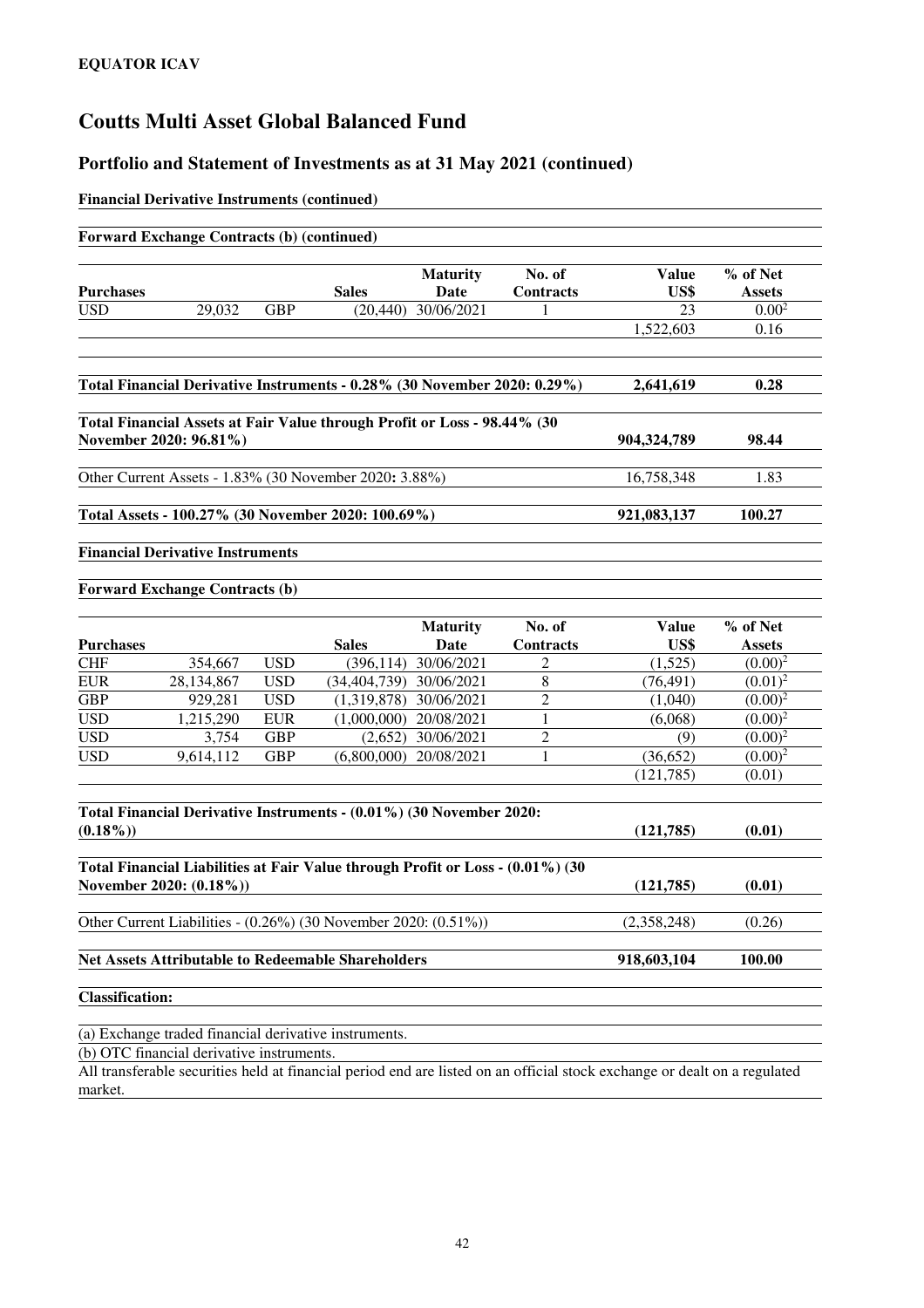**EQUATOR ICAV**

# Coutts Multi Asset Global Balanced Fund

## Portfolio and Statement of Investments as at 31 May 2021 (continued)

**Financial Derivative Instruments (continued)**

**Forward Exchange Contracts (b) (continued)**

| Purchases | | | Sales | Maturity Date | No. of Contracts | Value US$ | % of Net Assets |
|---|---|---|---|---|---|---|---|
| USD | 29,032 | GBP | (20,440) | 30/06/2021 | 1 | 23 | 0.00[2] |
| | | | | | | 1,522,603 | 0.16 |

| | Value US$ | % of Net Assets |
|---|---|---|
| **Total Financial Derivative Instruments - 0.28% (30 November 2020: 0.29%)** | **2,641,619** | **0.28** |
| **Total Financial Assets at Fair Value through Profit or Loss - 98.44% (30 November 2020: 96.81%)** | **904,324,789** | **98.44** |
| Other Current Assets - 1.83% (30 November 2020: 3.88%) | 16,758,348 | 1.83 |
| **Total Assets - 100.27% (30 November 2020: 100.69%)** | **921,083,137** | **100.27** |

**Financial Derivative Instruments**

**Forward Exchange Contracts (b)**

| Purchases | | | Sales | Maturity Date | No. of Contracts | Value US$ | % of Net Assets |
|---|---|---|---|---|---|---|---|
| CHF | 354,667 | USD | (396,114) | 30/06/2021 | 2 | (1,525) | (0.00)[2] |
| EUR | 28,134,867 | USD | (34,404,739) | 30/06/2021 | 8 | (76,491) | (0.01)[2] |
| GBP | 929,281 | USD | (1,319,878) | 30/06/2021 | 2 | (1,040) | (0.00)[2] |
| USD | 1,215,290 | EUR | (1,000,000) | 20/08/2021 | 1 | (6,068) | (0.00)[2] |
| USD | 3,754 | GBP | (2,652) | 30/06/2021 | 2 | (9) | (0.00)[2] |
| USD | 9,614,112 | GBP | (6,800,000) | 20/08/2021 | 1 | (36,652) | (0.00)[2] |
| | | | | | | (121,785) | (0.01) |

| | Value US$ | % of Net Assets |
|---|---|---|
| **Total Financial Derivative Instruments - (0.01%) (30 November 2020: (0.18%))** | **(121,785)** | **(0.01)** |
| **Total Financial Liabilities at Fair Value through Profit or Loss - (0.01%) (30 November 2020: (0.18%))** | **(121,785)** | **(0.01)** |
| Other Current Liabilities - (0.26%) (30 November 2020: (0.51%)) | (2,358,248) | (0.26) |
| **Net Assets Attributable to Redeemable Shareholders** | **918,603,104** | **100.00** |

**Classification:**

(a) Exchange traded financial derivative instruments.

(b) OTC financial derivative instruments.

All transferable securities held at financial period end are listed on an official stock exchange or dealt on a regulated market.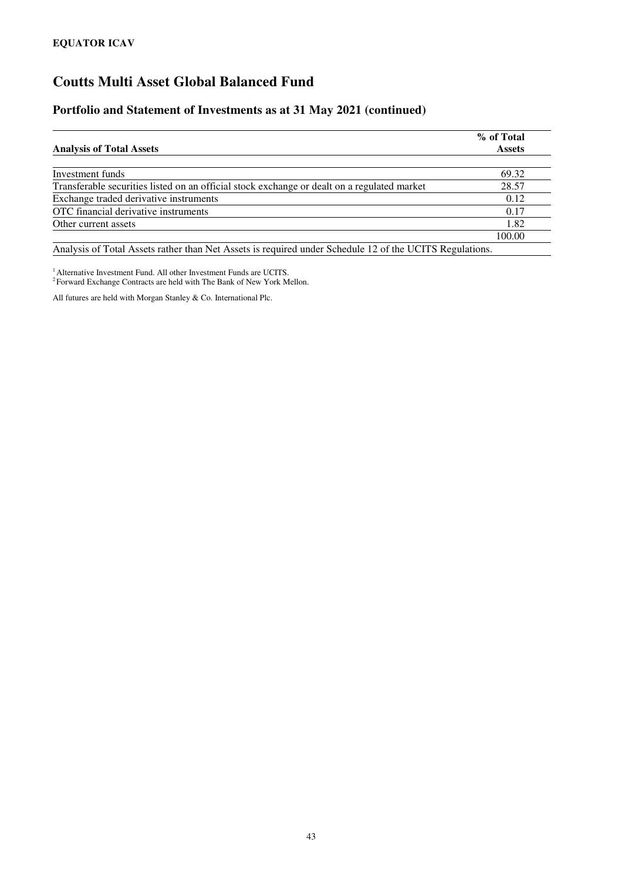**EQUATOR ICAV**

# Coutts Multi Asset Global Balanced Fund

## Portfolio and Statement of Investments as at 31 May 2021 (continued)

| Analysis of Total Assets | % of Total Assets |
|---|---|
| Investment funds | 69.32 |
| Transferable securities listed on an official stock exchange or dealt on a regulated market | 28.57 |
| Exchange traded derivative instruments | 0.12 |
| OTC financial derivative instruments | 0.17 |
| Other current assets | 1.82 |
| | 100.00 |

Analysis of Total Assets rather than Net Assets is required under Schedule 12 of the UCITS Regulations.

[1] Alternative Investment Fund. All other Investment Funds are UCITS.
[2] Forward Exchange Contracts are held with The Bank of New York Mellon.

All futures are held with Morgan Stanley & Co. International Plc.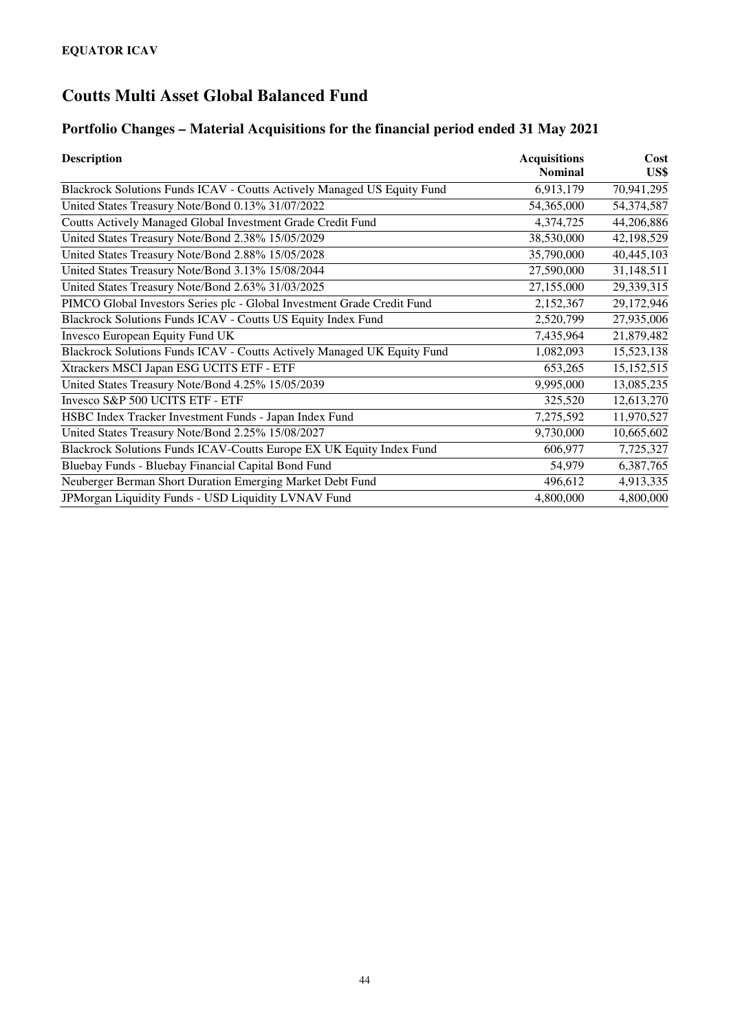**EQUATOR ICAV**

# Coutts Multi Asset Global Balanced Fund

## Portfolio Changes – Material Acquisitions for the financial period ended 31 May 2021

| Description | Acquisitions Nominal | Cost US$ |
|---|---|---|
| Blackrock Solutions Funds ICAV - Coutts Actively Managed US Equity Fund | 6,913,179 | 70,941,295 |
| United States Treasury Note/Bond 0.13% 31/07/2022 | 54,365,000 | 54,374,587 |
| Coutts Actively Managed Global Investment Grade Credit Fund | 4,374,725 | 44,206,886 |
| United States Treasury Note/Bond 2.38% 15/05/2029 | 38,530,000 | 42,198,529 |
| United States Treasury Note/Bond 2.88% 15/05/2028 | 35,790,000 | 40,445,103 |
| United States Treasury Note/Bond 3.13% 15/08/2044 | 27,590,000 | 31,148,511 |
| United States Treasury Note/Bond 2.63% 31/03/2025 | 27,155,000 | 29,339,315 |
| PIMCO Global Investors Series plc - Global Investment Grade Credit Fund | 2,152,367 | 29,172,946 |
| Blackrock Solutions Funds ICAV - Coutts US Equity Index Fund | 2,520,799 | 27,935,006 |
| Invesco European Equity Fund UK | 7,435,964 | 21,879,482 |
| Blackrock Solutions Funds ICAV - Coutts Actively Managed UK Equity Fund | 1,082,093 | 15,523,138 |
| Xtrackers MSCI Japan ESG UCITS ETF - ETF | 653,265 | 15,152,515 |
| United States Treasury Note/Bond 4.25% 15/05/2039 | 9,995,000 | 13,085,235 |
| Invesco S&P 500 UCITS ETF - ETF | 325,520 | 12,613,270 |
| HSBC Index Tracker Investment Funds - Japan Index Fund | 7,275,592 | 11,970,527 |
| United States Treasury Note/Bond 2.25% 15/08/2027 | 9,730,000 | 10,665,602 |
| Blackrock Solutions Funds ICAV-Coutts Europe EX UK Equity Index Fund | 606,977 | 7,725,327 |
| Bluebay Funds - Bluebay Financial Capital Bond Fund | 54,979 | 6,387,765 |
| Neuberger Berman Short Duration Emerging Market Debt Fund | 496,612 | 4,913,335 |
| JPMorgan Liquidity Funds - USD Liquidity LVNAV Fund | 4,800,000 | 4,800,000 |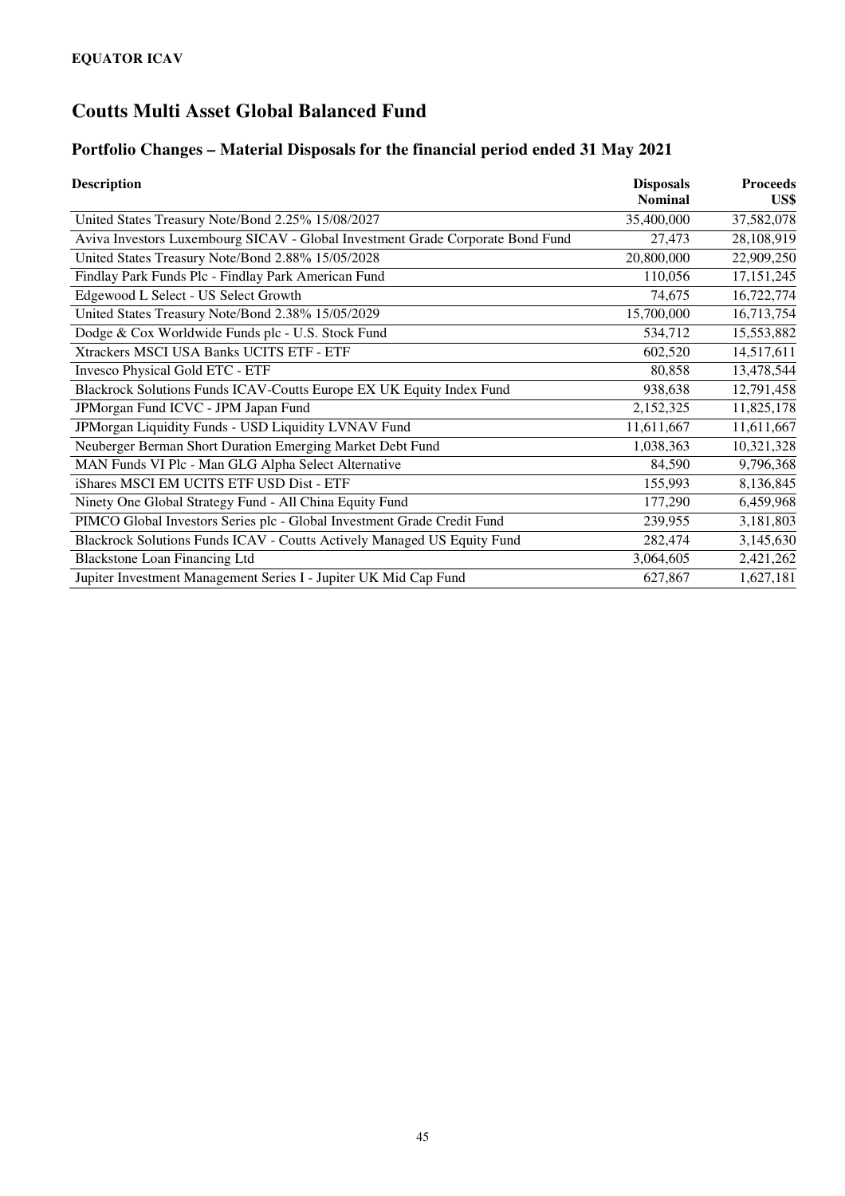**EQUATOR ICAV**

# Coutts Multi Asset Global Balanced Fund

## Portfolio Changes – Material Disposals for the financial period ended 31 May 2021

| Description | Disposals Nominal | Proceeds US$ |
|---|---|---|
| United States Treasury Note/Bond 2.25% 15/08/2027 | 35,400,000 | 37,582,078 |
| Aviva Investors Luxembourg SICAV - Global Investment Grade Corporate Bond Fund | 27,473 | 28,108,919 |
| United States Treasury Note/Bond 2.88% 15/05/2028 | 20,800,000 | 22,909,250 |
| Findlay Park Funds Plc - Findlay Park American Fund | 110,056 | 17,151,245 |
| Edgewood L Select - US Select Growth | 74,675 | 16,722,774 |
| United States Treasury Note/Bond 2.38% 15/05/2029 | 15,700,000 | 16,713,754 |
| Dodge & Cox Worldwide Funds plc - U.S. Stock Fund | 534,712 | 15,553,882 |
| Xtrackers MSCI USA Banks UCITS ETF - ETF | 602,520 | 14,517,611 |
| Invesco Physical Gold ETC - ETF | 80,858 | 13,478,544 |
| Blackrock Solutions Funds ICAV-Coutts Europe EX UK Equity Index Fund | 938,638 | 12,791,458 |
| JPMorgan Fund ICVC - JPM Japan Fund | 2,152,325 | 11,825,178 |
| JPMorgan Liquidity Funds - USD Liquidity LVNAV Fund | 11,611,667 | 11,611,667 |
| Neuberger Berman Short Duration Emerging Market Debt Fund | 1,038,363 | 10,321,328 |
| MAN Funds VI Plc - Man GLG Alpha Select Alternative | 84,590 | 9,796,368 |
| iShares MSCI EM UCITS ETF USD Dist - ETF | 155,993 | 8,136,845 |
| Ninety One Global Strategy Fund - All China Equity Fund | 177,290 | 6,459,968 |
| PIMCO Global Investors Series plc - Global Investment Grade Credit Fund | 239,955 | 3,181,803 |
| Blackrock Solutions Funds ICAV - Coutts Actively Managed US Equity Fund | 282,474 | 3,145,630 |
| Blackstone Loan Financing Ltd | 3,064,605 | 2,421,262 |
| Jupiter Investment Management Series I - Jupiter UK Mid Cap Fund | 627,867 | 1,627,181 |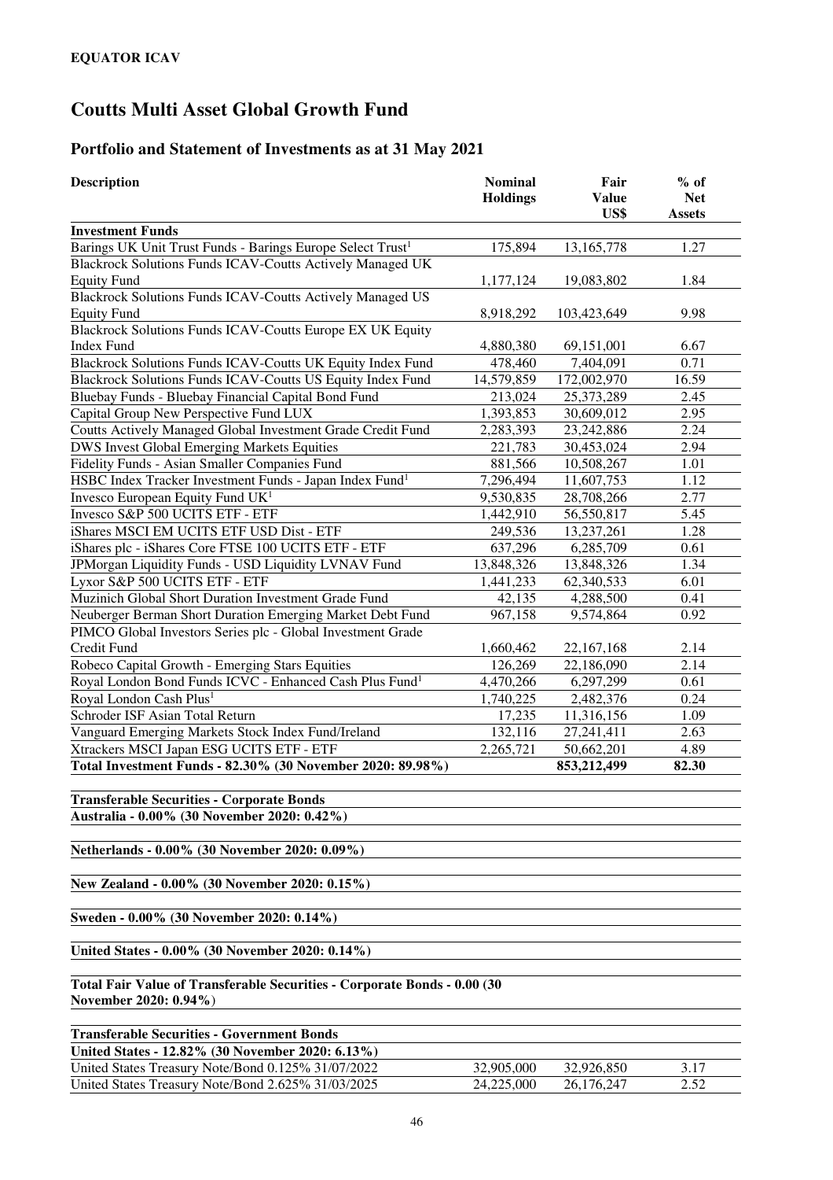**EQUATOR ICAV**

# Coutts Multi Asset Global Growth Fund

## Portfolio and Statement of Investments as at 31 May 2021

| Description | Nominal Holdings | Fair Value US$ | % of Net Assets |
|---|---|---|---|
| **Investment Funds** | | | |
| Barings UK Unit Trust Funds - Barings Europe Select Trust[1] | 175,894 | 13,165,778 | 1.27 |
| Blackrock Solutions Funds ICAV-Coutts Actively Managed UK Equity Fund | 1,177,124 | 19,083,802 | 1.84 |
| Blackrock Solutions Funds ICAV-Coutts Actively Managed US Equity Fund | 8,918,292 | 103,423,649 | 9.98 |
| Blackrock Solutions Funds ICAV-Coutts Europe EX UK Equity Index Fund | 4,880,380 | 69,151,001 | 6.67 |
| Blackrock Solutions Funds ICAV-Coutts UK Equity Index Fund | 478,460 | 7,404,091 | 0.71 |
| Blackrock Solutions Funds ICAV-Coutts US Equity Index Fund | 14,579,859 | 172,002,970 | 16.59 |
| Bluebay Funds - Bluebay Financial Capital Bond Fund | 213,024 | 25,373,289 | 2.45 |
| Capital Group New Perspective Fund LUX | 1,393,853 | 30,609,012 | 2.95 |
| Coutts Actively Managed Global Investment Grade Credit Fund | 2,283,393 | 23,242,886 | 2.24 |
| DWS Invest Global Emerging Markets Equities | 221,783 | 30,453,024 | 2.94 |
| Fidelity Funds - Asian Smaller Companies Fund | 881,566 | 10,508,267 | 1.01 |
| HSBC Index Tracker Investment Funds - Japan Index Fund[1] | 7,296,494 | 11,607,753 | 1.12 |
| Invesco European Equity Fund UK[1] | 9,530,835 | 28,708,266 | 2.77 |
| Invesco S&P 500 UCITS ETF - ETF | 1,442,910 | 56,550,817 | 5.45 |
| iShares MSCI EM UCITS ETF USD Dist - ETF | 249,536 | 13,237,261 | 1.28 |
| iShares plc - iShares Core FTSE 100 UCITS ETF - ETF | 637,296 | 6,285,709 | 0.61 |
| JPMorgan Liquidity Funds - USD Liquidity LVNAV Fund | 13,848,326 | 13,848,326 | 1.34 |
| Lyxor S&P 500 UCITS ETF - ETF | 1,441,233 | 62,340,533 | 6.01 |
| Muzinich Global Short Duration Investment Grade Fund | 42,135 | 4,288,500 | 0.41 |
| Neuberger Berman Short Duration Emerging Market Debt Fund | 967,158 | 9,574,864 | 0.92 |
| PIMCO Global Investors Series plc - Global Investment Grade Credit Fund | 1,660,462 | 22,167,168 | 2.14 |
| Robeco Capital Growth - Emerging Stars Equities | 126,269 | 22,186,090 | 2.14 |
| Royal London Bond Funds ICVC - Enhanced Cash Plus Fund[1] | 4,470,266 | 6,297,299 | 0.61 |
| Royal London Cash Plus[1] | 1,740,225 | 2,482,376 | 0.24 |
| Schroder ISF Asian Total Return | 17,235 | 11,316,156 | 1.09 |
| Vanguard Emerging Markets Stock Index Fund/Ireland | 132,116 | 27,241,411 | 2.63 |
| Xtrackers MSCI Japan ESG UCITS ETF - ETF | 2,265,721 | 50,662,201 | 4.89 |
| **Total Investment Funds - 82.30% (30 November 2020: 89.98%)** | | **853,212,499** | **82.30** |
| | | | |
| **Transferable Securities - Corporate Bonds** | | | |
| **Australia - 0.00% (30 November 2020: 0.42%)** | | | |
| | | | |
| **Netherlands - 0.00% (30 November 2020: 0.09%)** | | | |
| | | | |
| **New Zealand - 0.00% (30 November 2020: 0.15%)** | | | |
| | | | |
| **Sweden - 0.00% (30 November 2020: 0.14%)** | | | |
| | | | |
| **United States - 0.00% (30 November 2020: 0.14%)** | | | |
| | | | |
| **Total Fair Value of Transferable Securities - Corporate Bonds - 0.00 (30 November 2020: 0.94%)** | | | |
| | | | |
| **Transferable Securities - Government Bonds** | | | |
| **United States - 12.82% (30 November 2020: 6.13%)** | | | |
| United States Treasury Note/Bond 0.125% 31/07/2022 | 32,905,000 | 32,926,850 | 3.17 |
| United States Treasury Note/Bond 2.625% 31/03/2025 | 24,225,000 | 26,176,247 | 2.52 |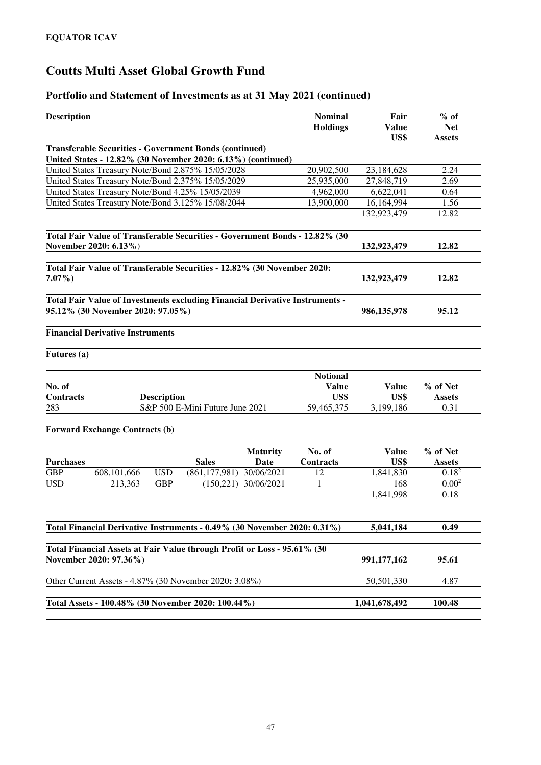**EQUATOR ICAV**

# Coutts Multi Asset Global Growth Fund

## Portfolio and Statement of Investments as at 31 May 2021 (continued)

| Description | Nominal Holdings | Fair Value US$ | % of Net Assets |
|---|---|---|---|
| **Transferable Securities - Government Bonds (continued)** | | | |
| **United States - 12.82% (30 November 2020: 6.13%) (continued)** | | | |
| United States Treasury Note/Bond 2.875% 15/05/2028 | 20,902,500 | 23,184,628 | 2.24 |
| United States Treasury Note/Bond 2.375% 15/05/2029 | 25,935,000 | 27,848,719 | 2.69 |
| United States Treasury Note/Bond 4.25% 15/05/2039 | 4,962,000 | 6,622,041 | 0.64 |
| United States Treasury Note/Bond 3.125% 15/08/2044 | 13,900,000 | 16,164,994 | 1.56 |
| | | 132,923,479 | 12.82 |
| **Total Fair Value of Transferable Securities - Government Bonds - 12.82% (30 November 2020: 6.13%)** | | **132,923,479** | **12.82** |
| **Total Fair Value of Transferable Securities - 12.82% (30 November 2020: 7.07%)** | | **132,923,479** | **12.82** |
| **Total Fair Value of Investments excluding Financial Derivative Instruments - 95.12% (30 November 2020: 97.05%)** | | **986,135,978** | **95.12** |

**Financial Derivative Instruments**

**Futures (a)**

| No. of Contracts | Description | Notional Value US$ | Value US$ | % of Net Assets |
|---|---|---|---|---|
| 283 | S&P 500 E-Mini Future June 2021 | 59,465,375 | 3,199,186 | 0.31 |

**Forward Exchange Contracts (b)**

| Purchases | | | Sales | Maturity Date | No. of Contracts | Value US$ | % of Net Assets |
|---|---|---|---|---|---|---|---|
| GBP | 608,101,666 | USD | (861,177,981) | 30/06/2021 | 12 | 1,841,830 | 0.18[2] |
| USD | 213,363 | GBP | (150,221) | 30/06/2021 | 1 | 168 | 0.00[2] |
| | | | | | | 1,841,998 | 0.18 |

| | Value US$ | % of Net Assets |
|---|---|---|
| **Total Financial Derivative Instruments - 0.49% (30 November 2020: 0.31%)** | **5,041,184** | **0.49** |
| **Total Financial Assets at Fair Value through Profit or Loss - 95.61% (30 November 2020: 97.36%)** | **991,177,162** | **95.61** |
| Other Current Assets - 4.87% (30 November 2020: 3.08%) | 50,501,330 | 4.87 |
| **Total Assets - 100.48% (30 November 2020: 100.44%)** | **1,041,678,492** | **100.48** |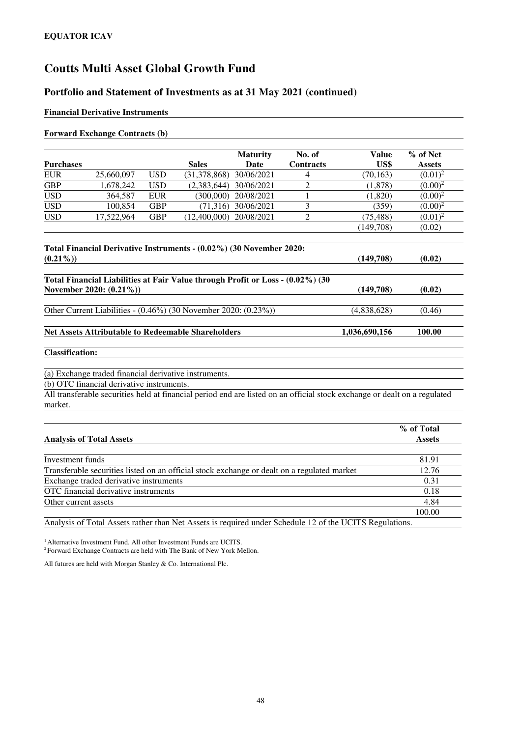**EQUATOR ICAV**

# Coutts Multi Asset Global Growth Fund

## Portfolio and Statement of Investments as at 31 May 2021 (continued)

### Financial Derivative Instruments

**Forward Exchange Contracts (b)**

| Purchases | | | Sales | Maturity Date | No. of Contracts | Value US$ | % of Net Assets |
|---|---|---|---|---|---|---|---|
| EUR | 25,660,097 | USD | (31,378,868) | 30/06/2021 | 4 | (70,163) | (0.01)[2] |
| GBP | 1,678,242 | USD | (2,383,644) | 30/06/2021 | 2 | (1,878) | (0.00)[2] |
| USD | 364,587 | EUR | (300,000) | 20/08/2021 | 1 | (1,820) | (0.00)[2] |
| USD | 100,854 | GBP | (71,316) | 30/06/2021 | 3 | (359) | (0.00)[2] |
| USD | 17,522,964 | GBP | (12,400,000) | 20/08/2021 | 2 | (75,488) | (0.01)[2] |
| | | | | | | (149,708) | (0.02) |

| | Value US$ | % of Net Assets |
|---|---|---|
| **Total Financial Derivative Instruments - (0.02%) (30 November 2020: (0.21%))** | **(149,708)** | **(0.02)** |
| **Total Financial Liabilities at Fair Value through Profit or Loss - (0.02%) (30 November 2020: (0.21%))** | **(149,708)** | **(0.02)** |
| Other Current Liabilities - (0.46%) (30 November 2020: (0.23%)) | (4,838,628) | (0.46) |
| **Net Assets Attributable to Redeemable Shareholders** | **1,036,690,156** | **100.00** |

**Classification:**

(a) Exchange traded financial derivative instruments.

(b) OTC financial derivative instruments.

All transferable securities held at financial period end are listed on an official stock exchange or dealt on a regulated market.

| Analysis of Total Assets | % of Total Assets |
|---|---|
| Investment funds | 81.91 |
| Transferable securities listed on an official stock exchange or dealt on a regulated market | 12.76 |
| Exchange traded derivative instruments | 0.31 |
| OTC financial derivative instruments | 0.18 |
| Other current assets | 4.84 |
| | 100.00 |

Analysis of Total Assets rather than Net Assets is required under Schedule 12 of the UCITS Regulations.

[1] Alternative Investment Fund. All other Investment Funds are UCITS.
[2] Forward Exchange Contracts are held with The Bank of New York Mellon.

All futures are held with Morgan Stanley & Co. International Plc.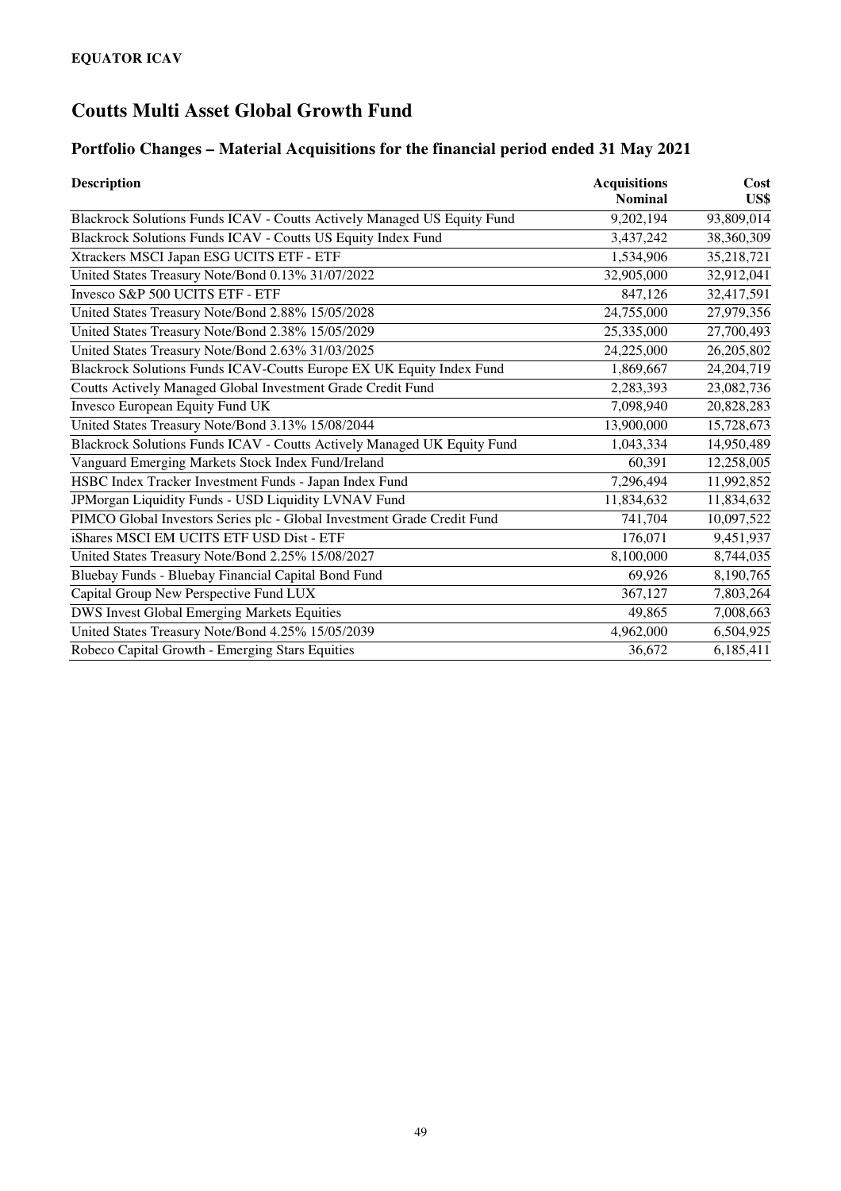**EQUATOR ICAV**

# Coutts Multi Asset Global Growth Fund

## Portfolio Changes – Material Acquisitions for the financial period ended 31 May 2021

| Description | Acquisitions Nominal | Cost US$ |
|---|---|---|
| Blackrock Solutions Funds ICAV - Coutts Actively Managed US Equity Fund | 9,202,194 | 93,809,014 |
| Blackrock Solutions Funds ICAV - Coutts US Equity Index Fund | 3,437,242 | 38,360,309 |
| Xtrackers MSCI Japan ESG UCITS ETF - ETF | 1,534,906 | 35,218,721 |
| United States Treasury Note/Bond 0.13% 31/07/2022 | 32,905,000 | 32,912,041 |
| Invesco S&P 500 UCITS ETF - ETF | 847,126 | 32,417,591 |
| United States Treasury Note/Bond 2.88% 15/05/2028 | 24,755,000 | 27,979,356 |
| United States Treasury Note/Bond 2.38% 15/05/2029 | 25,335,000 | 27,700,493 |
| United States Treasury Note/Bond 2.63% 31/03/2025 | 24,225,000 | 26,205,802 |
| Blackrock Solutions Funds ICAV-Coutts Europe EX UK Equity Index Fund | 1,869,667 | 24,204,719 |
| Coutts Actively Managed Global Investment Grade Credit Fund | 2,283,393 | 23,082,736 |
| Invesco European Equity Fund UK | 7,098,940 | 20,828,283 |
| United States Treasury Note/Bond 3.13% 15/08/2044 | 13,900,000 | 15,728,673 |
| Blackrock Solutions Funds ICAV - Coutts Actively Managed UK Equity Fund | 1,043,334 | 14,950,489 |
| Vanguard Emerging Markets Stock Index Fund/Ireland | 60,391 | 12,258,005 |
| HSBC Index Tracker Investment Funds - Japan Index Fund | 7,296,494 | 11,992,852 |
| JPMorgan Liquidity Funds - USD Liquidity LVNAV Fund | 11,834,632 | 11,834,632 |
| PIMCO Global Investors Series plc - Global Investment Grade Credit Fund | 741,704 | 10,097,522 |
| iShares MSCI EM UCITS ETF USD Dist - ETF | 176,071 | 9,451,937 |
| United States Treasury Note/Bond 2.25% 15/08/2027 | 8,100,000 | 8,744,035 |
| Bluebay Funds - Bluebay Financial Capital Bond Fund | 69,926 | 8,190,765 |
| Capital Group New Perspective Fund LUX | 367,127 | 7,803,264 |
| DWS Invest Global Emerging Markets Equities | 49,865 | 7,008,663 |
| United States Treasury Note/Bond 4.25% 15/05/2039 | 4,962,000 | 6,504,925 |
| Robeco Capital Growth - Emerging Stars Equities | 36,672 | 6,185,411 |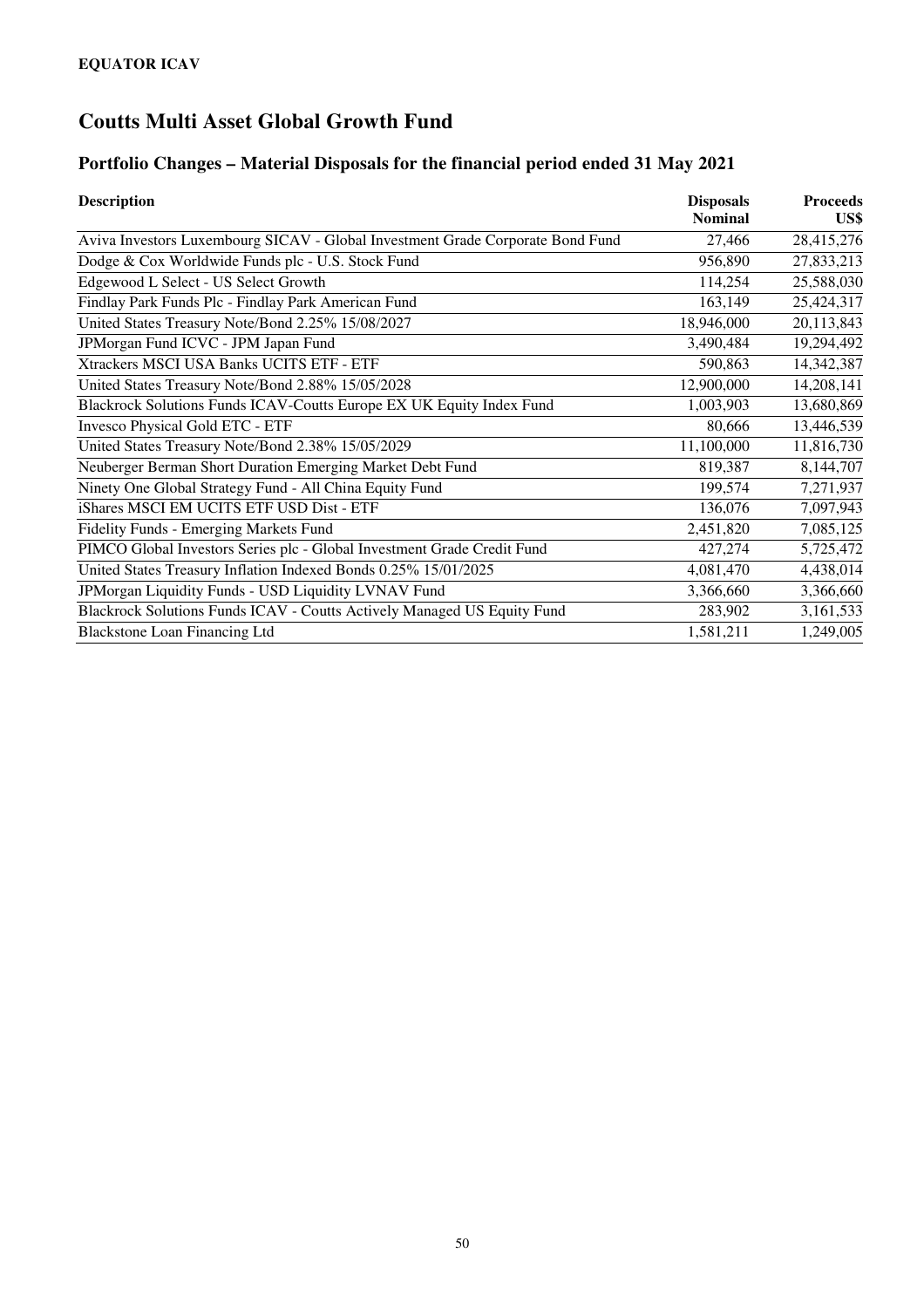**EQUATOR ICAV**

# Coutts Multi Asset Global Growth Fund

## Portfolio Changes – Material Disposals for the financial period ended 31 May 2021

| Description | Disposals Nominal | Proceeds US$ |
|---|---|---|
| Aviva Investors Luxembourg SICAV - Global Investment Grade Corporate Bond Fund | 27,466 | 28,415,276 |
| Dodge & Cox Worldwide Funds plc - U.S. Stock Fund | 956,890 | 27,833,213 |
| Edgewood L Select - US Select Growth | 114,254 | 25,588,030 |
| Findlay Park Funds Plc - Findlay Park American Fund | 163,149 | 25,424,317 |
| United States Treasury Note/Bond 2.25% 15/08/2027 | 18,946,000 | 20,113,843 |
| JPMorgan Fund ICVC - JPM Japan Fund | 3,490,484 | 19,294,492 |
| Xtrackers MSCI USA Banks UCITS ETF - ETF | 590,863 | 14,342,387 |
| United States Treasury Note/Bond 2.88% 15/05/2028 | 12,900,000 | 14,208,141 |
| Blackrock Solutions Funds ICAV-Coutts Europe EX UK Equity Index Fund | 1,003,903 | 13,680,869 |
| Invesco Physical Gold ETC - ETF | 80,666 | 13,446,539 |
| United States Treasury Note/Bond 2.38% 15/05/2029 | 11,100,000 | 11,816,730 |
| Neuberger Berman Short Duration Emerging Market Debt Fund | 819,387 | 8,144,707 |
| Ninety One Global Strategy Fund - All China Equity Fund | 199,574 | 7,271,937 |
| iShares MSCI EM UCITS ETF USD Dist - ETF | 136,076 | 7,097,943 |
| Fidelity Funds - Emerging Markets Fund | 2,451,820 | 7,085,125 |
| PIMCO Global Investors Series plc - Global Investment Grade Credit Fund | 427,274 | 5,725,472 |
| United States Treasury Inflation Indexed Bonds 0.25% 15/01/2025 | 4,081,470 | 4,438,014 |
| JPMorgan Liquidity Funds - USD Liquidity LVNAV Fund | 3,366,660 | 3,366,660 |
| Blackrock Solutions Funds ICAV - Coutts Actively Managed US Equity Fund | 283,902 | 3,161,533 |
| Blackstone Loan Financing Ltd | 1,581,211 | 1,249,005 |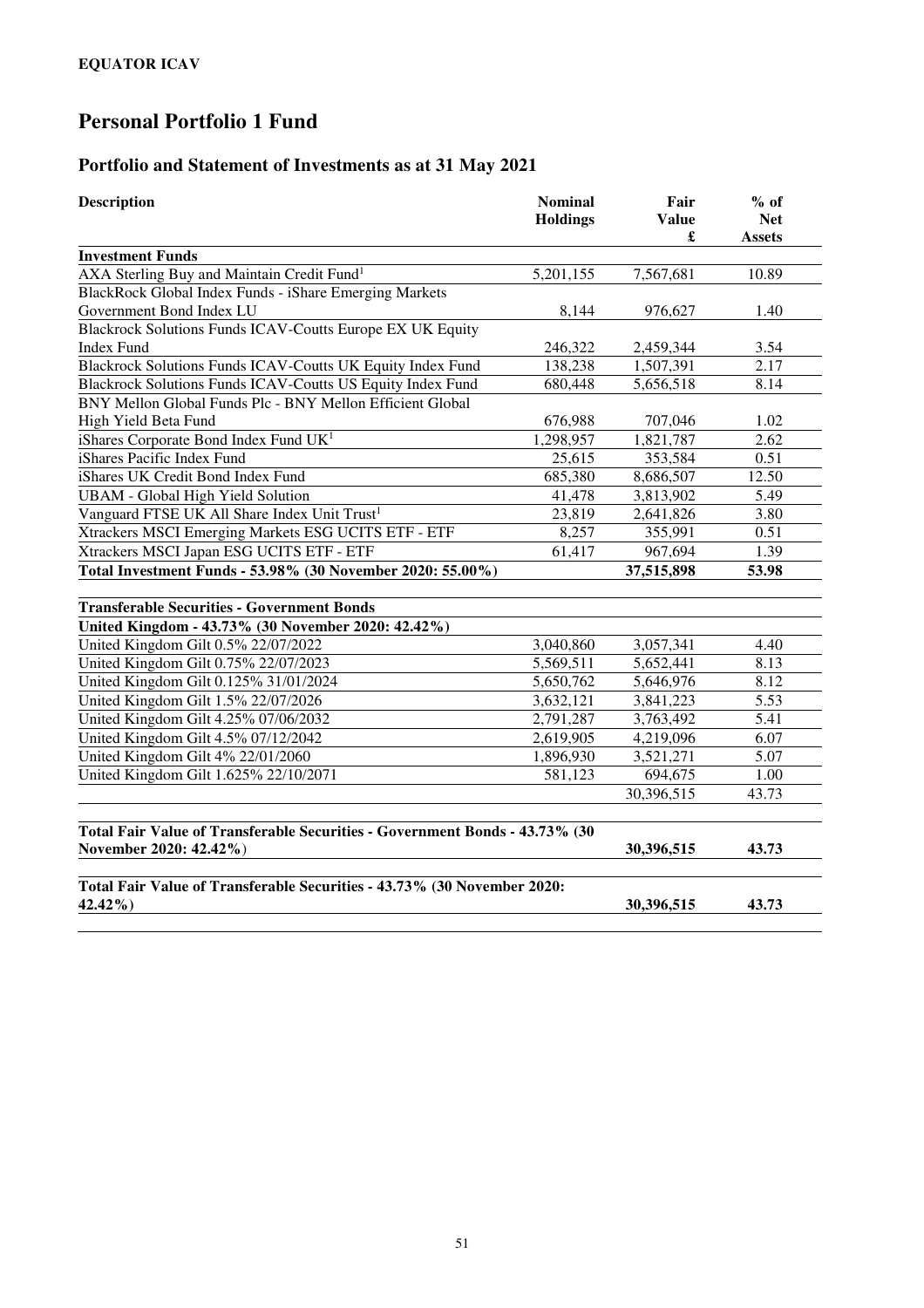**EQUATOR ICAV**

# Personal Portfolio 1 Fund

## Portfolio and Statement of Investments as at 31 May 2021

| Description | Nominal Holdings | Fair Value £ | % of Net Assets |
|---|---|---|---|
| **Investment Funds** | | | |
| AXA Sterling Buy and Maintain Credit Fund[1] | 5,201,155 | 7,567,681 | 10.89 |
| BlackRock Global Index Funds - iShare Emerging Markets Government Bond Index LU | 8,144 | 976,627 | 1.40 |
| Blackrock Solutions Funds ICAV-Coutts Europe EX UK Equity Index Fund | 246,322 | 2,459,344 | 3.54 |
| Blackrock Solutions Funds ICAV-Coutts UK Equity Index Fund | 138,238 | 1,507,391 | 2.17 |
| Blackrock Solutions Funds ICAV-Coutts US Equity Index Fund | 680,448 | 5,656,518 | 8.14 |
| BNY Mellon Global Funds Plc - BNY Mellon Efficient Global High Yield Beta Fund | 676,988 | 707,046 | 1.02 |
| iShares Corporate Bond Index Fund UK[1] | 1,298,957 | 1,821,787 | 2.62 |
| iShares Pacific Index Fund | 25,615 | 353,584 | 0.51 |
| iShares UK Credit Bond Index Fund | 685,380 | 8,686,507 | 12.50 |
| UBAM - Global High Yield Solution | 41,478 | 3,813,902 | 5.49 |
| Vanguard FTSE UK All Share Index Unit Trust[1] | 23,819 | 2,641,826 | 3.80 |
| Xtrackers MSCI Emerging Markets ESG UCITS ETF - ETF | 8,257 | 355,991 | 0.51 |
| Xtrackers MSCI Japan ESG UCITS ETF - ETF | 61,417 | 967,694 | 1.39 |
| **Total Investment Funds - 53.98% (30 November 2020: 55.00%)** | | **37,515,898** | **53.98** |
| | | | |
| **Transferable Securities - Government Bonds** | | | |
| **United Kingdom - 43.73% (30 November 2020: 42.42%)** | | | |
| United Kingdom Gilt 0.5% 22/07/2022 | 3,040,860 | 3,057,341 | 4.40 |
| United Kingdom Gilt 0.75% 22/07/2023 | 5,569,511 | 5,652,441 | 8.13 |
| United Kingdom Gilt 0.125% 31/01/2024 | 5,650,762 | 5,646,976 | 8.12 |
| United Kingdom Gilt 1.5% 22/07/2026 | 3,632,121 | 3,841,223 | 5.53 |
| United Kingdom Gilt 4.25% 07/06/2032 | 2,791,287 | 3,763,492 | 5.41 |
| United Kingdom Gilt 4.5% 07/12/2042 | 2,619,905 | 4,219,096 | 6.07 |
| United Kingdom Gilt 4% 22/01/2060 | 1,896,930 | 3,521,271 | 5.07 |
| United Kingdom Gilt 1.625% 22/10/2071 | 581,123 | 694,675 | 1.00 |
| | | 30,396,515 | 43.73 |
| | | | |
| **Total Fair Value of Transferable Securities - Government Bonds - 43.73% (30 November 2020: 42.42%)** | | **30,396,515** | **43.73** |
| | | | |
| **Total Fair Value of Transferable Securities - 43.73% (30 November 2020: 42.42%)** | | **30,396,515** | **43.73** |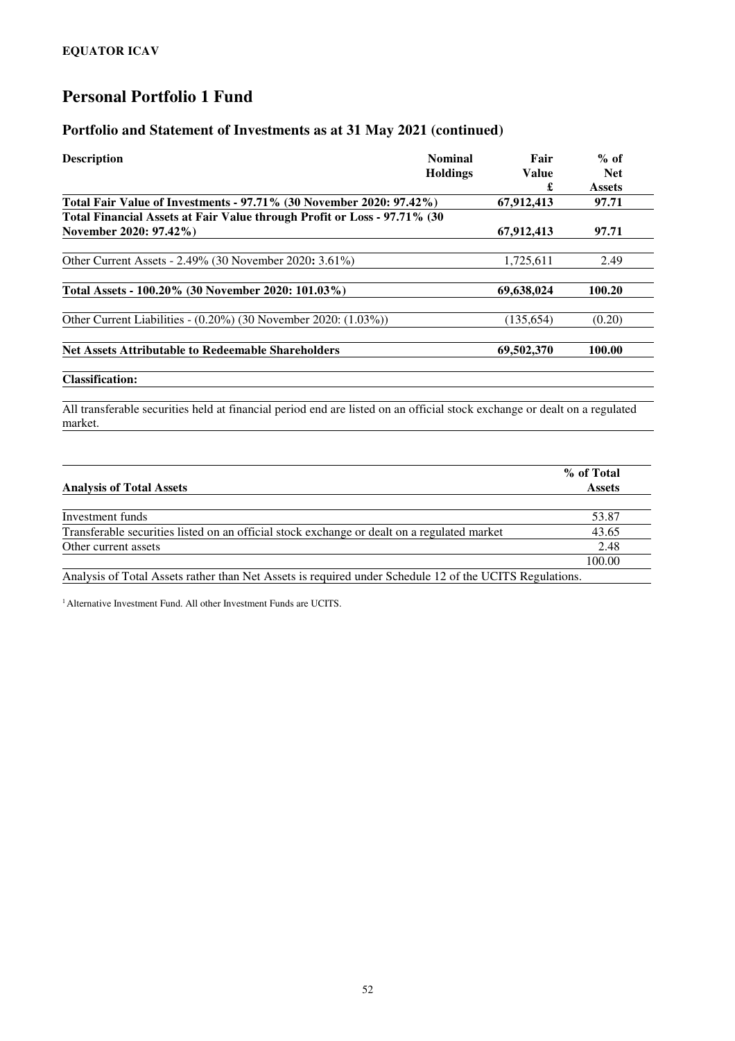# Personal Portfolio 1 Fund

## Portfolio and Statement of Investments as at 31 May 2021 (continued)

| Description | Nominal Holdings | Fair Value £ | % of Net Assets |
|---|---|---|---|
| **Total Fair Value of Investments - 97.71% (30 November 2020: 97.42%)** | | **67,912,413** | **97.71** |
| **Total Financial Assets at Fair Value through Profit or Loss - 97.71% (30 November 2020: 97.42%)** | | **67,912,413** | **97.71** |
| Other Current Assets - 2.49% (30 November 2020: 3.61%) | | 1,725,611 | 2.49 |
| **Total Assets - 100.20% (30 November 2020: 101.03%)** | | **69,638,024** | **100.20** |
| Other Current Liabilities - (0.20%) (30 November 2020: (1.03%)) | | (135,654) | (0.20) |
| **Net Assets Attributable to Redeemable Shareholders** | | **69,502,370** | **100.00** |

**Classification:**

All transferable securities held at financial period end are listed on an official stock exchange or dealt on a regulated market.

| Analysis of Total Assets | % of Total Assets |
|---|---|
| Investment funds | 53.87 |
| Transferable securities listed on an official stock exchange or dealt on a regulated market | 43.65 |
| Other current assets | 2.48 |
| | 100.00 |

Analysis of Total Assets rather than Net Assets is required under Schedule 12 of the UCITS Regulations.

[1] Alternative Investment Fund. All other Investment Funds are UCITS.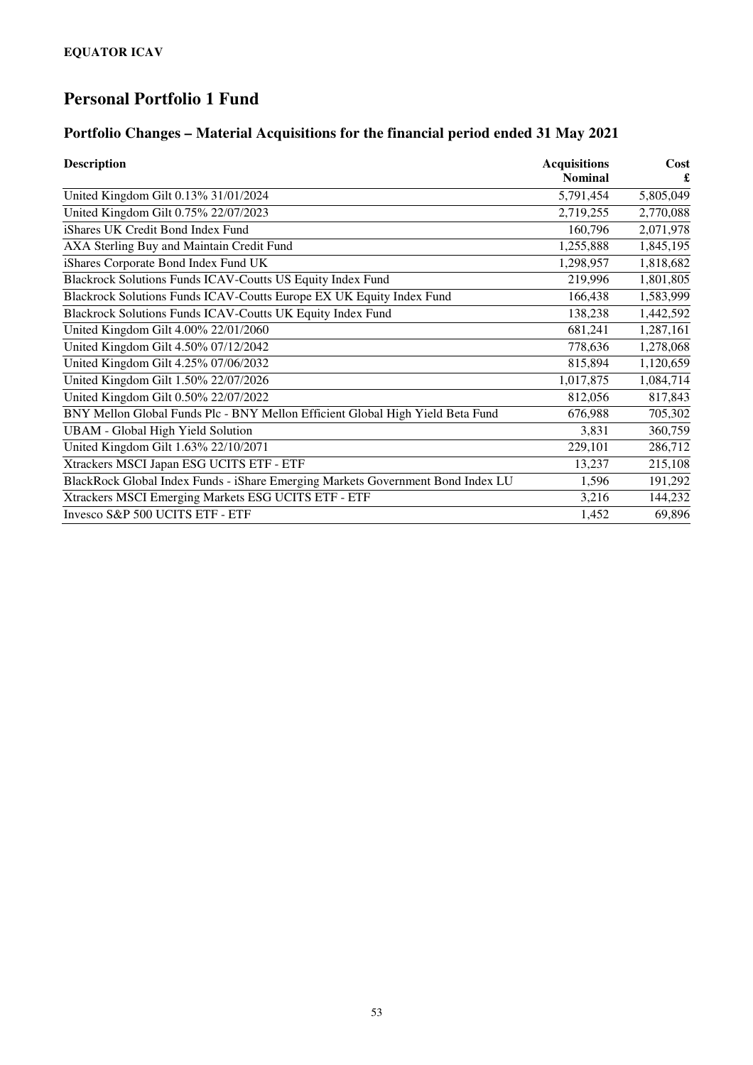**EQUATOR ICAV**

# Personal Portfolio 1 Fund

## Portfolio Changes – Material Acquisitions for the financial period ended 31 May 2021

| Description | Acquisitions Nominal | Cost £ |
|---|---|---|
| United Kingdom Gilt 0.13% 31/01/2024 | 5,791,454 | 5,805,049 |
| United Kingdom Gilt 0.75% 22/07/2023 | 2,719,255 | 2,770,088 |
| iShares UK Credit Bond Index Fund | 160,796 | 2,071,978 |
| AXA Sterling Buy and Maintain Credit Fund | 1,255,888 | 1,845,195 |
| iShares Corporate Bond Index Fund UK | 1,298,957 | 1,818,682 |
| Blackrock Solutions Funds ICAV-Coutts US Equity Index Fund | 219,996 | 1,801,805 |
| Blackrock Solutions Funds ICAV-Coutts Europe EX UK Equity Index Fund | 166,438 | 1,583,999 |
| Blackrock Solutions Funds ICAV-Coutts UK Equity Index Fund | 138,238 | 1,442,592 |
| United Kingdom Gilt 4.00% 22/01/2060 | 681,241 | 1,287,161 |
| United Kingdom Gilt 4.50% 07/12/2042 | 778,636 | 1,278,068 |
| United Kingdom Gilt 4.25% 07/06/2032 | 815,894 | 1,120,659 |
| United Kingdom Gilt 1.50% 22/07/2026 | 1,017,875 | 1,084,714 |
| United Kingdom Gilt 0.50% 22/07/2022 | 812,056 | 817,843 |
| BNY Mellon Global Funds Plc - BNY Mellon Efficient Global High Yield Beta Fund | 676,988 | 705,302 |
| UBAM - Global High Yield Solution | 3,831 | 360,759 |
| United Kingdom Gilt 1.63% 22/10/2071 | 229,101 | 286,712 |
| Xtrackers MSCI Japan ESG UCITS ETF - ETF | 13,237 | 215,108 |
| BlackRock Global Index Funds - iShare Emerging Markets Government Bond Index LU | 1,596 | 191,292 |
| Xtrackers MSCI Emerging Markets ESG UCITS ETF - ETF | 3,216 | 144,232 |
| Invesco S&P 500 UCITS ETF - ETF | 1,452 | 69,896 |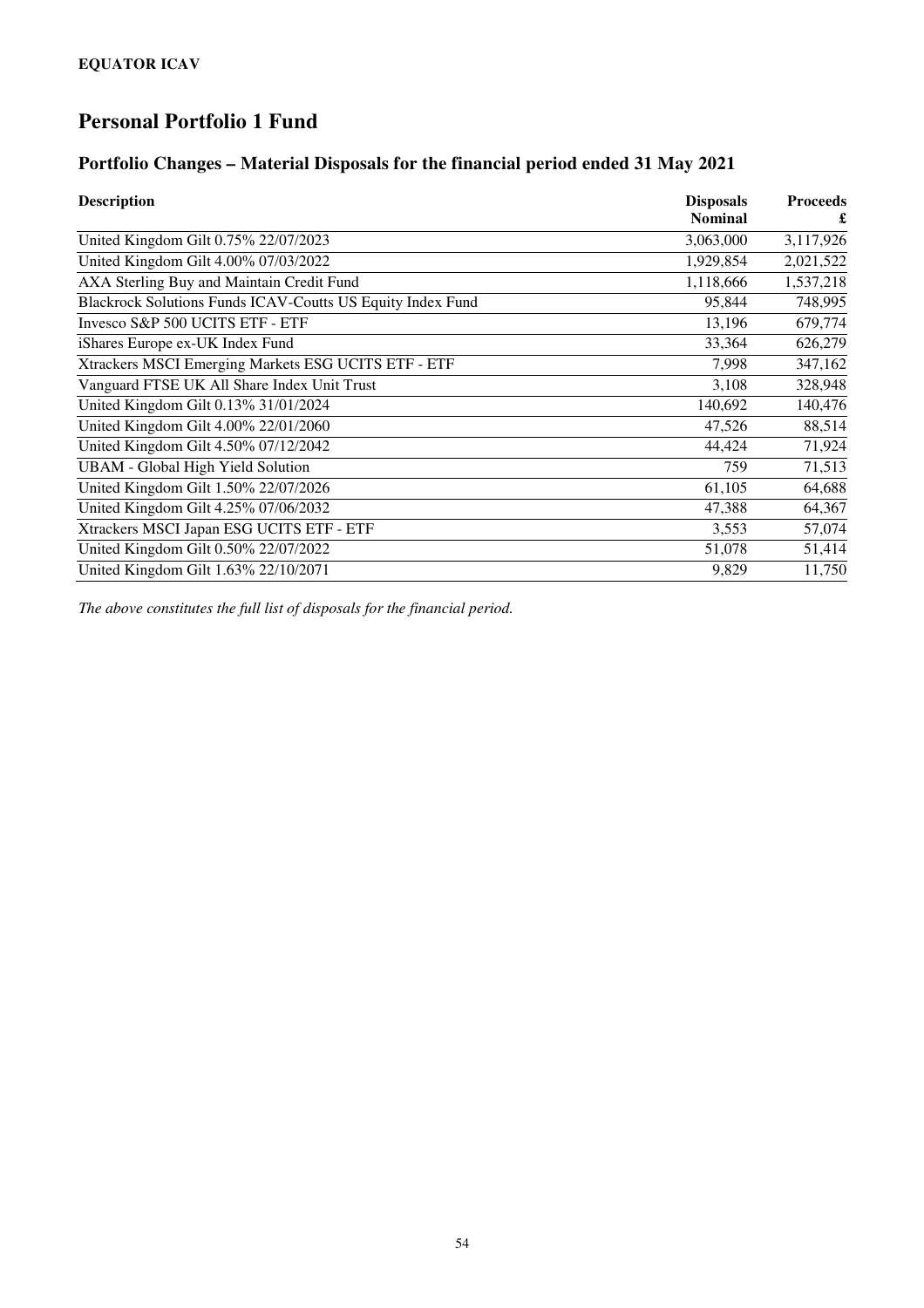**EQUATOR ICAV**

# Personal Portfolio 1 Fund

## Portfolio Changes – Material Disposals for the financial period ended 31 May 2021

| Description | Disposals Nominal | Proceeds £ |
|---|---|---|
| United Kingdom Gilt 0.75% 22/07/2023 | 3,063,000 | 3,117,926 |
| United Kingdom Gilt 4.00% 07/03/2022 | 1,929,854 | 2,021,522 |
| AXA Sterling Buy and Maintain Credit Fund | 1,118,666 | 1,537,218 |
| Blackrock Solutions Funds ICAV-Coutts US Equity Index Fund | 95,844 | 748,995 |
| Invesco S&P 500 UCITS ETF - ETF | 13,196 | 679,774 |
| iShares Europe ex-UK Index Fund | 33,364 | 626,279 |
| Xtrackers MSCI Emerging Markets ESG UCITS ETF - ETF | 7,998 | 347,162 |
| Vanguard FTSE UK All Share Index Unit Trust | 3,108 | 328,948 |
| United Kingdom Gilt 0.13% 31/01/2024 | 140,692 | 140,476 |
| United Kingdom Gilt 4.00% 22/01/2060 | 47,526 | 88,514 |
| United Kingdom Gilt 4.50% 07/12/2042 | 44,424 | 71,924 |
| UBAM - Global High Yield Solution | 759 | 71,513 |
| United Kingdom Gilt 1.50% 22/07/2026 | 61,105 | 64,688 |
| United Kingdom Gilt 4.25% 07/06/2032 | 47,388 | 64,367 |
| Xtrackers MSCI Japan ESG UCITS ETF - ETF | 3,553 | 57,074 |
| United Kingdom Gilt 0.50% 22/07/2022 | 51,078 | 51,414 |
| United Kingdom Gilt 1.63% 22/10/2071 | 9,829 | 11,750 |

*The above constitutes the full list of disposals for the financial period.*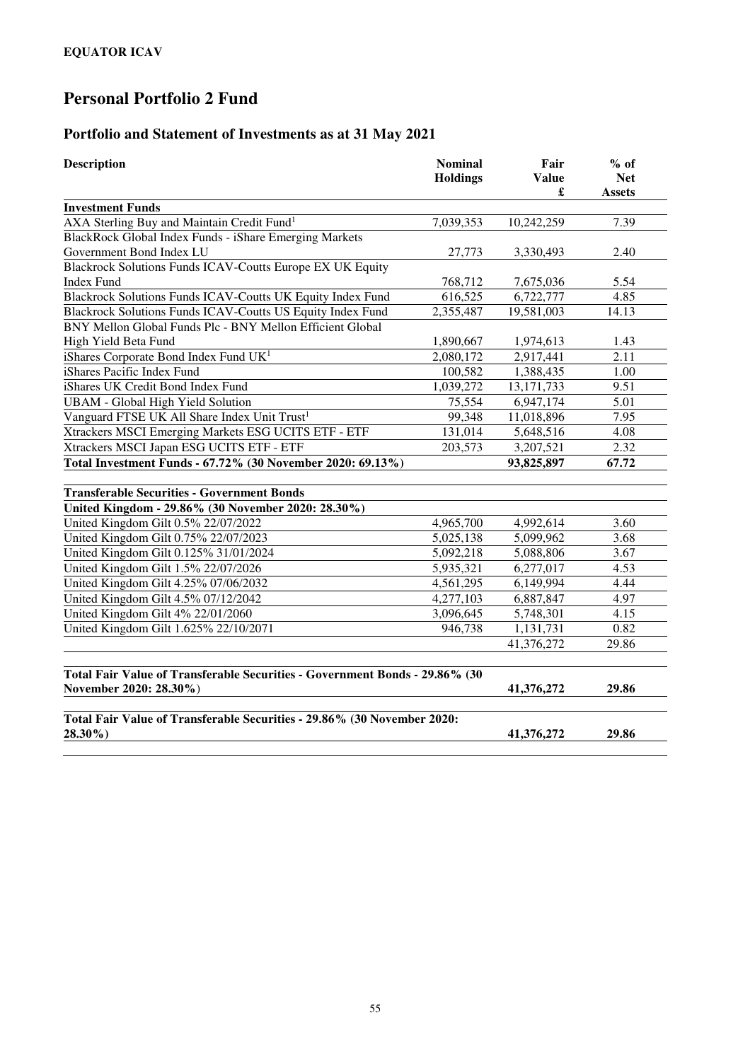**EQUATOR ICAV**

# Personal Portfolio 2 Fund

## Portfolio and Statement of Investments as at 31 May 2021

| Description | Nominal Holdings | Fair Value £ | % of Net Assets |
|---|---|---|---|
| **Investment Funds** | | | |
| AXA Sterling Buy and Maintain Credit Fund[1] | 7,039,353 | 10,242,259 | 7.39 |
| BlackRock Global Index Funds - iShare Emerging Markets Government Bond Index LU | 27,773 | 3,330,493 | 2.40 |
| Blackrock Solutions Funds ICAV-Coutts Europe EX UK Equity Index Fund | 768,712 | 7,675,036 | 5.54 |
| Blackrock Solutions Funds ICAV-Coutts UK Equity Index Fund | 616,525 | 6,722,777 | 4.85 |
| Blackrock Solutions Funds ICAV-Coutts US Equity Index Fund | 2,355,487 | 19,581,003 | 14.13 |
| BNY Mellon Global Funds Plc - BNY Mellon Efficient Global High Yield Beta Fund | 1,890,667 | 1,974,613 | 1.43 |
| iShares Corporate Bond Index Fund UK[1] | 2,080,172 | 2,917,441 | 2.11 |
| iShares Pacific Index Fund | 100,582 | 1,388,435 | 1.00 |
| iShares UK Credit Bond Index Fund | 1,039,272 | 13,171,733 | 9.51 |
| UBAM - Global High Yield Solution | 75,554 | 6,947,174 | 5.01 |
| Vanguard FTSE UK All Share Index Unit Trust[1] | 99,348 | 11,018,896 | 7.95 |
| Xtrackers MSCI Emerging Markets ESG UCITS ETF - ETF | 131,014 | 5,648,516 | 4.08 |
| Xtrackers MSCI Japan ESG UCITS ETF - ETF | 203,573 | 3,207,521 | 2.32 |
| **Total Investment Funds - 67.72% (30 November 2020: 69.13%)** | | **93,825,897** | **67.72** |
| | | | |
| **Transferable Securities - Government Bonds** | | | |
| **United Kingdom - 29.86% (30 November 2020: 28.30%)** | | | |
| United Kingdom Gilt 0.5% 22/07/2022 | 4,965,700 | 4,992,614 | 3.60 |
| United Kingdom Gilt 0.75% 22/07/2023 | 5,025,138 | 5,099,962 | 3.68 |
| United Kingdom Gilt 0.125% 31/01/2024 | 5,092,218 | 5,088,806 | 3.67 |
| United Kingdom Gilt 1.5% 22/07/2026 | 5,935,321 | 6,277,017 | 4.53 |
| United Kingdom Gilt 4.25% 07/06/2032 | 4,561,295 | 6,149,994 | 4.44 |
| United Kingdom Gilt 4.5% 07/12/2042 | 4,277,103 | 6,887,847 | 4.97 |
| United Kingdom Gilt 4% 22/01/2060 | 3,096,645 | 5,748,301 | 4.15 |
| United Kingdom Gilt 1.625% 22/10/2071 | 946,738 | 1,131,731 | 0.82 |
| | | 41,376,272 | 29.86 |
| | | | |
| **Total Fair Value of Transferable Securities - Government Bonds - 29.86% (30 November 2020: 28.30%)** | | **41,376,272** | **29.86** |
| | | | |
| **Total Fair Value of Transferable Securities - 29.86% (30 November 2020: 28.30%)** | | **41,376,272** | **29.86** |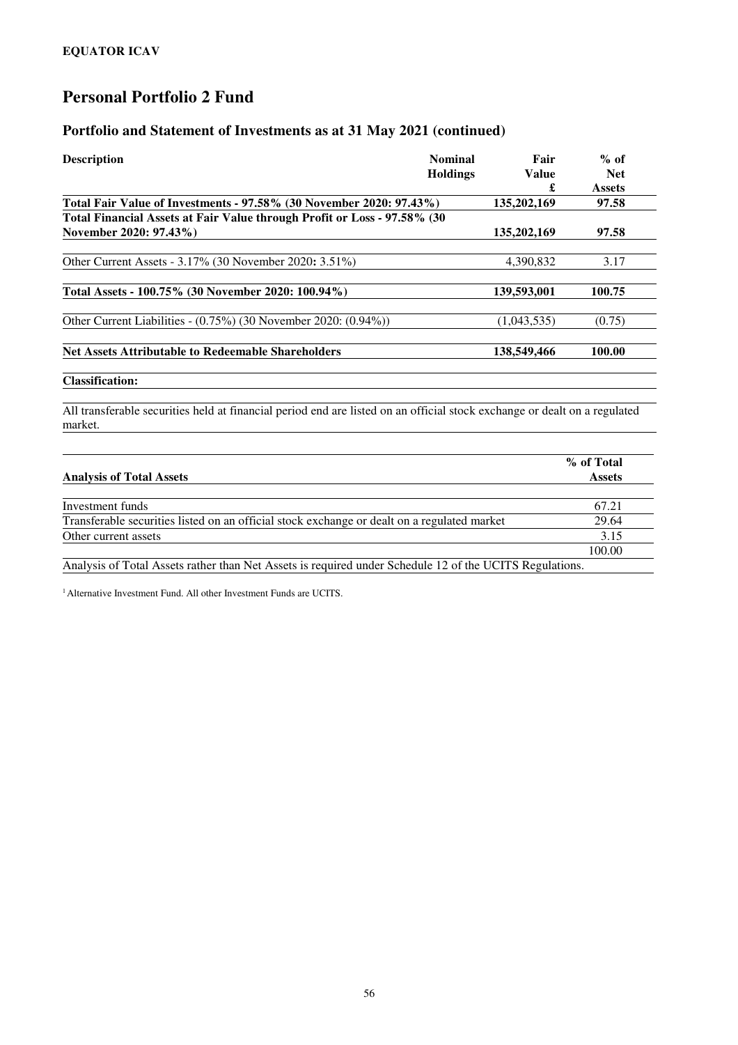**EQUATOR ICAV**

# Personal Portfolio 2 Fund

## Portfolio and Statement of Investments as at 31 May 2021 (continued)

| Description | Nominal Holdings | Fair Value £ | % of Net Assets |
|---|---|---|---|
| **Total Fair Value of Investments - 97.58% (30 November 2020: 97.43%)** | | **135,202,169** | **97.58** |
| **Total Financial Assets at Fair Value through Profit or Loss - 97.58% (30 November 2020: 97.43%)** | | **135,202,169** | **97.58** |
| Other Current Assets - 3.17% (30 November 2020**:** 3.51%) | | 4,390,832 | 3.17 |
| **Total Assets - 100.75% (30 November 2020: 100.94%)** | | **139,593,001** | **100.75** |
| Other Current Liabilities - (0.75%) (30 November 2020: (0.94%)) | | (1,043,535) | (0.75) |
| **Net Assets Attributable to Redeemable Shareholders** | | **138,549,466** | **100.00** |

**Classification:**

All transferable securities held at financial period end are listed on an official stock exchange or dealt on a regulated market.

| Analysis of Total Assets | % of Total Assets |
|---|---|
| Investment funds | 67.21 |
| Transferable securities listed on an official stock exchange or dealt on a regulated market | 29.64 |
| Other current assets | 3.15 |
| | 100.00 |

Analysis of Total Assets rather than Net Assets is required under Schedule 12 of the UCITS Regulations.

[1] Alternative Investment Fund. All other Investment Funds are UCITS.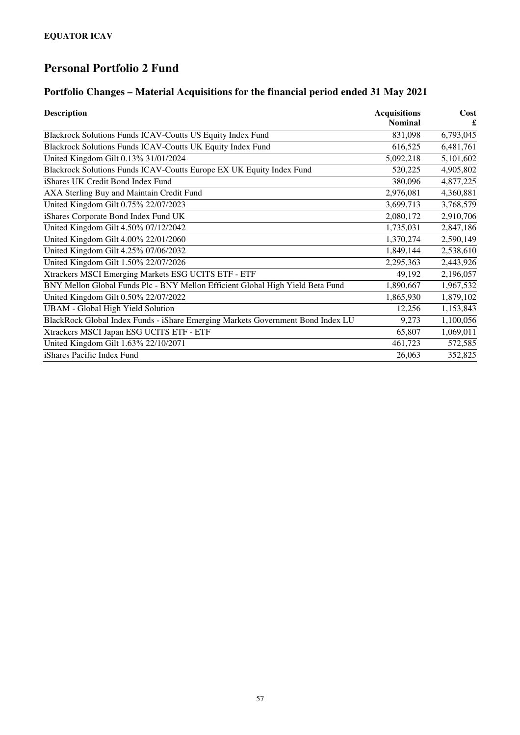**EQUATOR ICAV**

# Personal Portfolio 2 Fund

## Portfolio Changes – Material Acquisitions for the financial period ended 31 May 2021

| Description | Acquisitions Nominal | Cost £ |
|---|---|---|
| Blackrock Solutions Funds ICAV-Coutts US Equity Index Fund | 831,098 | 6,793,045 |
| Blackrock Solutions Funds ICAV-Coutts UK Equity Index Fund | 616,525 | 6,481,761 |
| United Kingdom Gilt 0.13% 31/01/2024 | 5,092,218 | 5,101,602 |
| Blackrock Solutions Funds ICAV-Coutts Europe EX UK Equity Index Fund | 520,225 | 4,905,802 |
| iShares UK Credit Bond Index Fund | 380,096 | 4,877,225 |
| AXA Sterling Buy and Maintain Credit Fund | 2,976,081 | 4,360,881 |
| United Kingdom Gilt 0.75% 22/07/2023 | 3,699,713 | 3,768,579 |
| iShares Corporate Bond Index Fund UK | 2,080,172 | 2,910,706 |
| United Kingdom Gilt 4.50% 07/12/2042 | 1,735,031 | 2,847,186 |
| United Kingdom Gilt 4.00% 22/01/2060 | 1,370,274 | 2,590,149 |
| United Kingdom Gilt 4.25% 07/06/2032 | 1,849,144 | 2,538,610 |
| United Kingdom Gilt 1.50% 22/07/2026 | 2,295,363 | 2,443,926 |
| Xtrackers MSCI Emerging Markets ESG UCITS ETF - ETF | 49,192 | 2,196,057 |
| BNY Mellon Global Funds Plc - BNY Mellon Efficient Global High Yield Beta Fund | 1,890,667 | 1,967,532 |
| United Kingdom Gilt 0.50% 22/07/2022 | 1,865,930 | 1,879,102 |
| UBAM - Global High Yield Solution | 12,256 | 1,153,843 |
| BlackRock Global Index Funds - iShare Emerging Markets Government Bond Index LU | 9,273 | 1,100,056 |
| Xtrackers MSCI Japan ESG UCITS ETF - ETF | 65,807 | 1,069,011 |
| United Kingdom Gilt 1.63% 22/10/2071 | 461,723 | 572,585 |
| iShares Pacific Index Fund | 26,063 | 352,825 |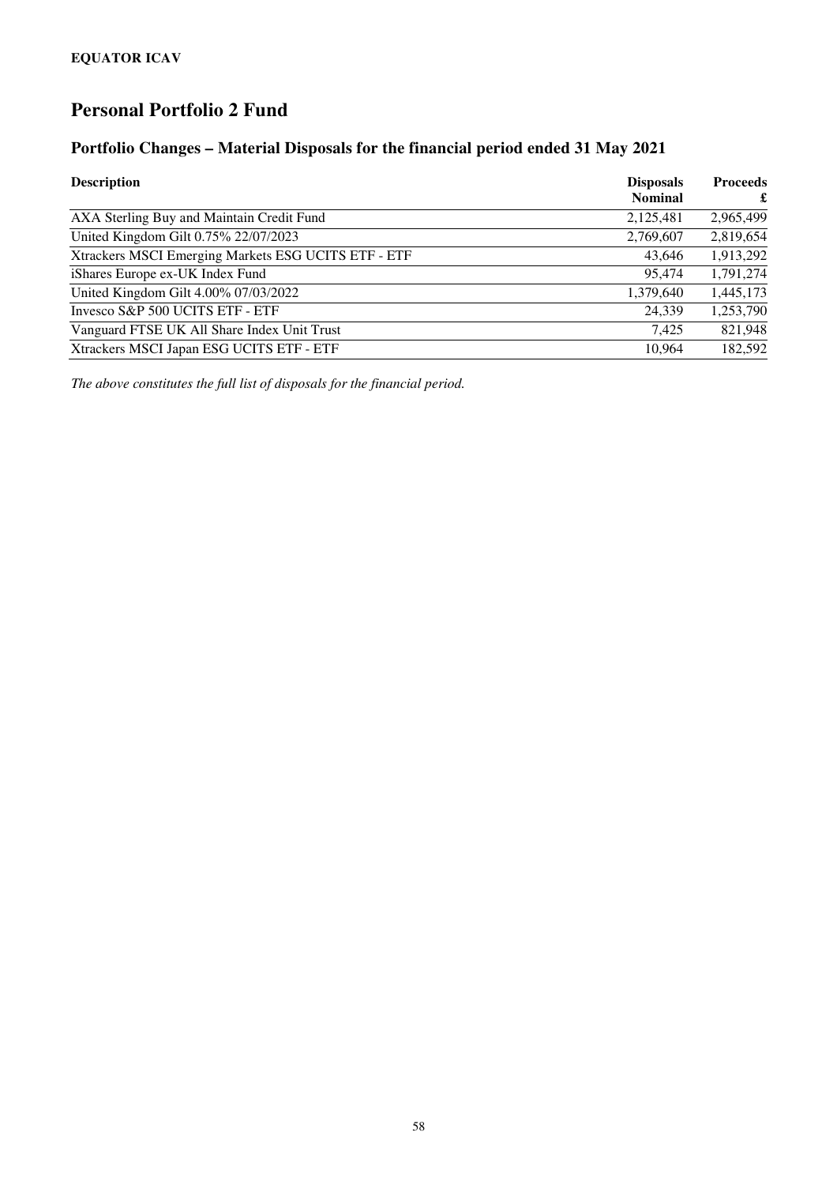**EQUATOR ICAV**

# Personal Portfolio 2 Fund

## Portfolio Changes – Material Disposals for the financial period ended 31 May 2021

| Description | Disposals Nominal | Proceeds £ |
|---|---|---|
| AXA Sterling Buy and Maintain Credit Fund | 2,125,481 | 2,965,499 |
| United Kingdom Gilt 0.75% 22/07/2023 | 2,769,607 | 2,819,654 |
| Xtrackers MSCI Emerging Markets ESG UCITS ETF - ETF | 43,646 | 1,913,292 |
| iShares Europe ex-UK Index Fund | 95,474 | 1,791,274 |
| United Kingdom Gilt 4.00% 07/03/2022 | 1,379,640 | 1,445,173 |
| Invesco S&P 500 UCITS ETF - ETF | 24,339 | 1,253,790 |
| Vanguard FTSE UK All Share Index Unit Trust | 7,425 | 821,948 |
| Xtrackers MSCI Japan ESG UCITS ETF - ETF | 10,964 | 182,592 |

*The above constitutes the full list of disposals for the financial period.*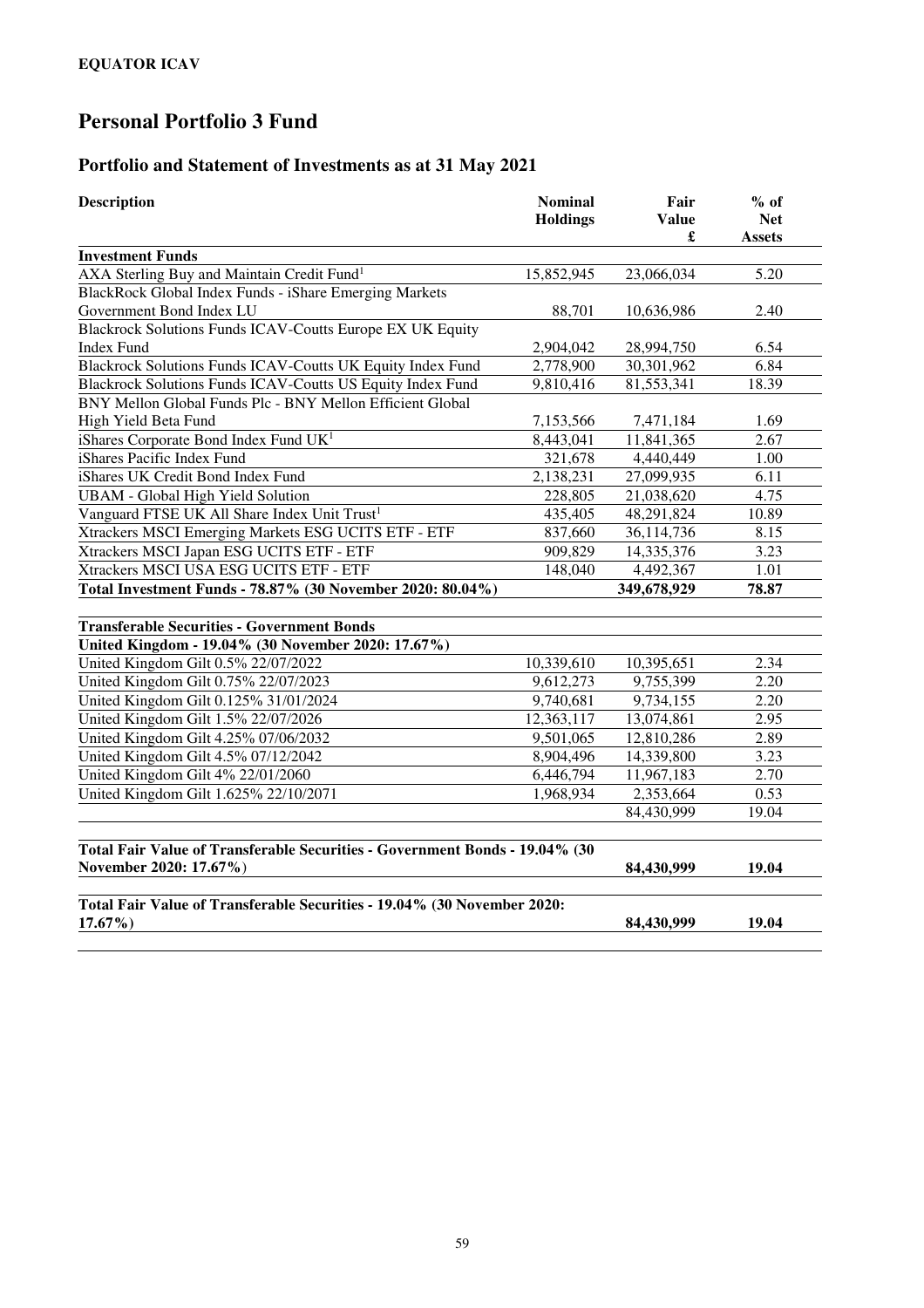**EQUATOR ICAV**

# Personal Portfolio 3 Fund

## Portfolio and Statement of Investments as at 31 May 2021

| Description | Nominal Holdings | Fair Value £ | % of Net Assets |
|---|---|---|---|
| **Investment Funds** | | | |
| AXA Sterling Buy and Maintain Credit Fund[1] | 15,852,945 | 23,066,034 | 5.20 |
| BlackRock Global Index Funds - iShare Emerging Markets Government Bond Index LU | 88,701 | 10,636,986 | 2.40 |
| Blackrock Solutions Funds ICAV-Coutts Europe EX UK Equity Index Fund | 2,904,042 | 28,994,750 | 6.54 |
| Blackrock Solutions Funds ICAV-Coutts UK Equity Index Fund | 2,778,900 | 30,301,962 | 6.84 |
| Blackrock Solutions Funds ICAV-Coutts US Equity Index Fund | 9,810,416 | 81,553,341 | 18.39 |
| BNY Mellon Global Funds Plc - BNY Mellon Efficient Global High Yield Beta Fund | 7,153,566 | 7,471,184 | 1.69 |
| iShares Corporate Bond Index Fund UK[1] | 8,443,041 | 11,841,365 | 2.67 |
| iShares Pacific Index Fund | 321,678 | 4,440,449 | 1.00 |
| iShares UK Credit Bond Index Fund | 2,138,231 | 27,099,935 | 6.11 |
| UBAM - Global High Yield Solution | 228,805 | 21,038,620 | 4.75 |
| Vanguard FTSE UK All Share Index Unit Trust[1] | 435,405 | 48,291,824 | 10.89 |
| Xtrackers MSCI Emerging Markets ESG UCITS ETF - ETF | 837,660 | 36,114,736 | 8.15 |
| Xtrackers MSCI Japan ESG UCITS ETF - ETF | 909,829 | 14,335,376 | 3.23 |
| Xtrackers MSCI USA ESG UCITS ETF - ETF | 148,040 | 4,492,367 | 1.01 |
| **Total Investment Funds - 78.87% (30 November 2020: 80.04%)** | | **349,678,929** | **78.87** |
| | | | |
| **Transferable Securities - Government Bonds** | | | |
| **United Kingdom - 19.04% (30 November 2020: 17.67%)** | | | |
| United Kingdom Gilt 0.5% 22/07/2022 | 10,339,610 | 10,395,651 | 2.34 |
| United Kingdom Gilt 0.75% 22/07/2023 | 9,612,273 | 9,755,399 | 2.20 |
| United Kingdom Gilt 0.125% 31/01/2024 | 9,740,681 | 9,734,155 | 2.20 |
| United Kingdom Gilt 1.5% 22/07/2026 | 12,363,117 | 13,074,861 | 2.95 |
| United Kingdom Gilt 4.25% 07/06/2032 | 9,501,065 | 12,810,286 | 2.89 |
| United Kingdom Gilt 4.5% 07/12/2042 | 8,904,496 | 14,339,800 | 3.23 |
| United Kingdom Gilt 4% 22/01/2060 | 6,446,794 | 11,967,183 | 2.70 |
| United Kingdom Gilt 1.625% 22/10/2071 | 1,968,934 | 2,353,664 | 0.53 |
| | | 84,430,999 | 19.04 |
| | | | |
| **Total Fair Value of Transferable Securities - Government Bonds - 19.04% (30 November 2020: 17.67%)** | | **84,430,999** | **19.04** |
| | | | |
| **Total Fair Value of Transferable Securities - 19.04% (30 November 2020: 17.67%)** | | **84,430,999** | **19.04** |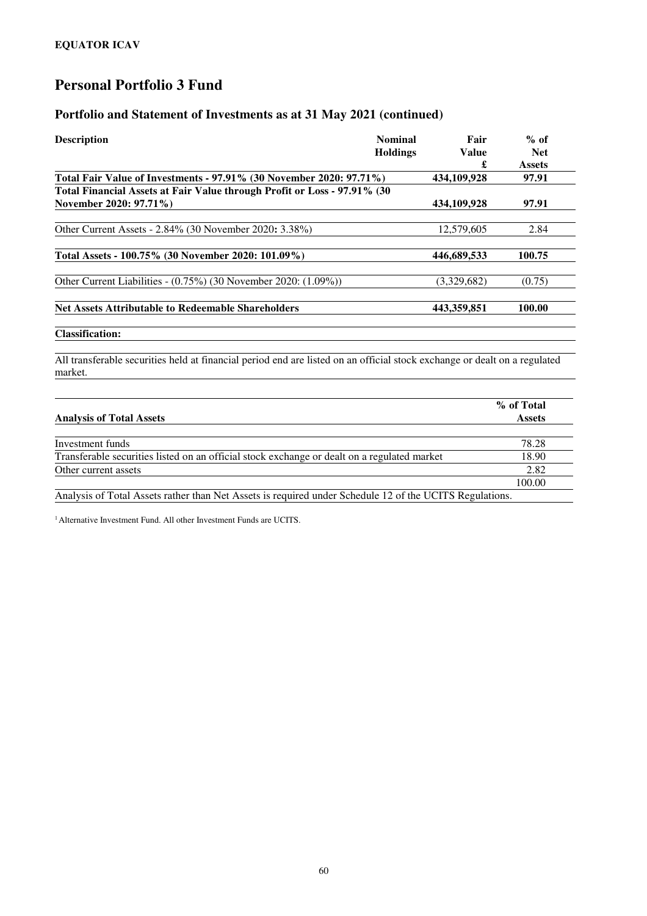**EQUATOR ICAV**

# Personal Portfolio 3 Fund

## Portfolio and Statement of Investments as at 31 May 2021 (continued)

| Description | Nominal Holdings | Fair Value £ | % of Net Assets |
|---|---|---|---|
| **Total Fair Value of Investments - 97.91% (30 November 2020: 97.71%)** | | **434,109,928** | **97.91** |
| **Total Financial Assets at Fair Value through Profit or Loss - 97.91% (30 November 2020: 97.71%)** | | **434,109,928** | **97.91** |
| Other Current Assets - 2.84% (30 November 2020**:** 3.38%) | | 12,579,605 | 2.84 |
| **Total Assets - 100.75% (30 November 2020: 101.09%)** | | **446,689,533** | **100.75** |
| Other Current Liabilities - (0.75%) (30 November 2020: (1.09%)) | | (3,329,682) | (0.75) |
| **Net Assets Attributable to Redeemable Shareholders** | | **443,359,851** | **100.00** |

**Classification:**

All transferable securities held at financial period end are listed on an official stock exchange or dealt on a regulated market.

| Analysis of Total Assets | % of Total Assets |
|---|---|
| Investment funds | 78.28 |
| Transferable securities listed on an official stock exchange or dealt a regulated market | 18.90 |
| Other current assets | 2.82 |
| | 100.00 |

Analysis of Total Assets rather than Net Assets is required under Schedule 12 of the UCITS Regulations.

[1] Alternative Investment Fund. All other Investment Funds are UCITS.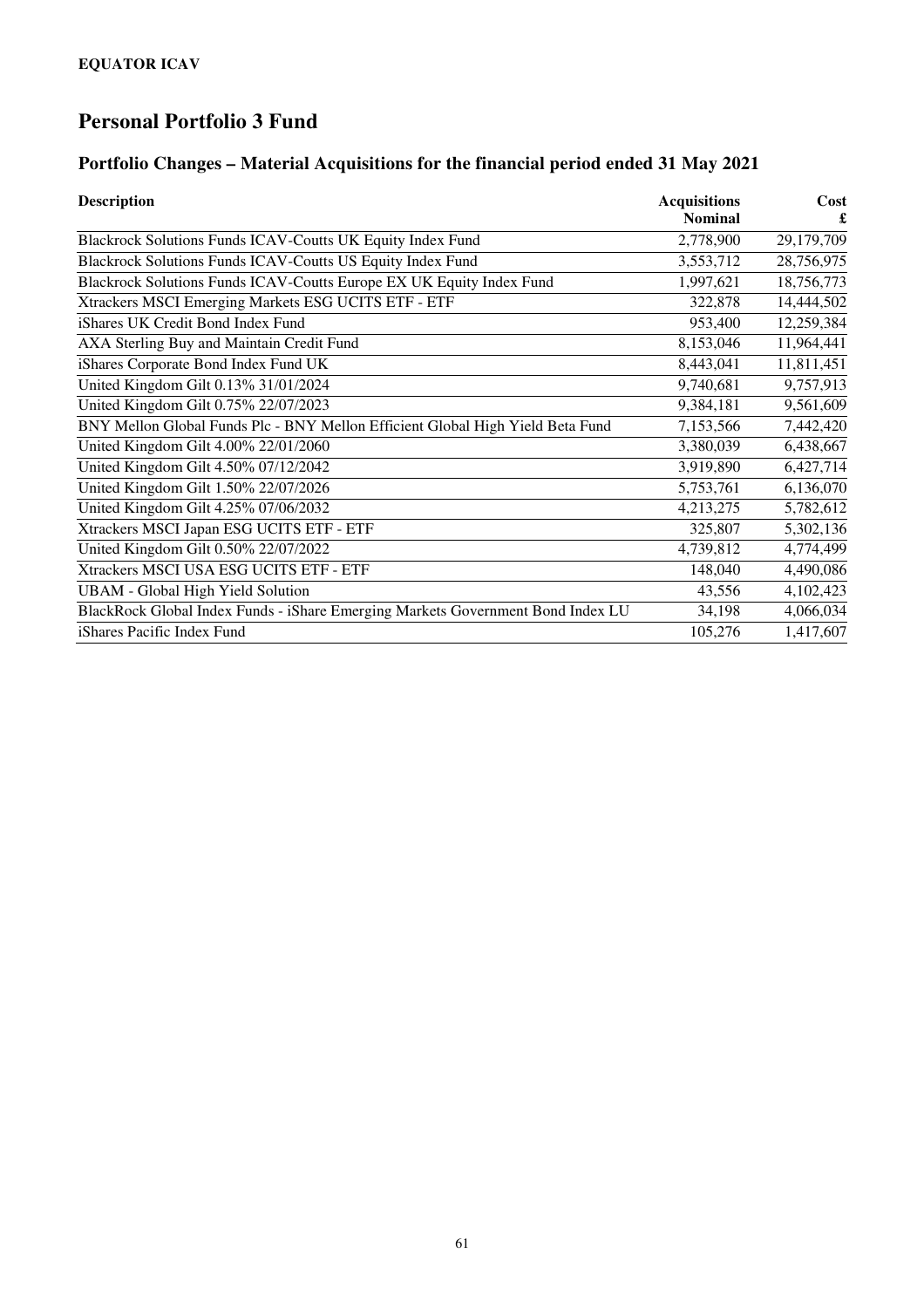**EQUATOR ICAV**

# Personal Portfolio 3 Fund

## Portfolio Changes – Material Acquisitions for the financial period ended 31 May 2021

| Description | Acquisitions Nominal | Cost £ |
|---|---:|---:|
| Blackrock Solutions Funds ICAV-Coutts UK Equity Index Fund | 2,778,900 | 29,179,709 |
| Blackrock Solutions Funds ICAV-Coutts US Equity Index Fund | 3,553,712 | 28,756,975 |
| Blackrock Solutions Funds ICAV-Coutts Europe EX UK Equity Index Fund | 1,997,621 | 18,756,773 |
| Xtrackers MSCI Emerging Markets ESG UCITS ETF - ETF | 322,878 | 14,444,502 |
| iShares UK Credit Bond Index Fund | 953,400 | 12,259,384 |
| AXA Sterling Buy and Maintain Credit Fund | 8,153,046 | 11,964,441 |
| iShares Corporate Bond Index Fund UK | 8,443,041 | 11,811,451 |
| United Kingdom Gilt 0.13% 31/01/2024 | 9,740,681 | 9,757,913 |
| United Kingdom Gilt 0.75% 22/07/2023 | 9,384,181 | 9,561,609 |
| BNY Mellon Global Funds Plc - BNY Mellon Efficient Global High Yield Beta Fund | 7,153,566 | 7,442,420 |
| United Kingdom Gilt 4.00% 22/01/2060 | 3,380,039 | 6,438,667 |
| United Kingdom Gilt 4.50% 07/12/2042 | 3,919,890 | 6,427,714 |
| United Kingdom Gilt 1.50% 22/07/2026 | 5,753,761 | 6,136,070 |
| United Kingdom Gilt 4.25% 07/06/2032 | 4,213,275 | 5,782,612 |
| Xtrackers MSCI Japan ESG UCITS ETF - ETF | 325,807 | 5,302,136 |
| United Kingdom Gilt 0.50% 22/07/2022 | 4,739,812 | 4,774,499 |
| Xtrackers MSCI USA ESG UCITS ETF - ETF | 148,040 | 4,490,086 |
| UBAM - Global High Yield Solution | 43,556 | 4,102,423 |
| BlackRock Global Index Funds - iShare Emerging Markets Government Bond Index LU | 34,198 | 4,066,034 |
| iShares Pacific Index Fund | 105,276 | 1,417,607 |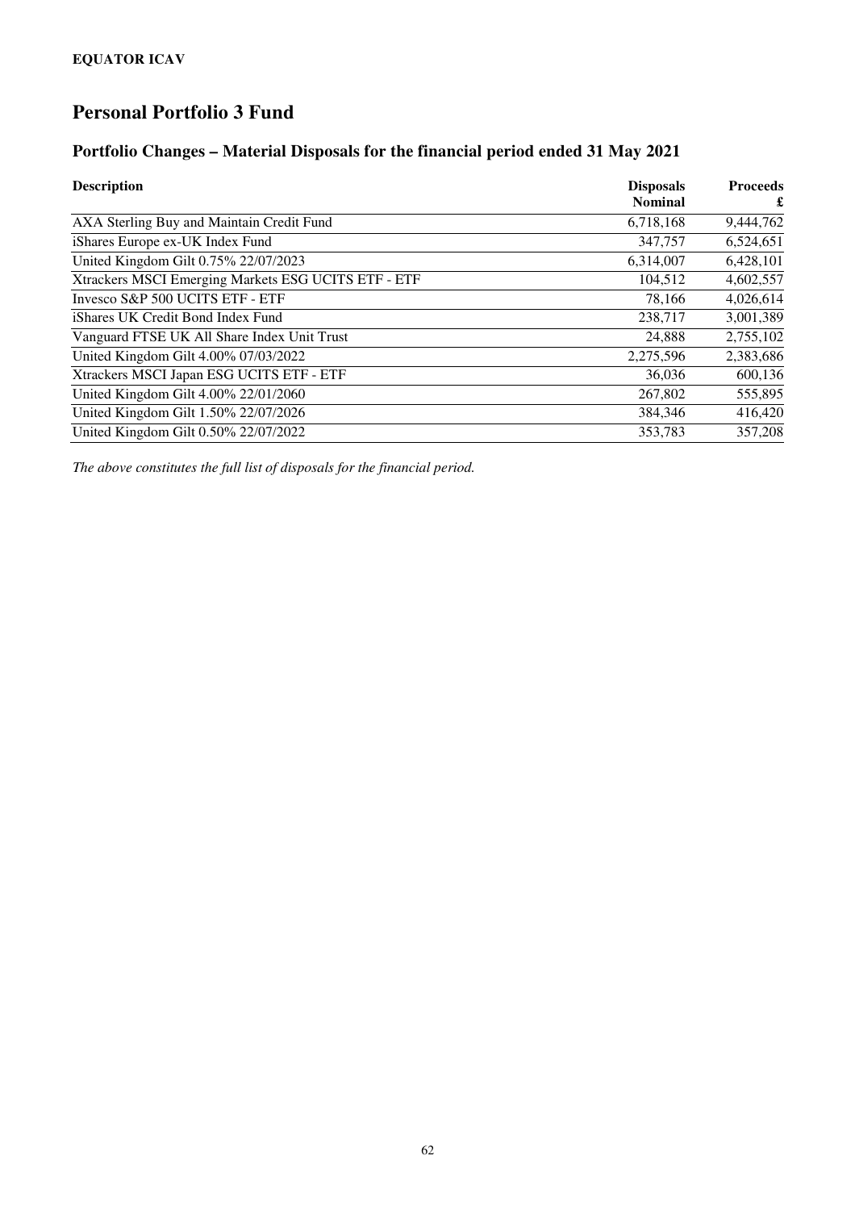**EQUATOR ICAV**

# Personal Portfolio 3 Fund

## Portfolio Changes – Material Disposals for the financial period ended 31 May 2021

| Description | Disposals Nominal | Proceeds £ |
|---|---|---|
| AXA Sterling Buy and Maintain Credit Fund | 6,718,168 | 9,444,762 |
| iShares Europe ex-UK Index Fund | 347,757 | 6,524,651 |
| United Kingdom Gilt 0.75% 22/07/2023 | 6,314,007 | 6,428,101 |
| Xtrackers MSCI Emerging Markets ESG UCITS ETF - ETF | 104,512 | 4,602,557 |
| Invesco S&P 500 UCITS ETF - ETF | 78,166 | 4,026,614 |
| iShares UK Credit Bond Index Fund | 238,717 | 3,001,389 |
| Vanguard FTSE UK All Share Index Unit Trust | 24,888 | 2,755,102 |
| United Kingdom Gilt 4.00% 07/03/2022 | 2,275,596 | 2,383,686 |
| Xtrackers MSCI Japan ESG UCITS ETF - ETF | 36,036 | 600,136 |
| United Kingdom Gilt 4.00% 22/01/2060 | 267,802 | 555,895 |
| United Kingdom Gilt 1.50% 22/07/2026 | 384,346 | 416,420 |
| United Kingdom Gilt 0.50% 22/07/2022 | 353,783 | 357,208 |

*The above constitutes the full list of disposals for the financial period.*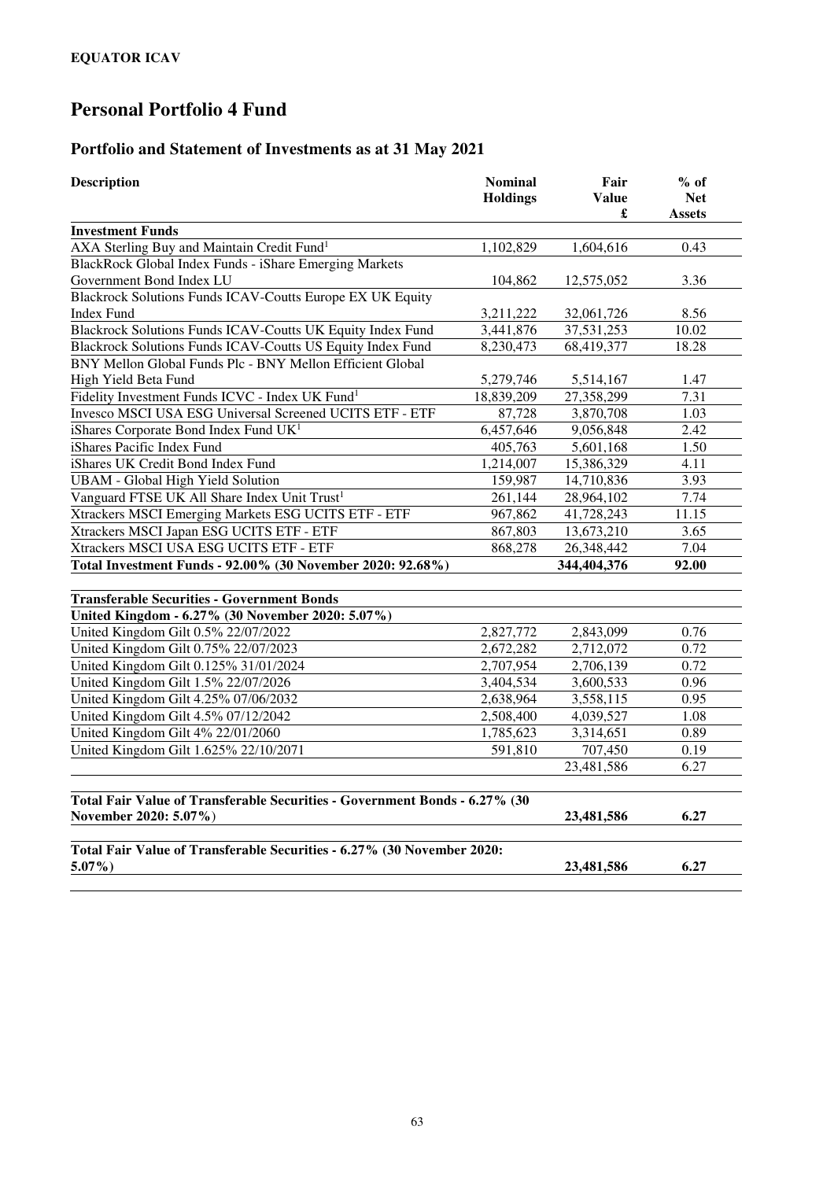**EQUATOR ICAV**

# Personal Portfolio 4 Fund

## Portfolio and Statement of Investments as at 31 May 2021

| Description | Nominal Holdings | Fair Value £ | % of Net Assets |
|---|---|---|---|
| **Investment Funds** | | | |
| AXA Sterling Buy and Maintain Credit Fund[1] | 1,102,829 | 1,604,616 | 0.43 |
| BlackRock Global Index Funds - iShare Emerging Markets Government Bond Index LU | 104,862 | 12,575,052 | 3.36 |
| Blackrock Solutions Funds ICAV-Coutts Europe EX UK Equity Index Fund | 3,211,222 | 32,061,726 | 8.56 |
| Blackrock Solutions Funds ICAV-Coutts UK Equity Index Fund | 3,441,876 | 37,531,253 | 10.02 |
| Blackrock Solutions Funds ICAV-Coutts US Equity Index Fund | 8,230,473 | 68,419,377 | 18.28 |
| BNY Mellon Global Funds Plc - BNY Mellon Efficient Global High Yield Beta Fund | 5,279,746 | 5,514,167 | 1.47 |
| Fidelity Investment Funds ICVC - Index UK Fund[1] | 18,839,209 | 27,358,299 | 7.31 |
| Invesco MSCI USA ESG Universal Screened UCITS ETF - ETF | 87,728 | 3,870,708 | 1.03 |
| iShares Corporate Bond Index Fund UK[1] | 6,457,646 | 9,056,848 | 2.42 |
| iShares Pacific Index Fund | 405,763 | 5,601,168 | 1.50 |
| iShares UK Credit Bond Index Fund | 1,214,007 | 15,386,329 | 4.11 |
| UBAM - Global High Yield Solution | 159,987 | 14,710,836 | 3.93 |
| Vanguard FTSE UK All Share Index Unit Trust[1] | 261,144 | 28,964,102 | 7.74 |
| Xtrackers MSCI Emerging Markets ESG UCITS ETF - ETF | 967,862 | 41,728,243 | 11.15 |
| Xtrackers MSCI Japan ESG UCITS ETF - ETF | 867,803 | 13,673,210 | 3.65 |
| Xtrackers MSCI USA ESG UCITS ETF - ETF | 868,278 | 26,348,442 | 7.04 |
| **Total Investment Funds - 92.00% (30 November 2020: 92.68%)** | | **344,404,376** | **92.00** |
| | | | |
| **Transferable Securities - Government Bonds** | | | |
| **United Kingdom - 6.27% (30 November 2020: 5.07%)** | | | |
| United Kingdom Gilt 0.5% 22/07/2022 | 2,827,772 | 2,843,099 | 0.76 |
| United Kingdom Gilt 0.75% 22/07/2023 | 2,672,282 | 2,712,072 | 0.72 |
| United Kingdom Gilt 0.125% 31/01/2024 | 2,707,954 | 2,706,139 | 0.72 |
| United Kingdom Gilt 1.5% 22/07/2026 | 3,404,534 | 3,600,533 | 0.96 |
| United Kingdom Gilt 4.25% 07/06/2032 | 2,638,964 | 3,558,115 | 0.95 |
| United Kingdom Gilt 4.5% 07/12/2042 | 2,508,400 | 4,039,527 | 1.08 |
| United Kingdom Gilt 4% 22/01/2060 | 1,785,623 | 3,314,651 | 0.89 |
| United Kingdom Gilt 1.625% 22/10/2071 | 591,810 | 707,450 | 0.19 |
| | | 23,481,586 | 6.27 |
| | | | |
| **Total Fair Value of Transferable Securities - Government Bonds - 6.27% (30 November 2020: 5.07%)** | | **23,481,586** | **6.27** |
| | | | |
| **Total Fair Value of Transferable Securities - 6.27% (30 November 2020: 5.07%)** | | **23,481,586** | **6.27** |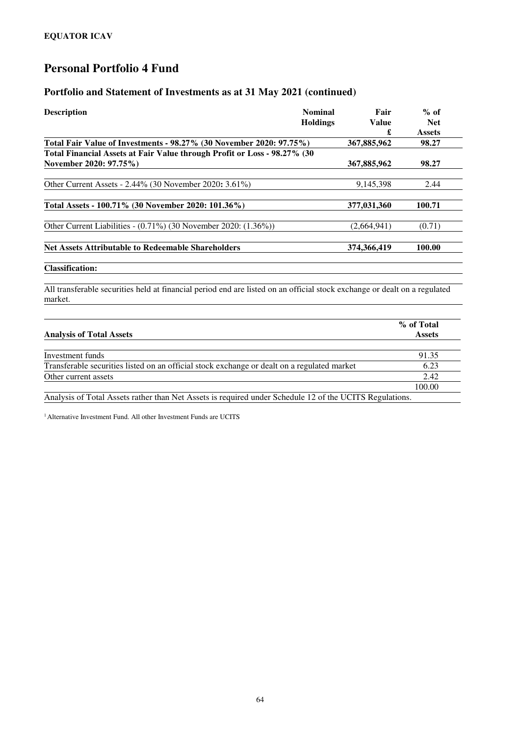## Personal Portfolio 4 Fund

### Portfolio and Statement of Investments as at 31 May 2021 (continued)

| Description | Nominal Holdings | Fair Value £ | % of Net Assets |
|---|---|---|---|
| **Total Fair Value of Investments - 98.27% (30 November 2020: 97.75%)** | | **367,885,962** | **98.27** |
| **Total Financial Assets at Fair Value through Profit or Loss - 98.27% (30 November 2020: 97.75%)** | | **367,885,962** | **98.27** |
| Other Current Assets - 2.44% (30 November 2020: 3.61%) | | 9,145,398 | 2.44 |
| **Total Assets - 100.71% (30 November 2020: 101.36%)** | | **377,031,360** | **100.71** |
| Other Current Liabilities - (0.71%) (30 November 2020: (1.36%)) | | (2,664,941) | (0.71) |
| **Net Assets Attributable to Redeemable Shareholders** | | **374,366,419** | **100.00** |

**Classification:**

All transferable securities held at financial period end are listed on an official stock exchange or dealt on a regulated market.

| Analysis of Total Assets | % of Total Assets |
|---|---|
| Investment funds | 91.35 |
| Transferable securities listed on an official stock exchange or dealt on a regulated market | 6.23 |
| Other current assets | 2.42 |
| | 100.00 |

Analysis of Total Assets rather than Net Assets is required under Schedule 12 of the UCITS Regulations.

[1] Alternative Investment Fund. All other Investment Funds are UCITS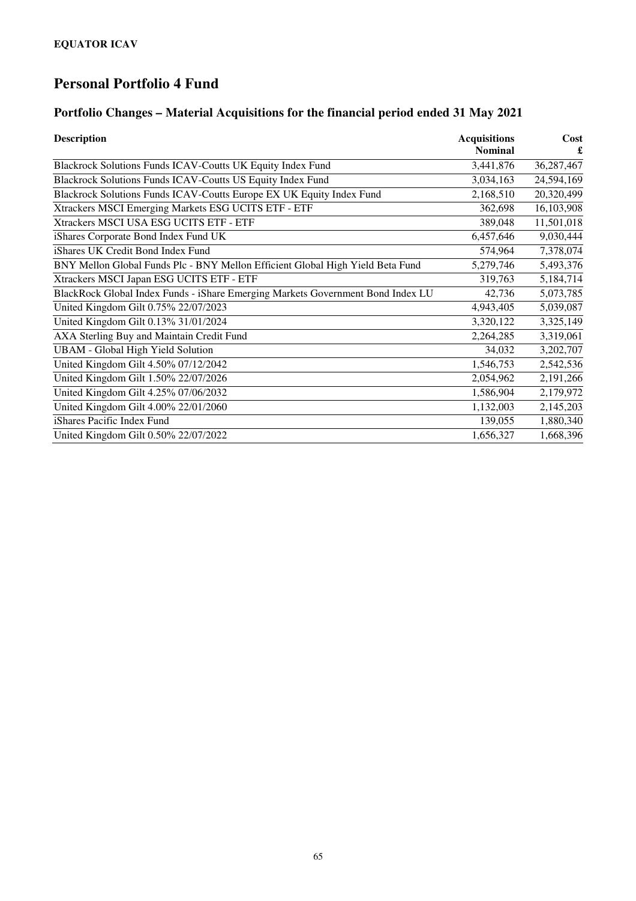**EQUATOR ICAV**

# Personal Portfolio 4 Fund

## Portfolio Changes – Material Acquisitions for the financial period ended 31 May 2021

| Description | Acquisitions Nominal | Cost £ |
|---|---:|---:|
| Blackrock Solutions Funds ICAV-Coutts UK Equity Index Fund | 3,441,876 | 36,287,467 |
| Blackrock Solutions Funds ICAV-Coutts US Equity Index Fund | 3,034,163 | 24,594,169 |
| Blackrock Solutions Funds ICAV-Coutts Europe EX UK Equity Index Fund | 2,168,510 | 20,320,499 |
| Xtrackers MSCI Emerging Markets ESG UCITS ETF - ETF | 362,698 | 16,103,908 |
| Xtrackers MSCI USA ESG UCITS ETF - ETF | 389,048 | 11,501,018 |
| iShares Corporate Bond Index Fund UK | 6,457,646 | 9,030,444 |
| iShares UK Credit Bond Index Fund | 574,964 | 7,378,074 |
| BNY Mellon Global Funds Plc - BNY Mellon Efficient Global High Yield Beta Fund | 5,279,746 | 5,493,376 |
| Xtrackers MSCI Japan ESG UCITS ETF - ETF | 319,763 | 5,184,714 |
| BlackRock Global Index Funds - iShare Emerging Markets Government Bond Index LU | 42,736 | 5,073,785 |
| United Kingdom Gilt 0.75% 22/07/2023 | 4,943,405 | 5,039,087 |
| United Kingdom Gilt 0.13% 31/01/2024 | 3,320,122 | 3,325,149 |
| AXA Sterling Buy and Maintain Credit Fund | 2,264,285 | 3,319,061 |
| UBAM - Global High Yield Solution | 34,032 | 3,202,707 |
| United Kingdom Gilt 4.50% 07/12/2042 | 1,546,753 | 2,542,536 |
| United Kingdom Gilt 1.50% 22/07/2026 | 2,054,962 | 2,191,266 |
| United Kingdom Gilt 4.25% 07/06/2032 | 1,586,904 | 2,179,972 |
| United Kingdom Gilt 4.00% 22/01/2060 | 1,132,003 | 2,145,203 |
| iShares Pacific Index Fund | 139,055 | 1,880,340 |
| United Kingdom Gilt 0.50% 22/07/2022 | 1,656,327 | 1,668,396 |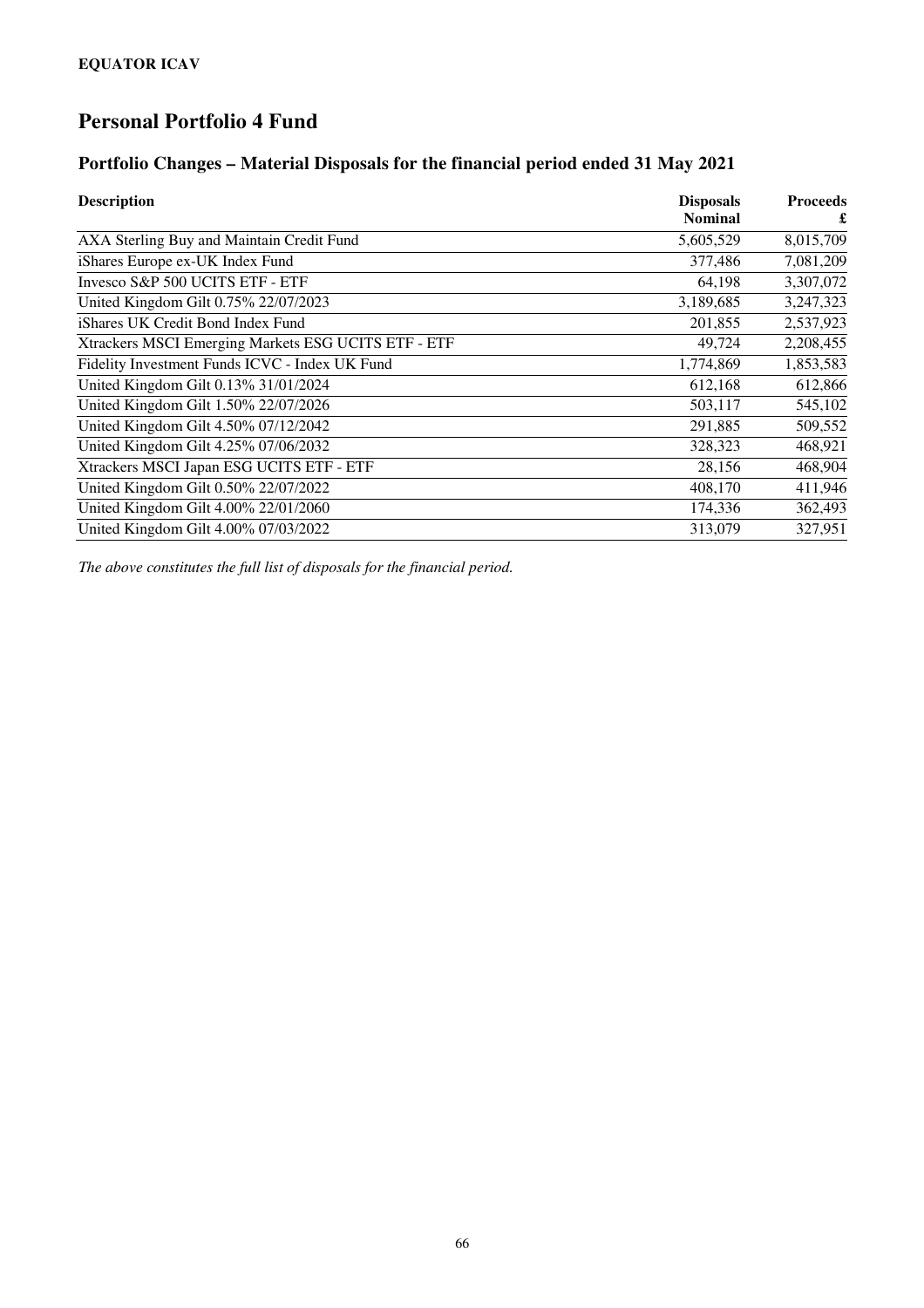**EQUATOR ICAV**

# Personal Portfolio 4 Fund

## Portfolio Changes – Material Disposals for the financial period ended 31 May 2021

| Description | Disposals Nominal | Proceeds £ |
|---|---:|---:|
| AXA Sterling Buy and Maintain Credit Fund | 5,605,529 | 8,015,709 |
| iShares Europe ex-UK Index Fund | 377,486 | 7,081,209 |
| Invesco S&P 500 UCITS ETF - ETF | 64,198 | 3,307,072 |
| United Kingdom Gilt 0.75% 22/07/2023 | 3,189,685 | 3,247,323 |
| iShares UK Credit Bond Index Fund | 201,855 | 2,537,923 |
| Xtrackers MSCI Emerging Markets ESG UCITS ETF - ETF | 49,724 | 2,208,455 |
| Fidelity Investment Funds ICVC - Index UK Fund | 1,774,869 | 1,853,583 |
| United Kingdom Gilt 0.13% 31/01/2024 | 612,168 | 612,866 |
| United Kingdom Gilt 1.50% 22/07/2026 | 503,117 | 545,102 |
| United Kingdom Gilt 4.50% 07/12/2042 | 291,885 | 509,552 |
| United Kingdom Gilt 4.25% 07/06/2032 | 328,323 | 468,921 |
| Xtrackers MSCI Japan ESG UCITS ETF - ETF | 28,156 | 468,904 |
| United Kingdom Gilt 0.50% 22/07/2022 | 408,170 | 411,946 |
| United Kingdom Gilt 4.00% 22/01/2060 | 174,336 | 362,493 |
| United Kingdom Gilt 4.00% 07/03/2022 | 313,079 | 327,951 |

*The above constitutes the full list of disposals for the financial period.*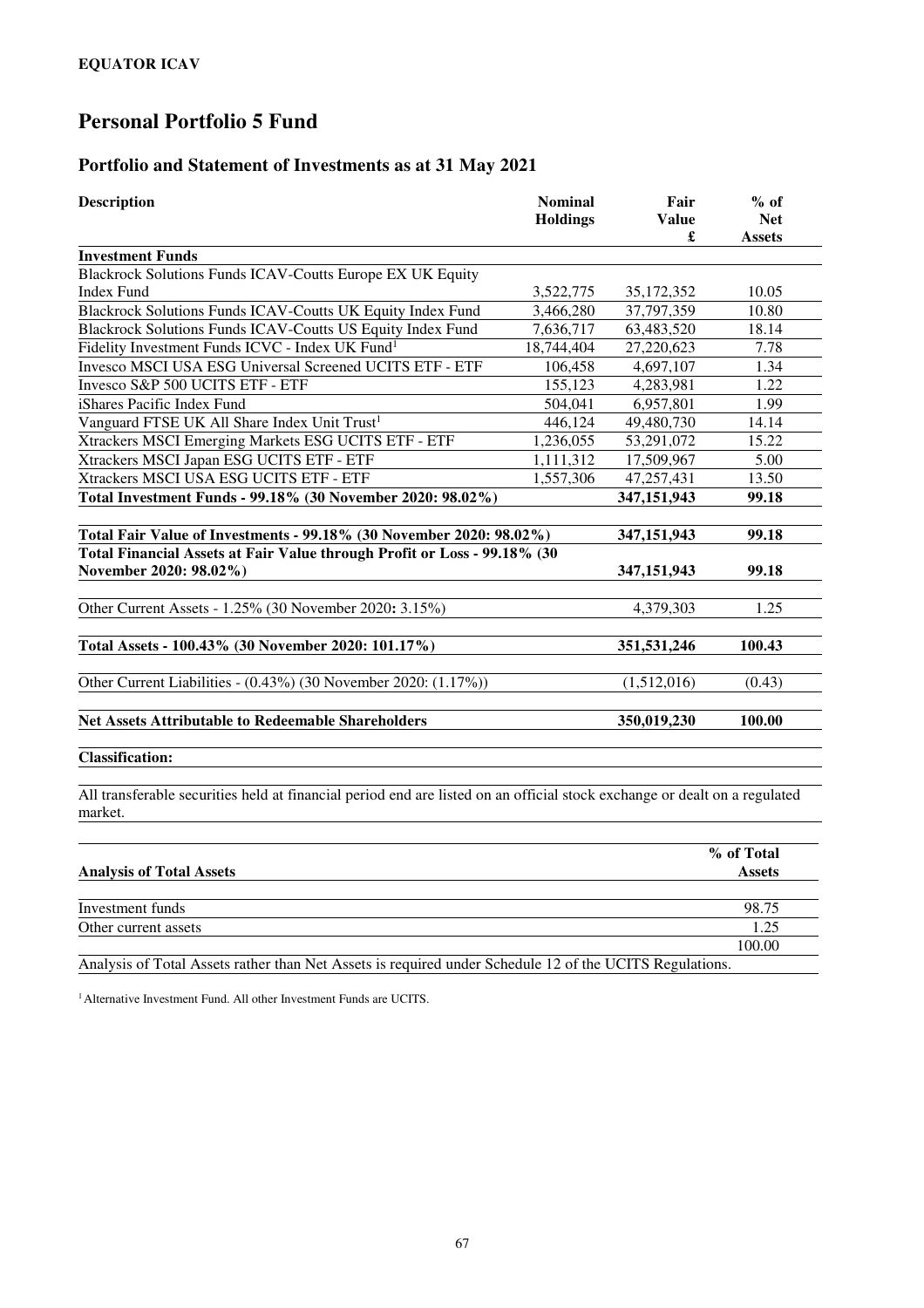**EQUATOR ICAV**

# Personal Portfolio 5 Fund

## Portfolio and Statement of Investments as at 31 May 2021

| Description | Nominal Holdings | Fair Value £ | % of Net Assets |
|---|---|---|---|
| **Investment Funds** | | | |
| Blackrock Solutions Funds ICAV-Coutts Europe EX UK Equity Index Fund | 3,522,775 | 35,172,352 | 10.05 |
| Blackrock Solutions Funds ICAV-Coutts UK Equity Index Fund | 3,466,280 | 37,797,359 | 10.80 |
| Blackrock Solutions Funds ICAV-Coutts US Equity Index Fund | 7,636,717 | 63,483,520 | 18.14 |
| Fidelity Investment Funds ICVC - Index UK Fund[1] | 18,744,404 | 27,220,623 | 7.78 |
| Invesco MSCI USA ESG Universal Screened UCITS ETF - ETF | 106,458 | 4,697,107 | 1.34 |
| Invesco S&P 500 UCITS ETF - ETF | 155,123 | 4,283,981 | 1.22 |
| iShares Pacific Index Fund | 504,041 | 6,957,801 | 1.99 |
| Vanguard FTSE UK All Share Index Unit Trust[1] | 446,124 | 49,480,730 | 14.14 |
| Xtrackers MSCI Emerging Markets ESG UCITS ETF - ETF | 1,236,055 | 53,291,072 | 15.22 |
| Xtrackers MSCI Japan ESG UCITS ETF - ETF | 1,111,312 | 17,509,967 | 5.00 |
| Xtrackers MSCI USA ESG UCITS ETF - ETF | 1,557,306 | 47,257,431 | 13.50 |
| **Total Investment Funds - 99.18% (30 November 2020: 98.02%)** | | **347,151,943** | **99.18** |
| | | | |
| **Total Fair Value of Investments - 99.18% (30 November 2020: 98.02%)** | | **347,151,943** | **99.18** |
| **Total Financial Assets at Fair Value through Profit or Loss - 99.18% (30 November 2020: 98.02%)** | | **347,151,943** | **99.18** |
| | | | |
| Other Current Assets - 1.25% (30 November 2020: 3.15%) | | 4,379,303 | 1.25 |
| | | | |
| **Total Assets - 100.43% (30 November 2020: 101.17%)** | | **351,531,246** | **100.43** |
| | | | |
| Other Current Liabilities - (0.43%) (30 November 2020: (1.17%)) | | (1,512,016) | (0.43) |
| | | | |
| **Net Assets Attributable to Redeemable Shareholders** | | **350,019,230** | **100.00** |

**Classification:**

All transferable securities held at financial period end are listed on an official stock exchange or dealt on a regulated market.

| **Analysis of Total Assets** | **% of Total Assets** |
|---|---|
| Investment funds | 98.75 |
| Other current assets | 1.25 |
| | 100.00 |

Analysis of Total Assets rather than Net Assets is required under Schedule 12 of the UCITS Regulations.

[1] Alternative Investment Fund. All other Investment Funds are UCITS.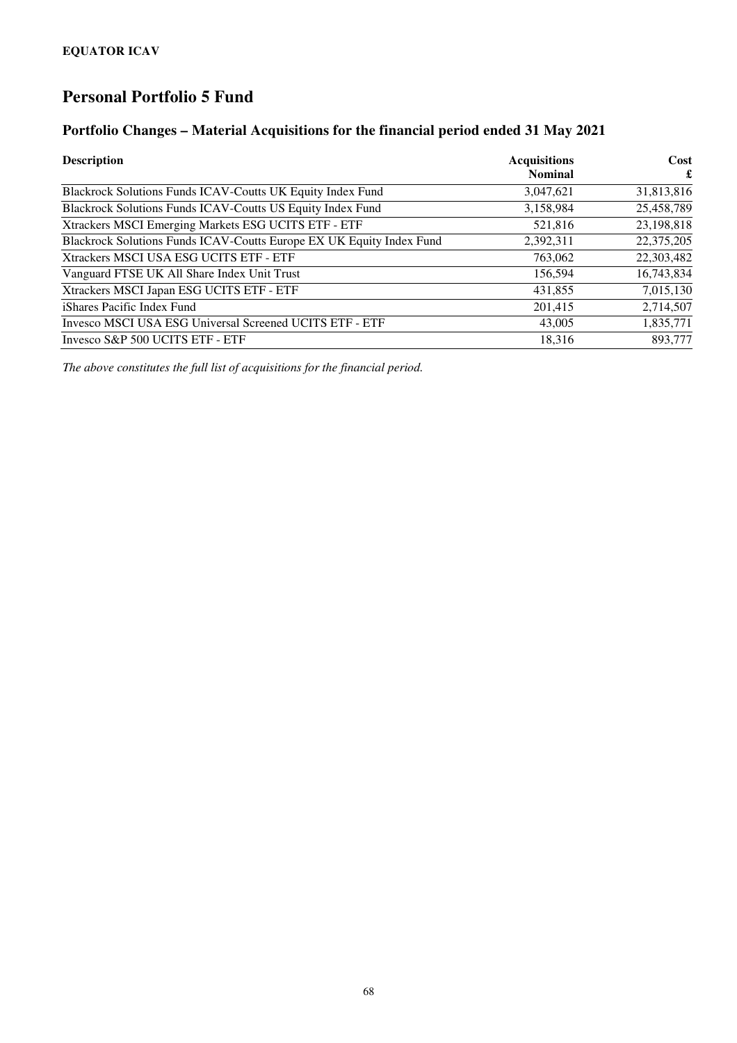**EQUATOR ICAV**

# Personal Portfolio 5 Fund

## Portfolio Changes – Material Acquisitions for the financial period ended 31 May 2021

| Description | Acquisitions Nominal | Cost £ |
|---|---|---|
| Blackrock Solutions Funds ICAV-Coutts UK Equity Index Fund | 3,047,621 | 31,813,816 |
| Blackrock Solutions Funds ICAV-Coutts US Equity Index Fund | 3,158,984 | 25,458,789 |
| Xtrackers MSCI Emerging Markets ESG UCITS ETF - ETF | 521,816 | 23,198,818 |
| Blackrock Solutions Funds ICAV-Coutts Europe EX UK Equity Index Fund | 2,392,311 | 22,375,205 |
| Xtrackers MSCI USA ESG UCITS ETF - ETF | 763,062 | 22,303,482 |
| Vanguard FTSE UK All Share Index Unit Trust | 156,594 | 16,743,834 |
| Xtrackers MSCI Japan ESG UCITS ETF - ETF | 431,855 | 7,015,130 |
| iShares Pacific Index Fund | 201,415 | 2,714,507 |
| Invesco MSCI USA ESG Universal Screened UCITS ETF - ETF | 43,005 | 1,835,771 |
| Invesco S&P 500 UCITS ETF - ETF | 18,316 | 893,777 |

*The above constitutes the full list of acquisitions for the financial period.*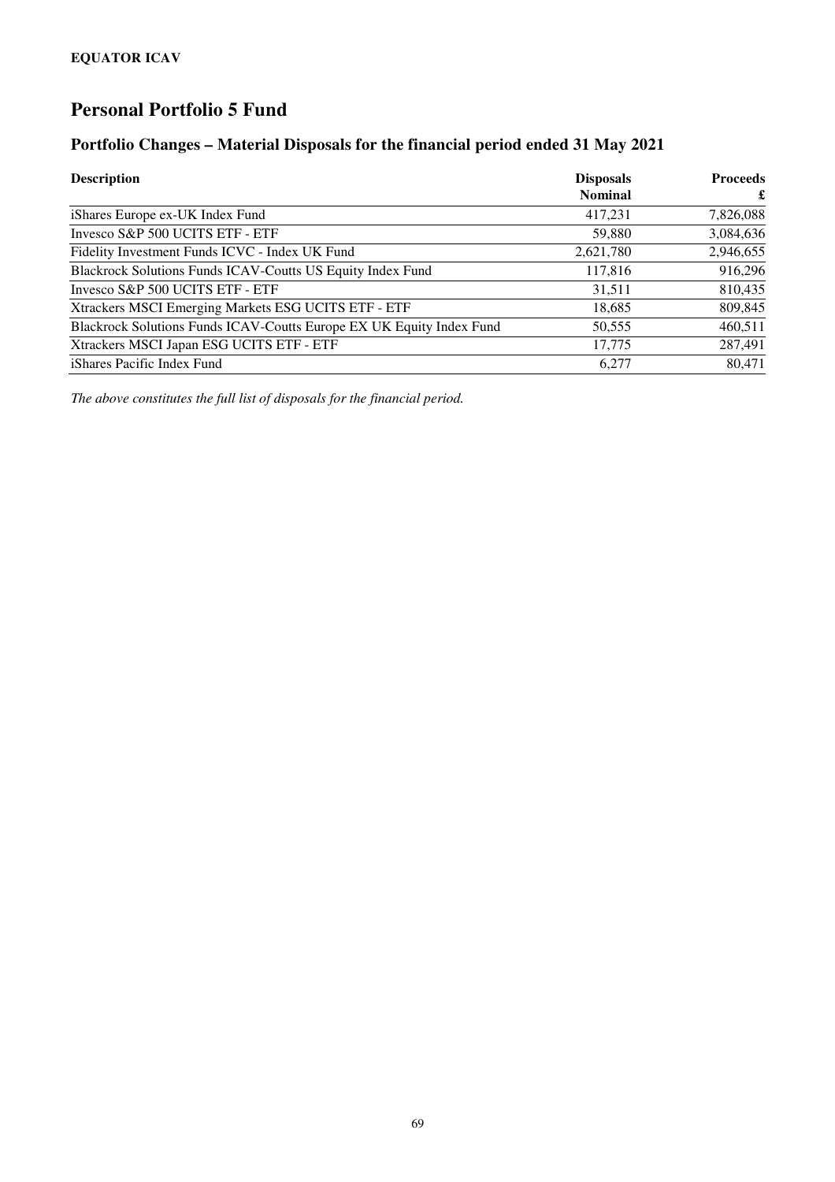**EQUATOR ICAV**

# Personal Portfolio 5 Fund

## Portfolio Changes – Material Disposals for the financial period ended 31 May 2021

| Description | Disposals Nominal | Proceeds £ |
|---|---|---|
| iShares Europe ex-UK Index Fund | 417,231 | 7,826,088 |
| Invesco S&P 500 UCITS ETF - ETF | 59,880 | 3,084,636 |
| Fidelity Investment Funds ICVC - Index UK Fund | 2,621,780 | 2,946,655 |
| Blackrock Solutions Funds ICAV-Coutts US Equity Index Fund | 117,816 | 916,296 |
| Invesco S&P 500 UCITS ETF - ETF | 31,511 | 810,435 |
| Xtrackers MSCI Emerging Markets ESG UCITS ETF - ETF | 18,685 | 809,845 |
| Blackrock Solutions Funds ICAV-Coutts Europe EX UK Equity Index Fund | 50,555 | 460,511 |
| Xtrackers MSCI Japan ESG UCITS ETF - ETF | 17,775 | 287,491 |
| iShares Pacific Index Fund | 6,277 | 80,471 |

*The above constitutes the full list of disposals for the financial period.*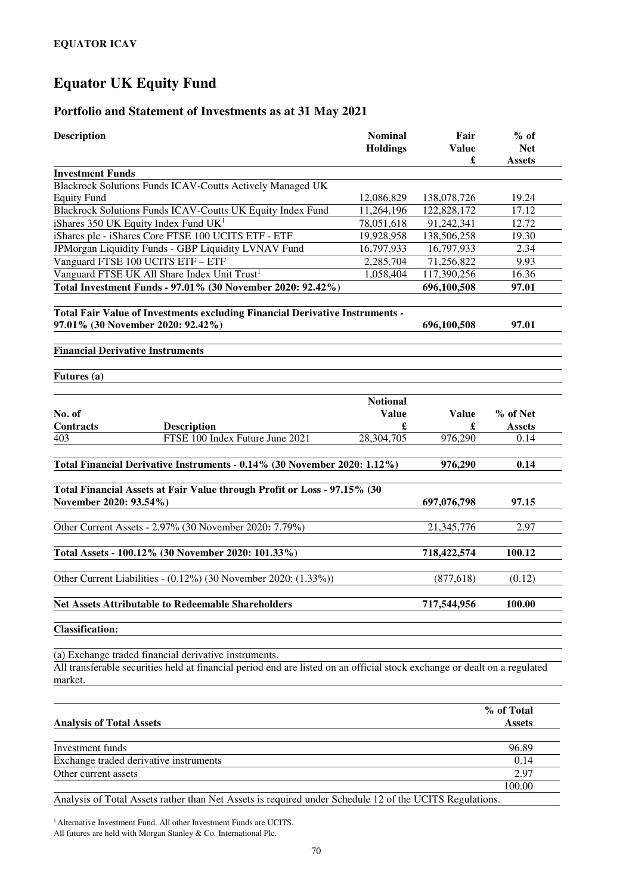**EQUATOR ICAV**

# Equator UK Equity Fund

## Portfolio and Statement of Investments as at 31 May 2021

| Description | Nominal Holdings | Fair Value £ | % of Net Assets |
|---|---|---|---|
| **Investment Funds** | | | |
| Blackrock Solutions Funds ICAV-Coutts Actively Managed UK Equity Fund | 12,086,829 | 138,078,726 | 19.24 |
| Blackrock Solutions Funds ICAV-Coutts UK Equity Index Fund | 11,264,196 | 122,828,172 | 17.12 |
| iShares 350 UK Equity Index Fund UK[1] | 78,051,618 | 91,242,341 | 12.72 |
| iShares plc - iShares Core FTSE 100 UCITS ETF - ETF | 19,928,958 | 138,506,258 | 19.30 |
| JPMorgan Liquidity Funds - GBP Liquidity LVNAV Fund | 16,797,933 | 16,797,933 | 2.34 |
| Vanguard FTSE 100 UCITS ETF – ETF | 2,285,704 | 71,256,822 | 9.93 |
| Vanguard FTSE UK All Share Index Unit Trust[1] | 1,058,404 | 117,390,256 | 16.36 |
| **Total Investment Funds - 97.01% (30 November 2020: 92.42%)** | | **696,100,508** | **97.01** |
| | | | |
| **Total Fair Value of Investments excluding Financial Derivative Instruments - 97.01% (30 November 2020: 92.42%)** | | **696,100,508** | **97.01** |

**Financial Derivative Instruments**

**Futures (a)**

| No. of Contracts | Description | Notional Value £ | Value £ | % of Net Assets |
|---|---|---|---|---|
| 403 | FTSE 100 Index Future June 2021 | 28,304,705 | 976,290 | 0.14 |
| **Total Financial Derivative Instruments - 0.14% (30 November 2020: 1.12%)** | | | **976,290** | **0.14** |
| | | | | |
| **Total Financial Assets at Fair Value through Profit or Loss - 97.15% (30 November 2020: 93.54%)** | | | **697,076,798** | **97.15** |
| | | | | |
| Other Current Assets - 2.97% (30 November 2020: 7.79%) | | | 21,345,776 | 2.97 |
| | | | | |
| **Total Assets - 100.12% (30 November 2020: 101.33%)** | | | **718,422,574** | **100.12** |
| | | | | |
| Other Current Liabilities - (0.12%) (30 November 2020: (1.33%)) | | | (877,618) | (0.12) |
| | | | | |
| **Net Assets Attributable to Redeemable Shareholders** | | | **717,544,956** | **100.00** |

**Classification:**

(a) Exchange traded financial derivative instruments.

All transferable securities held at financial period end are listed on an official stock exchange or dealt on a regulated market.

| **Analysis of Total Assets** | **% of Total Assets** |
|---|---|
| Investment funds | 96.89 |
| Exchange traded derivative instruments | 0.14 |
| Other current assets | 2.97 |
| | 100.00 |

Analysis of Total Assets rather than Net Assets is required under Schedule 12 of the UCITS Regulations.

[1] Alternative Investment Fund. All other Investment Funds are UCITS.

All futures are held with Morgan Stanley & Co. International Plc.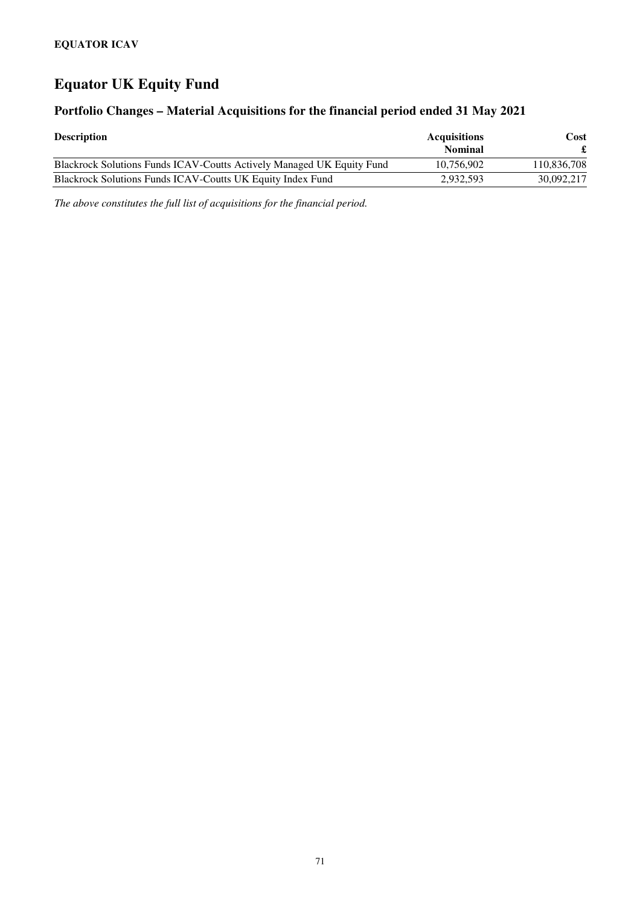**EQUATOR ICAV**

# Equator UK Equity Fund

## Portfolio Changes – Material Acquisitions for the financial period ended 31 May 2021

| Description | Acquisitions Nominal | Cost £ |
|---|---|---|
| Blackrock Solutions Funds ICAV-Coutts Actively Managed UK Equity Fund | 10,756,902 | 110,836,708 |
| Blackrock Solutions Funds ICAV-Coutts UK Equity Index Fund | 2,932,593 | 30,092,217 |

*The above constitutes the full list of acquisitions for the financial period.*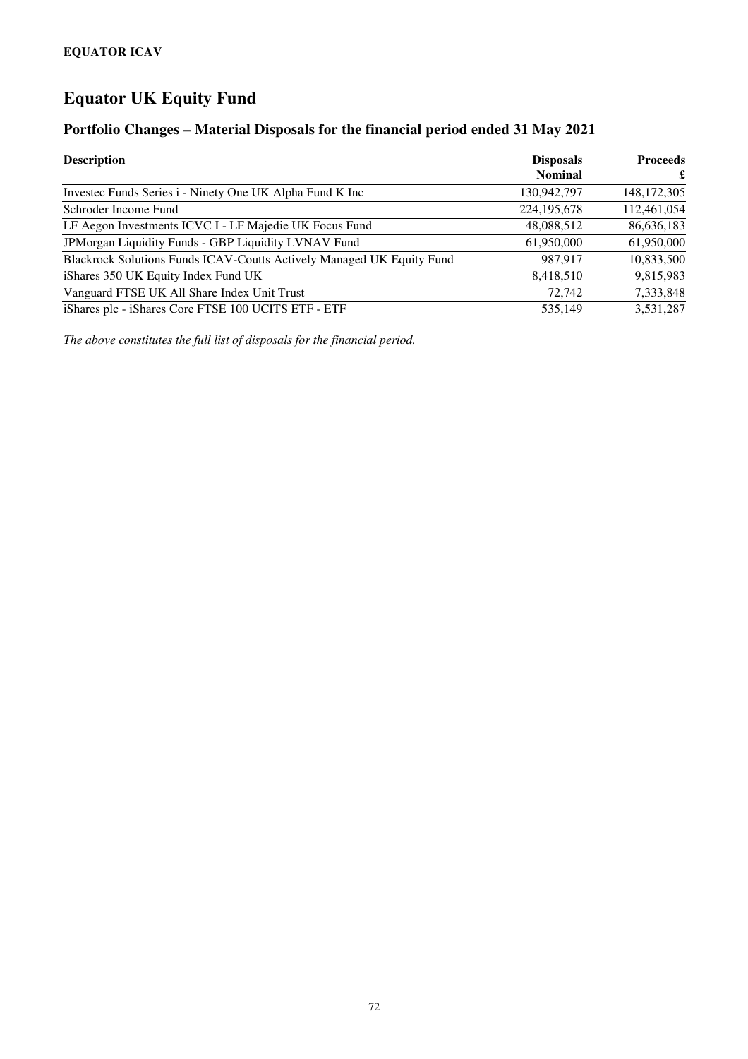**EQUATOR ICAV**

# Equator UK Equity Fund

## Portfolio Changes – Material Disposals for the financial period ended 31 May 2021

| Description | Disposals Nominal | Proceeds £ |
|---|---|---|
| Investec Funds Series i - Ninety One UK Alpha Fund K Inc | 130,942,797 | 148,172,305 |
| Schroder Income Fund | 224,195,678 | 112,461,054 |
| LF Aegon Investments ICVC I - LF Majedie UK Focus Fund | 48,088,512 | 86,636,183 |
| JPMorgan Liquidity Funds - GBP Liquidity LVNAV Fund | 61,950,000 | 61,950,000 |
| Blackrock Solutions Funds ICAV-Coutts Actively Managed UK Equity Fund | 987,917 | 10,833,500 |
| iShares 350 UK Equity Index Fund UK | 8,418,510 | 9,815,983 |
| Vanguard FTSE UK All Share Index Unit Trust | 72,742 | 7,333,848 |
| iShares plc - iShares Core FTSE 100 UCITS ETF - ETF | 535,149 | 3,531,287 |

*The above constitutes the full list of disposals for the financial period.*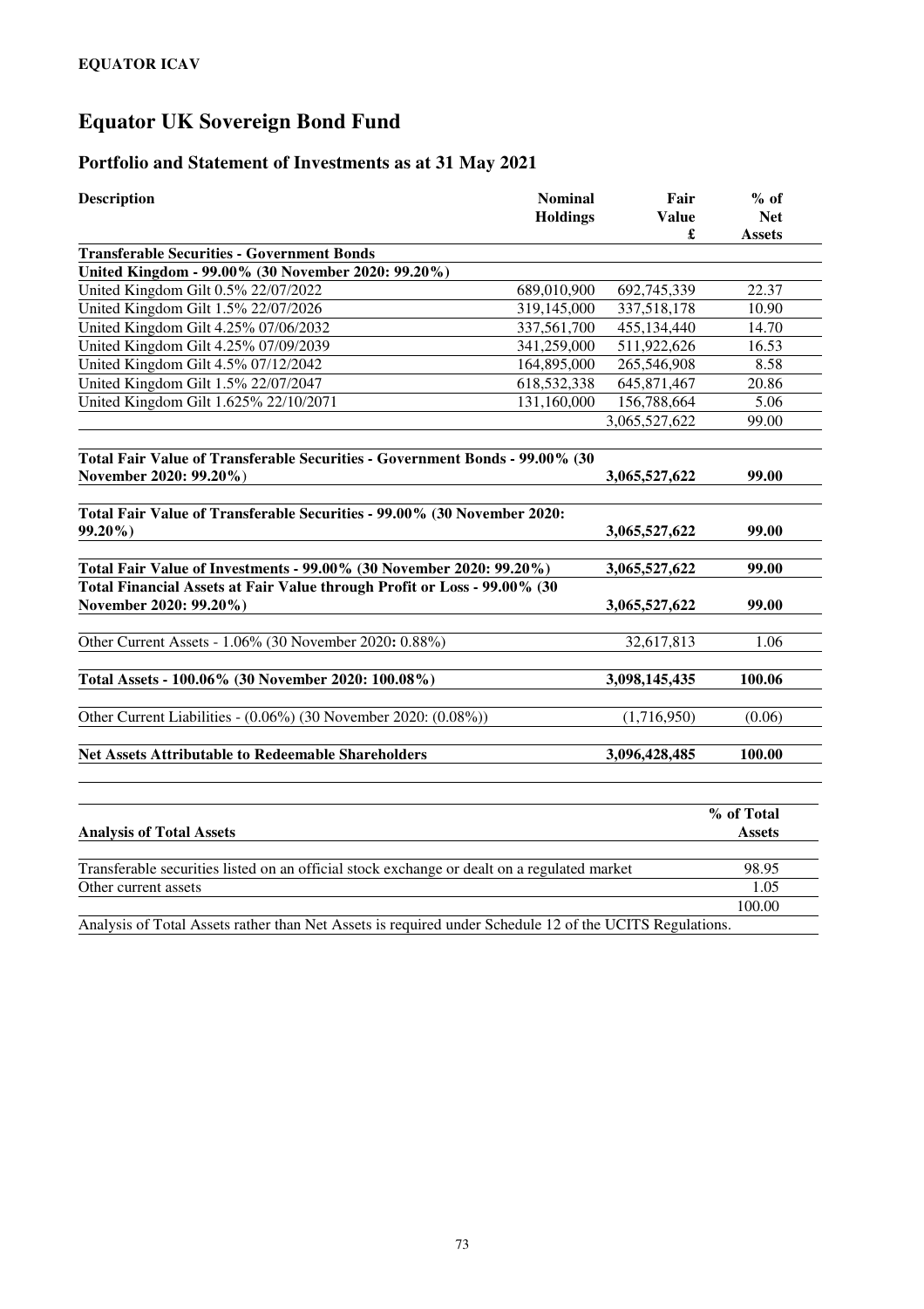**EQUATOR ICAV**

# Equator UK Sovereign Bond Fund

## Portfolio and Statement of Investments as at 31 May 2021

| Description | Nominal Holdings | Fair Value £ | % of Net Assets |
|---|---|---|---|
| **Transferable Securities - Government Bonds** | | | |
| **United Kingdom - 99.00% (30 November 2020: 99.20%)** | | | |
| United Kingdom Gilt 0.5% 22/07/2022 | 689,010,900 | 692,745,339 | 22.37 |
| United Kingdom Gilt 1.5% 22/07/2026 | 319,145,000 | 337,518,178 | 10.90 |
| United Kingdom Gilt 4.25% 07/06/2032 | 337,561,700 | 455,134,440 | 14.70 |
| United Kingdom Gilt 4.25% 07/09/2039 | 341,259,000 | 511,922,626 | 16.53 |
| United Kingdom Gilt 4.5% 07/12/2042 | 164,895,000 | 265,546,908 | 8.58 |
| United Kingdom Gilt 1.5% 22/07/2047 | 618,532,338 | 645,871,467 | 20.86 |
| United Kingdom Gilt 1.625% 22/10/2071 | 131,160,000 | 156,788,664 | 5.06 |
| | | 3,065,527,622 | 99.00 |
| **Total Fair Value of Transferable Securities - Government Bonds - 99.00% (30 November 2020: 99.20%)** | | **3,065,527,622** | **99.00** |
| **Total Fair Value of Transferable Securities - 99.00% (30 November 2020: 99.20%)** | | **3,065,527,622** | **99.00** |
| **Total Fair Value of Investments - 99.00% (30 November 2020: 99.20%)** | | **3,065,527,622** | **99.00** |
| **Total Financial Assets at Fair Value through Profit or Loss - 99.00% (30 November 2020: 99.20%)** | | **3,065,527,622** | **99.00** |
| Other Current Assets - 1.06% (30 November 2020: 0.88%) | | 32,617,813 | 1.06 |
| **Total Assets - 100.06% (30 November 2020: 100.08%)** | | **3,098,145,435** | **100.06** |
| Other Current Liabilities - (0.06%) (30 November 2020: (0.08%)) | | (1,716,950) | (0.06) |
| **Net Assets Attributable to Redeemable Shareholders** | | **3,096,428,485** | **100.00** |

| **Analysis of Total Assets** | % of Total Assets |
|---|---|
| Transferable securities listed on an official stock exchange or dealt on a regulated market | 98.95 |
| Other current assets | 1.05 |
| | 100.00 |

Analysis of Total Assets rather than Net Assets is required under Schedule 12 of the UCITS Regulations.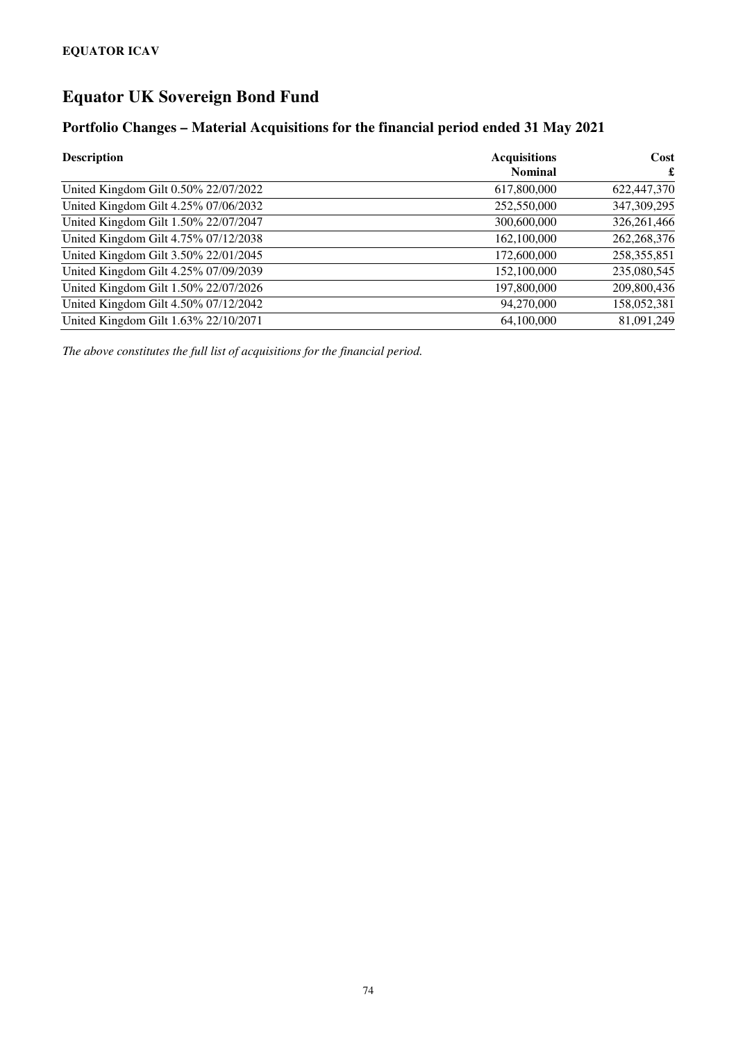**EQUATOR ICAV**

# Equator UK Sovereign Bond Fund

## Portfolio Changes – Material Acquisitions for the financial period ended 31 May 2021

| Description | Acquisitions Nominal | Cost £ |
|---|---:|---:|
| United Kingdom Gilt 0.50% 22/07/2022 | 617,800,000 | 622,447,370 |
| United Kingdom Gilt 4.25% 07/06/2032 | 252,550,000 | 347,309,295 |
| United Kingdom Gilt 1.50% 22/07/2047 | 300,600,000 | 326,261,466 |
| United Kingdom Gilt 4.75% 07/12/2038 | 162,100,000 | 262,268,376 |
| United Kingdom Gilt 3.50% 22/01/2045 | 172,600,000 | 258,355,851 |
| United Kingdom Gilt 4.25% 07/09/2039 | 152,100,000 | 235,080,545 |
| United Kingdom Gilt 1.50% 22/07/2026 | 197,800,000 | 209,800,436 |
| United Kingdom Gilt 4.50% 07/12/2042 | 94,270,000 | 158,052,381 |
| United Kingdom Gilt 1.63% 22/10/2071 | 64,100,000 | 81,091,249 |

*The above constitutes the full list of acquisitions for the financial period.*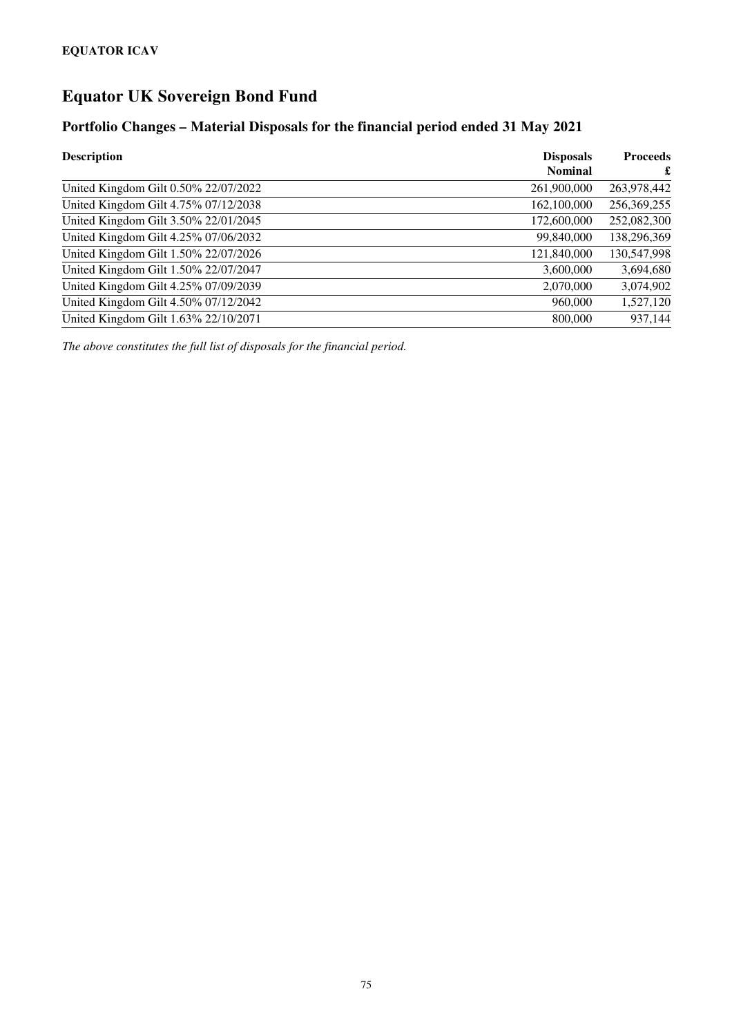**EQUATOR ICAV**

# Equator UK Sovereign Bond Fund

## Portfolio Changes – Material Disposals for the financial period ended 31 May 2021

| Description | Disposals Nominal | Proceeds £ |
|---|---:|---:|
| United Kingdom Gilt 0.50% 22/07/2022 | 261,900,000 | 263,978,442 |
| United Kingdom Gilt 4.75% 07/12/2038 | 162,100,000 | 256,369,255 |
| United Kingdom Gilt 3.50% 22/01/2045 | 172,600,000 | 252,082,300 |
| United Kingdom Gilt 4.25% 07/06/2032 | 99,840,000 | 138,296,369 |
| United Kingdom Gilt 1.50% 22/07/2026 | 121,840,000 | 130,547,998 |
| United Kingdom Gilt 1.50% 22/07/2047 | 3,600,000 | 3,694,680 |
| United Kingdom Gilt 4.25% 07/09/2039 | 2,070,000 | 3,074,902 |
| United Kingdom Gilt 4.50% 07/12/2042 | 960,000 | 1,527,120 |
| United Kingdom Gilt 1.63% 22/10/2071 | 800,000 | 937,144 |

*The above constitutes the full list of disposals for the financial period.*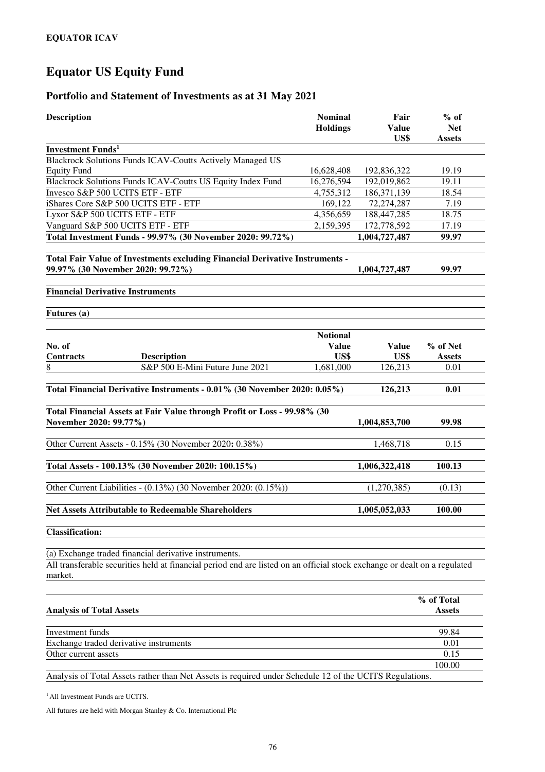**EQUATOR ICAV**

# Equator US Equity Fund

## Portfolio and Statement of Investments as at 31 May 2021

| Description | Nominal Holdings | Fair Value US$ | % of Net Assets |
|---|---|---|---|
| **Investment Funds[1]** | | | |
| Blackrock Solutions Funds ICAV-Coutts Actively Managed US Equity Fund | 16,628,408 | 192,836,322 | 19.19 |
| Blackrock Solutions Funds ICAV-Coutts US Equity Index Fund | 16,276,594 | 192,019,862 | 19.11 |
| Invesco S&P 500 UCITS ETF - ETF | 4,755,312 | 186,371,139 | 18.54 |
| iShares Core S&P 500 UCITS ETF - ETF | 169,122 | 72,274,287 | 7.19 |
| Lyxor S&P 500 UCITS ETF - ETF | 4,356,659 | 188,447,285 | 18.75 |
| Vanguard S&P 500 UCITS ETF - ETF | 2,159,395 | 172,778,592 | 17.19 |
| **Total Investment Funds - 99.97% (30 November 2020: 99.72%)** | | **1,004,727,487** | **99.97** |
| | | | |
| **Total Fair Value of Investments excluding Financial Derivative Instruments - 99.97% (30 November 2020: 99.72%)** | | **1,004,727,487** | **99.97** |

**Financial Derivative Instruments**

**Futures (a)**

| No. of Contracts | Description | Notional Value US$ | Value US$ | % of Net Assets |
|---|---|---|---|---|
| 8 | S&P 500 E-Mini Future June 2021 | 1,681,000 | 126,213 | 0.01 |
| **Total Financial Derivative Instruments - 0.01% (30 November 2020: 0.05%)** | | | **126,213** | **0.01** |
| | | | | |
| **Total Financial Assets at Fair Value through Profit or Loss - 99.98% (30 November 2020: 99.77%)** | | | **1,004,853,700** | **99.98** |
| Other Current Assets - 0.15% (30 November 2020: 0.38%) | | | 1,468,718 | 0.15 |
| **Total Assets - 100.13% (30 November 2020: 100.15%)** | | | **1,006,322,418** | **100.13** |
| Other Current Liabilities - (0.13%) (30 November 2020: (0.15%)) | | | (1,270,385) | (0.13) |
| **Net Assets Attributable to Redeemable Shareholders** | | | **1,005,052,033** | **100.00** |

**Classification:**

(a) Exchange traded financial derivative instruments.

All transferable securities held at financial period end are listed on an official stock exchange or dealt on a regulated market.

| Analysis of Total Assets | % of Total Assets |
|---|---|
| Investment funds | 99.84 |
| Exchange traded derivative instruments | 0.01 |
| Other current assets | 0.15 |
| | 100.00 |

Analysis of Total Assets rather than Net Assets is required under Schedule 12 of the UCITS Regulations.

[1] All Investment Funds are UCITS.

All futures are held with Morgan Stanley & Co. International Plc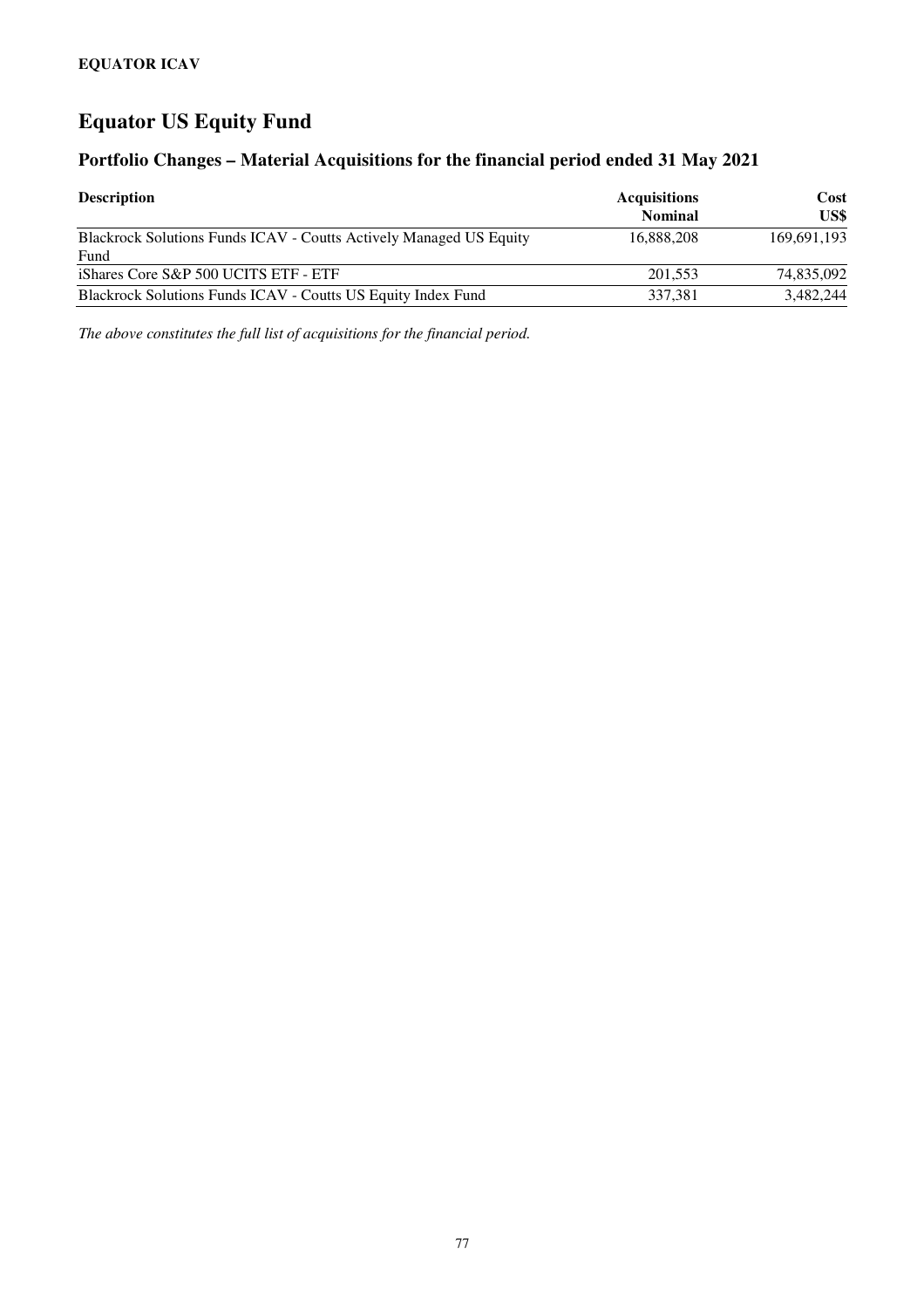**EQUATOR ICAV**

# Equator US Equity Fund

## Portfolio Changes – Material Acquisitions for the financial period ended 31 May 2021

| Description | Acquisitions Nominal | Cost US$ |
|---|---|---|
| Blackrock Solutions Funds ICAV - Coutts Actively Managed US Equity Fund | 16,888,208 | 169,691,193 |
| iShares Core S&P 500 UCITS ETF - ETF | 201,553 | 74,835,092 |
| Blackrock Solutions Funds ICAV - Coutts US Equity Index Fund | 337,381 | 3,482,244 |

*The above constitutes the full list of acquisitions for the financial period.*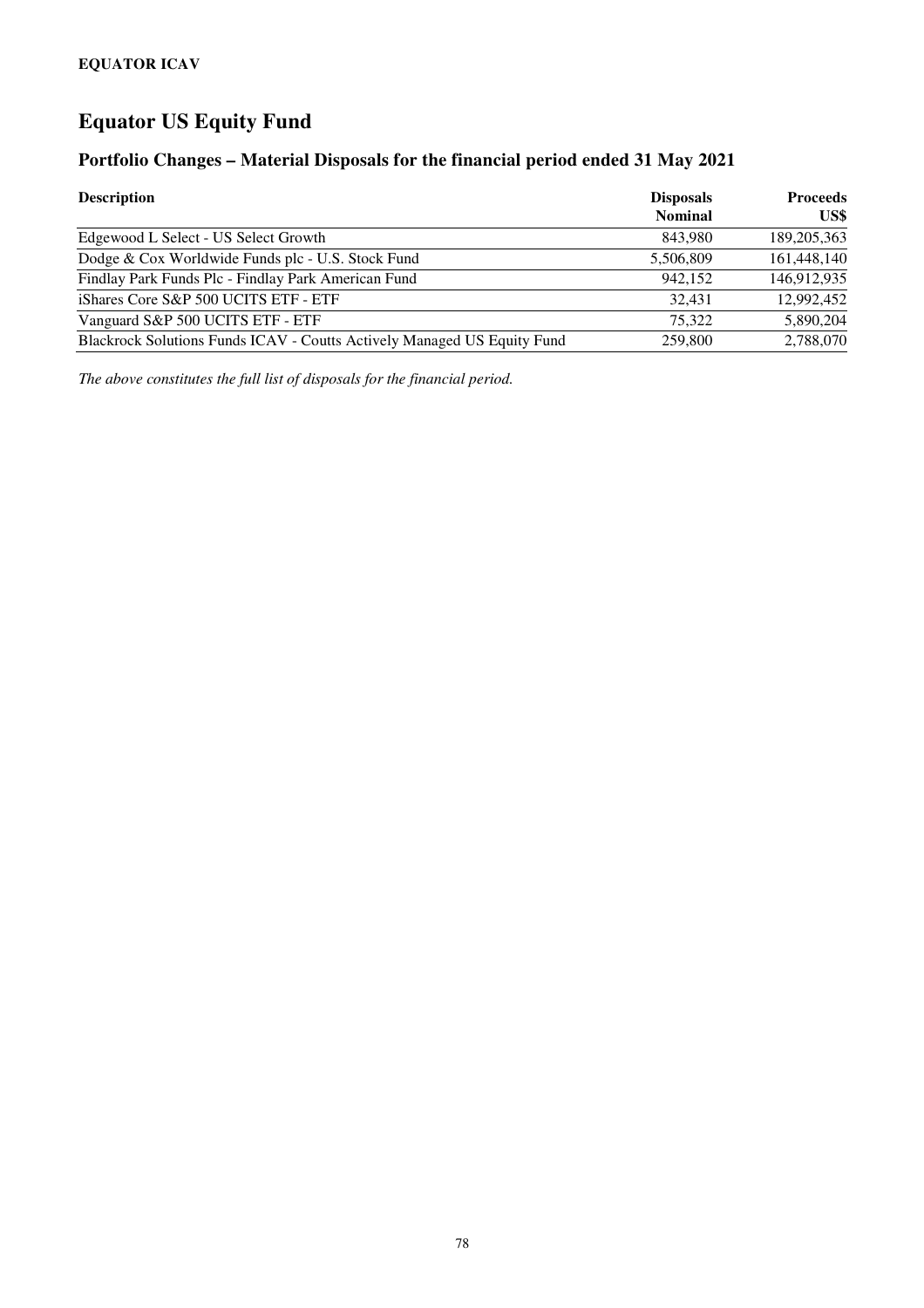**EQUATOR ICAV**

# Equator US Equity Fund

## Portfolio Changes – Material Disposals for the financial period ended 31 May 2021

| Description | Disposals Nominal | Proceeds US$ |
|---|---|---|
| Edgewood L Select - US Select Growth | 843,980 | 189,205,363 |
| Dodge & Cox Worldwide Funds plc - U.S. Stock Fund | 5,506,809 | 161,448,140 |
| Findlay Park Funds Plc - Findlay Park American Fund | 942,152 | 146,912,935 |
| iShares Core S&P 500 UCITS ETF - ETF | 32,431 | 12,992,452 |
| Vanguard S&P 500 UCITS ETF - ETF | 75,322 | 5,890,204 |
| Blackrock Solutions Funds ICAV - Coutts Actively Managed US Equity Fund | 259,800 | 2,788,070 |

*The above constitutes the full list of disposals for the financial period.*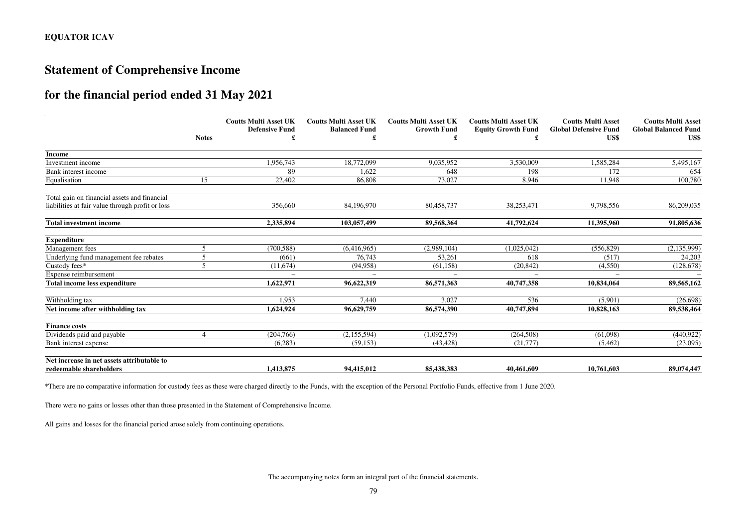**EQUATOR ICAV**

# Statement of Comprehensive Income

## for the financial period ended 31 May 2021

| | Notes | Coutts Multi Asset UK Defensive Fund £ | Coutts Multi Asset UK Balanced Fund £ | Coutts Multi Asset UK Growth Fund £ | Coutts Multi Asset UK Equity Growth Fund £ | Coutts Multi Asset Global Defensive Fund US$ | Coutts Multi Asset Global Balanced Fund US$ |
|---|---|---|---|---|---|---|---|
| **Income** | | | | | | | |
| Investment income | | 1,956,743 | 18,772,099 | 9,035,952 | 3,530,009 | 1,585,284 | 5,495,167 |
| Bank interest income | | 89 | 1,622 | 648 | 198 | 172 | 654 |
| Equalisation | 15 | 22,402 | 86,808 | 73,027 | 8,946 | 11,948 | 100,780 |
| Total gain on financial assets and financial liabilities at fair value through profit or loss | | 356,660 | 84,196,970 | 80,458,737 | 38,253,471 | 9,798,556 | 86,209,035 |
| **Total investment income** | | **2,335,894** | **103,057,499** | **89,568,364** | **41,792,624** | **11,395,960** | **91,805,636** |
| **Expenditure** | | | | | | | |
| Management fees | 5 | (700,588) | (6,416,965) | (2,989,104) | (1,025,042) | (556,829) | (2,135,999) |
| Underlying fund management fee rebates | 5 | (661) | 76,743 | 53,261 | 618 | (517) | 24,203 |
| Custody fees* | 5 | (11,674) | (94,958) | (61,158) | (20,842) | (4,550) | (128,678) |
| Expense reimbursement | | – | – | – | – | – | – |
| **Total income less expenditure** | | **1,622,971** | **96,622,319** | **86,571,363** | **40,747,358** | **10,834,064** | **89,565,162** |
| Withholding tax | | 1,953 | 7,440 | 3,027 | 536 | (5,901) | (26,698) |
| **Net income after withholding tax** | | **1,624,924** | **96,629,759** | **86,574,390** | **40,747,894** | **10,828,163** | **89,538,464** |
| **Finance costs** | | | | | | | |
| Dividends paid and payable | 4 | (204,766) | (2,155,594) | (1,092,579) | (264,508) | (61,098) | (440,922) |
| Bank interest expense | | (6,283) | (59,153) | (43,428) | (21,777) | (5,462) | (23,095) |
| **Net increase in net assets attributable to redeemable shareholders** | | **1,413,875** | **94,415,012** | **85,438,383** | **40,461,609** | **10,761,603** | **89,074,447** |

*There are no comparative information for custody fees as these were charged directly to the Funds, with the exception of the Personal Portfolio Funds, effective from 1 June 2020.

There were no gains or losses other than those presented in the Statement of Comprehensive Income.

All gains and losses for the financial period arose solely from continuing operations.

The accompanying notes form an integral part of the financial statements.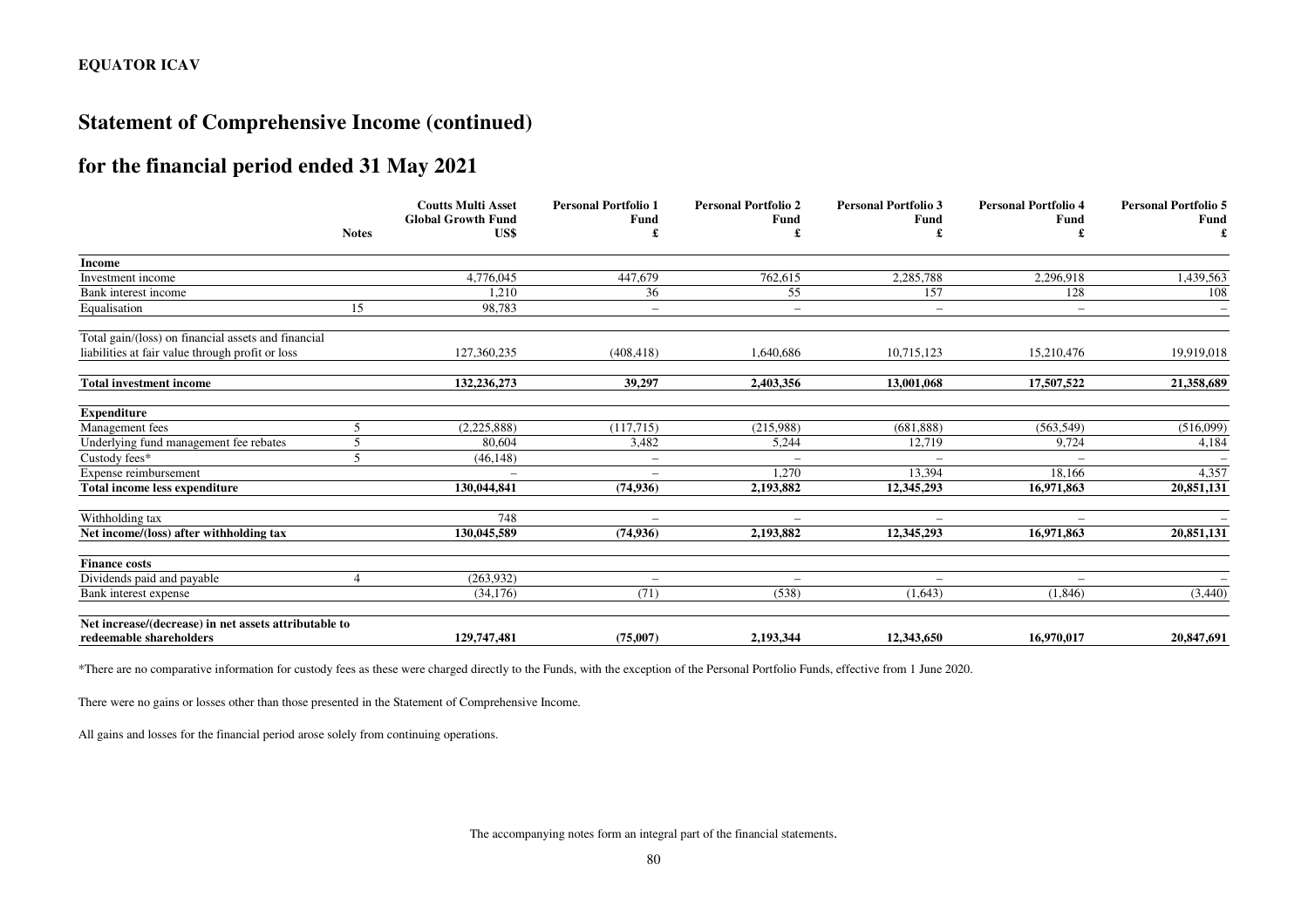# Statement of Comprehensive Income (continued)

## for the financial period ended 31 May 2021

| | Notes | Coutts Multi Asset Global Growth Fund US$ | Personal Portfolio 1 Fund £ | Personal Portfolio 2 Fund £ | Personal Portfolio 3 Fund £ | Personal Portfolio 4 Fund £ | Personal Portfolio 5 Fund £ |
|---|---|---|---|---|---|---|---|
| **Income** | | | | | | | |
| Investment income | | 4,776,045 | 447,679 | 762,615 | 2,285,788 | 2,296,918 | 1,439,563 |
| Bank interest income | | 1,210 | 36 | 55 | 157 | 128 | 108 |
| Equalisation | 15 | 98,783 | – | – | – | – | – |
| Total gain/(loss) on financial assets and financial liabilities at fair value through profit or loss | | 127,360,235 | (408,418) | 1,640,686 | 10,715,123 | 15,210,476 | 19,919,018 |
| **Total investment income** | | **132,236,273** | **39,297** | **2,403,356** | **13,001,068** | **17,507,522** | **21,358,689** |
| **Expenditure** | | | | | | | |
| Management fees | 5 | (2,225,888) | (117,715) | (215,988) | (681,888) | (563,549) | (516,099) |
| Underlying fund management fee rebates | 5 | 80,604 | 3,482 | 5,244 | 12,719 | 9,724 | 4,184 |
| Custody fees* | 5 | (46,148) | – | – | – | – | – |
| Expense reimbursement | | – | – | 1,270 | 13,394 | 18,166 | 4,357 |
| **Total income less expenditure** | | **130,044,841** | **(74,936)** | **2,193,882** | **12,345,293** | **16,971,863** | **20,851,131** |
| Withholding tax | | 748 | – | – | – | – | – |
| **Net income/(loss) after withholding tax** | | **130,045,589** | **(74,936)** | **2,193,882** | **12,345,293** | **16,971,863** | **20,851,131** |
| **Finance costs** | | | | | | | |
| Dividends paid and payable | 4 | (263,932) | – | – | – | – | – |
| Bank interest expense | | (34,176) | (71) | (538) | (1,643) | (1,846) | (3,440) |
| **Net increase/(decrease) in net assets attributable to redeemable shareholders** | | **129,747,481** | **(75,007)** | **2,193,344** | **12,343,650** | **16,970,017** | **20,847,691** |

*There are no comparative information for custody fees as these were charged directly to the Funds, with the exception of the Personal Portfolio Funds, effective from 1 June 2020.

There were no gains or losses other than those presented in the Statement of Comprehensive Income.

All gains and losses for the financial period arose solely from continuing operations.

The accompanying notes form an integral part of the financial statements.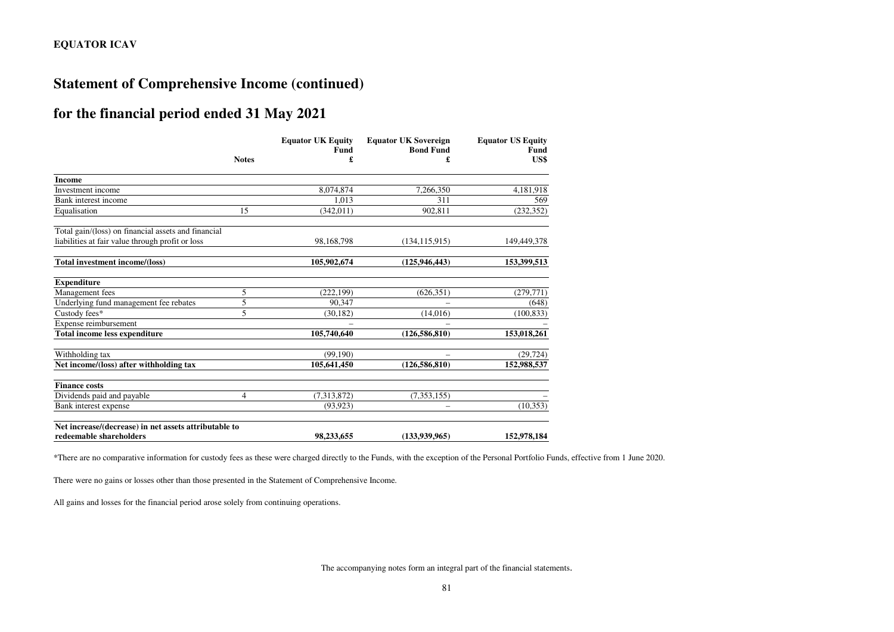**EQUATOR ICAV**

# Statement of Comprehensive Income (continued)

## for the financial period ended 31 May 2021

| | Notes | Equator UK Equity Fund £ | Equator UK Sovereign Bond Fund £ | Equator US Equity Fund US$ |
|---|---|---|---|---|
| **Income** | | | | |
| Investment income | | 8,074,874 | 7,266,350 | 4,181,918 |
| Bank interest income | | 1,013 | 311 | 569 |
| Equalisation | 15 | (342,011) | 902,811 | (232,352) |
| Total gain/(loss) on financial assets and financial liabilities at fair value through profit or loss | | 98,168,798 | (134,115,915) | 149,449,378 |
| **Total investment income/(loss)** | | **105,902,674** | **(125,946,443)** | **153,399,513** |
| **Expenditure** | | | | |
| Management fees | 5 | (222,199) | (626,351) | (279,771) |
| Underlying fund management fee rebates | 5 | 90,347 | – | (648) |
| Custody fees* | 5 | (30,182) | (14,016) | (100,833) |
| Expense reimbursement | | – | – | – |
| **Total income less expenditure** | | **105,740,640** | **(126,586,810)** | **153,018,261** |
| Withholding tax | | (99,190) | – | (29,724) |
| **Net income/(loss) after withholding tax** | | **105,641,450** | **(126,586,810)** | **152,988,537** |
| **Finance costs** | | | | |
| Dividends paid and payable | 4 | (7,313,872) | (7,353,155) | – |
| Bank interest expense | | (93,923) | – | (10,353) |
| **Net increase/(decrease) in net assets attributable to redeemable shareholders** | | **98,233,655** | **(133,939,965)** | **152,978,184** |

*There are no comparative information for custody fees as these were charged directly to the Funds, with the exception of the Personal Portfolio Funds, effective from 1 June 2020.

There were no gains or losses other than those presented in the Statement of Comprehensive Income.

All gains and losses for the financial period arose solely from continuing operations.

The accompanying notes form an integral part of the financial statements.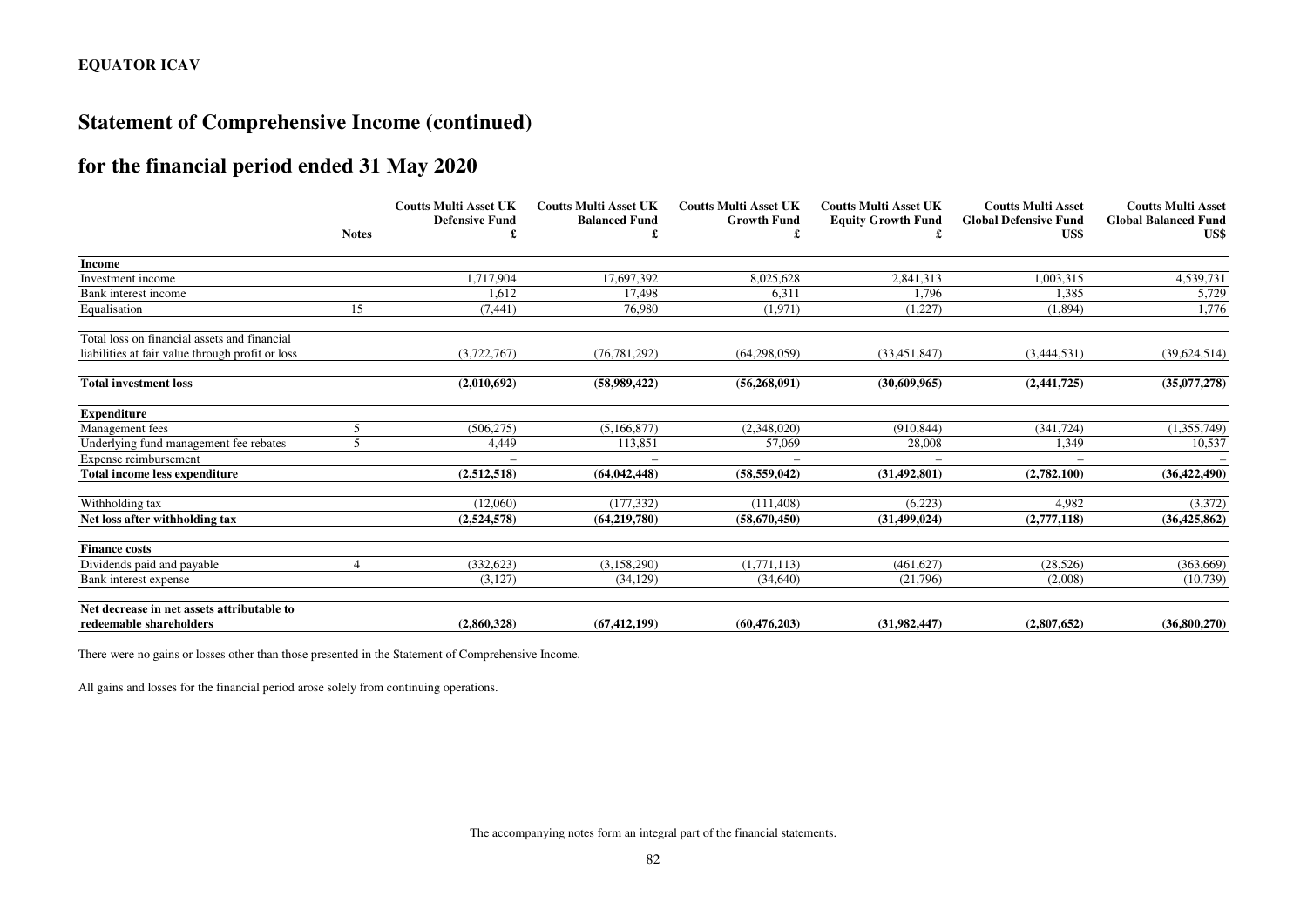**EQUATOR ICAV**

# Statement of Comprehensive Income (continued)

## for the financial period ended 31 May 2020

| | Notes | Coutts Multi Asset UK Defensive Fund £ | Coutts Multi Asset UK Balanced Fund £ | Coutts Multi Asset UK Growth Fund £ | Coutts Multi Asset UK Equity Growth Fund £ | Coutts Multi Asset Global Defensive Fund US$ | Coutts Multi Asset Global Balanced Fund US$ |
|---|---|---|---|---|---|---|---|
| **Income** | | | | | | | |
| Investment income | | 1,717,904 | 17,697,392 | 8,025,628 | 2,841,313 | 1,003,315 | 4,539,731 |
| Bank interest income | | 1,612 | 17,498 | 6,311 | 1,796 | 1,385 | 5,729 |
| Equalisation | 15 | (7,441) | 76,980 | (1,971) | (1,227) | (1,894) | 1,776 |
| Total loss on financial assets and financial liabilities at fair value through profit or loss | | (3,722,767) | (76,781,292) | (64,298,059) | (33,451,847) | (3,444,531) | (39,624,514) |
| **Total investment loss** | | **(2,010,692)** | **(58,989,422)** | **(56,268,091)** | **(30,609,965)** | **(2,441,725)** | **(35,077,278)** |
| **Expenditure** | | | | | | | |
| Management fees | 5 | (506,275) | (5,166,877) | (2,348,020) | (910,844) | (341,724) | (1,355,749) |
| Underlying fund management fee rebates | 5 | 4,449 | 113,851 | 57,069 | 28,008 | 1,349 | 10,537 |
| Expense reimbursement | | – | – | – | – | – | – |
| **Total income less expenditure** | | **(2,512,518)** | **(64,042,448)** | **(58,559,042)** | **(31,492,801)** | **(2,782,100)** | **(36,422,490)** |
| Withholding tax | | (12,060) | (177,332) | (111,408) | (6,223) | 4,982 | (3,372) |
| **Net loss after withholding tax** | | **(2,524,578)** | **(64,219,780)** | **(58,670,450)** | **(31,499,024)** | **(2,777,118)** | **(36,425,862)** |
| **Finance costs** | | | | | | | |
| Dividends paid and payable | 4 | (332,623) | (3,158,290) | (1,771,113) | (461,627) | (28,526) | (363,669) |
| Bank interest expense | | (3,127) | (34,129) | (34,640) | (21,796) | (2,008) | (10,739) |
| **Net decrease in net assets attributable to redeemable shareholders** | | **(2,860,328)** | **(67,412,199)** | **(60,476,203)** | **(31,982,447)** | **(2,807,652)** | **(36,800,270)** |

There were no gains or losses other than those presented in the Statement of Comprehensive Income.

All gains and losses for the financial period arose solely from continuing operations.

The accompanying notes form an integral part of the financial statements.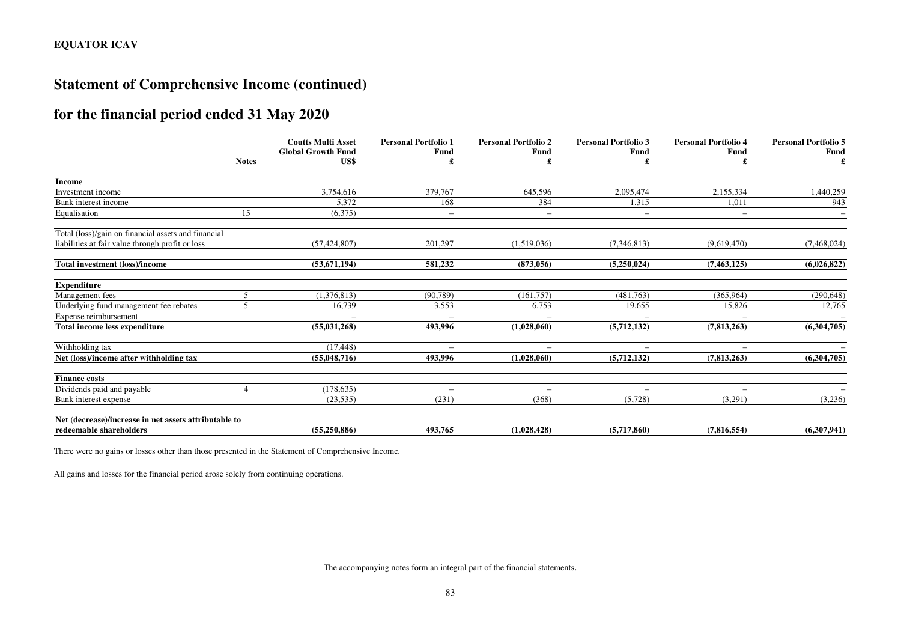**EQUATOR ICAV**

# Statement of Comprehensive Income (continued)

## for the financial period ended 31 May 2020

| | Notes | Coutts Multi Asset Global Growth Fund US$ | Personal Portfolio 1 Fund £ | Personal Portfolio 2 Fund £ | Personal Portfolio 3 Fund £ | Personal Portfolio 4 Fund £ | Personal Portfolio 5 Fund £ |
|---|---|---|---|---|---|---|---|
| **Income** | | | | | | | |
| Investment income | | 3,754,616 | 379,767 | 645,596 | 2,095,474 | 2,155,334 | 1,440,259 |
| Bank interest income | | 5,372 | 168 | 384 | 1,315 | 1,011 | 943 |
| Equalisation | 15 | (6,375) | – | – | – | – | – |
| Total (loss)/gain on financial assets and financial liabilities at fair value through profit or loss | | (57,424,807) | 201,297 | (1,519,036) | (7,346,813) | (9,619,470) | (7,468,024) |
| **Total investment (loss)/income** | | **(53,671,194)** | **581,232** | **(873,056)** | **(5,250,024)** | **(7,463,125)** | **(6,026,822)** |
| **Expenditure** | | | | | | | |
| Management fees | 5 | (1,376,813) | (90,789) | (161,757) | (481,763) | (365,964) | (290,648) |
| Underlying fund management fee rebates | 5 | 16,739 | 3,553 | 6,753 | 19,655 | 15,826 | 12,765 |
| Expense reimbursement | | – | – | – | – | – | – |
| **Total income less expenditure** | | **(55,031,268)** | **493,996** | **(1,028,060)** | **(5,712,132)** | **(7,813,263)** | **(6,304,705)** |
| Withholding tax | | (17,448) | – | – | – | – | – |
| **Net (loss)/income after withholding tax** | | **(55,048,716)** | **493,996** | **(1,028,060)** | **(5,712,132)** | **(7,813,263)** | **(6,304,705)** |
| **Finance costs** | | | | | | | |
| Dividends paid and payable | 4 | (178,635) | – | – | – | – | – |
| Bank interest expense | | (23,535) | (231) | (368) | (5,728) | (3,291) | (3,236) |
| **Net (decrease)/increase in net assets attributable to redeemable shareholders** | | **(55,250,886)** | **493,765** | **(1,028,428)** | **(5,717,860)** | **(7,816,554)** | **(6,307,941)** |

There were no gains or losses other than those presented in the Statement of Comprehensive Income.

All gains and losses for the financial period arose solely from continuing operations.

The accompanying notes form an integral part of the financial statements.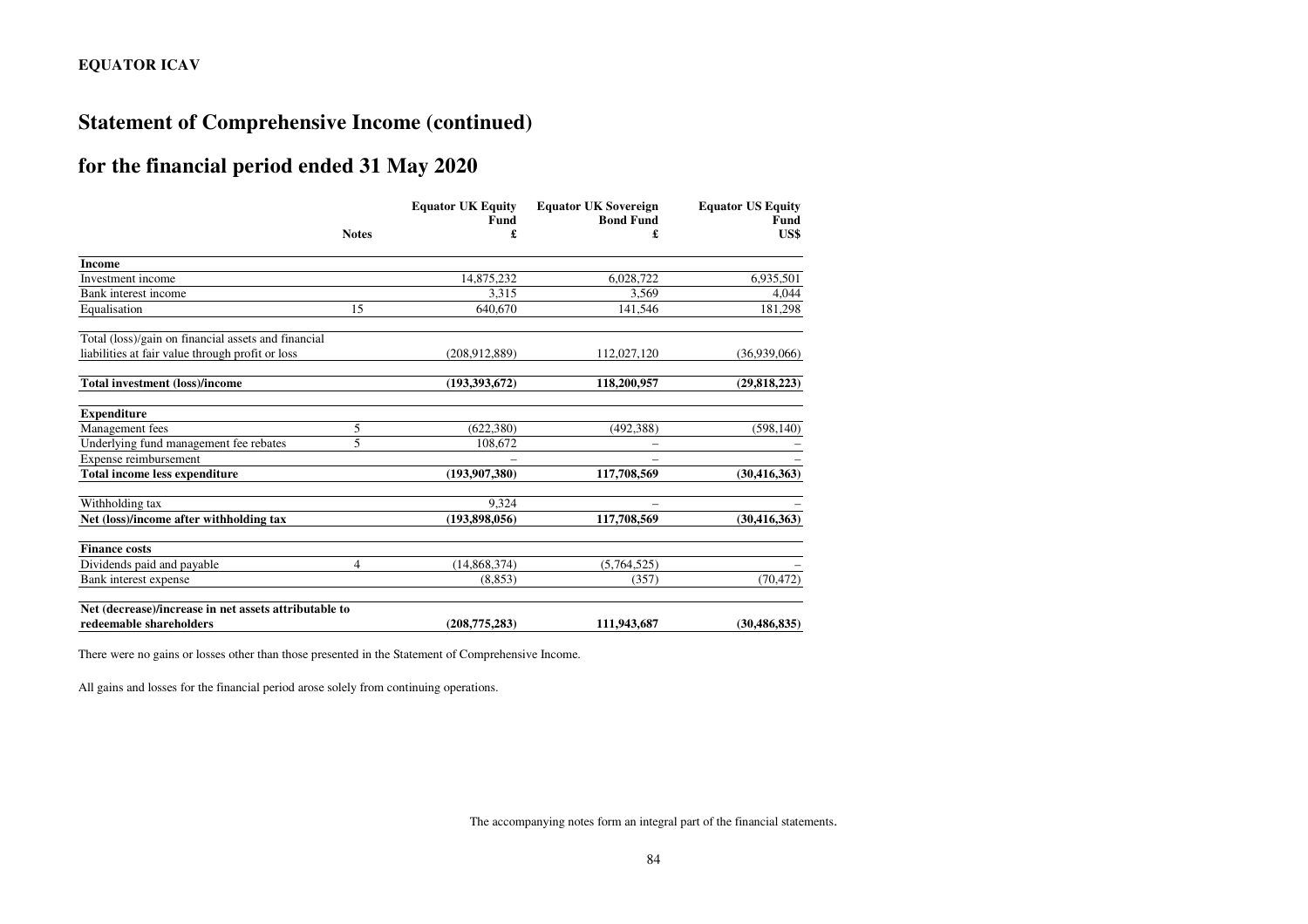**EQUATOR ICAV**

# Statement of Comprehensive Income (continued)

## for the financial period ended 31 May 2020

| | Notes | Equator UK Equity Fund £ | Equator UK Sovereign Bond Fund £ | Equator US Equity Fund US$ |
|---|---|---|---|---|
| **Income** | | | | |
| Investment income | | 14,875,232 | 6,028,722 | 6,935,501 |
| Bank interest income | | 3,315 | 3,569 | 4,044 |
| Equalisation | 15 | 640,670 | 141,546 | 181,298 |
| Total (loss)/gain on financial assets and financial liabilities at fair value through profit or loss | | (208,912,889) | 112,027,120 | (36,939,066) |
| **Total investment (loss)/income** | | **(193,393,672)** | **118,200,957** | **(29,818,223)** |
| **Expenditure** | | | | |
| Management fees | 5 | (622,380) | (492,388) | (598,140) |
| Underlying fund management fee rebates | 5 | 108,672 | – | – |
| Expense reimbursement | | – | – | – |
| **Total income less expenditure** | | **(193,907,380)** | **117,708,569** | **(30,416,363)** |
| Withholding tax | | 9,324 | – | – |
| **Net (loss)/income after withholding tax** | | **(193,898,056)** | **117,708,569** | **(30,416,363)** |
| **Finance costs** | | | | |
| Dividends paid and payable | 4 | (14,868,374) | (5,764,525) | – |
| Bank interest expense | | (8,853) | (357) | (70,472) |
| **Net (decrease)/increase in net assets attributable to redeemable shareholders** | | **(208,775,283)** | **111,943,687** | **(30,486,835)** |

There were no gains or losses other than those presented in the Statement of Comprehensive Income.

All gains and losses for the financial period arose solely from continuing operations.

The accompanying notes form an integral part of the financial statements.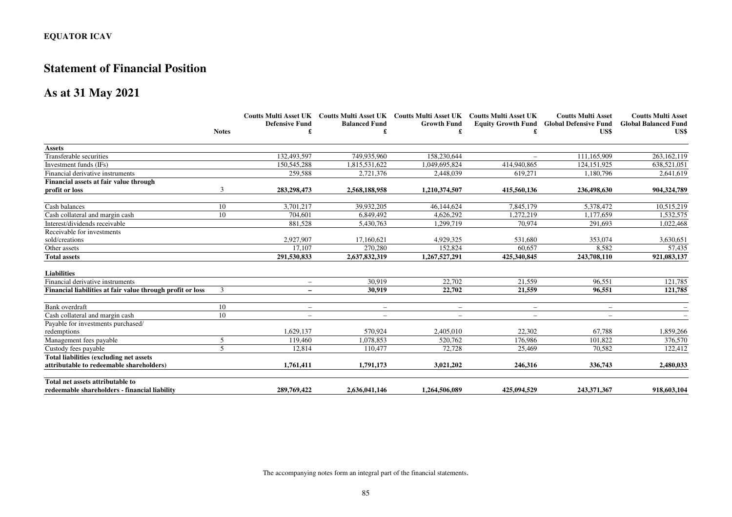**EQUATOR ICAV**

# Statement of Financial Position

## As at 31 May 2021

| | Notes | Coutts Multi Asset UK Defensive Fund £ | Coutts Multi Asset UK Balanced Fund £ | Coutts Multi Asset UK Growth Fund £ | Coutts Multi Asset UK Equity Growth Fund £ | Coutts Multi Asset Global Defensive Fund US$ | Coutts Multi Asset Global Balanced Fund US$ |
|---|---|---|---|---|---|---|---|
| **Assets** | | | | | | | |
| Transferable securities | | 132,493,597 | 749,935,960 | 158,230,644 | – | 111,165,909 | 263,162,119 |
| Investment funds (IFs) | | 150,545,288 | 1,815,531,622 | 1,049,695,824 | 414,940,865 | 124,151,925 | 638,521,051 |
| Financial derivative instruments | | 259,588 | 2,721,376 | 2,448,039 | 619,271 | 1,180,796 | 2,641,619 |
| **Financial assets at fair value through profit or loss** | 3 | **283,298,473** | **2,568,188,958** | **1,210,374,507** | **415,560,136** | **236,498,630** | **904,324,789** |
| Cash balances | 10 | 3,701,217 | 39,932,205 | 46,144,624 | 7,845,179 | 5,378,472 | 10,515,219 |
| Cash collateral and margin cash | 10 | 704,601 | 6,849,492 | 4,626,292 | 1,272,219 | 1,177,659 | 1,532,575 |
| Interest/dividends receivable | | 881,528 | 5,430,763 | 1,299,719 | 70,974 | 291,693 | 1,022,468 |
| Receivable for investments sold/creations | | 2,927,907 | 17,160,621 | 4,929,325 | 531,680 | 353,074 | 3,630,651 |
| Other assets | | 17,107 | 270,280 | 152,824 | 60,657 | 8,582 | 57,435 |
| **Total assets** | | **291,530,833** | **2,637,832,319** | **1,267,527,291** | **425,340,845** | **243,708,110** | **921,083,137** |
| **Liabilities** | | | | | | | |
| Financial derivative instruments | | – | 30,919 | 22,702 | 21,559 | 96,551 | 121,785 |
| **Financial liabilities at fair value through profit or loss** | 3 | **–** | **30,919** | **22,702** | **21,559** | **96,551** | **121,785** |
| Bank overdraft | 10 | – | – | – | – | – | – |
| Cash collateral and margin cash | 10 | – | – | – | – | – | – |
| Payable for investments purchased/ redemptions | | 1,629,137 | 570,924 | 2,405,010 | 22,302 | 67,788 | 1,859,266 |
| Management fees payable | 5 | 119,460 | 1,078,853 | 520,762 | 176,986 | 101,822 | 376,570 |
| Custody fees payable | 5 | 12,814 | 110,477 | 72,728 | 25,469 | 70,582 | 122,412 |
| **Total liabilities (excluding net assets attributable to redeemable shareholders)** | | **1,761,411** | **1,791,173** | **3,021,202** | **246,316** | **336,743** | **2,480,033** |
| **Total net assets attributable to redeemable shareholders - financial liability** | | **289,769,422** | **2,636,041,146** | **1,264,506,089** | **425,094,529** | **243,371,367** | **918,603,104** |

The accompanying notes form an integral part of the financial statements.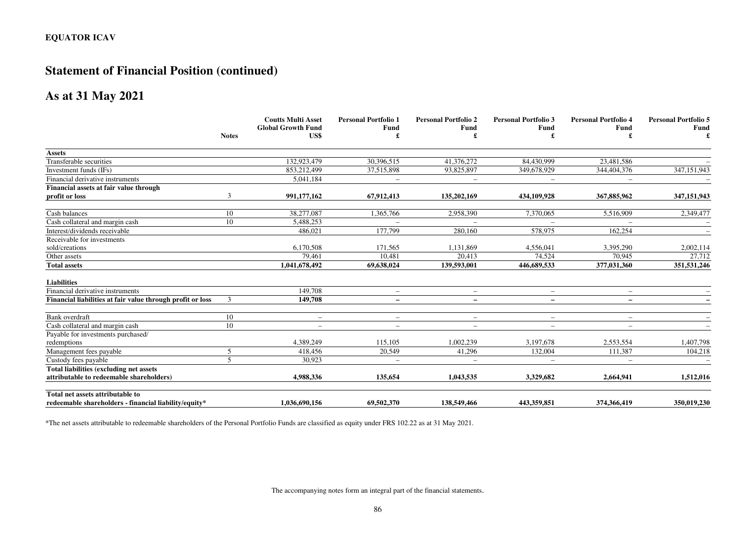**EQUATOR ICAV**

# Statement of Financial Position (continued)

## As at 31 May 2021

| | Notes | Coutts Multi Asset Global Growth Fund US$ | Personal Portfolio 1 Fund £ | Personal Portfolio 2 Fund £ | Personal Portfolio 3 Fund £ | Personal Portfolio 4 Fund £ | Personal Portfolio 5 Fund £ |
|---|---|---|---|---|---|---|---|
| **Assets** | | | | | | | |
| Transferable securities | | 132,923,479 | 30,396,515 | 41,376,272 | 84,430,999 | 23,481,586 | – |
| Investment funds (IFs) | | 853,212,499 | 37,515,898 | 93,825,897 | 349,678,929 | 344,404,376 | 347,151,943 |
| Financial derivative instruments | | 5,041,184 | – | – | – | – | – |
| **Financial assets at fair value through profit or loss** | 3 | **991,177,162** | **67,912,413** | **135,202,169** | **434,109,928** | **367,885,962** | **347,151,943** |
| Cash balances | 10 | 38,277,087 | 1,365,766 | 2,958,390 | 7,370,065 | 5,516,909 | 2,349,477 |
| Cash collateral and margin cash | 10 | 5,488,253 | – | – | – | – | – |
| Interest/dividends receivable | | 486,021 | 177,799 | 280,160 | 578,975 | 162,254 | – |
| Receivable for investments sold/creations | | 6,170,508 | 171,565 | 1,131,869 | 4,556,041 | 3,395,290 | 2,002,114 |
| Other assets | | 79,461 | 10,481 | 20,413 | 74,524 | 70,945 | 27,712 |
| **Total assets** | | **1,041,678,492** | **69,638,024** | **139,593,001** | **446,689,533** | **377,031,360** | **351,531,246** |
| **Liabilities** | | | | | | | |
| Financial derivative instruments | | 149,708 | – | – | – | – | – |
| **Financial liabilities at fair value through profit or loss** | 3 | **149,708** | **–** | **–** | **–** | **–** | **–** |
| Bank overdraft | 10 | – | – | – | – | – | – |
| Cash collateral and margin cash | 10 | – | – | – | – | – | – |
| Payable for investments purchased/ redemptions | | 4,389,249 | 115,105 | 1,002,239 | 3,197,678 | 2,553,554 | 1,407,798 |
| Management fees payable | 5 | 418,456 | 20,549 | 41,296 | 132,004 | 111,387 | 104,218 |
| Custody fees payable | 5 | 30,923 | – | – | – | – | – |
| **Total liabilities (excluding net assets attributable to redeemable shareholders)** | | **4,988,336** | **135,654** | **1,043,535** | **3,329,682** | **2,664,941** | **1,512,016** |
| **Total net assets attributable to redeemable shareholders - financial liability/equity*** | | **1,036,690,156** | **69,502,370** | **138,549,466** | **443,359,851** | **374,366,419** | **350,019,230** |

*The net assets attributable to redeemable shareholders of the Personal Portfolio Funds are classified as equity under FRS 102.22 as at 31 May 2021.

The accompanying notes form an integral part of the financial statements.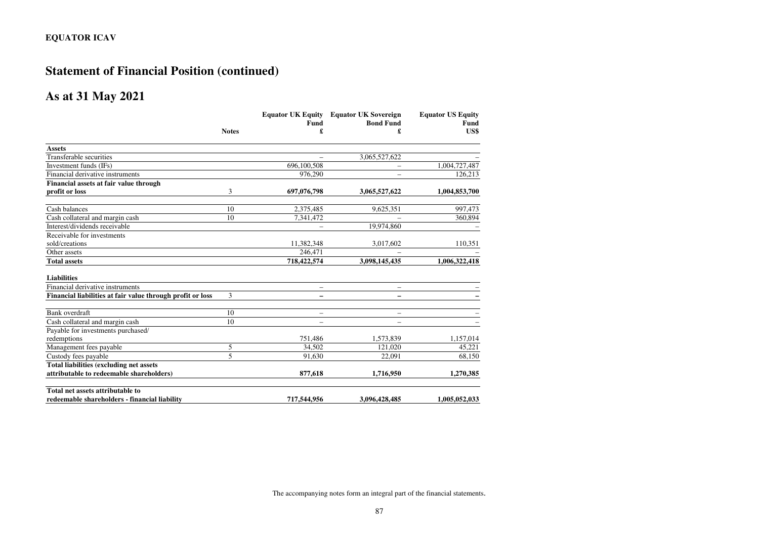**EQUATOR ICAV**

# Statement of Financial Position (continued)

## As at 31 May 2021

| | Notes | Equator UK Equity Fund £ | Equator UK Sovereign Bond Fund £ | Equator US Equity Fund US$ |
|---|---|---|---|---|
| **Assets** | | | | |
| Transferable securities | | – | 3,065,527,622 | – |
| Investment funds (IFs) | | 696,100,508 | – | 1,004,727,487 |
| Financial derivative instruments | | 976,290 | – | 126,213 |
| **Financial assets at fair value through profit or loss** | 3 | **697,076,798** | **3,065,527,622** | **1,004,853,700** |
| Cash balances | 10 | 2,375,485 | 9,625,351 | 997,473 |
| Cash collateral and margin cash | 10 | 7,341,472 | – | 360,894 |
| Interest/dividends receivable | | – | 19,974,860 | – |
| Receivable for investments sold/creations | | 11,382,348 | 3,017,602 | 110,351 |
| Other assets | | 246,471 | – | – |
| **Total assets** | | **718,422,574** | **3,098,145,435** | **1,006,322,418** |
| **Liabilities** | | | | |
| Financial derivative instruments | | – | – | – |
| **Financial liabilities at fair value through profit or loss** | 3 | **–** | **–** | **–** |
| Bank overdraft | 10 | – | – | – |
| Cash collateral and margin cash | 10 | – | – | – |
| Payable for investments purchased/ redemptions | | 751,486 | 1,573,839 | 1,157,014 |
| Management fees payable | 5 | 34,502 | 121,020 | 45,221 |
| Custody fees payable | 5 | 91,630 | 22,091 | 68,150 |
| **Total liabilities (excluding net assets attributable to redeemable shareholders)** | | **877,618** | **1,716,950** | **1,270,385** |
| **Total net assets attributable to redeemable shareholders - financial liability** | | **717,544,956** | **3,096,428,485** | **1,005,052,033** |

The accompanying notes form an integral part of the financial statements.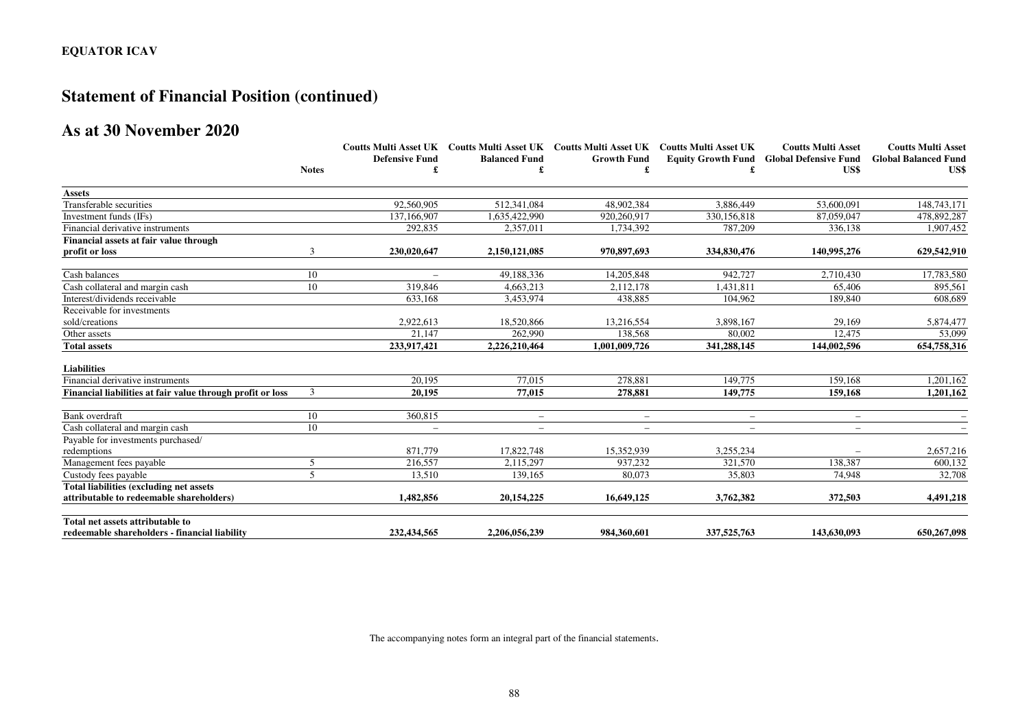**EQUATOR ICAV**

# Statement of Financial Position (continued)

## As at 30 November 2020

| | Notes | Coutts Multi Asset UK Defensive Fund £ | Coutts Multi Asset UK Balanced Fund £ | Coutts Multi Asset UK Growth Fund £ | Coutts Multi Asset UK Equity Growth Fund £ | Coutts Multi Asset Global Defensive Fund US$ | Coutts Multi Asset Global Balanced Fund US$ |
|---|---|---|---|---|---|---|---|
| **Assets** | | | | | | | |
| Transferable securities | | 92,560,905 | 512,341,084 | 48,902,384 | 3,886,449 | 53,600,091 | 148,743,171 |
| Investment funds (IFs) | | 137,166,907 | 1,635,422,990 | 920,260,917 | 330,156,818 | 87,059,047 | 478,892,287 |
| Financial derivative instruments | | 292,835 | 2,357,011 | 1,734,392 | 787,209 | 336,138 | 1,907,452 |
| **Financial assets at fair value through profit or loss** | 3 | **230,020,647** | **2,150,121,085** | **970,897,693** | **334,830,476** | **140,995,276** | **629,542,910** |
| Cash balances | 10 | – | 49,188,336 | 14,205,848 | 942,727 | 2,710,430 | 17,783,580 |
| Cash collateral and margin cash | 10 | 319,846 | 4,663,213 | 2,112,178 | 1,431,811 | 65,406 | 895,561 |
| Interest/dividends receivable | | 633,168 | 3,453,974 | 438,885 | 104,962 | 189,840 | 608,689 |
| Receivable for investments sold/creations | | 2,922,613 | 18,520,866 | 13,216,554 | 3,898,167 | 29,169 | 5,874,477 |
| Other assets | | 21,147 | 262,990 | 138,568 | 80,002 | 12,475 | 53,099 |
| **Total assets** | | **233,917,421** | **2,226,210,464** | **1,001,009,726** | **341,288,145** | **144,002,596** | **654,758,316** |
| **Liabilities** | | | | | | | |
| Financial derivative instruments | | 20,195 | 77,015 | 278,881 | 149,775 | 159,168 | 1,201,162 |
| **Financial liabilities at fair value through profit or loss** | 3 | **20,195** | **77,015** | **278,881** | **149,775** | **159,168** | **1,201,162** |
| Bank overdraft | 10 | 360,815 | – | – | – | – | – |
| Cash collateral and margin cash | 10 | – | – | – | – | – | – |
| Payable for investments purchased/ redemptions | | 871,779 | 17,822,748 | 15,352,939 | 3,255,234 | – | 2,657,216 |
| Management fees payable | 5 | 216,557 | 2,115,297 | 937,232 | 321,570 | 138,387 | 600,132 |
| Custody fees payable | 5 | 13,510 | 139,165 | 80,073 | 35,803 | 74,948 | 32,708 |
| **Total liabilities (excluding net assets attributable to redeemable shareholders)** | | **1,482,856** | **20,154,225** | **16,649,125** | **3,762,382** | **372,503** | **4,491,218** |
| **Total net assets attributable to redeemable shareholders - financial liability** | | **232,434,565** | **2,206,056,239** | **984,360,601** | **337,525,763** | **143,630,093** | **650,267,098** |

The accompanying notes form an integral part of the financial statements.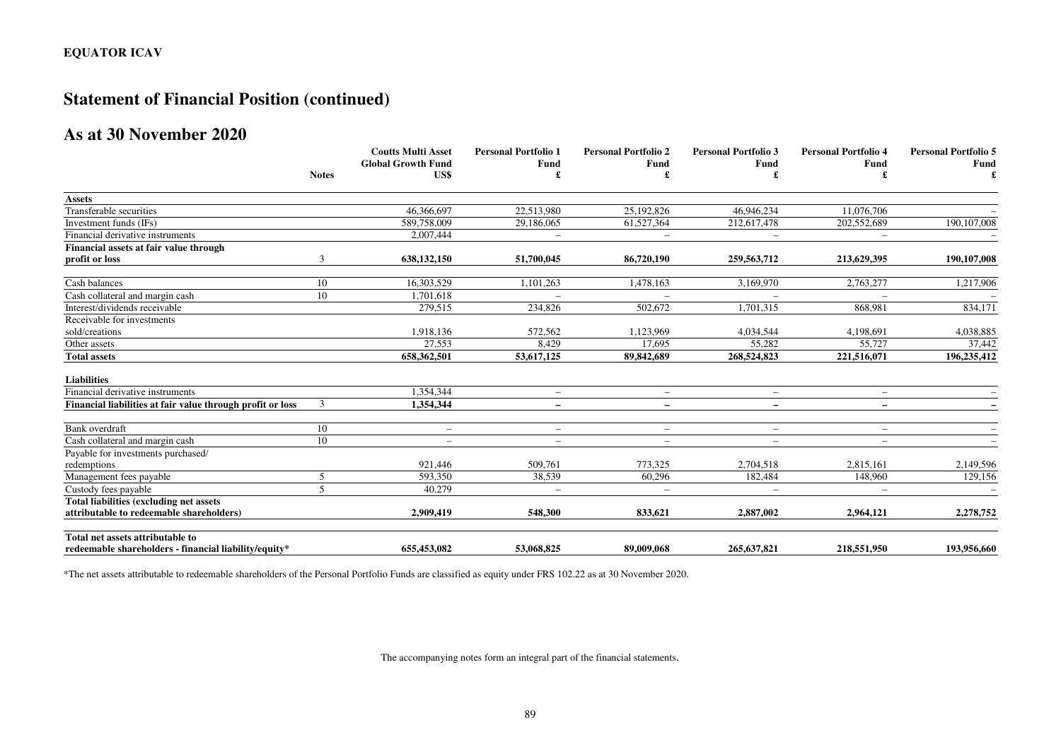**EQUATOR ICAV**

# Statement of Financial Position (continued)

## As at 30 November 2020

| | Notes | Coutts Multi Asset Global Growth Fund US$ | Personal Portfolio 1 Fund £ | Personal Portfolio 2 Fund £ | Personal Portfolio 3 Fund £ | Personal Portfolio 4 Fund £ | Personal Portfolio 5 Fund £ |
|---|---|---|---|---|---|---|---|
| **Assets** | | | | | | | |
| Transferable securities | | 46,366,697 | 22,513,980 | 25,192,826 | 46,946,234 | 11,076,706 | – |
| Investment funds (IFs) | | 589,758,009 | 29,186,065 | 61,527,364 | 212,617,478 | 202,552,689 | 190,107,008 |
| Financial derivative instruments | | 2,007,444 | – | – | – | – | – |
| **Financial assets at fair value through profit or loss** | 3 | **638,132,150** | **51,700,045** | **86,720,190** | **259,563,712** | **213,629,395** | **190,107,008** |
| Cash balances | 10 | 16,303,529 | 1,101,263 | 1,478,163 | 3,169,970 | 2,763,277 | 1,217,906 |
| Cash collateral and margin cash | 10 | 1,701,618 | – | – | – | – | – |
| Interest/dividends receivable | | 279,515 | 234,826 | 502,672 | 1,701,315 | 868,981 | 834,171 |
| Receivable for investments sold/creations | | 1,918,136 | 572,562 | 1,123,969 | 4,034,544 | 4,198,691 | 4,038,885 |
| Other assets | | 27,553 | 8,429 | 17,695 | 55,282 | 55,727 | 37,442 |
| **Total assets** | | **658,362,501** | **53,617,125** | **89,842,689** | **268,524,823** | **221,516,071** | **196,235,412** |
| **Liabilities** | | | | | | | |
| Financial derivative instruments | | 1,354,344 | – | – | – | – | – |
| **Financial liabilities at fair value through profit or loss** | 3 | **1,354,344** | **–** | **–** | **–** | **–** | **–** |
| Bank overdraft | 10 | – | – | – | – | – | – |
| Cash collateral and margin cash | 10 | – | – | – | – | – | – |
| Payable for investments purchased/ redemptions | | 921,446 | 509,761 | 773,325 | 2,704,518 | 2,815,161 | 2,149,596 |
| Management fees payable | 5 | 593,350 | 38,539 | 60,296 | 182,484 | 148,960 | 129,156 |
| Custody fees payable | 5 | 40,279 | – | – | – | – | – |
| **Total liabilities (excluding net assets attributable to redeemable shareholders)** | | **2,909,419** | **548,300** | **833,621** | **2,887,002** | **2,964,121** | **2,278,752** |
| **Total net assets attributable to redeemable shareholders - financial liability/equity*** | | **655,453,082** | **53,068,825** | **89,009,068** | **265,637,821** | **218,551,950** | **193,956,660** |

*The net assets attributable to redeemable shareholders of the Personal Portfolio Funds are classified as equity under FRS 102.22 as at 30 November 2020.

The accompanying notes form an integral part of the financial statements.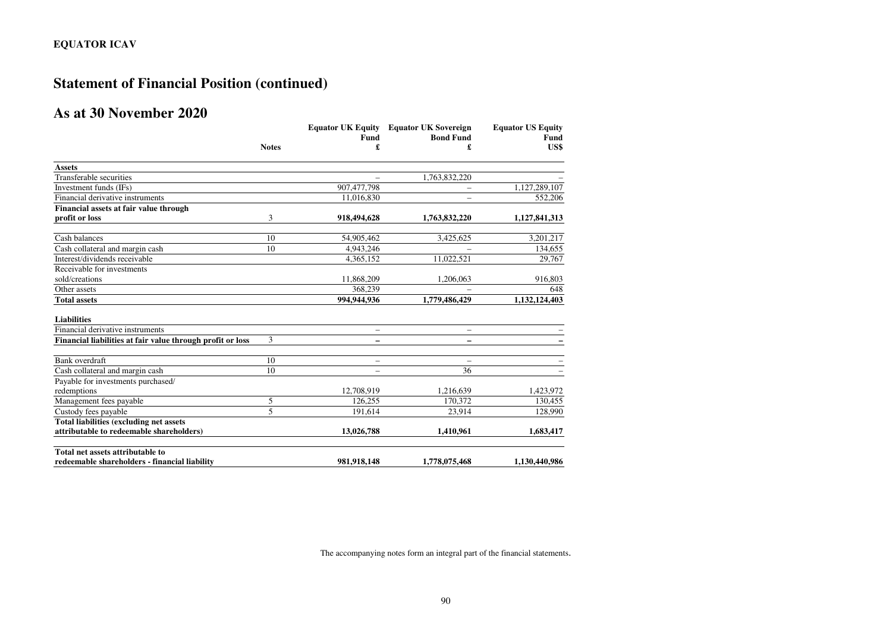**EQUATOR ICAV**

# Statement of Financial Position (continued)

## As at 30 November 2020

| | Notes | Equator UK Equity Fund £ | Equator UK Sovereign Bond Fund £ | Equator US Equity Fund US$ |
|---|---|---|---|---|
| **Assets** | | | | |
| Transferable securities | | – | 1,763,832,220 | – |
| Investment funds (IFs) | | 907,477,798 | – | 1,127,289,107 |
| Financial derivative instruments | | 11,016,830 | – | 552,206 |
| **Financial assets at fair value through profit or loss** | 3 | **918,494,628** | **1,763,832,220** | **1,127,841,313** |
| Cash balances | 10 | 54,905,462 | 3,425,625 | 3,201,217 |
| Cash collateral and margin cash | 10 | 4,943,246 | – | 134,655 |
| Interest/dividends receivable | | 4,365,152 | 11,022,521 | 29,767 |
| Receivable for investments sold/creations | | 11,868,209 | 1,206,063 | 916,803 |
| Other assets | | 368,239 | – | 648 |
| **Total assets** | | **994,944,936** | **1,779,486,429** | **1,132,124,403** |
| **Liabilities** | | | | |
| Financial derivative instruments | | – | – | – |
| **Financial liabilities at fair value through profit or loss** | 3 | **–** | **–** | **–** |
| Bank overdraft | 10 | – | – | – |
| Cash collateral and margin cash | 10 | – | 36 | – |
| Payable for investments purchased/ redemptions | | 12,708,919 | 1,216,639 | 1,423,972 |
| Management fees payable | 5 | 126,255 | 170,372 | 130,455 |
| Custody fees payable | 5 | 191,614 | 23,914 | 128,990 |
| **Total liabilities (excluding net assets attributable to redeemable shareholders)** | | **13,026,788** | **1,410,961** | **1,683,417** |
| **Total net assets attributable to redeemable shareholders - financial liability** | | **981,918,148** | **1,778,075,468** | **1,130,440,986** |

The accompanying notes form an integral part of the financial statements.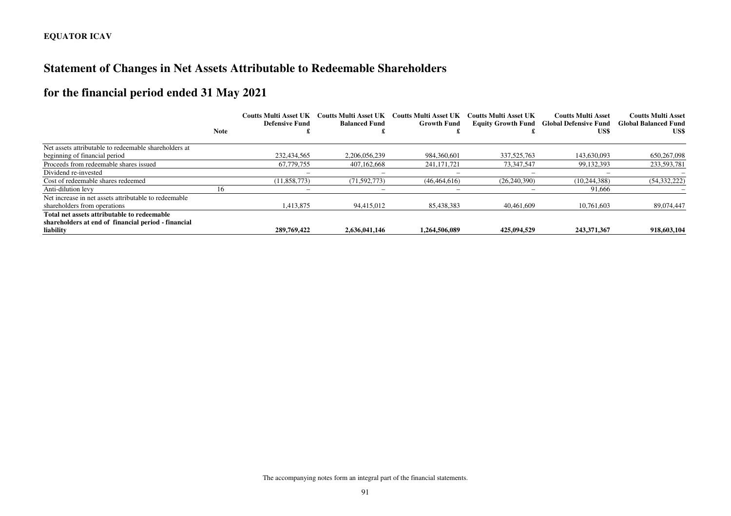**EQUATOR ICAV**

# Statement of Changes in Net Assets Attributable to Redeemable Shareholders

## for the financial period ended 31 May 2021

| | Note | Coutts Multi Asset UK Defensive Fund £ | Coutts Multi Asset UK Balanced Fund £ | Coutts Multi Asset UK Growth Fund £ | Coutts Multi Asset UK Equity Growth Fund £ | Coutts Multi Asset Global Defensive Fund US$ | Coutts Multi Asset Global Balanced Fund US$ |
|---|---|---|---|---|---|---|---|
| Net assets attributable to redeemable shareholders at beginning of financial period | | 232,434,565 | 2,206,056,239 | 984,360,601 | 337,525,763 | 143,630,093 | 650,267,098 |
| Proceeds from redeemable shares issued | | 67,779,755 | 407,162,668 | 241,171,721 | 73,347,547 | 99,132,393 | 233,593,781 |
| Dividend re-invested | | – | – | – | – | – | – |
| Cost of redeemable shares redeemed | | (11,858,773) | (71,592,773) | (46,464,616) | (26,240,390) | (10,244,388) | (54,332,222) |
| Anti-dilution levy | 16 | – | – | – | – | 91,666 | – |
| Net increase in net assets attributable to redeemable shareholders from operations | | 1,413,875 | 94,415,012 | 85,438,383 | 40,461,609 | 10,761,603 | 89,074,447 |
| **Total net assets attributable to redeemable shareholders at end of financial period - financial liability** | | **289,769,422** | **2,636,041,146** | **1,264,506,089** | **425,094,529** | **243,371,367** | **918,603,104** |

The accompanying notes form an integral part of the financial statements.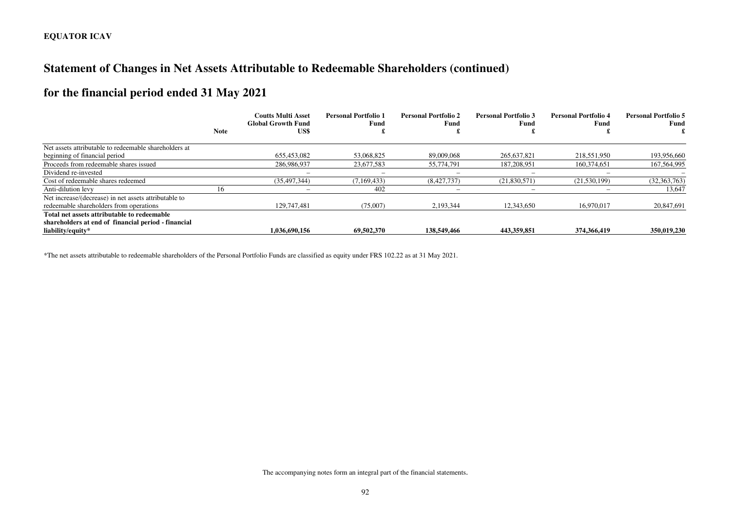# Statement of Changes in Net Assets Attributable to Redeemable Shareholders (continued)

## for the financial period ended 31 May 2021

| | Note | Coutts Multi Asset Global Growth Fund US$ | Personal Portfolio 1 Fund £ | Personal Portfolio 2 Fund £ | Personal Portfolio 3 Fund £ | Personal Portfolio 4 Fund £ | Personal Portfolio 5 Fund £ |
|---|---|---|---|---|---|---|---|
| Net assets attributable to redeemable shareholders at beginning of financial period | | 655,453,082 | 53,068,825 | 89,009,068 | 265,637,821 | 218,551,950 | 193,956,660 |
| Proceeds from redeemable shares issued | | 286,986,937 | 23,677,583 | 55,774,791 | 187,208,951 | 160,374,651 | 167,564,995 |
| Dividend re-invested | | – | – | – | – | – | – |
| Cost of redeemable shares redeemed | | (35,497,344) | (7,169,433) | (8,427,737) | (21,830,571) | (21,530,199) | (32,363,763) |
| Anti-dilution levy | 16 | – | 402 | – | – | – | 13,647 |
| Net increase/(decrease) in net assets attributable to redeemable shareholders from operations | | 129,747,481 | (75,007) | 2,193,344 | 12,343,650 | 16,970,017 | 20,847,691 |
| **Total net assets attributable to redeemable shareholders at end of financial period - financial liability/equity*** | | **1,036,690,156** | **69,502,370** | **138,549,466** | **443,359,851** | **374,366,419** | **350,019,230** |

*The net assets attributable to redeemable shareholders of the Personal Portfolio Funds are classified as equity under FRS 102.22 as at 31 May 2021.

The accompanying notes form an integral part of the financial statements.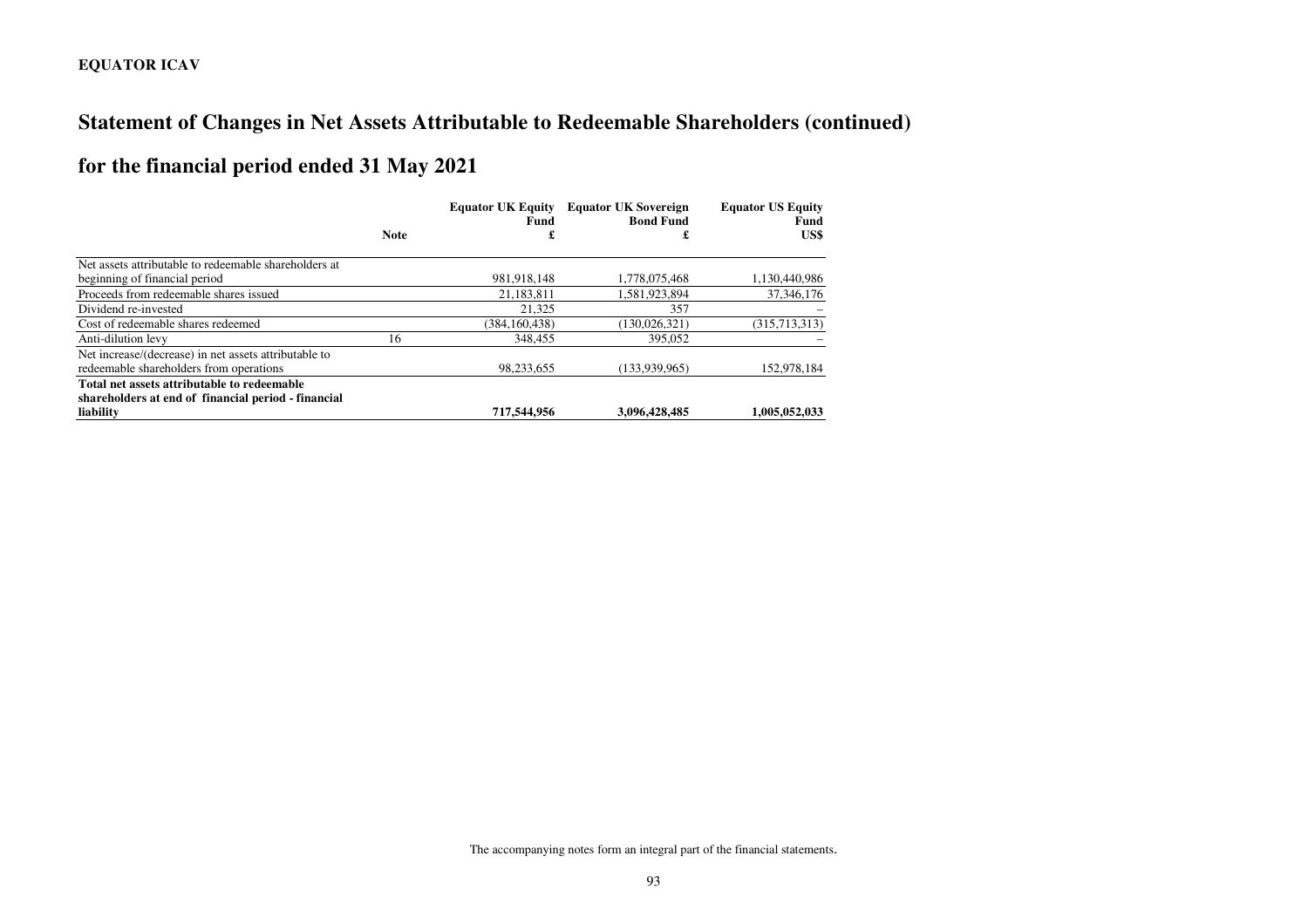**EQUATOR ICAV**

# Statement of Changes in Net Assets Attributable to Redeemable Shareholders (continued)

## for the financial period ended 31 May 2021

| | Note | Equator UK Equity Fund £ | Equator UK Sovereign Bond Fund £ | Equator US Equity Fund US$ |
|---|---|---|---|---|
| Net assets attributable to redeemable shareholders at beginning of financial period | | 981,918,148 | 1,778,075,468 | 1,130,440,986 |
| Proceeds from redeemable shares issued | | 21,183,811 | 1,581,923,894 | 37,346,176 |
| Dividend re-invested | | 21,325 | 357 | – |
| Cost of redeemable shares redeemed | | (384,160,438) | (130,026,321) | (315,713,313) |
| Anti-dilution levy | 16 | 348,455 | 395,052 | – |
| Net increase/(decrease) in net assets attributable to redeemable shareholders from operations | | 98,233,655 | (133,939,965) | 152,978,184 |
| **Total net assets attributable to redeemable shareholders at end of financial period - financial liability** | | **717,544,956** | **3,096,428,485** | **1,005,052,033** |

The accompanying notes form an integral part of the financial statements.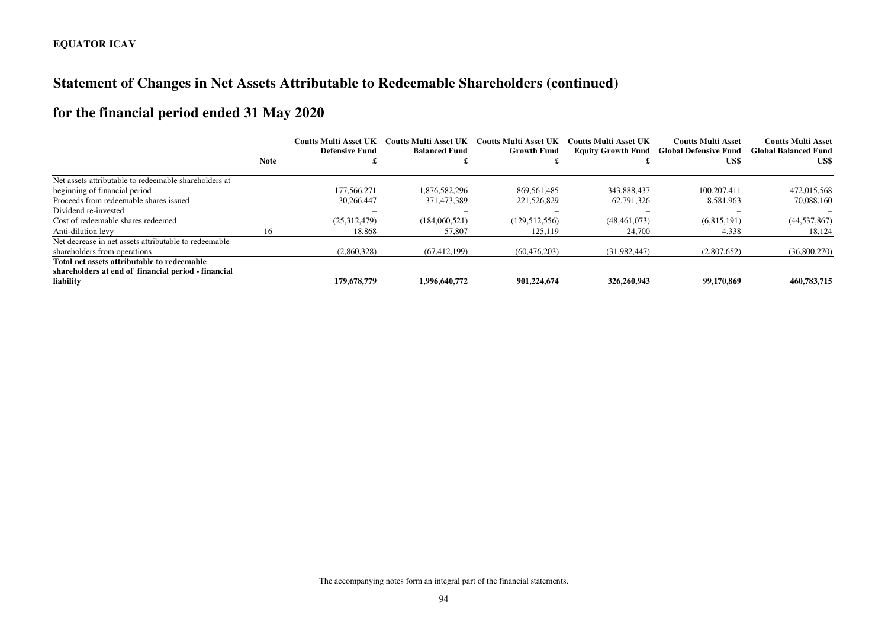**EQUATOR ICAV**

# Statement of Changes in Net Assets Attributable to Redeemable Shareholders (continued)

## for the financial period ended 31 May 2020

| | Note | Coutts Multi Asset UK Defensive Fund £ | Coutts Multi Asset UK Balanced Fund £ | Coutts Multi Asset UK Growth Fund £ | Coutts Multi Asset UK Equity Growth Fund £ | Coutts Multi Asset Global Defensive Fund US$ | Coutts Multi Asset Global Balanced Fund US$ |
|---|---|---|---|---|---|---|---|
| Net assets attributable to redeemable shareholders at beginning of financial period | | 177,566,271 | 1,876,582,296 | 869,561,485 | 343,888,437 | 100,207,411 | 472,015,568 |
| Proceeds from redeemable shares issued | | 30,266,447 | 371,473,389 | 221,526,829 | 62,791,326 | 8,581,963 | 70,088,160 |
| Dividend re-invested | | – | – | – | – | – | – |
| Cost of redeemable shares redeemed | | (25,312,479) | (184,060,521) | (129,512,556) | (48,461,073) | (6,815,191) | (44,537,867) |
| Anti-dilution levy | 16 | 18,868 | 57,807 | 125,119 | 24,700 | 4,338 | 18,124 |
| Net decrease in net assets attributable to redeemable shareholders from operations | | (2,860,328) | (67,412,199) | (60,476,203) | (31,982,447) | (2,807,652) | (36,800,270) |
| **Total net assets attributable to redeemable shareholders at end of financial period - financial liability** | | **179,678,779** | **1,996,640,772** | **901,224,674** | **326,260,943** | **99,170,869** | **460,783,715** |

The accompanying notes form an integral part of the financial statements.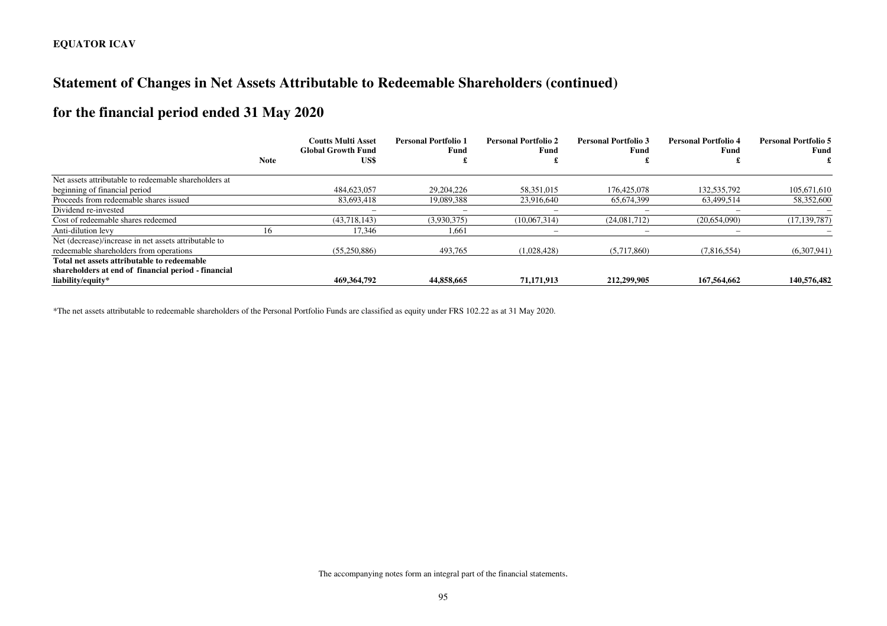**EQUATOR ICAV**

# Statement of Changes in Net Assets Attributable to Redeemable Shareholders (continued)

## for the financial period ended 31 May 2020

| | Note | Coutts Multi Asset Global Growth Fund US$ | Personal Portfolio 1 Fund £ | Personal Portfolio 2 Fund £ | Personal Portfolio 3 Fund £ | Personal Portfolio 4 Fund £ | Personal Portfolio 5 Fund £ |
|---|---|---|---|---|---|---|---|
| Net assets attributable to redeemable shareholders at beginning of financial period | | 484,623,057 | 29,204,226 | 58,351,015 | 176,425,078 | 132,535,792 | 105,671,610 |
| Proceeds from redeemable shares issued | | 83,693,418 | 19,089,388 | 23,916,640 | 65,674,399 | 63,499,514 | 58,352,600 |
| Dividend re-invested | | – | – | – | – | – | – |
| Cost of redeemable shares redeemed | | (43,718,143) | (3,930,375) | (10,067,314) | (24,081,712) | (20,654,090) | (17,139,787) |
| Anti-dilution levy | 16 | 17,346 | 1,661 | – | – | – | – |
| Net (decrease)/increase in net assets attributable to redeemable shareholders from operations | | (55,250,886) | 493,765 | (1,028,428) | (5,717,860) | (7,816,554) | (6,307,941) |
| **Total net assets attributable to redeemable shareholders at end of financial period - financial liability/equity*** | | **469,364,792** | **44,858,665** | **71,171,913** | **212,299,905** | **167,564,662** | **140,576,482** |

*The net assets attributable to redeemable shareholders of the Personal Portfolio Funds are classified as equity under FRS 102.22 as at 31 May 2020.

The accompanying notes form an integral part of the financial statements.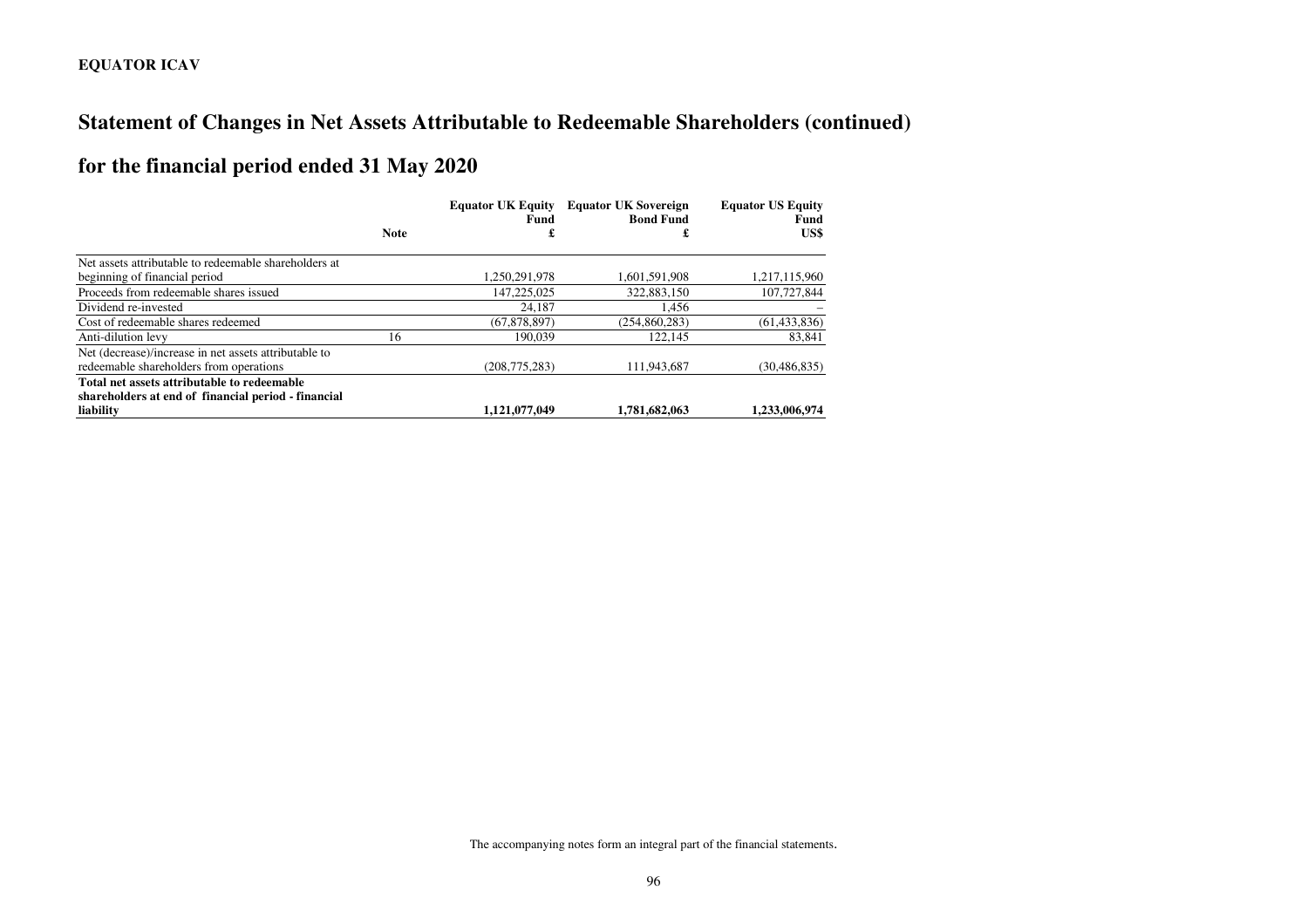EQUATOR ICAV

# Statement of Changes in Net Assets Attributable to Redeemable Shareholders (continued)

## for the financial period ended 31 May 2020

| | Note | Equator UK Equity Fund £ | Equator UK Sovereign Bond Fund £ | Equator US Equity Fund US$ |
|---|---|---|---|---|
| Net assets attributable to redeemable shareholders at beginning of financial period | | 1,250,291,978 | 1,601,591,908 | 1,217,115,960 |
| Proceeds from redeemable shares issued | | 147,225,025 | 322,883,150 | 107,727,844 |
| Dividend re-invested | | 24,187 | 1,456 | – |
| Cost of redeemable shares redeemed | | (67,878,897) | (254,860,283) | (61,433,836) |
| Anti-dilution levy | 16 | 190,039 | 122,145 | 83,841 |
| Net (decrease)/increase in net assets attributable to redeemable shareholders from operations | | (208,775,283) | 111,943,687 | (30,486,835) |
| **Total net assets attributable to redeemable shareholders at end of financial period - financial liability** | | **1,121,077,049** | **1,781,682,063** | **1,233,006,974** |

The accompanying notes form an integral part of the financial statements.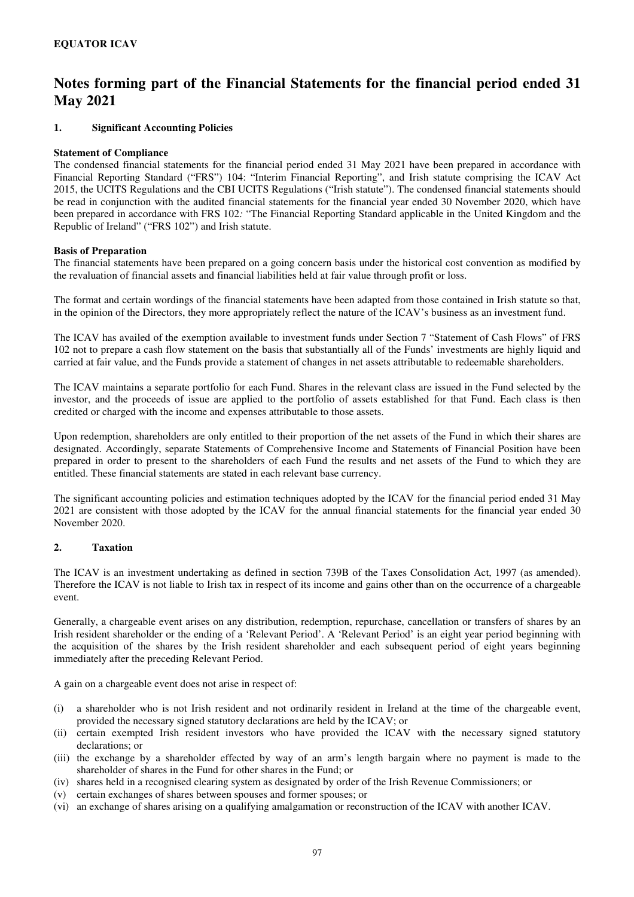**EQUATOR ICAV**

# Notes forming part of the Financial Statements for the financial period ended 31 May 2021

## 1. Significant Accounting Policies

**Statement of Compliance**

The condensed financial statements for the financial period ended 31 May 2021 have been prepared in accordance with Financial Reporting Standard ("FRS") 104: "Interim Financial Reporting", and Irish statute comprising the ICAV Act 2015, the UCITS Regulations and the CBI UCITS Regulations ("Irish statute"). The condensed financial statements should be read in conjunction with the audited financial statements for the financial year ended 30 November 2020, which have been prepared in accordance with FRS 102*:* "The Financial Reporting Standard applicable in the United Kingdom and the Republic of Ireland" ("FRS 102") and Irish statute.

**Basis of Preparation**

The financial statements have been prepared on a going concern basis under the historical cost convention as modified by the revaluation of financial assets and financial liabilities held at fair value through profit or loss.

The format and certain wordings of the financial statements have been adapted from those contained in Irish statute so that, in the opinion of the Directors, they more appropriately reflect the nature of the ICAV's business as an investment fund.

The ICAV has availed of the exemption available to investment funds under Section 7 "Statement of Cash Flows" of FRS 102 not to prepare a cash flow statement on the basis that substantially all of the Funds' investments are highly liquid and carried at fair value, and the Funds provide a statement of changes in net assets attributable to redeemable shareholders.

The ICAV maintains a separate portfolio for each Fund. Shares in the relevant class are issued in the Fund selected by the investor, and the proceeds of issue are applied to the portfolio of assets established for that Fund. Each class is then credited or charged with the income and expenses attributable to those assets.

Upon redemption, shareholders are only entitled to their proportion of the net assets of the Fund in which their shares are designated. Accordingly, separate Statements of Comprehensive Income and Statements of Financial Position have been prepared in order to present to the shareholders of each Fund the results and net assets of the Fund to which they are entitled. These financial statements are stated in each relevant base currency.

The significant accounting policies and estimation techniques adopted by the ICAV for the financial period ended 31 May 2021 are consistent with those adopted by the ICAV for the annual financial statements for the financial year ended 30 November 2020.

## 2. Taxation

The ICAV is an investment undertaking as defined in section 739B of the Taxes Consolidation Act, 1997 (as amended). Therefore the ICAV is not liable to Irish tax in respect of its income and gains other than on the occurrence of a chargeable event.

Generally, a chargeable event arises on any distribution, redemption, repurchase, cancellation or transfers of shares by an Irish resident shareholder or the ending of a 'Relevant Period'. A 'Relevant Period' is an eight year period beginning with the acquisition of the shares by the Irish resident shareholder and each subsequent period of eight years beginning immediately after the preceding Relevant Period.

A gain on a chargeable event does not arise in respect of:

(i) a shareholder who is not Irish resident and not ordinarily resident in Ireland at the time of the chargeable event, provided the necessary signed statutory declarations are held by the ICAV; or
(ii) certain exempted Irish resident investors who have provided the ICAV with the necessary signed statutory declarations; or
(iii) the exchange by a shareholder effected by way of an arm's length bargain where no payment is made to the shareholder of shares in the Fund for other shares in the Fund; or
(iv) shares held in a recognised clearing system as designated by order of the Irish Revenue Commissioners; or
(v) certain exchanges of shares between spouses and former spouses; or
(vi) an exchange of shares arising on a qualifying amalgamation or reconstruction of the ICAV with another ICAV.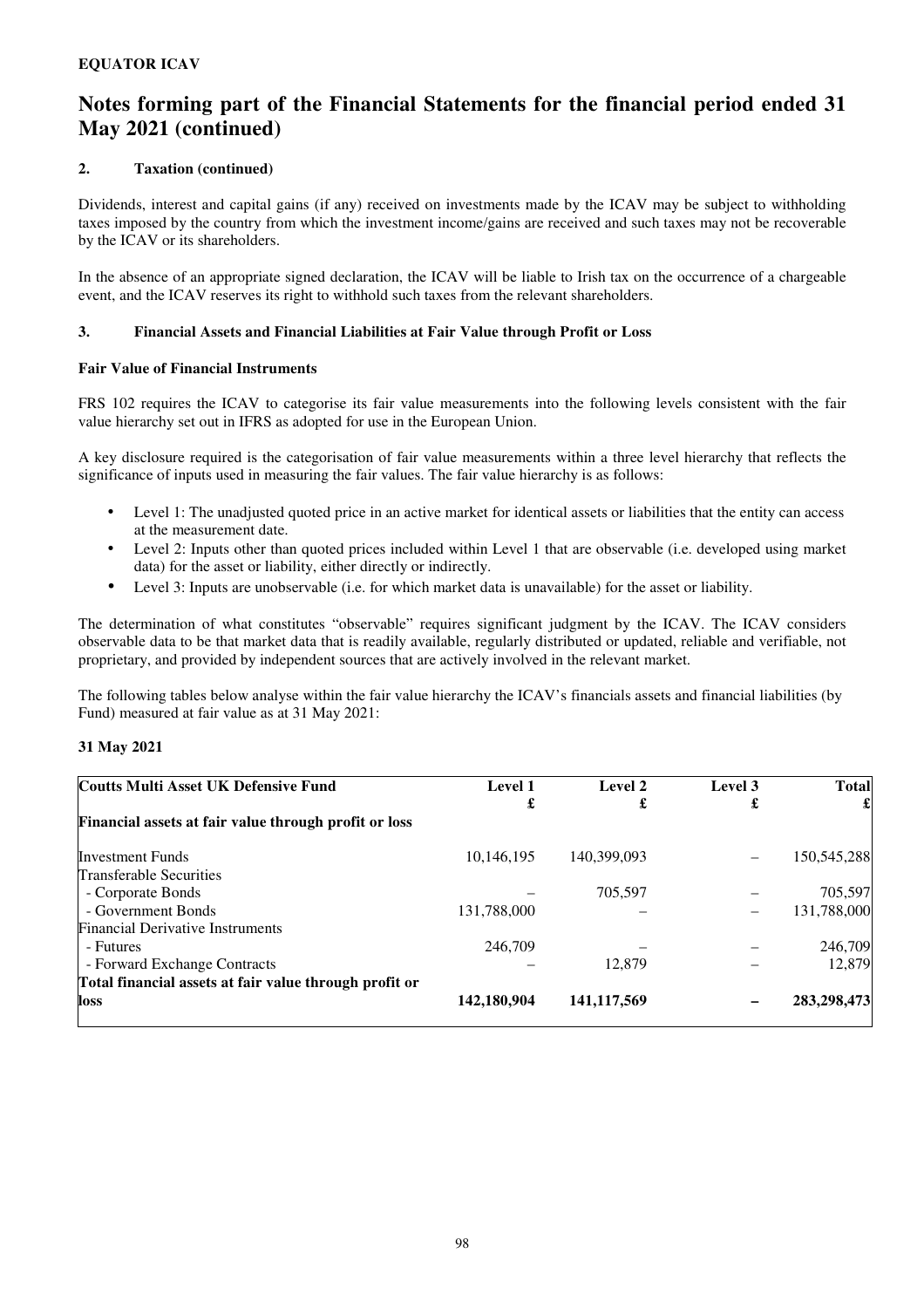**EQUATOR ICAV**

# Notes forming part of the Financial Statements for the financial period ended 31 May 2021 (continued)

## 2. Taxation (continued)

Dividends, interest and capital gains (if any) received on investments made by the ICAV may be subject to withholding taxes imposed by the country from which the investment income/gains are received and such taxes may not be recoverable by the ICAV or its shareholders.

In the absence of an appropriate signed declaration, the ICAV will be liable to Irish tax on the occurrence of a chargeable event, and the ICAV reserves its right to withhold such taxes from the relevant shareholders.

## 3. Financial Assets and Financial Liabilities at Fair Value through Profit or Loss

### Fair Value of Financial Instruments

FRS 102 requires the ICAV to categorise its fair value measurements into the following levels consistent with the fair value hierarchy set out in IFRS as adopted for use in the European Union.

A key disclosure required is the categorisation of fair value measurements within a three level hierarchy that reflects the significance of inputs used in measuring the fair values. The fair value hierarchy is as follows:

- Level 1: The unadjusted quoted price in an active market for identical assets or liabilities that the entity can access at the measurement date.
- Level 2: Inputs other than quoted prices included within Level 1 that are observable (i.e. developed using market data) for the asset or liability, either directly or indirectly.
- Level 3: Inputs are unobservable (i.e. for which market data is unavailable) for the asset or liability.

The determination of what constitutes "observable" requires significant judgment by the ICAV. The ICAV considers observable data to be that market data that is readily available, regularly distributed or updated, reliable and verifiable, not proprietary, and provided by independent sources that are actively involved in the relevant market.

The following tables below analyse within the fair value hierarchy the ICAV's financials assets and financial liabilities (by Fund) measured at fair value as at 31 May 2021:

**31 May 2021**

| Coutts Multi Asset UK Defensive Fund | Level 1 £ | Level 2 £ | Level 3 £ | Total £ |
|---|---|---|---|---|
| **Financial assets at fair value through profit or loss** | | | | |
| Investment Funds | 10,146,195 | 140,399,093 | – | 150,545,288 |
| Transferable Securities | | | | |
| - Corporate Bonds | – | 705,597 | – | 705,597 |
| - Government Bonds | 131,788,000 | – | – | 131,788,000 |
| Financial Derivative Instruments | | | | |
| - Futures | 246,709 | – | – | 246,709 |
| - Forward Exchange Contracts | – | 12,879 | – | 12,879 |
| **Total financial assets at fair value through profit or loss** | **142,180,904** | **141,117,569** | **–** | **283,298,473** |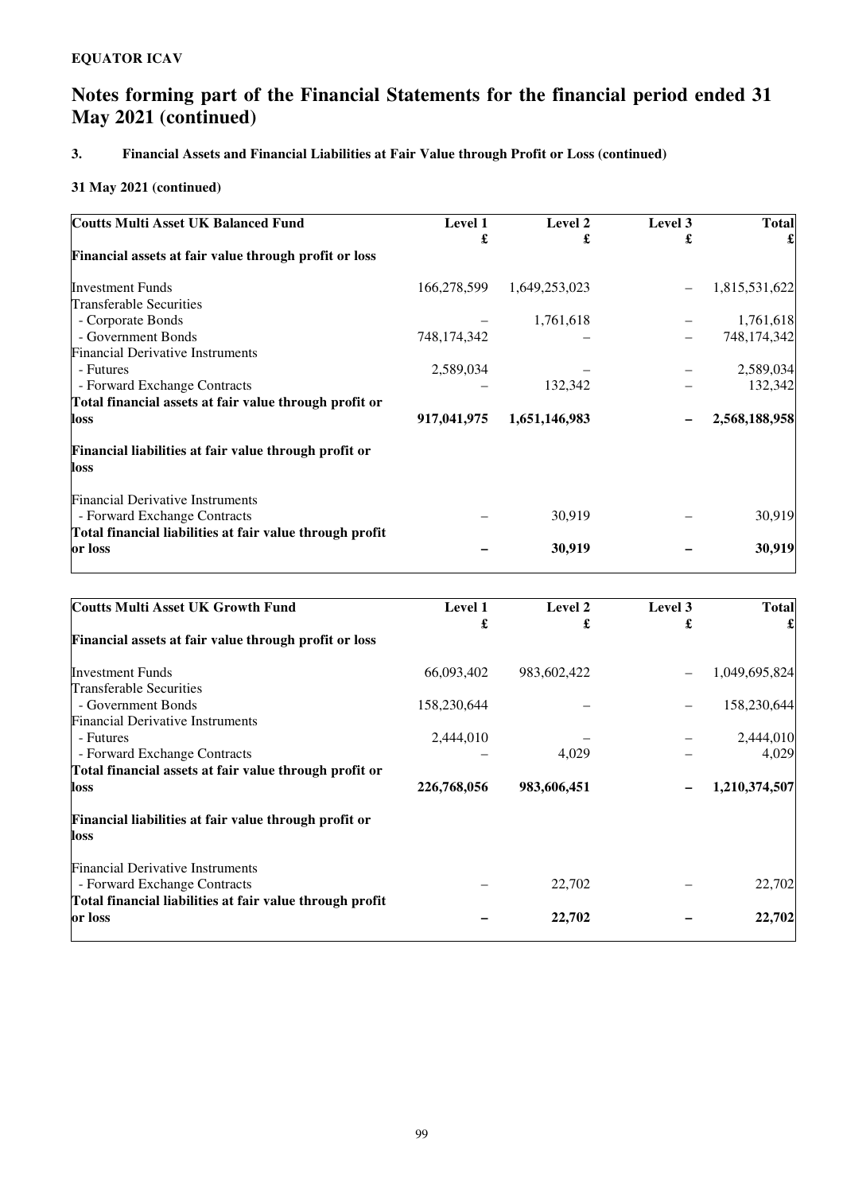**EQUATOR ICAV**

# Notes forming part of the Financial Statements for the financial period ended 31 May 2021 (continued)

## 3. Financial Assets and Financial Liabilities at Fair Value through Profit or Loss (continued)

**31 May 2021 (continued)**

| Coutts Multi Asset UK Balanced Fund | Level 1 £ | Level 2 £ | Level 3 £ | Total £ |
|---|---|---|---|---|
| **Financial assets at fair value through profit or loss** | | | | |
| Investment Funds | 166,278,599 | 1,649,253,023 | – | 1,815,531,622 |
| Transferable Securities | | | | |
| - Corporate Bonds | – | 1,761,618 | – | 1,761,618 |
| - Government Bonds | 748,174,342 | – | – | 748,174,342 |
| Financial Derivative Instruments | | | | |
| - Futures | 2,589,034 | – | – | 2,589,034 |
| - Forward Exchange Contracts | – | 132,342 | – | 132,342 |
| **Total financial assets at fair value through profit or loss** | **917,041,975** | **1,651,146,983** | **–** | **2,568,188,958** |
| **Financial liabilities at fair value through profit or loss** | | | | |
| Financial Derivative Instruments | | | | |
| - Forward Exchange Contracts | – | 30,919 | – | 30,919 |
| **Total financial liabilities at fair value through profit or loss** | **–** | **30,919** | **–** | **30,919** |

| Coutts Multi Asset UK Growth Fund | Level 1 £ | Level 2 £ | Level 3 £ | Total £ |
|---|---|---|---|---|
| **Financial assets at fair value through profit or loss** | | | | |
| Investment Funds | 66,093,402 | 983,602,422 | – | 1,049,695,824 |
| Transferable Securities | | | | |
| - Government Bonds | 158,230,644 | – | – | 158,230,644 |
| Financial Derivative Instruments | | | | |
| - Futures | 2,444,010 | – | – | 2,444,010 |
| - Forward Exchange Contracts | – | 4,029 | – | 4,029 |
| **Total financial assets at fair value through profit or loss** | **226,768,056** | **983,606,451** | **–** | **1,210,374,507** |
| **Financial liabilities at fair value through profit or loss** | | | | |
| Financial Derivative Instruments | | | | |
| - Forward Exchange Contracts | – | 22,702 | – | 22,702 |
| **Total financial liabilities at fair value through profit or loss** | **–** | **22,702** | **–** | **22,702** |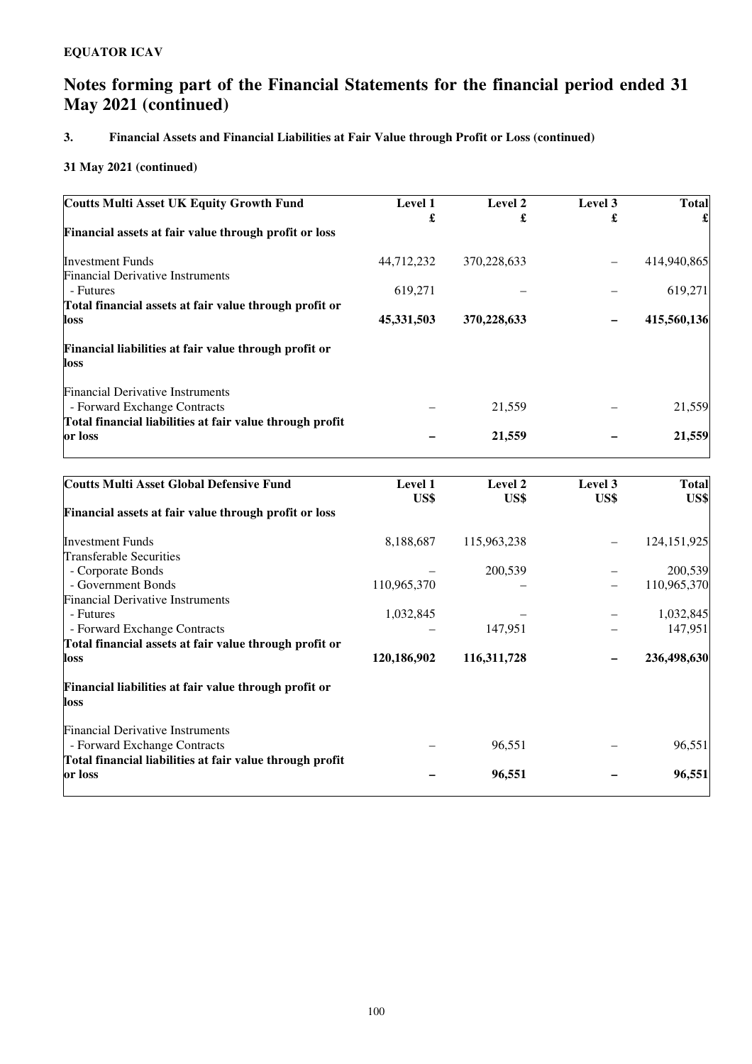**EQUATOR ICAV**

# Notes forming part of the Financial Statements for the financial period ended 31 May 2021 (continued)

### 3. Financial Assets and Financial Liabilities at Fair Value through Profit or Loss (continued)

**31 May 2021 (continued)**

| **Coutts Multi Asset UK Equity Growth Fund** | **Level 1** £ | **Level 2** £ | **Level 3** £ | **Total** £ |
|---|---|---|---|---|
| **Financial assets at fair value through profit or loss** | | | | |
| Investment Funds | 44,712,232 | 370,228,633 | – | 414,940,865 |
| Financial Derivative Instruments | | | | |
| - Futures | 619,271 | – | – | 619,271 |
| **Total financial assets at fair value through profit or loss** | **45,331,503** | **370,228,633** | **–** | **415,560,136** |
| **Financial liabilities at fair value through profit or loss** | | | | |
| Financial Derivative Instruments | | | | |
| - Forward Exchange Contracts | – | 21,559 | – | 21,559 |
| **Total financial liabilities at fair value through profit or loss** | **–** | **21,559** | **–** | **21,559** |

| **Coutts Multi Asset Global Defensive Fund** | **Level 1** US$ | **Level 2** US$ | **Level 3** US$ | **Total** US$ |
|---|---|---|---|---|
| **Financial assets at fair value through profit or loss** | | | | |
| Investment Funds | 8,188,687 | 115,963,238 | – | 124,151,925 |
| Transferable Securities | | | | |
| - Corporate Bonds | – | 200,539 | – | 200,539 |
| - Government Bonds | 110,965,370 | – | – | 110,965,370 |
| Financial Derivative Instruments | | | | |
| - Futures | 1,032,845 | – | – | 1,032,845 |
| - Forward Exchange Contracts | – | 147,951 | – | 147,951 |
| **Total financial assets at fair value through profit or loss** | **120,186,902** | **116,311,728** | **–** | **236,498,630** |
| **Financial liabilities at fair value through profit or loss** | | | | |
| Financial Derivative Instruments | | | | |
| - Forward Exchange Contracts | – | 96,551 | – | 96,551 |
| **Total financial liabilities at fair value through profit or loss** | **–** | **96,551** | **–** | **96,551** |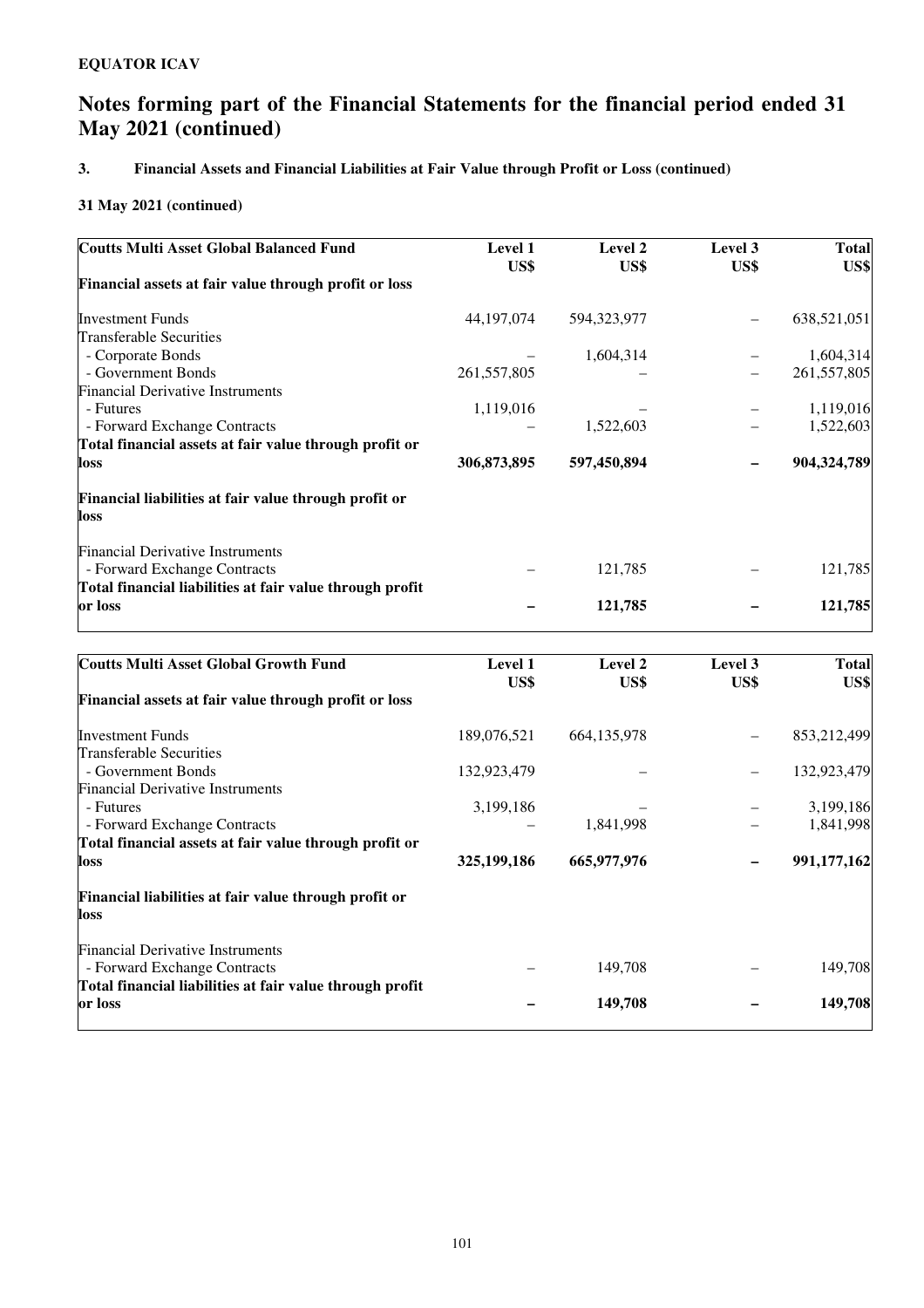**EQUATOR ICAV**

# Notes forming part of the Financial Statements for the financial period ended 31 May 2021 (continued)

### 3. Financial Assets and Financial Liabilities at Fair Value through Profit or Loss (continued)

**31 May 2021 (continued)**

| Coutts Multi Asset Global Balanced Fund | Level 1 US$ | Level 2 US$ | Level 3 US$ | Total US$ |
|---|---|---|---|---|
| **Financial assets at fair value through profit or loss** | | | | |
| Investment Funds | 44,197,074 | 594,323,977 | – | 638,521,051 |
| Transferable Securities | | | | |
| - Corporate Bonds | – | 1,604,314 | – | 1,604,314 |
| - Government Bonds | 261,557,805 | – | – | 261,557,805 |
| Financial Derivative Instruments | | | | |
| - Futures | 1,119,016 | – | – | 1,119,016 |
| - Forward Exchange Contracts | – | 1,522,603 | – | 1,522,603 |
| **Total financial assets at fair value through profit or loss** | **306,873,895** | **597,450,894** | **–** | **904,324,789** |
| **Financial liabilities at fair value through profit or loss** | | | | |
| Financial Derivative Instruments | | | | |
| - Forward Exchange Contracts | – | 121,785 | – | 121,785 |
| **Total financial liabilities at fair value through profit or loss** | **–** | **121,785** | **–** | **121,785** |

| Coutts Multi Asset Global Growth Fund | Level 1 US$ | Level 2 US$ | Level 3 US$ | Total US$ |
|---|---|---|---|---|
| **Financial assets at fair value through profit or loss** | | | | |
| Investment Funds | 189,076,521 | 664,135,978 | – | 853,212,499 |
| Transferable Securities | | | | |
| - Government Bonds | 132,923,479 | – | – | 132,923,479 |
| Financial Derivative Instruments | | | | |
| - Futures | 3,199,186 | – | – | 3,199,186 |
| - Forward Exchange Contracts | – | 1,841,998 | – | 1,841,998 |
| **Total financial assets at fair value through profit or loss** | **325,199,186** | **665,977,976** | **–** | **991,177,162** |
| **Financial liabilities at fair value through profit or loss** | | | | |
| Financial Derivative Instruments | | | | |
| - Forward Exchange Contracts | – | 149,708 | – | 149,708 |
| **Total financial liabilities at fair value through profit or loss** | **–** | **149,708** | **–** | **149,708** |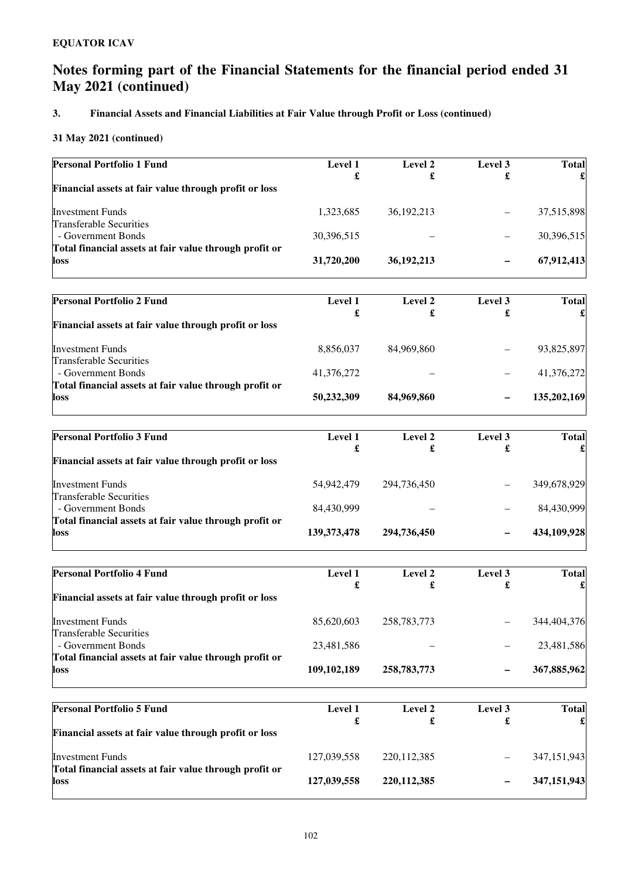**EQUATOR ICAV**

# Notes forming part of the Financial Statements for the financial period ended 31 May 2021 (continued)

### 3. Financial Assets and Financial Liabilities at Fair Value through Profit or Loss (continued)

**31 May 2021 (continued)**

| **Personal Portfolio 1 Fund** | **Level 1 £** | **Level 2 £** | **Level 3 £** | **Total £** |
|---|---|---|---|---|
| **Financial assets at fair value through profit or loss** | | | | |
| Investment Funds | 1,323,685 | 36,192,213 | – | 37,515,898 |
| Transferable Securities | | | | |
| - Government Bonds | 30,396,515 | – | – | 30,396,515 |
| **Total financial assets at fair value through profit or loss** | **31,720,200** | **36,192,213** | **–** | **67,912,413** |

| **Personal Portfolio 2 Fund** | **Level 1 £** | **Level 2 £** | **Level 3 £** | **Total £** |
|---|---|---|---|---|
| **Financial assets at fair value through profit or loss** | | | | |
| Investment Funds | 8,856,037 | 84,969,860 | – | 93,825,897 |
| Transferable Securities | | | | |
| - Government Bonds | 41,376,272 | – | – | 41,376,272 |
| **Total financial assets at fair value through profit or loss** | **50,232,309** | **84,969,860** | **–** | **135,202,169** |

| **Personal Portfolio 3 Fund** | **Level 1 £** | **Level 2 £** | **Level 3 £** | **Total £** |
|---|---|---|---|---|
| **Financial assets at fair value through profit or loss** | | | | |
| Investment Funds | 54,942,479 | 294,736,450 | – | 349,678,929 |
| Transferable Securities | | | | |
| - Government Bonds | 84,430,999 | – | – | 84,430,999 |
| **Total financial assets at fair value through profit or loss** | **139,373,478** | **294,736,450** | **–** | **434,109,928** |

| **Personal Portfolio 4 Fund** | **Level 1 £** | **Level 2 £** | **Level 3 £** | **Total £** |
|---|---|---|---|---|
| **Financial assets at fair value through profit or loss** | | | | |
| Investment Funds | 85,620,603 | 258,783,773 | – | 344,404,376 |
| Transferable Securities | | | | |
| - Government Bonds | 23,481,586 | – | – | 23,481,586 |
| **Total financial assets at fair value through profit or loss** | **109,102,189** | **258,783,773** | **–** | **367,885,962** |

| **Personal Portfolio 5 Fund** | **Level 1 £** | **Level 2 £** | **Level 3 £** | **Total £** |
|---|---|---|---|---|
| **Financial assets at fair value through profit or loss** | | | | |
| Investment Funds | 127,039,558 | 220,112,385 | – | 347,151,943 |
| **Total financial assets at fair value through profit or loss** | **127,039,558** | **220,112,385** | **–** | **347,151,943** |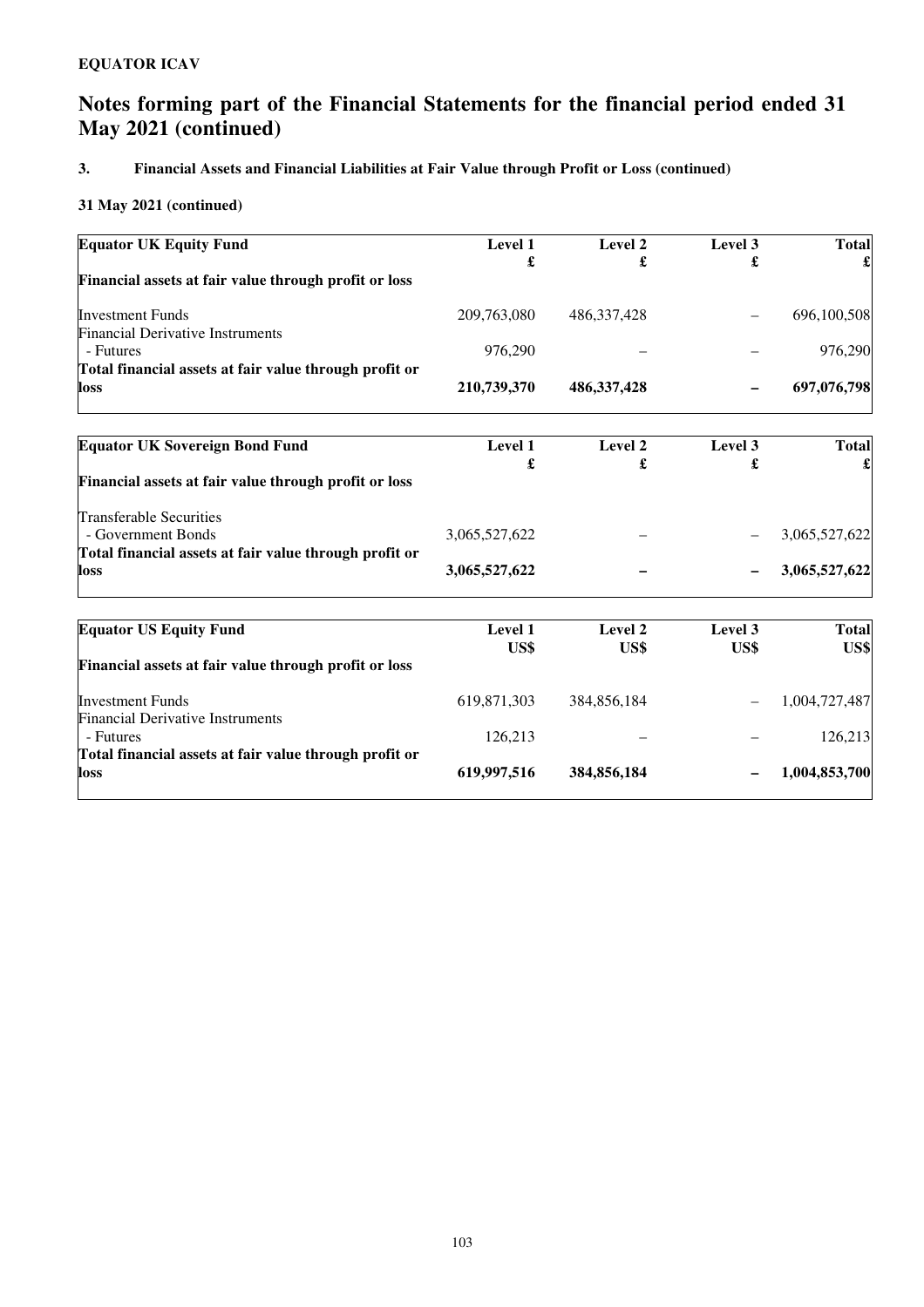**EQUATOR ICAV**

# Notes forming part of the Financial Statements for the financial period ended 31 May 2021 (continued)

## 3. Financial Assets and Financial Liabilities at Fair Value through Profit or Loss (continued)

### 31 May 2021 (continued)

| Equator UK Equity Fund | Level 1<br>£ | Level 2<br>£ | Level 3<br>£ | Total<br>£ |
|---|---|---|---|---|
| **Financial assets at fair value through profit or loss** | | | | |
| Investment Funds | 209,763,080 | 486,337,428 | – | 696,100,508 |
| Financial Derivative Instruments | | | | |
| - Futures | 976,290 | – | – | 976,290 |
| **Total financial assets at fair value through profit or loss** | **210,739,370** | **486,337,428** | **–** | **697,076,798** |

| Equator UK Sovereign Bond Fund | Level 1<br>£ | Level 2<br>£ | Level 3<br>£ | Total<br>£ |
|---|---|---|---|---|
| **Financial assets at fair value through profit or loss** | | | | |
| Transferable Securities | | | | |
| - Government Bonds | 3,065,527,622 | – | – | 3,065,527,622 |
| **Total financial assets at fair value through profit or loss** | **3,065,527,622** | **–** | **–** | **3,065,527,622** |

| Equator US Equity Fund | Level 1<br>US$ | Level 2<br>US$ | Level 3<br>US$ | Total<br>US$ |
|---|---|---|---|---|
| **Financial assets at fair value through profit or loss** | | | | |
| Investment Funds | 619,871,303 | 384,856,184 | – | 1,004,727,487 |
| Financial Derivative Instruments | | | | |
| - Futures | 126,213 | – | – | 126,213 |
| **Total financial assets at fair value through profit or loss** | **619,997,516** | **384,856,184** | **–** | **1,004,853,700** |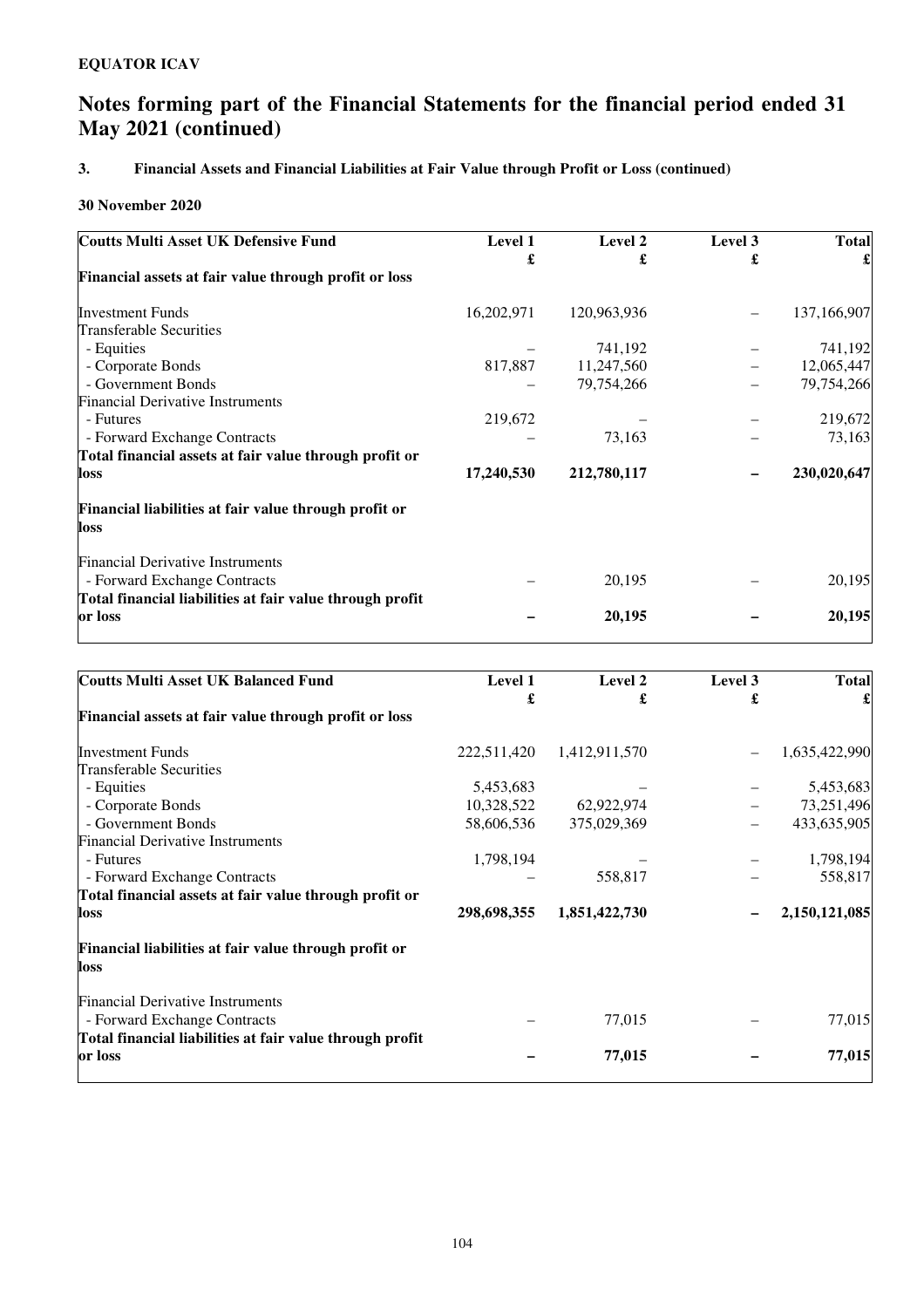**EQUATOR ICAV**

# Notes forming part of the Financial Statements for the financial period ended 31 May 2021 (continued)

### 3. Financial Assets and Financial Liabilities at Fair Value through Profit or Loss (continued)

**30 November 2020**

| Coutts Multi Asset UK Defensive Fund | Level 1 £ | Level 2 £ | Level 3 £ | Total £ |
|---|---|---|---|---|
| **Financial assets at fair value through profit or loss** | | | | |
| Investment Funds | 16,202,971 | 120,963,936 | – | 137,166,907 |
| Transferable Securities | | | | |
| - Equities | – | 741,192 | – | 741,192 |
| - Corporate Bonds | 817,887 | 11,247,560 | – | 12,065,447 |
| - Government Bonds | – | 79,754,266 | – | 79,754,266 |
| Financial Derivative Instruments | | | | |
| - Futures | 219,672 | – | – | 219,672 |
| - Forward Exchange Contracts | – | 73,163 | – | 73,163 |
| **Total financial assets at fair value through profit or loss** | **17,240,530** | **212,780,117** | **–** | **230,020,647** |
| **Financial liabilities at fair value through profit or loss** | | | | |
| Financial Derivative Instruments | | | | |
| - Forward Exchange Contracts | – | 20,195 | – | 20,195 |
| **Total financial liabilities at fair value through profit or loss** | **–** | **20,195** | **–** | **20,195** |

| Coutts Multi Asset UK Balanced Fund | Level 1 £ | Level 2 £ | Level 3 £ | Total £ |
|---|---|---|---|---|
| **Financial assets at fair value through profit or loss** | | | | |
| Investment Funds | 222,511,420 | 1,412,911,570 | – | 1,635,422,990 |
| Transferable Securities | | | | |
| - Equities | 5,453,683 | – | – | 5,453,683 |
| - Corporate Bonds | 10,328,522 | 62,922,974 | – | 73,251,496 |
| - Government Bonds | 58,606,536 | 375,029,369 | – | 433,635,905 |
| Financial Derivative Instruments | | | | |
| - Futures | 1,798,194 | – | – | 1,798,194 |
| - Forward Exchange Contracts | – | 558,817 | – | 558,817 |
| **Total financial assets at fair value through profit or loss** | **298,698,355** | **1,851,422,730** | **–** | **2,150,121,085** |
| **Financial liabilities at fair value through profit or loss** | | | | |
| Financial Derivative Instruments | | | | |
| - Forward Exchange Contracts | – | 77,015 | – | 77,015 |
| **Total financial liabilities at fair value through profit or loss** | **–** | **77,015** | **–** | **77,015** |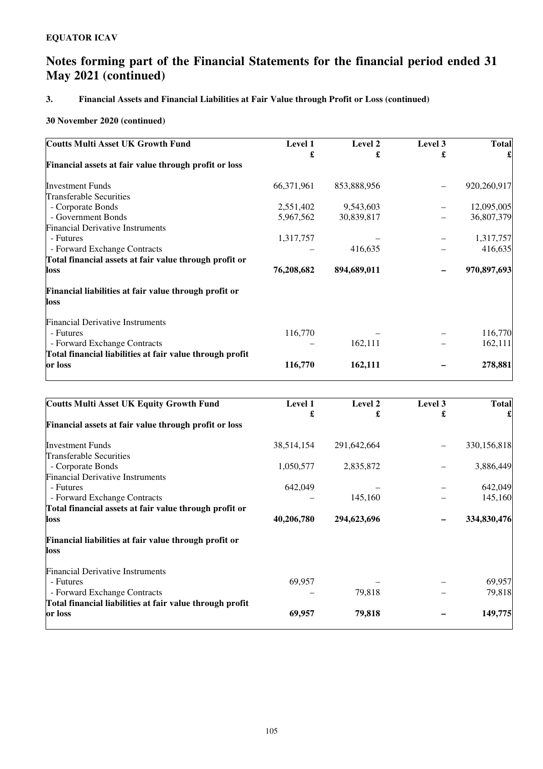**EQUATOR ICAV**

# Notes forming part of the Financial Statements for the financial period ended 31 May 2021 (continued)

### 3. Financial Assets and Financial Liabilities at Fair Value through Profit or Loss (continued)

**30 November 2020 (continued)**

| **Coutts Multi Asset UK Growth Fund** | **Level 1 £** | **Level 2 £** | **Level 3 £** | **Total £** |
|---|---|---|---|---|
| **Financial assets at fair value through profit or loss** | | | | |
| Investment Funds | 66,371,961 | 853,888,956 | – | 920,260,917 |
| Transferable Securities | | | | |
| - Corporate Bonds | 2,551,402 | 9,543,603 | – | 12,095,005 |
| - Government Bonds | 5,967,562 | 30,839,817 | – | 36,807,379 |
| Financial Derivative Instruments | | | | |
| - Futures | 1,317,757 | – | – | 1,317,757 |
| - Forward Exchange Contracts | – | 416,635 | – | 416,635 |
| **Total financial assets at fair value through profit or loss** | **76,208,682** | **894,689,011** | **–** | **970,897,693** |
| **Financial liabilities at fair value through profit or loss** | | | | |
| Financial Derivative Instruments | | | | |
| - Futures | 116,770 | – | – | 116,770 |
| - Forward Exchange Contracts | – | 162,111 | – | 162,111 |
| **Total financial liabilities at fair value through profit or loss** | **116,770** | **162,111** | **–** | **278,881** |

| **Coutts Multi Asset UK Equity Growth Fund** | **Level 1 £** | **Level 2 £** | **Level 3 £** | **Total £** |
|---|---|---|---|---|
| **Financial assets at fair value through profit or loss** | | | | |
| Investment Funds | 38,514,154 | 291,642,664 | – | 330,156,818 |
| Transferable Securities | | | | |
| - Corporate Bonds | 1,050,577 | 2,835,872 | – | 3,886,449 |
| Financial Derivative Instruments | | | | |
| - Futures | 642,049 | – | – | 642,049 |
| - Forward Exchange Contracts | – | 145,160 | – | 145,160 |
| **Total financial assets at fair value through profit or loss** | **40,206,780** | **294,623,696** | **–** | **334,830,476** |
| **Financial liabilities at fair value through profit or loss** | | | | |
| Financial Derivative Instruments | | | | |
| - Futures | 69,957 | – | – | 69,957 |
| - Forward Exchange Contracts | – | 79,818 | – | 79,818 |
| **Total financial liabilities at fair value through profit or loss** | **69,957** | **79,818** | **–** | **149,775** |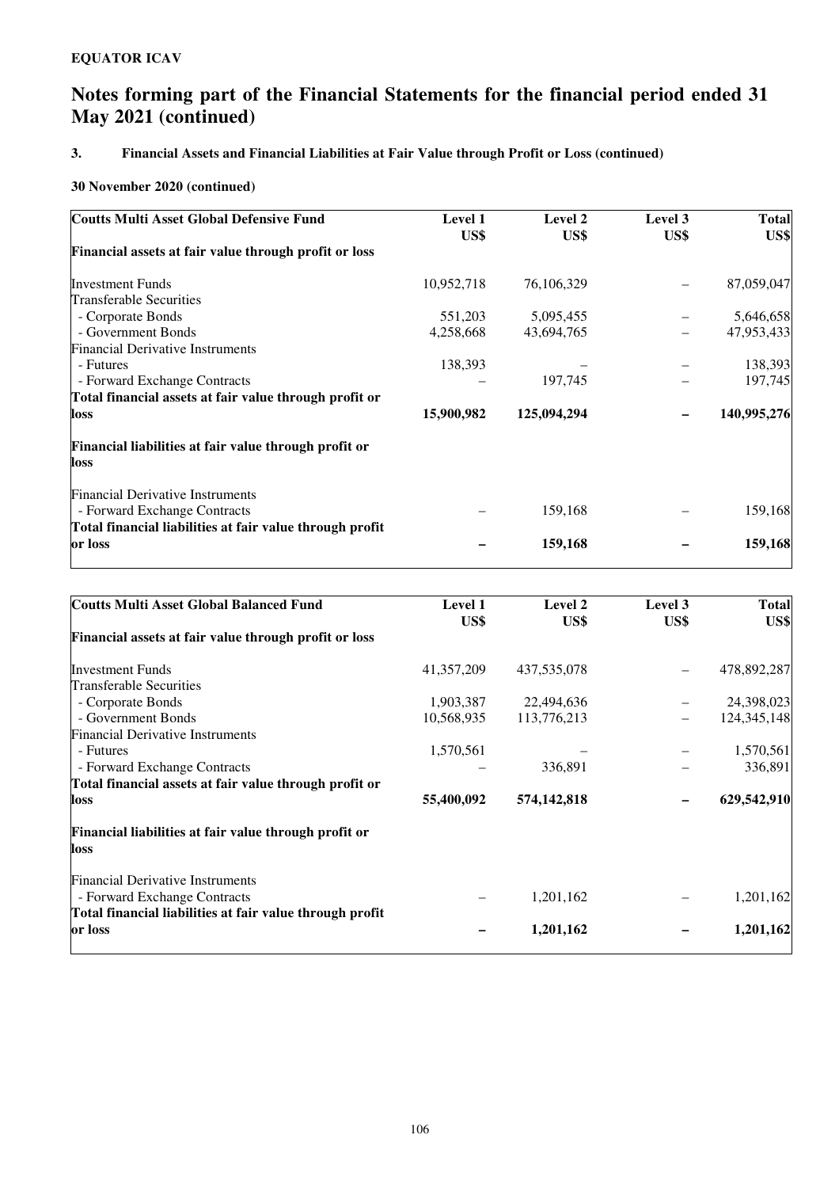**EQUATOR ICAV**

# Notes forming part of the Financial Statements for the financial period ended 31 May 2021 (continued)

### 3. Financial Assets and Financial Liabilities at Fair Value through Profit or Loss (continued)

**30 November 2020 (continued)**

| Coutts Multi Asset Global Defensive Fund | Level 1 US$ | Level 2 US$ | Level 3 US$ | Total US$ |
|---|---|---|---|---|
| **Financial assets at fair value through profit or loss** | | | | |
| Investment Funds | 10,952,718 | 76,106,329 | – | 87,059,047 |
| Transferable Securities | | | | |
| - Corporate Bonds | 551,203 | 5,095,455 | – | 5,646,658 |
| - Government Bonds | 4,258,668 | 43,694,765 | – | 47,953,433 |
| Financial Derivative Instruments | | | | |
| - Futures | 138,393 | – | – | 138,393 |
| - Forward Exchange Contracts | – | 197,745 | – | 197,745 |
| **Total financial assets at fair value through profit or loss** | **15,900,982** | **125,094,294** | **–** | **140,995,276** |
| **Financial liabilities at fair value through profit or loss** | | | | |
| Financial Derivative Instruments | | | | |
| - Forward Exchange Contracts | – | 159,168 | – | 159,168 |
| **Total financial liabilities at fair value through profit or loss** | **–** | **159,168** | **–** | **159,168** |

| Coutts Multi Asset Global Balanced Fund | Level 1 US$ | Level 2 US$ | Level 3 US$ | Total US$ |
|---|---|---|---|---|
| **Financial assets at fair value through profit or loss** | | | | |
| Investment Funds | 41,357,209 | 437,535,078 | – | 478,892,287 |
| Transferable Securities | | | | |
| - Corporate Bonds | 1,903,387 | 22,494,636 | – | 24,398,023 |
| - Government Bonds | 10,568,935 | 113,776,213 | – | 124,345,148 |
| Financial Derivative Instruments | | | | |
| - Futures | 1,570,561 | – | – | 1,570,561 |
| - Forward Exchange Contracts | – | 336,891 | – | 336,891 |
| **Total financial assets at fair value through profit or loss** | **55,400,092** | **574,142,818** | **–** | **629,542,910** |
| **Financial liabilities at fair value through profit or loss** | | | | |
| Financial Derivative Instruments | | | | |
| - Forward Exchange Contracts | – | 1,201,162 | – | 1,201,162 |
| **Total financial liabilities at fair value through profit or loss** | **–** | **1,201,162** | **–** | **1,201,162** |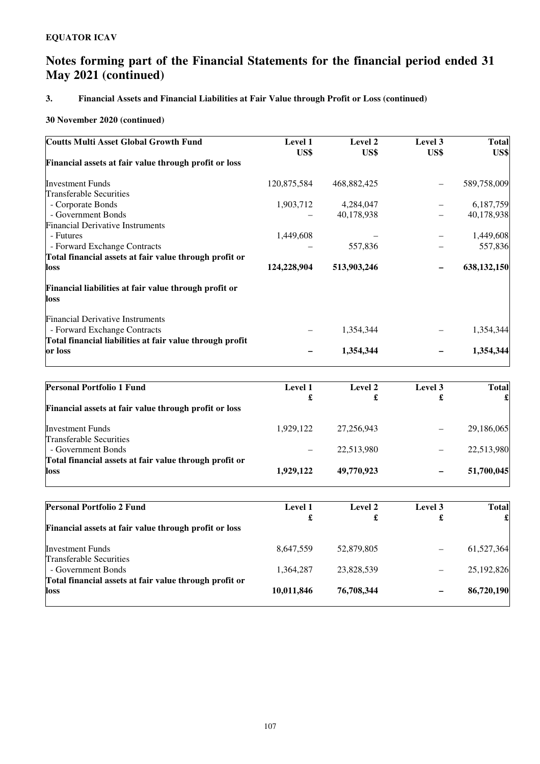**EQUATOR ICAV**

# Notes forming part of the Financial Statements for the financial period ended 31 May 2021 (continued)

### 3. Financial Assets and Financial Liabilities at Fair Value through Profit or Loss (continued)

**30 November 2020 (continued)**

| Coutts Multi Asset Global Growth Fund | Level 1 US$ | Level 2 US$ | Level 3 US$ | Total US$ |
|---|---|---|---|---|
| **Financial assets at fair value through profit or loss** | | | | |
| Investment Funds | 120,875,584 | 468,882,425 | – | 589,758,009 |
| Transferable Securities | | | | |
| - Corporate Bonds | 1,903,712 | 4,284,047 | – | 6,187,759 |
| - Government Bonds | – | 40,178,938 | – | 40,178,938 |
| Financial Derivative Instruments | | | | |
| - Futures | 1,449,608 | – | – | 1,449,608 |
| - Forward Exchange Contracts | – | 557,836 | – | 557,836 |
| **Total financial assets at fair value through profit or loss** | **124,228,904** | **513,903,246** | **–** | **638,132,150** |
| **Financial liabilities at fair value through profit or loss** | | | | |
| Financial Derivative Instruments | | | | |
| - Forward Exchange Contracts | – | 1,354,344 | – | 1,354,344 |
| **Total financial liabilities at fair value through profit or loss** | **–** | **1,354,344** | **–** | **1,354,344** |

| Personal Portfolio 1 Fund | Level 1 £ | Level 2 £ | Level 3 £ | Total £ |
|---|---|---|---|---|
| **Financial assets at fair value through profit or loss** | | | | |
| Investment Funds | 1,929,122 | 27,256,943 | – | 29,186,065 |
| Transferable Securities | | | | |
| - Government Bonds | – | 22,513,980 | – | 22,513,980 |
| **Total financial assets at fair value through profit or loss** | **1,929,122** | **49,770,923** | **–** | **51,700,045** |

| Personal Portfolio 2 Fund | Level 1 £ | Level 2 £ | Level 3 £ | Total £ |
|---|---|---|---|---|
| **Financial assets at fair value through profit or loss** | | | | |
| Investment Funds | 8,647,559 | 52,879,805 | – | 61,527,364 |
| Transferable Securities | | | | |
| - Government Bonds | 1,364,287 | 23,828,539 | – | 25,192,826 |
| **Total financial assets at fair value through profit or loss** | **10,011,846** | **76,708,344** | **–** | **86,720,190** |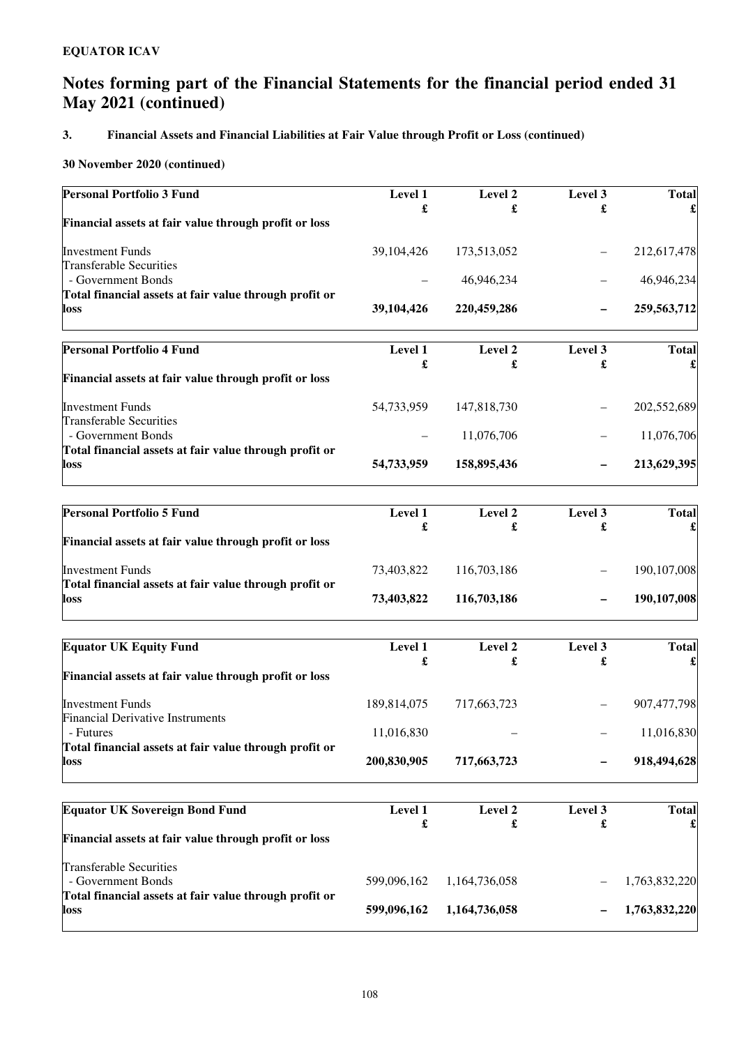**EQUATOR ICAV**

# Notes forming part of the Financial Statements for the financial period ended 31 May 2021 (continued)

### 3. Financial Assets and Financial Liabilities at Fair Value through Profit or Loss (continued)

**30 November 2020 (continued)**

| **Personal Portfolio 3 Fund** | **Level 1** | **Level 2** | **Level 3** | **Total** |
|---|---|---|---|---|
| | **£** | **£** | **£** | **£** |
| **Financial assets at fair value through profit or loss** | | | | |
| Investment Funds | 39,104,426 | 173,513,052 | – | 212,617,478 |
| Transferable Securities | | | | |
| - Government Bonds | – | 46,946,234 | – | 46,946,234 |
| **Total financial assets at fair value through profit or loss** | **39,104,426** | **220,459,286** | **–** | **259,563,712** |

| **Personal Portfolio 4 Fund** | **Level 1** | **Level 2** | **Level 3** | **Total** |
|---|---|---|---|---|
| | **£** | **£** | **£** | **£** |
| **Financial assets at fair value through profit or loss** | | | | |
| Investment Funds | 54,733,959 | 147,818,730 | – | 202,552,689 |
| Transferable Securities | | | | |
| - Government Bonds | – | 11,076,706 | – | 11,076,706 |
| **Total financial assets at fair value through profit or loss** | **54,733,959** | **158,895,436** | **–** | **213,629,395** |

| **Personal Portfolio 5 Fund** | **Level 1** | **Level 2** | **Level 3** | **Total** |
|---|---|---|---|---|
| | **£** | **£** | **£** | **£** |
| **Financial assets at fair value through profit or loss** | | | | |
| Investment Funds | 73,403,822 | 116,703,186 | – | 190,107,008 |
| **Total financial assets at fair value through profit or loss** | **73,403,822** | **116,703,186** | **–** | **190,107,008** |

| **Equator UK Equity Fund** | **Level 1** | **Level 2** | **Level 3** | **Total** |
|---|---|---|---|---|
| | **£** | **£** | **£** | **£** |
| **Financial assets at fair value through profit or loss** | | | | |
| Investment Funds | 189,814,075 | 717,663,723 | – | 907,477,798 |
| Financial Derivative Instruments | | | | |
| - Futures | 11,016,830 | – | – | 11,016,830 |
| **Total financial assets at fair value through profit or loss** | **200,830,905** | **717,663,723** | **–** | **918,494,628** |

| **Equator UK Sovereign Bond Fund** | **Level 1** | **Level 2** | **Level 3** | **Total** |
|---|---|---|---|---|
| | **£** | **£** | **£** | **£** |
| **Financial assets at fair value through profit or loss** | | | | |
| Transferable Securities | | | | |
| - Government Bonds | 599,096,162 | 1,164,736,058 | – | 1,763,832,220 |
| **Total financial assets at fair value through profit or loss** | **599,096,162** | **1,164,736,058** | **–** | **1,763,832,220** |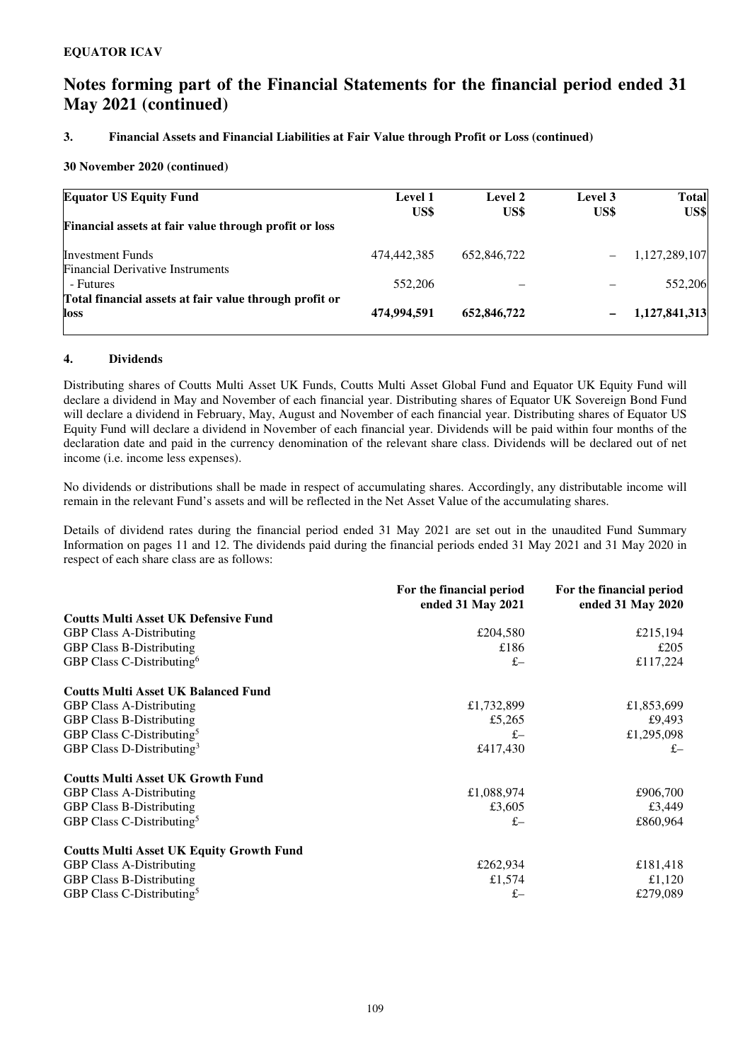**EQUATOR ICAV**

# Notes forming part of the Financial Statements for the financial period ended 31 May 2021 (continued)

### 3. Financial Assets and Financial Liabilities at Fair Value through Profit or Loss (continued)

**30 November 2020 (continued)**

| **Equator US Equity Fund** | **Level 1 US$** | **Level 2 US$** | **Level 3 US$** | **Total US$** |
|---|---|---|---|---|
| **Financial assets at fair value through profit or loss** | | | | |
| Investment Funds | 474,442,385 | 652,846,722 | – | 1,127,289,107 |
| Financial Derivative Instruments | | | | |
| - Futures | 552,206 | – | – | 552,206 |
| **Total financial assets at fair value through profit or loss** | **474,994,591** | **652,846,722** | **–** | **1,127,841,313** |

### 4. Dividends

Distributing shares of Coutts Multi Asset UK Funds, Coutts Multi Asset Global Fund and Equator UK Equity Fund will declare a dividend in May and November of each financial year. Distributing shares of Equator UK Sovereign Bond Fund will declare a dividend in February, May, August and November of each financial year. Distributing shares of Equator US Equity Fund will declare a dividend in November of each financial year. Dividends will be paid within four months of the declaration date and paid in the currency denomination of the relevant share class. Dividends will be declared out of net income (i.e. income less expenses).

No dividends or distributions shall be made in respect of accumulating shares. Accordingly, any distributable income will remain in the relevant Fund's assets and will be reflected in the Net Asset Value of the accumulating shares.

Details of dividend rates during the financial period ended 31 May 2021 are set out in the unaudited Fund Summary Information on pages 11 and 12. The dividends paid during the financial periods ended 31 May 2021 and 31 May 2020 in respect of each share class are as follows:

| | **For the financial period ended 31 May 2021** | **For the financial period ended 31 May 2020** |
|---|---|---|
| **Coutts Multi Asset UK Defensive Fund** | | |
| GBP Class A-Distributing | £204,580 | £215,194 |
| GBP Class B-Distributing | £186 | £205 |
| GBP Class C-Distributing[6] | £– | £117,224 |
| | | |
| **Coutts Multi Asset UK Balanced Fund** | | |
| GBP Class A-Distributing | £1,732,899 | £1,853,699 |
| GBP Class B-Distributing | £5,265 | £9,493 |
| GBP Class C-Distributing[5] | £– | £1,295,098 |
| GBP Class D-Distributing[3] | £417,430 | £– |
| | | |
| **Coutts Multi Asset UK Growth Fund** | | |
| GBP Class A-Distributing | £1,088,974 | £906,700 |
| GBP Class B-Distributing | £3,605 | £3,449 |
| GBP Class C-Distributing[5] | £– | £860,964 |
| | | |
| **Coutts Multi Asset UK Equity Growth Fund** | | |
| GBP Class A-Distributing | £262,934 | £181,418 |
| GBP Class B-Distributing | £1,574 | £1,120 |
| GBP Class C-Distributing[5] | £– | £279,089 |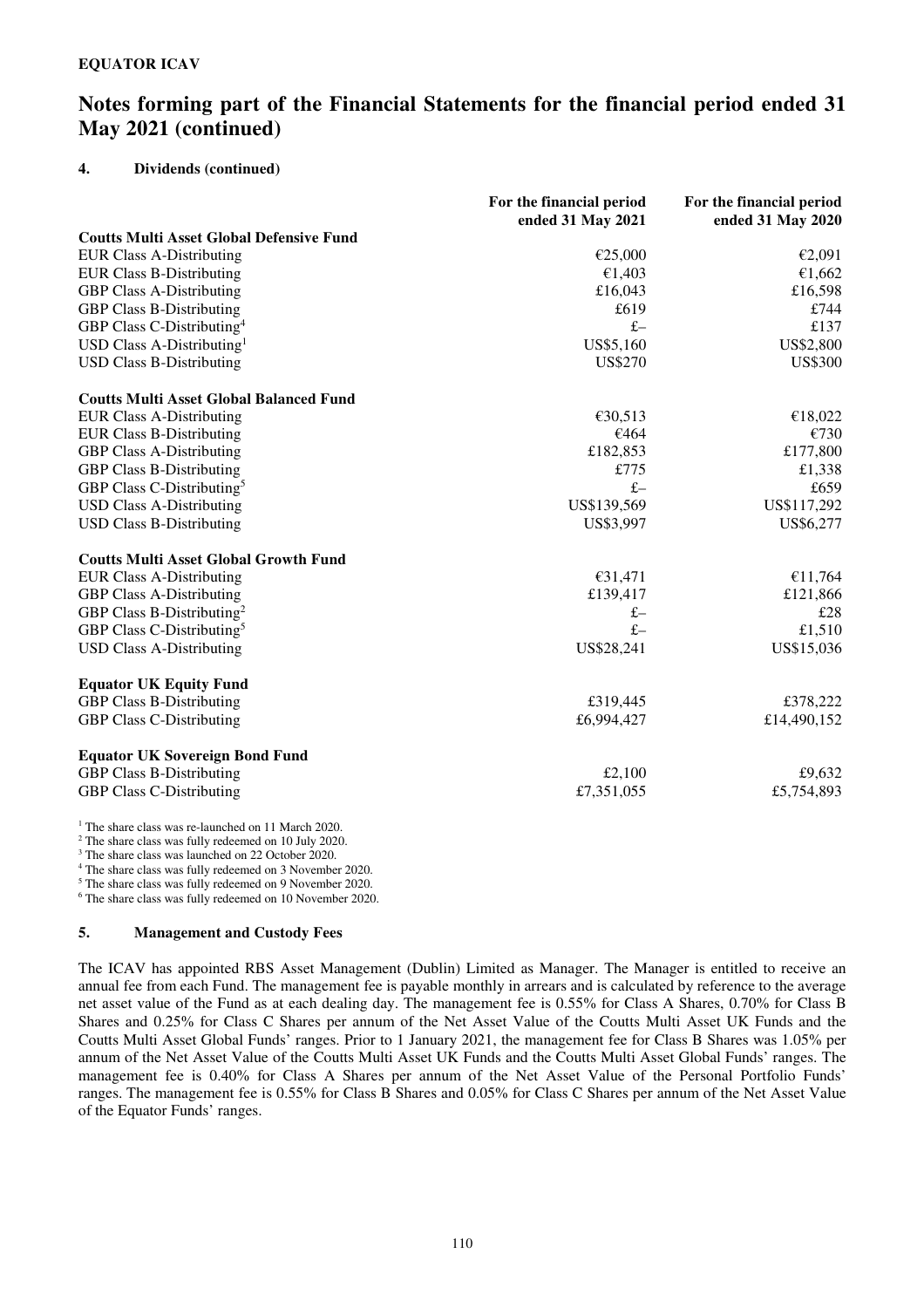## Notes forming part of the Financial Statements for the financial period ended 31 May 2021 (continued)

### 4. Dividends (continued)

| | For the financial period ended 31 May 2021 | For the financial period ended 31 May 2020 |
|---|---|---|
| **Coutts Multi Asset Global Defensive Fund** | | |
| EUR Class A-Distributing | €25,000 | €2,091 |
| EUR Class B-Distributing | €1,403 | €1,662 |
| GBP Class A-Distributing | £16,043 | £16,598 |
| GBP Class B-Distributing | £619 | £744 |
| GBP Class C-Distributing[4] | £– | £137 |
| USD Class A-Distributing[1] | US$5,160 | US$2,800 |
| USD Class B-Distributing | US$270 | US$300 |
| **Coutts Multi Asset Global Balanced Fund** | | |
| EUR Class A-Distributing | €30,513 | €18,022 |
| EUR Class B-Distributing | €464 | €730 |
| GBP Class A-Distributing | £182,853 | £177,800 |
| GBP Class B-Distributing | £775 | £1,338 |
| GBP Class C-Distributing[5] | £– | £659 |
| USD Class A-Distributing | US$139,569 | US$117,292 |
| USD Class B-Distributing | US$3,997 | US$6,277 |
| **Coutts Multi Asset Global Growth Fund** | | |
| EUR Class A-Distributing | €31,471 | €11,764 |
| GBP Class A-Distributing | £139,417 | £121,866 |
| GBP Class B-Distributing[2] | £– | £28 |
| GBP Class C-Distributing[5] | £– | £1,510 |
| USD Class A-Distributing | US$28,241 | US$15,036 |
| **Equator UK Equity Fund** | | |
| GBP Class B-Distributing | £319,445 | £378,222 |
| GBP Class C-Distributing | £6,994,427 | £14,490,152 |
| **Equator UK Sovereign Bond Fund** | | |
| GBP Class B-Distributing | £2,100 | £9,632 |
| GBP Class C-Distributing | £7,351,055 | £5,754,893 |

[1] The share class was re-launched on 11 March 2020.
[2] The share class was fully redeemed on 10 July 2020.
[3] The share class was launched on 22 October 2020.
[4] The share class was fully redeemed on 3 November 2020.
[5] The share class was fully redeemed on 9 November 2020.
[6] The share class was fully redeemed on 10 November 2020.

### 5. Management and Custody Fees

The ICAV has appointed RBS Asset Management (Dublin) Limited as Manager. The Manager is entitled to receive an annual fee from each Fund. The management fee is payable monthly in arrears and is calculated by reference to the average net asset value of the Fund as at each dealing day. The management fee is 0.55% for Class A Shares, 0.70% for Class B Shares and 0.25% for Class C Shares per annum of the Net Asset Value of the Coutts Multi Asset UK Funds and the Coutts Multi Asset Global Funds' ranges. Prior to 1 January 2021, the management fee for Class B Shares was 1.05% per annum of the Net Asset Value of the Coutts Multi Asset UK Funds and the Coutts Multi Asset Global Funds' ranges. The management fee is 0.40% for Class A Shares per annum of the Net Asset Value of the Personal Portfolio Funds' ranges. The management fee is 0.55% for Class B Shares and 0.05% for Class C Shares per annum of the Net Asset Value of the Equator Funds' ranges.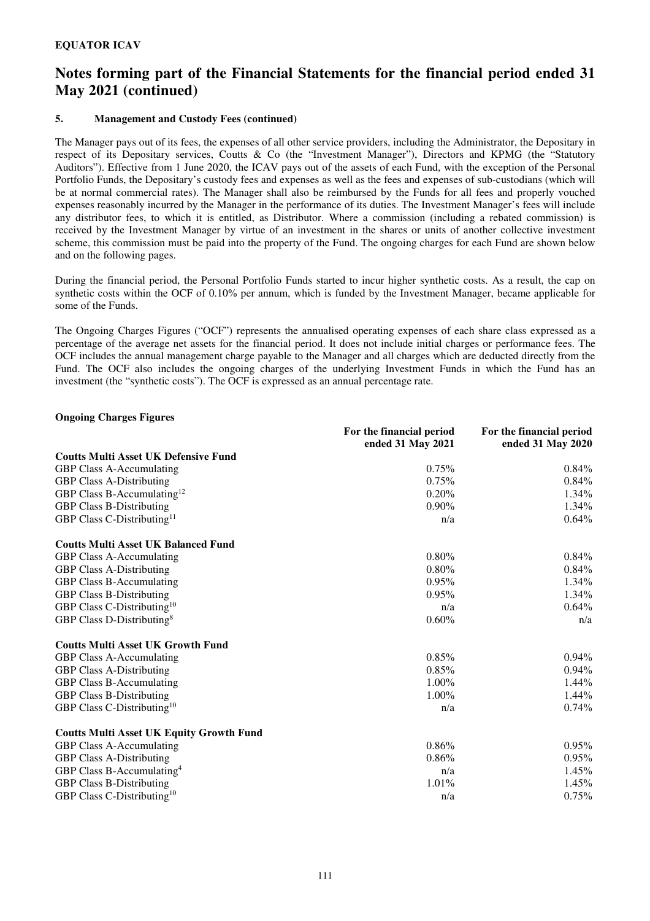**EQUATOR ICAV**

# Notes forming part of the Financial Statements for the financial period ended 31 May 2021 (continued)

### 5. Management and Custody Fees (continued)

The Manager pays out of its fees, the expenses of all other service providers, including the Administrator, the Depositary in respect of its Depositary services, Coutts & Co (the "Investment Manager"), Directors and KPMG (the "Statutory Auditors"). Effective from 1 June 2020, the ICAV pays out of the assets of each Fund, with the exception of the Personal Portfolio Funds, the Depositary's custody fees and expenses as well as the fees and expenses of sub-custodians (which will be at normal commercial rates). The Manager shall also be reimbursed by the Funds for all fees and properly vouched expenses reasonably incurred by the Manager in the performance of its duties. The Investment Manager's fees will include any distributor fees, to which it is entitled, as Distributor. Where a commission (including a rebated commission) is received by the Investment Manager by virtue of an investment in the shares or units of another collective investment scheme, this commission must be paid into the property of the Fund. The ongoing charges for each Fund are shown below and on the following pages.

During the financial period, the Personal Portfolio Funds started to incur higher synthetic costs. As a result, the cap on synthetic costs within the OCF of 0.10% per annum, which is funded by the Investment Manager, became applicable for some of the Funds.

The Ongoing Charges Figures ("OCF") represents the annualised operating expenses of each share class expressed as a percentage of the average net assets for the financial period. It does not include initial charges or performance fees. The OCF includes the annual management charge payable to the Manager and all charges which are deducted directly from the Fund. The OCF also includes the ongoing charges of the underlying Investment Funds in which the Fund has an investment (the "synthetic costs"). The OCF is expressed as an annual percentage rate.

**Ongoing Charges Figures**

| | For the financial period ended 31 May 2021 | For the financial period ended 31 May 2020 |
|---|---|---|
| **Coutts Multi Asset UK Defensive Fund** | | |
| GBP Class A-Accumulating | 0.75% | 0.84% |
| GBP Class A-Distributing | 0.75% | 0.84% |
| GBP Class B-Accumulating[12] | 0.20% | 1.34% |
| GBP Class B-Distributing | 0.90% | 1.34% |
| GBP Class C-Distributing[11] | n/a | 0.64% |
| **Coutts Multi Asset UK Balanced Fund** | | |
| GBP Class A-Accumulating | 0.80% | 0.84% |
| GBP Class A-Distributing | 0.80% | 0.84% |
| GBP Class B-Accumulating | 0.95% | 1.34% |
| GBP Class B-Distributing | 0.95% | 1.34% |
| GBP Class C-Distributing[10] | n/a | 0.64% |
| GBP Class D-Distributing[8] | 0.60% | n/a |
| **Coutts Multi Asset UK Growth Fund** | | |
| GBP Class A-Accumulating | 0.85% | 0.94% |
| GBP Class A-Distributing | 0.85% | 0.94% |
| GBP Class B-Accumulating | 1.00% | 1.44% |
| GBP Class B-Distributing | 1.00% | 1.44% |
| GBP Class C-Distributing[10] | n/a | 0.74% |
| **Coutts Multi Asset UK Equity Growth Fund** | | |
| GBP Class A-Accumulating | 0.86% | 0.95% |
| GBP Class A-Distributing | 0.86% | 0.95% |
| GBP Class B-Accumulating[4] | n/a | 1.45% |
| GBP Class B-Distributing | 1.01% | 1.45% |
| GBP Class C-Distributing[10] | n/a | 0.75% |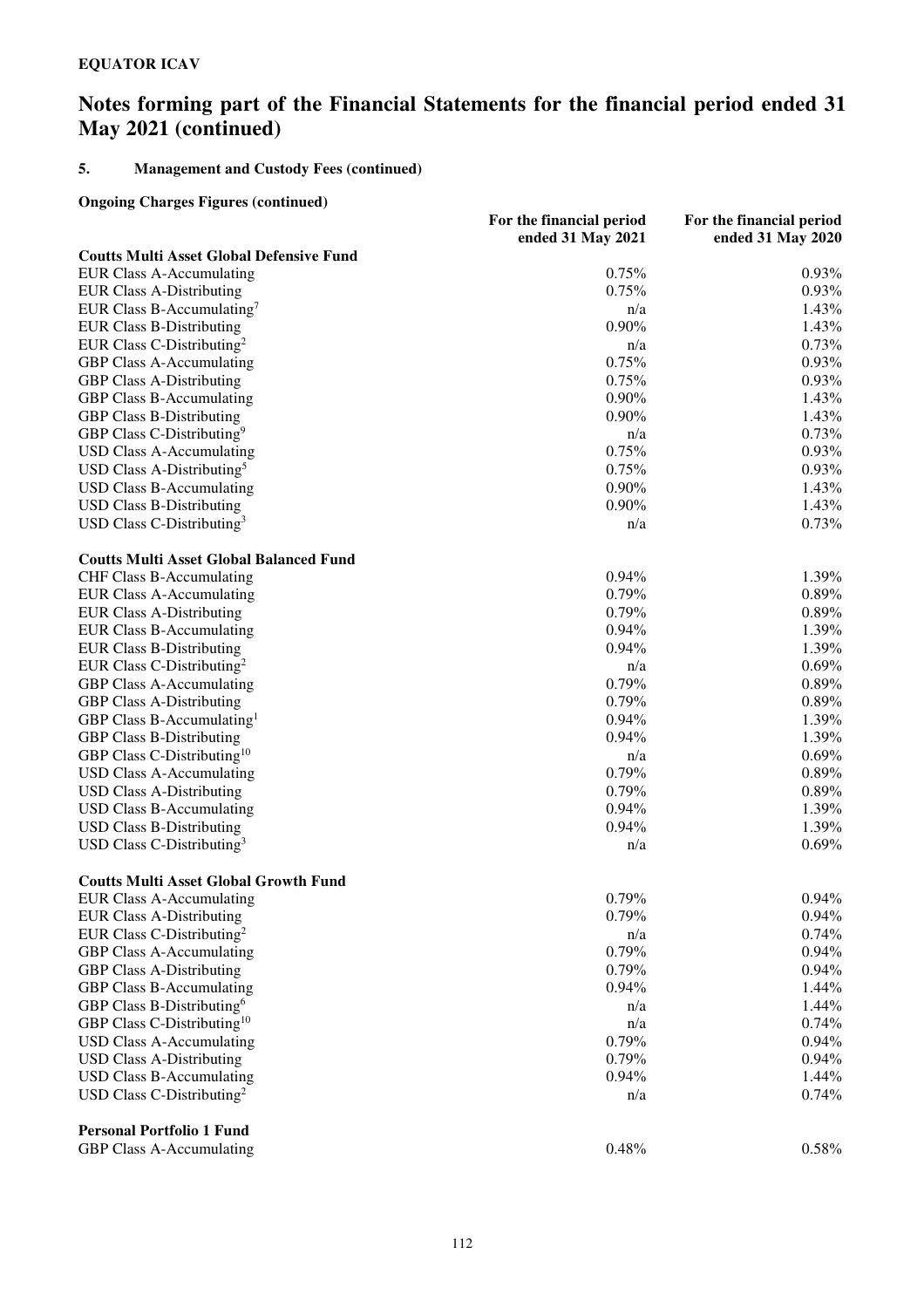**EQUATOR ICAV**

# Notes forming part of the Financial Statements for the financial period ended 31 May 2021 (continued)

## 5. Management and Custody Fees (continued)

### Ongoing Charges Figures (continued)

| | For the financial period ended 31 May 2021 | For the financial period ended 31 May 2020 |
|---|---|---|
| **Coutts Multi Asset Global Defensive Fund** | | |
| EUR Class A-Accumulating | 0.75% | 0.93% |
| EUR Class A-Distributing | 0.75% | 0.93% |
| EUR Class B-Accumulating[7] | n/a | 1.43% |
| EUR Class B-Distributing | 0.90% | 1.43% |
| EUR Class C-Distributing[2] | n/a | 0.73% |
| GBP Class A-Accumulating | 0.75% | 0.93% |
| GBP Class A-Distributing | 0.75% | 0.93% |
| GBP Class B-Accumulating | 0.90% | 1.43% |
| GBP Class B-Distributing | 0.90% | 1.43% |
| GBP Class C-Distributing[9] | n/a | 0.73% |
| USD Class A-Accumulating | 0.75% | 0.93% |
| USD Class A-Distributing[5] | 0.75% | 0.93% |
| USD Class B-Accumulating | 0.90% | 1.43% |
| USD Class B-Distributing | 0.90% | 1.43% |
| USD Class C-Distributing[3] | n/a | 0.73% |
| | | |
| **Coutts Multi Asset Global Balanced Fund** | | |
| CHF Class B-Accumulating | 0.94% | 1.39% |
| EUR Class A-Accumulating | 0.79% | 0.89% |
| EUR Class A-Distributing | 0.79% | 0.89% |
| EUR Class B-Accumulating | 0.94% | 1.39% |
| EUR Class B-Distributing | 0.94% | 1.39% |
| EUR Class C-Distributing[2] | n/a | 0.69% |
| GBP Class A-Accumulating | 0.79% | 0.89% |
| GBP Class A-Distributing | 0.79% | 0.89% |
| GBP Class B-Accumulating[1] | 0.94% | 1.39% |
| GBP Class B-Distributing | 0.94% | 1.39% |
| GBP Class C-Distributing[10] | n/a | 0.69% |
| USD Class A-Accumulating | 0.79% | 0.89% |
| USD Class A-Distributing | 0.79% | 0.89% |
| USD Class B-Accumulating | 0.94% | 1.39% |
| USD Class B-Distributing | 0.94% | 1.39% |
| USD Class C-Distributing[3] | n/a | 0.69% |
| | | |
| **Coutts Multi Asset Global Growth Fund** | | |
| EUR Class A-Accumulating | 0.79% | 0.94% |
| EUR Class A-Distributing | 0.79% | 0.94% |
| EUR Class C-Distributing[2] | n/a | 0.74% |
| GBP Class A-Accumulating | 0.79% | 0.94% |
| GBP Class A-Distributing | 0.79% | 0.94% |
| GBP Class B-Accumulating | 0.94% | 1.44% |
| GBP Class B-Distributing[6] | n/a | 1.44% |
| GBP Class C-Distributing[10] | n/a | 0.74% |
| USD Class A-Accumulating | 0.79% | 0.94% |
| USD Class A-Distributing | 0.79% | 0.94% |
| USD Class B-Accumulating | 0.94% | 1.44% |
| USD Class C-Distributing[2] | n/a | 0.74% |
| | | |
| **Personal Portfolio 1 Fund** | | |
| GBP Class A-Accumulating | 0.48% | 0.58% |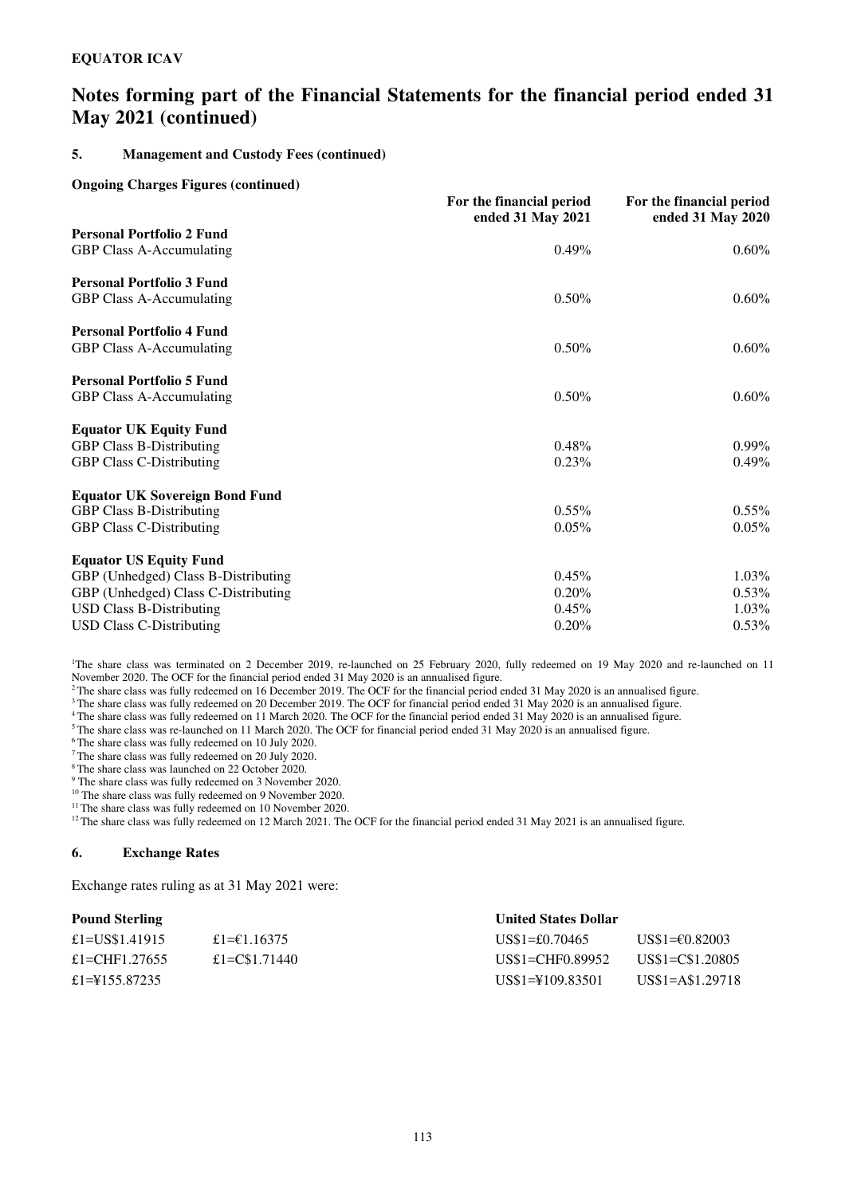**EQUATOR ICAV**

# Notes forming part of the Financial Statements for the financial period ended 31 May 2021 (continued)

### 5. Management and Custody Fees (continued)

**Ongoing Charges Figures (continued)**

| | For the financial period ended 31 May 2021 | For the financial period ended 31 May 2020 |
|---|---|---|
| **Personal Portfolio 2 Fund** | | |
| GBP Class A-Accumulating | 0.49% | 0.60% |
| **Personal Portfolio 3 Fund** | | |
| GBP Class A-Accumulating | 0.50% | 0.60% |
| **Personal Portfolio 4 Fund** | | |
| GBP Class A-Accumulating | 0.50% | 0.60% |
| **Personal Portfolio 5 Fund** | | |
| GBP Class A-Accumulating | 0.50% | 0.60% |
| **Equator UK Equity Fund** | | |
| GBP Class B-Distributing | 0.48% | 0.99% |
| GBP Class C-Distributing | 0.23% | 0.49% |
| **Equator UK Sovereign Bond Fund** | | |
| GBP Class B-Distributing | 0.55% | 0.55% |
| GBP Class C-Distributing | 0.05% | 0.05% |
| **Equator US Equity Fund** | | |
| GBP (Unhedged) Class B-Distributing | 0.45% | 1.03% |
| GBP (Unhedged) Class C-Distributing | 0.20% | 0.53% |
| USD Class B-Distributing | 0.45% | 1.03% |
| USD Class C-Distributing | 0.20% | 0.53% |

[1] The share class was terminated on 2 December 2019, re-launched on 25 February 2020, fully redeemed on 19 May 2020 and re-launched on 11 November 2020. The OCF for the financial period ended 31 May 2020 is an annualised figure.
[2] The share class was fully redeemed on 16 December 2019. The OCF for the financial period ended 31 May 2020 is an annualised figure.
[3] The share class was fully redeemed on 20 December 2019. The OCF for financial period ended 31 May 2020 is an annualised figure.
[4] The share class was fully redeemed on 11 March 2020. The OCF for the financial period ended 31 May 2020 is an annualised figure.
[5] The share class was re-launched on 11 March 2020. The OCF for financial period ended 31 May 2020 is an annualised figure.
[6] The share class was fully redeemed on 10 July 2020.
[7] The share class was fully redeemed on 20 July 2020.
[8] The share class was launched on 22 October 2020.
[9] The share class was fully redeemed on 3 November 2020.
[10] The share class was fully redeemed on 9 November 2020.
[11] The share class was fully redeemed on 10 November 2020.
[12] The share class was fully redeemed on 12 March 2021. The OCF for the financial period ended 31 May 2021 is an annualised figure.

### 6. Exchange Rates

Exchange rates ruling as at 31 May 2021 were:

| Pound Sterling | | United States Dollar | |
|---|---|---|---|
| £1=US$1.41915 | £1=€1.16375 | US$1=£0.70465 | US$1=€0.82003 |
| £1=CHF1.27655 | £1=C$1.71440 | US$1=CHF0.89952 | US$1=C$1.20805 |
| £1=¥155.87235 | | US$1=¥109.83501 | US$1=A$1.29718 |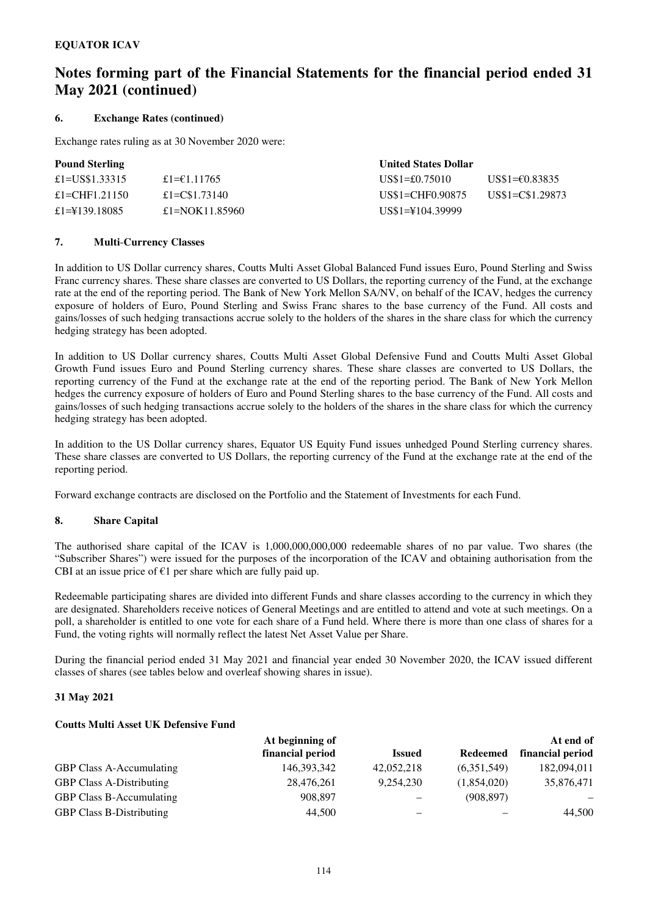**EQUATOR ICAV**

# Notes forming part of the Financial Statements for the financial period ended 31 May 2021 (continued)

## 6. Exchange Rates (continued)

Exchange rates ruling as at 30 November 2020 were:

| **Pound Sterling** | | **United States Dollar** | |
|---|---|---|---|
| £1=US$1.33315 | £1=€1.11765 | US$1=£0.75010 | US$1=€0.83835 |
| £1=CHF1.21150 | £1=C$1.73140 | US$1=CHF0.90875 | US$1=C$1.29873 |
| £1=¥139.18085 | £1=NOK11.85960 | US$1=¥104.39999 | |

## 7. Multi-Currency Classes

In addition to US Dollar currency shares, Coutts Multi Asset Global Balanced Fund issues Euro, Pound Sterling and Swiss Franc currency shares. These share classes are converted to US Dollars, the reporting currency of the Fund, at the exchange rate at the end of the reporting period. The Bank of New York Mellon SA/NV, on behalf of the ICAV, hedges the currency exposure of holders of Euro, Pound Sterling and Swiss Franc shares to the base currency of the Fund. All costs and gains/losses of such hedging transactions accrue solely to the holders of the shares in the share class for which the currency hedging strategy has been adopted.

In addition to US Dollar currency shares, Coutts Multi Asset Global Defensive Fund and Coutts Multi Asset Global Growth Fund issues Euro and Pound Sterling currency shares. These share classes are converted to US Dollars, the reporting currency of the Fund at the exchange rate at the end of the reporting period. The Bank of New York Mellon hedges the currency exposure of holders of Euro and Pound Sterling shares to the base currency of the Fund. All costs and gains/losses of such hedging transactions accrue solely to the holders of the shares in the share class for which the currency hedging strategy has been adopted.

In addition to the US Dollar currency shares, Equator US Equity Fund issues unhedged Pound Sterling currency shares. These share classes are converted to US Dollars, the reporting currency of the Fund at the exchange rate at the end of the reporting period.

Forward exchange contracts are disclosed on the Portfolio and the Statement of Investments for each Fund.

## 8. Share Capital

The authorised share capital of the ICAV is 1,000,000,000,000 redeemable shares of no par value. Two shares (the "Subscriber Shares") were issued for the purposes of the incorporation of the ICAV and obtaining authorisation from the CBI at an issue price of €1 per share which are fully paid up.

Redeemable participating shares are divided into different Funds and share classes according to the currency in which they are designated. Shareholders receive notices of General Meetings and are entitled to attend and vote at such meetings. On a poll, a shareholder is entitled to one vote for each share of a Fund held. Where there is more than one class of shares for a Fund, the voting rights will normally reflect the latest Net Asset Value per Share.

During the financial period ended 31 May 2021 and financial year ended 30 November 2020, the ICAV issued different classes of shares (see tables below and overleaf showing shares in issue).

**31 May 2021**

**Coutts Multi Asset UK Defensive Fund**

| | At beginning of financial period | Issued | Redeemed | At end of financial period |
|---|---|---|---|---|
| GBP Class A-Accumulating | 146,393,342 | 42,052,218 | (6,351,549) | 182,094,011 |
| GBP Class A-Distributing | 28,476,261 | 9,254,230 | (1,854,020) | 35,876,471 |
| GBP Class B-Accumulating | 908,897 | – | (908,897) | – |
| GBP Class B-Distributing | 44,500 | – | – | 44,500 |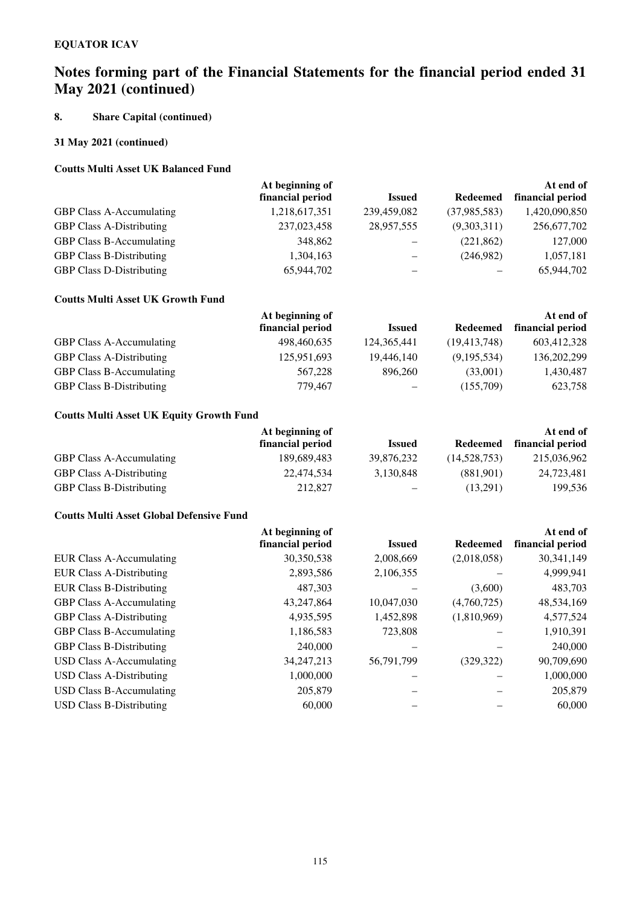# EQUATOR ICAV

## Notes forming part of the Financial Statements for the financial period ended 31 May 2021 (continued)

### 8. Share Capital (continued)

#### 31 May 2021 (continued)

**Coutts Multi Asset UK Balanced Fund**

| | At beginning of financial period | Issued | Redeemed | At end of financial period |
|---|---|---|---|---|
| GBP Class A-Accumulating | 1,218,617,351 | 239,459,082 | (37,985,583) | 1,420,090,850 |
| GBP Class A-Distributing | 237,023,458 | 28,957,555 | (9,303,311) | 256,677,702 |
| GBP Class B-Accumulating | 348,862 | – | (221,862) | 127,000 |
| GBP Class B-Distributing | 1,304,163 | – | (246,982) | 1,057,181 |
| GBP Class D-Distributing | 65,944,702 | – | – | 65,944,702 |

**Coutts Multi Asset UK Growth Fund**

| | At beginning of financial period | Issued | Redeemed | At end of financial period |
|---|---|---|---|---|
| GBP Class A-Accumulating | 498,460,635 | 124,365,441 | (19,413,748) | 603,412,328 |
| GBP Class A-Distributing | 125,951,693 | 19,446,140 | (9,195,534) | 136,202,299 |
| GBP Class B-Accumulating | 567,228 | 896,260 | (33,001) | 1,430,487 |
| GBP Class B-Distributing | 779,467 | – | (155,709) | 623,758 |

**Coutts Multi Asset UK Equity Growth Fund**

| | At beginning of financial period | Issued | Redeemed | At end of financial period |
|---|---|---|---|---|
| GBP Class A-Accumulating | 189,689,483 | 39,876,232 | (14,528,753) | 215,036,962 |
| GBP Class A-Distributing | 22,474,534 | 3,130,848 | (881,901) | 24,723,481 |
| GBP Class B-Distributing | 212,827 | – | (13,291) | 199,536 |

**Coutts Multi Asset Global Defensive Fund**

| | At beginning of financial period | Issued | Redeemed | At end of financial period |
|---|---|---|---|---|
| EUR Class A-Accumulating | 30,350,538 | 2,008,669 | (2,018,058) | 30,341,149 |
| EUR Class A-Distributing | 2,893,586 | 2,106,355 | – | 4,999,941 |
| EUR Class B-Distributing | 487,303 | – | (3,600) | 483,703 |
| GBP Class A-Accumulating | 43,247,864 | 10,047,030 | (4,760,725) | 48,534,169 |
| GBP Class A-Distributing | 4,935,595 | 1,452,898 | (1,810,969) | 4,577,524 |
| GBP Class B-Accumulating | 1,186,583 | 723,808 | – | 1,910,391 |
| GBP Class B-Distributing | 240,000 | – | – | 240,000 |
| USD Class A-Accumulating | 34,247,213 | 56,791,799 | (329,322) | 90,709,690 |
| USD Class A-Distributing | 1,000,000 | – | – | 1,000,000 |
| USD Class B-Accumulating | 205,879 | – | – | 205,879 |
| USD Class B-Distributing | 60,000 | – | – | 60,000 |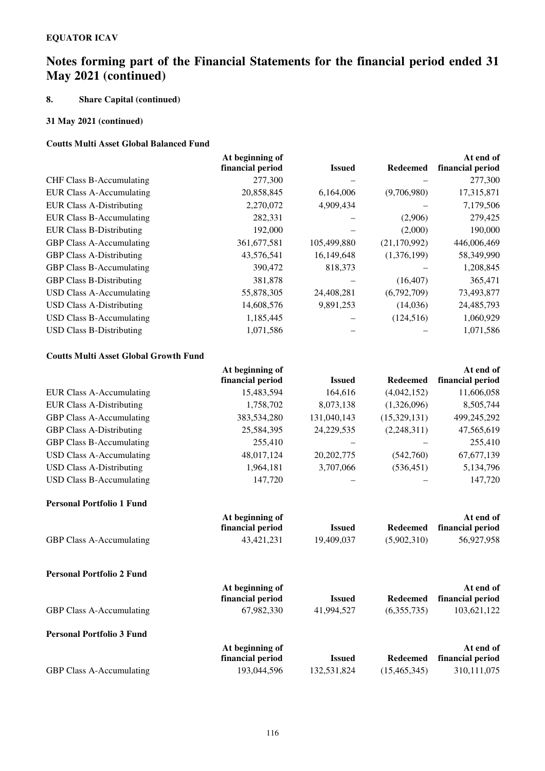**EQUATOR ICAV**

# Notes forming part of the Financial Statements for the financial period ended 31 May 2021 (continued)

## 8. Share Capital (continued)

### 31 May 2021 (continued)

#### Coutts Multi Asset Global Balanced Fund

| | At beginning of financial period | Issued | Redeemed | At end of financial period |
|---|---|---|---|---|
| CHF Class B-Accumulating | 277,300 | – | – | 277,300 |
| EUR Class A-Accumulating | 20,858,845 | 6,164,006 | (9,706,980) | 17,315,871 |
| EUR Class A-Distributing | 2,270,072 | 4,909,434 | – | 7,179,506 |
| EUR Class B-Accumulating | 282,331 | – | (2,906) | 279,425 |
| EUR Class B-Distributing | 192,000 | – | (2,000) | 190,000 |
| GBP Class A-Accumulating | 361,677,581 | 105,499,880 | (21,170,992) | 446,006,469 |
| GBP Class A-Distributing | 43,576,541 | 16,149,648 | (1,376,199) | 58,349,990 |
| GBP Class B-Accumulating | 390,472 | 818,373 | – | 1,208,845 |
| GBP Class B-Distributing | 381,878 | – | (16,407) | 365,471 |
| USD Class A-Accumulating | 55,878,305 | 24,408,281 | (6,792,709) | 73,493,877 |
| USD Class A-Distributing | 14,608,576 | 9,891,253 | (14,036) | 24,485,793 |
| USD Class B-Accumulating | 1,185,445 | – | (124,516) | 1,060,929 |
| USD Class B-Distributing | 1,071,586 | – | – | 1,071,586 |

#### Coutts Multi Asset Global Growth Fund

| | At beginning of financial period | Issued | Redeemed | At end of financial period |
|---|---|---|---|---|
| EUR Class A-Accumulating | 15,483,594 | 164,616 | (4,042,152) | 11,606,058 |
| EUR Class A-Distributing | 1,758,702 | 8,073,138 | (1,326,096) | 8,505,744 |
| GBP Class A-Accumulating | 383,534,280 | 131,040,143 | (15,329,131) | 499,245,292 |
| GBP Class A-Distributing | 25,584,395 | 24,229,535 | (2,248,311) | 47,565,619 |
| GBP Class B-Accumulating | 255,410 | – | – | 255,410 |
| USD Class A-Accumulating | 48,017,124 | 20,202,775 | (542,760) | 67,677,139 |
| USD Class A-Distributing | 1,964,181 | 3,707,066 | (536,451) | 5,134,796 |
| USD Class B-Accumulating | 147,720 | – | – | 147,720 |

#### Personal Portfolio 1 Fund

| | At beginning of financial period | Issued | Redeemed | At end of financial period |
|---|---|---|---|---|
| GBP Class A-Accumulating | 43,421,231 | 19,409,037 | (5,902,310) | 56,927,958 |

#### Personal Portfolio 2 Fund

| | At beginning of financial period | Issued | Redeemed | At end of financial period |
|---|---|---|---|---|
| GBP Class A-Accumulating | 67,982,330 | 41,994,527 | (6,355,735) | 103,621,122 |

#### Personal Portfolio 3 Fund

| | At beginning of financial period | Issued | Redeemed | At end of financial period |
|---|---|---|---|---|
| GBP Class A-Accumulating | 193,044,596 | 132,531,824 | (15,465,345) | 310,111,075 |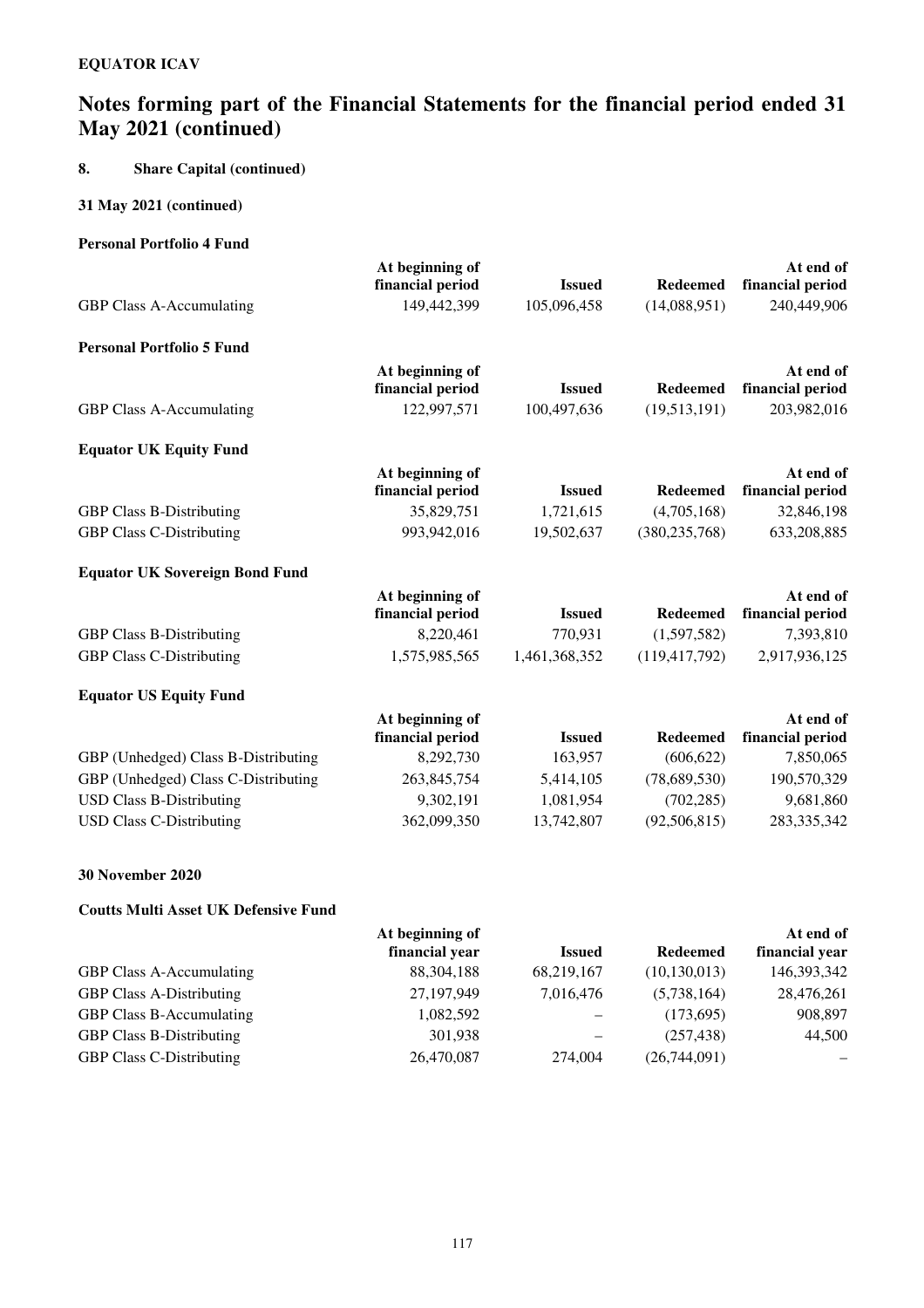**EQUATOR ICAV**

# Notes forming part of the Financial Statements for the financial period ended 31 May 2021 (continued)

## 8. Share Capital (continued)

### 31 May 2021 (continued)

**Personal Portfolio 4 Fund**

| | At beginning of financial period | Issued | Redeemed | At end of financial period |
|---|---|---|---|---|
| GBP Class A-Accumulating | 149,442,399 | 105,096,458 | (14,088,951) | 240,449,906 |

**Personal Portfolio 5 Fund**

| | At beginning of financial period | Issued | Redeemed | At end of financial period |
|---|---|---|---|---|
| GBP Class A-Accumulating | 122,997,571 | 100,497,636 | (19,513,191) | 203,982,016 |

**Equator UK Equity Fund**

| | At beginning of financial period | Issued | Redeemed | At end of financial period |
|---|---|---|---|---|
| GBP Class B-Distributing | 35,829,751 | 1,721,615 | (4,705,168) | 32,846,198 |
| GBP Class C-Distributing | 993,942,016 | 19,502,637 | (380,235,768) | 633,208,885 |

**Equator UK Sovereign Bond Fund**

| | At beginning of financial period | Issued | Redeemed | At end of financial period |
|---|---|---|---|---|
| GBP Class B-Distributing | 8,220,461 | 770,931 | (1,597,582) | 7,393,810 |
| GBP Class C-Distributing | 1,575,985,565 | 1,461,368,352 | (119,417,792) | 2,917,936,125 |

**Equator US Equity Fund**

| | At beginning of financial period | Issued | Redeemed | At end of financial period |
|---|---|---|---|---|
| GBP (Unhedged) Class B-Distributing | 8,292,730 | 163,957 | (606,622) | 7,850,065 |
| GBP (Unhedged) Class C-Distributing | 263,845,754 | 5,414,105 | (78,689,530) | 190,570,329 |
| USD Class B-Distributing | 9,302,191 | 1,081,954 | (702,285) | 9,681,860 |
| USD Class C-Distributing | 362,099,350 | 13,742,807 | (92,506,815) | 283,335,342 |

### 30 November 2020

**Coutts Multi Asset UK Defensive Fund**

| | At beginning of financial year | Issued | Redeemed | At end of financial year |
|---|---|---|---|---|
| GBP Class A-Accumulating | 88,304,188 | 68,219,167 | (10,130,013) | 146,393,342 |
| GBP Class A-Distributing | 27,197,949 | 7,016,476 | (5,738,164) | 28,476,261 |
| GBP Class B-Accumulating | 1,082,592 | – | (173,695) | 908,897 |
| GBP Class B-Distributing | 301,938 | – | (257,438) | 44,500 |
| GBP Class C-Distributing | 26,470,087 | 274,004 | (26,744,091) | – |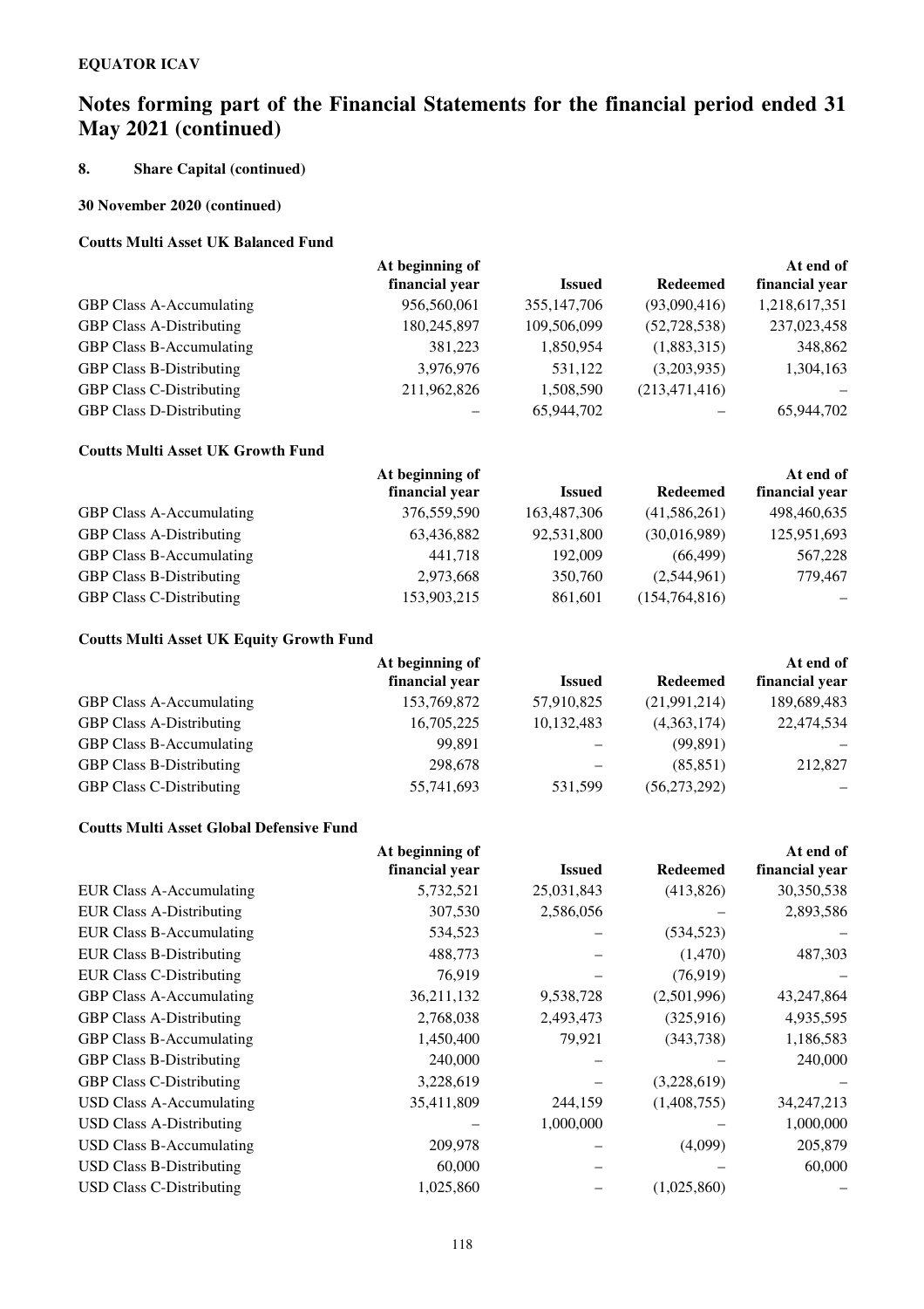**EQUATOR ICAV**

# Notes forming part of the Financial Statements for the financial period ended 31 May 2021 (continued)

## 8. Share Capital (continued)

### 30 November 2020 (continued)

#### Coutts Multi Asset UK Balanced Fund

| | At beginning of financial year | Issued | Redeemed | At end of financial year |
|---|---|---|---|---|
| GBP Class A-Accumulating | 956,560,061 | 355,147,706 | (93,090,416) | 1,218,617,351 |
| GBP Class A-Distributing | 180,245,897 | 109,506,099 | (52,728,538) | 237,023,458 |
| GBP Class B-Accumulating | 381,223 | 1,850,954 | (1,883,315) | 348,862 |
| GBP Class B-Distributing | 3,976,976 | 531,122 | (3,203,935) | 1,304,163 |
| GBP Class C-Distributing | 211,962,826 | 1,508,590 | (213,471,416) | – |
| GBP Class D-Distributing | – | 65,944,702 | – | 65,944,702 |

#### Coutts Multi Asset UK Growth Fund

| | At beginning of financial year | Issued | Redeemed | At end of financial year |
|---|---|---|---|---|
| GBP Class A-Accumulating | 376,559,590 | 163,487,306 | (41,586,261) | 498,460,635 |
| GBP Class A-Distributing | 63,436,882 | 92,531,800 | (30,016,989) | 125,951,693 |
| GBP Class B-Accumulating | 441,718 | 192,009 | (66,499) | 567,228 |
| GBP Class B-Distributing | 2,973,668 | 350,760 | (2,544,961) | 779,467 |
| GBP Class C-Distributing | 153,903,215 | 861,601 | (154,764,816) | – |

#### Coutts Multi Asset UK Equity Growth Fund

| | At beginning of financial year | Issued | Redeemed | At end of financial year |
|---|---|---|---|---|
| GBP Class A-Accumulating | 153,769,872 | 57,910,825 | (21,991,214) | 189,689,483 |
| GBP Class A-Distributing | 16,705,225 | 10,132,483 | (4,363,174) | 22,474,534 |
| GBP Class B-Accumulating | 99,891 | – | (99,891) | – |
| GBP Class B-Distributing | 298,678 | – | (85,851) | 212,827 |
| GBP Class C-Distributing | 55,741,693 | 531,599 | (56,273,292) | – |

#### Coutts Multi Asset Global Defensive Fund

| | At beginning of financial year | Issued | Redeemed | At end of financial year |
|---|---|---|---|---|
| EUR Class A-Accumulating | 5,732,521 | 25,031,843 | (413,826) | 30,350,538 |
| EUR Class A-Distributing | 307,530 | 2,586,056 | – | 2,893,586 |
| EUR Class B-Accumulating | 534,523 | – | (534,523) | – |
| EUR Class B-Distributing | 488,773 | – | (1,470) | 487,303 |
| EUR Class C-Distributing | 76,919 | – | (76,919) | – |
| GBP Class A-Accumulating | 36,211,132 | 9,538,728 | (2,501,996) | 43,247,864 |
| GBP Class A-Distributing | 2,768,038 | 2,493,473 | (325,916) | 4,935,595 |
| GBP Class B-Accumulating | 1,450,400 | 79,921 | (343,738) | 1,186,583 |
| GBP Class B-Distributing | 240,000 | – | – | 240,000 |
| GBP Class C-Distributing | 3,228,619 | – | (3,228,619) | – |
| USD Class A-Accumulating | 35,411,809 | 244,159 | (1,408,755) | 34,247,213 |
| USD Class A-Distributing | – | 1,000,000 | – | 1,000,000 |
| USD Class B-Accumulating | 209,978 | – | (4,099) | 205,879 |
| USD Class B-Distributing | 60,000 | – | – | 60,000 |
| USD Class C-Distributing | 1,025,860 | – | (1,025,860) | – |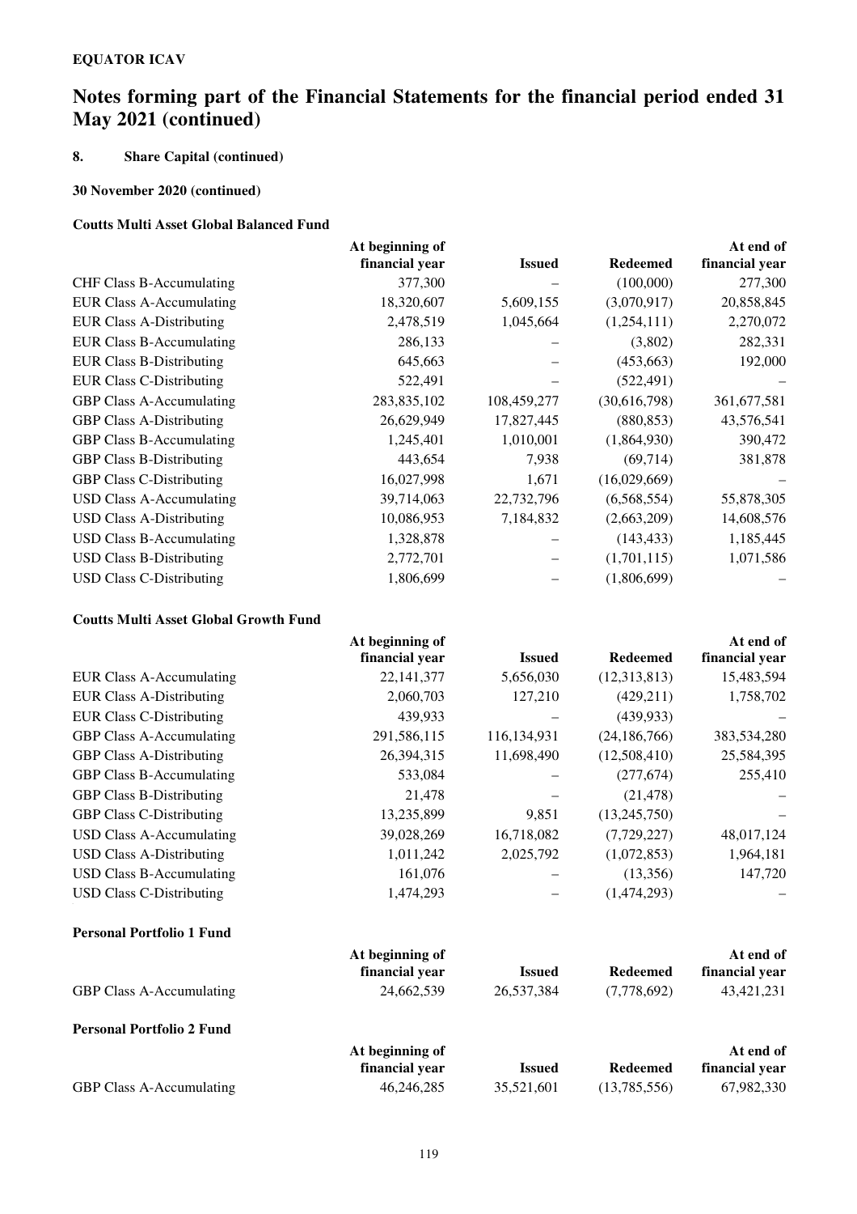**EQUATOR ICAV**

# Notes forming part of the Financial Statements for the financial period ended 31 May 2021 (continued)

## 8. Share Capital (continued)

### 30 November 2020 (continued)

#### Coutts Multi Asset Global Balanced Fund

| | At beginning of financial year | Issued | Redeemed | At end of financial year |
|---|---|---|---|---|
| CHF Class B-Accumulating | 377,300 | – | (100,000) | 277,300 |
| EUR Class A-Accumulating | 18,320,607 | 5,609,155 | (3,070,917) | 20,858,845 |
| EUR Class A-Distributing | 2,478,519 | 1,045,664 | (1,254,111) | 2,270,072 |
| EUR Class B-Accumulating | 286,133 | – | (3,802) | 282,331 |
| EUR Class B-Distributing | 645,663 | – | (453,663) | 192,000 |
| EUR Class C-Distributing | 522,491 | – | (522,491) | – |
| GBP Class A-Accumulating | 283,835,102 | 108,459,277 | (30,616,798) | 361,677,581 |
| GBP Class A-Distributing | 26,629,949 | 17,827,445 | (880,853) | 43,576,541 |
| GBP Class B-Accumulating | 1,245,401 | 1,010,001 | (1,864,930) | 390,472 |
| GBP Class B-Distributing | 443,654 | 7,938 | (69,714) | 381,878 |
| GBP Class C-Distributing | 16,027,998 | 1,671 | (16,029,669) | – |
| USD Class A-Accumulating | 39,714,063 | 22,732,796 | (6,568,554) | 55,878,305 |
| USD Class A-Distributing | 10,086,953 | 7,184,832 | (2,663,209) | 14,608,576 |
| USD Class B-Accumulating | 1,328,878 | – | (143,433) | 1,185,445 |
| USD Class B-Distributing | 2,772,701 | – | (1,701,115) | 1,071,586 |
| USD Class C-Distributing | 1,806,699 | – | (1,806,699) | – |

#### Coutts Multi Asset Global Growth Fund

| | At beginning of financial year | Issued | Redeemed | At end of financial year |
|---|---|---|---|---|
| EUR Class A-Accumulating | 22,141,377 | 5,656,030 | (12,313,813) | 15,483,594 |
| EUR Class A-Distributing | 2,060,703 | 127,210 | (429,211) | 1,758,702 |
| EUR Class C-Distributing | 439,933 | – | (439,933) | – |
| GBP Class A-Accumulating | 291,586,115 | 116,134,931 | (24,186,766) | 383,534,280 |
| GBP Class A-Distributing | 26,394,315 | 11,698,490 | (12,508,410) | 25,584,395 |
| GBP Class B-Accumulating | 533,084 | – | (277,674) | 255,410 |
| GBP Class B-Distributing | 21,478 | – | (21,478) | – |
| GBP Class C-Distributing | 13,235,899 | 9,851 | (13,245,750) | – |
| USD Class A-Accumulating | 39,028,269 | 16,718,082 | (7,729,227) | 48,017,124 |
| USD Class A-Distributing | 1,011,242 | 2,025,792 | (1,072,853) | 1,964,181 |
| USD Class B-Accumulating | 161,076 | – | (13,356) | 147,720 |
| USD Class C-Distributing | 1,474,293 | – | (1,474,293) | – |

#### Personal Portfolio 1 Fund

| | At beginning of financial year | Issued | Redeemed | At end of financial year |
|---|---|---|---|---|
| GBP Class A-Accumulating | 24,662,539 | 26,537,384 | (7,778,692) | 43,421,231 |

#### Personal Portfolio 2 Fund

| | At beginning of financial year | Issued | Redeemed | At end of financial year |
|---|---|---|---|---|
| GBP Class A-Accumulating | 46,246,285 | 35,521,601 | (13,785,556) | 67,982,330 |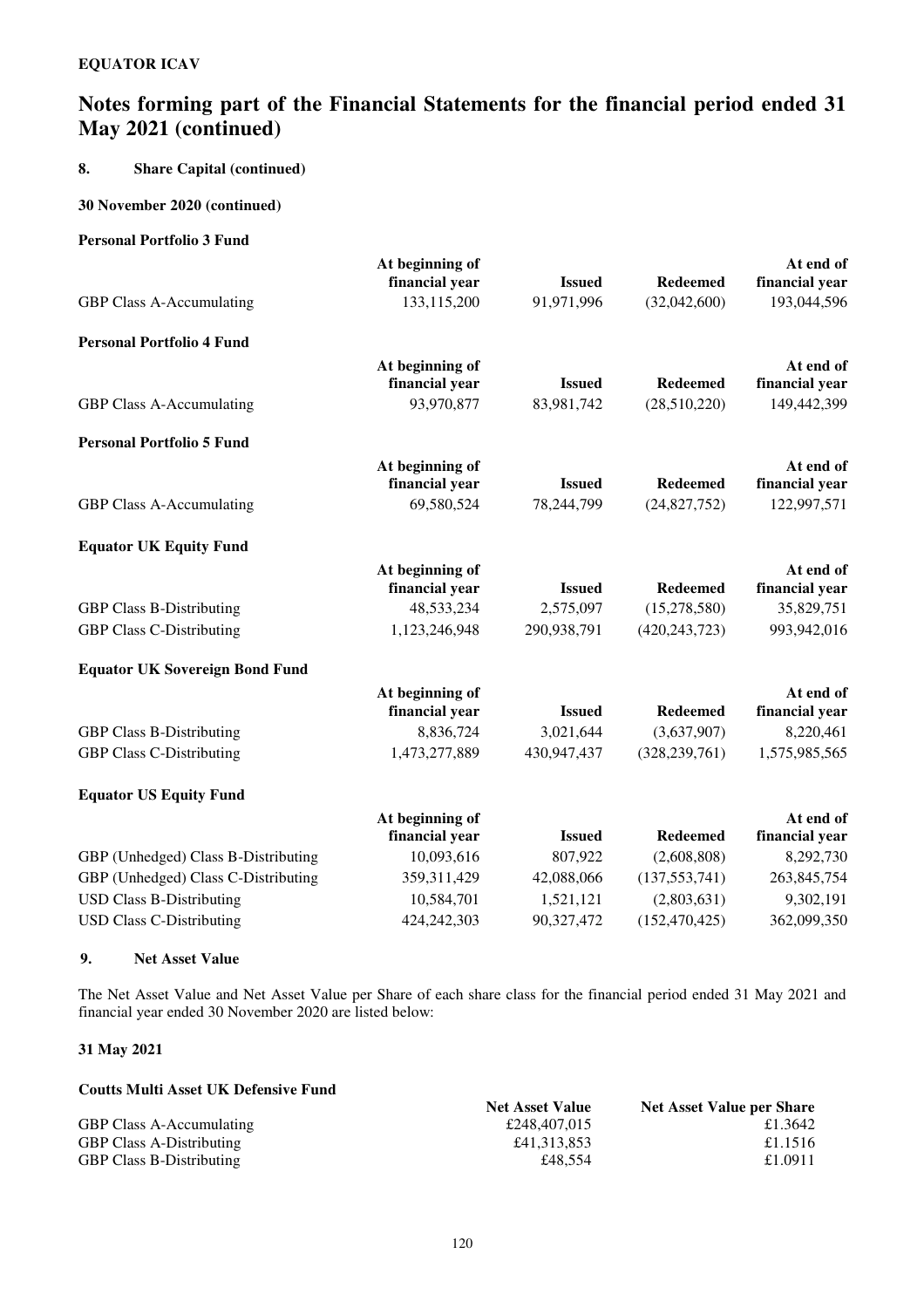**EQUATOR ICAV**

# Notes forming part of the Financial Statements for the financial period ended 31 May 2021 (continued)

## 8. Share Capital (continued)

### 30 November 2020 (continued)

**Personal Portfolio 3 Fund**

| | At beginning of financial year | Issued | Redeemed | At end of financial year |
|---|---|---|---|---|
| GBP Class A-Accumulating | 133,115,200 | 91,971,996 | (32,042,600) | 193,044,596 |

**Personal Portfolio 4 Fund**

| | At beginning of financial year | Issued | Redeemed | At end of financial year |
|---|---|---|---|---|
| GBP Class A-Accumulating | 93,970,877 | 83,981,742 | (28,510,220) | 149,442,399 |

**Personal Portfolio 5 Fund**

| | At beginning of financial year | Issued | Redeemed | At end of financial year |
|---|---|---|---|---|
| GBP Class A-Accumulating | 69,580,524 | 78,244,799 | (24,827,752) | 122,997,571 |

**Equator UK Equity Fund**

| | At beginning of financial year | Issued | Redeemed | At end of financial year |
|---|---|---|---|---|
| GBP Class B-Distributing | 48,533,234 | 2,575,097 | (15,278,580) | 35,829,751 |
| GBP Class C-Distributing | 1,123,246,948 | 290,938,791 | (420,243,723) | 993,942,016 |

**Equator UK Sovereign Bond Fund**

| | At beginning of financial year | Issued | Redeemed | At end of financial year |
|---|---|---|---|---|
| GBP Class B-Distributing | 8,836,724 | 3,021,644 | (3,637,907) | 8,220,461 |
| GBP Class C-Distributing | 1,473,277,889 | 430,947,437 | (328,239,761) | 1,575,985,565 |

**Equator US Equity Fund**

| | At beginning of financial year | Issued | Redeemed | At end of financial year |
|---|---|---|---|---|
| GBP (Unhedged) Class B-Distributing | 10,093,616 | 807,922 | (2,608,808) | 8,292,730 |
| GBP (Unhedged) Class C-Distributing | 359,311,429 | 42,088,066 | (137,553,741) | 263,845,754 |
| USD Class B-Distributing | 10,584,701 | 1,521,121 | (2,803,631) | 9,302,191 |
| USD Class C-Distributing | 424,242,303 | 90,327,472 | (152,470,425) | 362,099,350 |

## 9. Net Asset Value

The Net Asset Value and Net Asset Value per Share of each share class for the financial period ended 31 May 2021 and financial year ended 30 November 2020 are listed below:

### 31 May 2021

**Coutts Multi Asset UK Defensive Fund**

| | Net Asset Value | Net Asset Value per Share |
|---|---|---|
| GBP Class A-Accumulating | £248,407,015 | £1.3642 |
| GBP Class A-Distributing | £41,313,853 | £1.1516 |
| GBP Class B-Distributing | £48,554 | £1.0911 |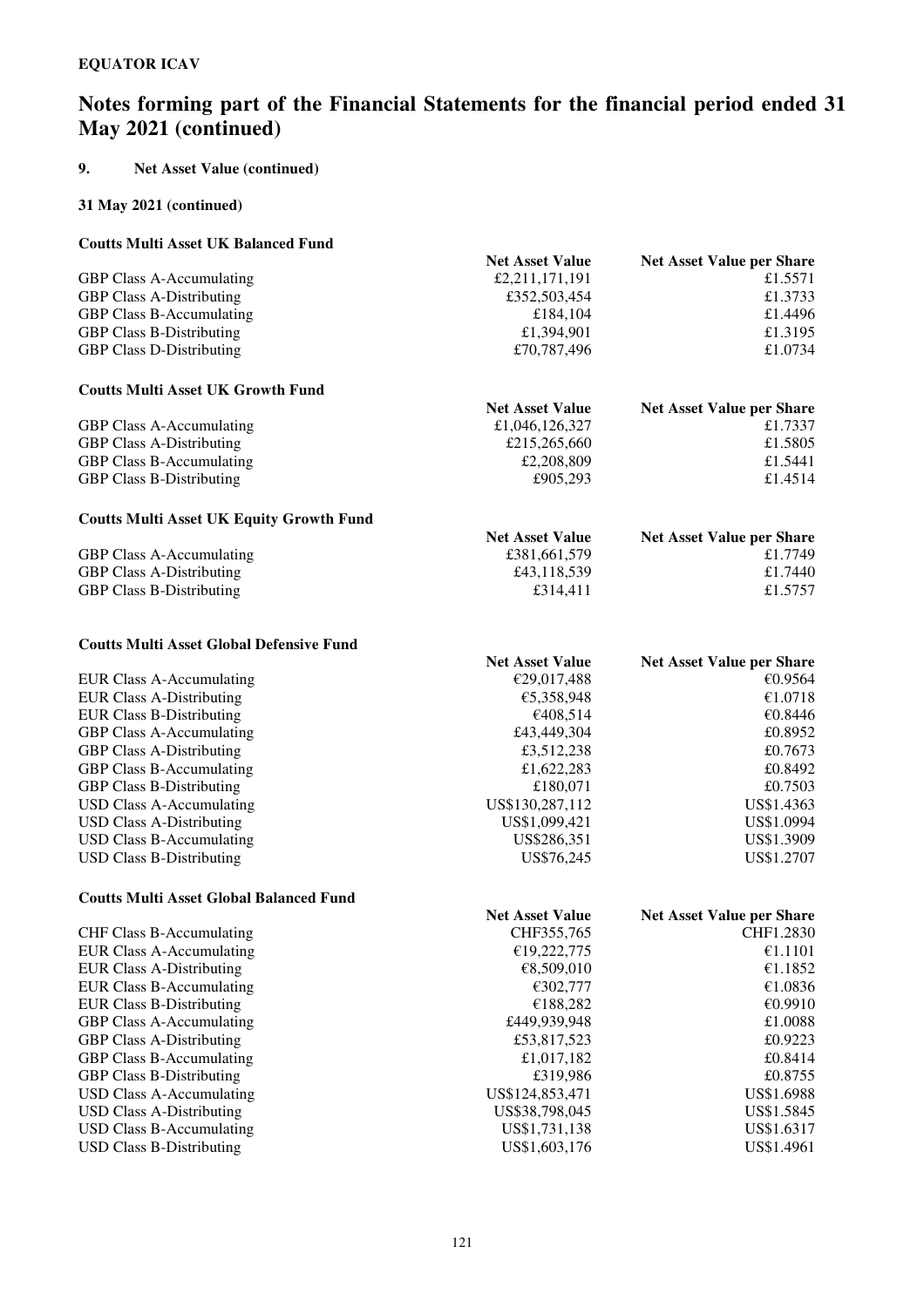**EQUATOR ICAV**

# Notes forming part of the Financial Statements for the financial period ended 31 May 2021 (continued)

## 9. Net Asset Value (continued)

### 31 May 2021 (continued)

**Coutts Multi Asset UK Balanced Fund**

| | Net Asset Value | Net Asset Value per Share |
|---|---|---|
| GBP Class A-Accumulating | £2,211,171,191 | £1.5571 |
| GBP Class A-Distributing | £352,503,454 | £1.3733 |
| GBP Class B-Accumulating | £184,104 | £1.4496 |
| GBP Class B-Distributing | £1,394,901 | £1.3195 |
| GBP Class D-Distributing | £70,787,496 | £1.0734 |

**Coutts Multi Asset UK Growth Fund**

| | Net Asset Value | Net Asset Value per Share |
|---|---|---|
| GBP Class A-Accumulating | £1,046,126,327 | £1.7337 |
| GBP Class A-Distributing | £215,265,660 | £1.5805 |
| GBP Class B-Accumulating | £2,208,809 | £1.5441 |
| GBP Class B-Distributing | £905,293 | £1.4514 |

**Coutts Multi Asset UK Equity Growth Fund**

| | Net Asset Value | Net Asset Value per Share |
|---|---|---|
| GBP Class A-Accumulating | £381,661,579 | £1.7749 |
| GBP Class A-Distributing | £43,118,539 | £1.7440 |
| GBP Class B-Distributing | £314,411 | £1.5757 |

**Coutts Multi Asset Global Defensive Fund**

| | Net Asset Value | Net Asset Value per Share |
|---|---|---|
| EUR Class A-Accumulating | €29,017,488 | €0.9564 |
| EUR Class A-Distributing | €5,358,948 | €1.0718 |
| EUR Class B-Distributing | €408,514 | €0.8446 |
| GBP Class A-Accumulating | £43,449,304 | £0.8952 |
| GBP Class A-Distributing | £3,512,238 | £0.7673 |
| GBP Class B-Accumulating | £1,622,283 | £0.8492 |
| GBP Class B-Distributing | £180,071 | £0.7503 |
| USD Class A-Accumulating | US$130,287,112 | US$1.4363 |
| USD Class A-Distributing | US$1,099,421 | US$1.0994 |
| USD Class B-Accumulating | US$286,351 | US$1.3909 |
| USD Class B-Distributing | US$76,245 | US$1.2707 |

**Coutts Multi Asset Global Balanced Fund**

| | Net Asset Value | Net Asset Value per Share |
|---|---|---|
| CHF Class B-Accumulating | CHF355,765 | CHF1.2830 |
| EUR Class A-Accumulating | €19,222,775 | €1.1101 |
| EUR Class A-Distributing | €8,509,010 | €1.1852 |
| EUR Class B-Accumulating | €302,777 | €1.0836 |
| EUR Class B-Distributing | €188,282 | €0.9910 |
| GBP Class A-Accumulating | £449,939,948 | £1.0088 |
| GBP Class A-Distributing | £53,817,523 | £0.9223 |
| GBP Class B-Accumulating | £1,017,182 | £0.8414 |
| GBP Class B-Distributing | £319,986 | £0.8755 |
| USD Class A-Accumulating | US$124,853,471 | US$1.6988 |
| USD Class A-Distributing | US$38,798,045 | US$1.5845 |
| USD Class B-Accumulating | US$1,731,138 | US$1.6317 |
| USD Class B-Distributing | US$1,603,176 | US$1.4961 |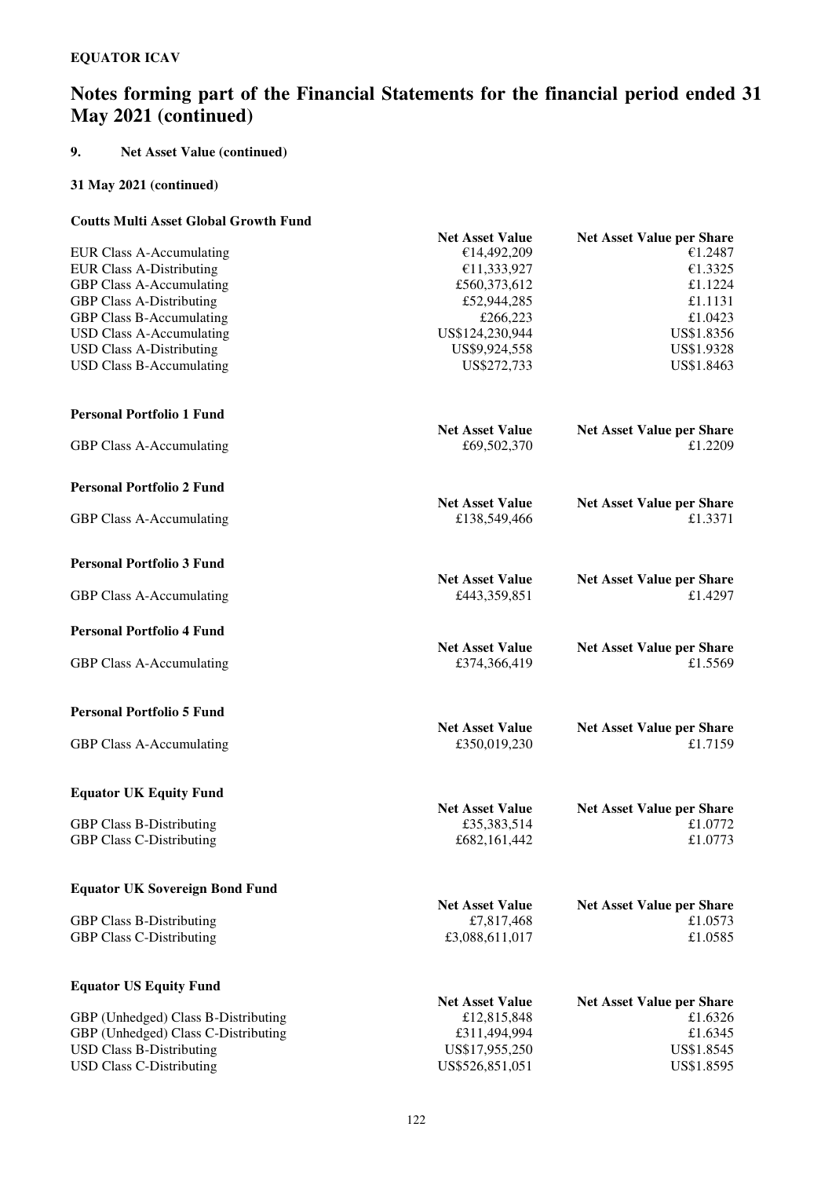**EQUATOR ICAV**

# Notes forming part of the Financial Statements for the financial period ended 31 May 2021 (continued)

## 9. Net Asset Value (continued)

### 31 May 2021 (continued)

**Coutts Multi Asset Global Growth Fund**

| | Net Asset Value | Net Asset Value per Share |
|---|---|---|
| EUR Class A-Accumulating | €14,492,209 | €1.2487 |
| EUR Class A-Distributing | €11,333,927 | €1.3325 |
| GBP Class A-Accumulating | £560,373,612 | £1.1224 |
| GBP Class A-Distributing | £52,944,285 | £1.1131 |
| GBP Class B-Accumulating | £266,223 | £1.0423 |
| USD Class A-Accumulating | US$124,230,944 | US$1.8356 |
| USD Class A-Distributing | US$9,924,558 | US$1.9328 |
| USD Class B-Accumulating | US$272,733 | US$1.8463 |

**Personal Portfolio 1 Fund**

| | Net Asset Value | Net Asset Value per Share |
|---|---|---|
| GBP Class A-Accumulating | £69,502,370 | £1.2209 |

**Personal Portfolio 2 Fund**

| | Net Asset Value | Net Asset Value per Share |
|---|---|---|
| GBP Class A-Accumulating | £138,549,466 | £1.3371 |

**Personal Portfolio 3 Fund**

| | Net Asset Value | Net Asset Value per Share |
|---|---|---|
| GBP Class A-Accumulating | £443,359,851 | £1.4297 |

**Personal Portfolio 4 Fund**

| | Net Asset Value | Net Asset Value per Share |
|---|---|---|
| GBP Class A-Accumulating | £374,366,419 | £1.5569 |

**Personal Portfolio 5 Fund**

| | Net Asset Value | Net Asset Value per Share |
|---|---|---|
| GBP Class A-Accumulating | £350,019,230 | £1.7159 |

**Equator UK Equity Fund**

| | Net Asset Value | Net Asset Value per Share |
|---|---|---|
| GBP Class B-Distributing | £35,383,514 | £1.0772 |
| GBP Class C-Distributing | £682,161,442 | £1.0773 |

**Equator UK Sovereign Bond Fund**

| | Net Asset Value | Net Asset Value per Share |
|---|---|---|
| GBP Class B-Distributing | £7,817,468 | £1.0573 |
| GBP Class C-Distributing | £3,088,611,017 | £1.0585 |

**Equator US Equity Fund**

| | Net Asset Value | Net Asset Value per Share |
|---|---|---|
| GBP (Unhedged) Class B-Distributing | £12,815,848 | £1.6326 |
| GBP (Unhedged) Class C-Distributing | £311,494,994 | £1.6345 |
| USD Class B-Distributing | US$17,955,250 | US$1.8545 |
| USD Class C-Distributing | US$526,851,051 | US$1.8595 |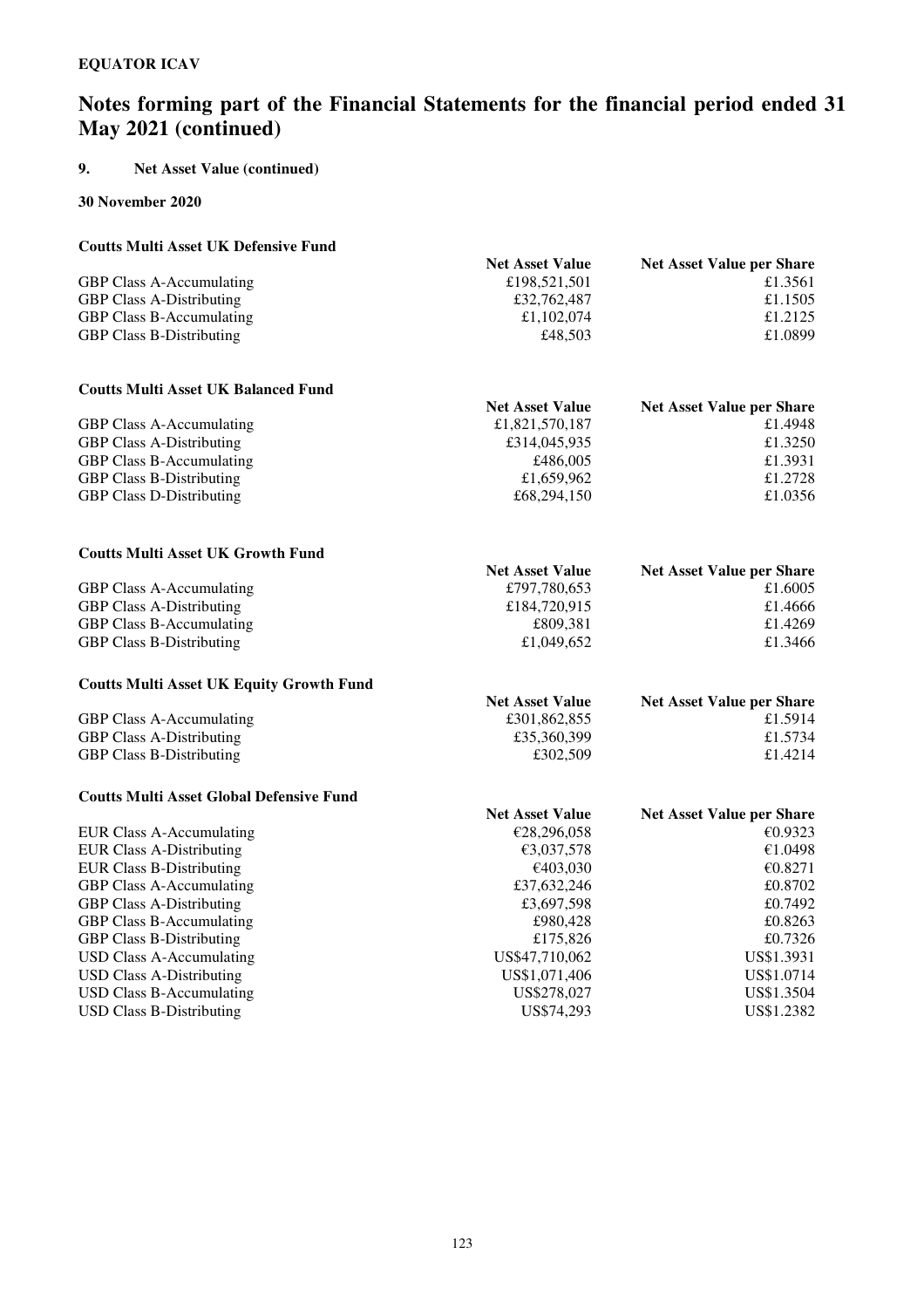**EQUATOR ICAV**

# Notes forming part of the Financial Statements for the financial period ended 31 May 2021 (continued)

## 9. Net Asset Value (continued)

**30 November 2020**

**Coutts Multi Asset UK Defensive Fund**

| | Net Asset Value | Net Asset Value per Share |
|---|---|---|
| GBP Class A-Accumulating | £198,521,501 | £1.3561 |
| GBP Class A-Distributing | £32,762,487 | £1.1505 |
| GBP Class B-Accumulating | £1,102,074 | £1.2125 |
| GBP Class B-Distributing | £48,503 | £1.0899 |

**Coutts Multi Asset UK Balanced Fund**

| | Net Asset Value | Net Asset Value per Share |
|---|---|---|
| GBP Class A-Accumulating | £1,821,570,187 | £1.4948 |
| GBP Class A-Distributing | £314,045,935 | £1.3250 |
| GBP Class B-Accumulating | £486,005 | £1.3931 |
| GBP Class B-Distributing | £1,659,962 | £1.2728 |
| GBP Class D-Distributing | £68,294,150 | £1.0356 |

**Coutts Multi Asset UK Growth Fund**

| | Net Asset Value | Net Asset Value per Share |
|---|---|---|
| GBP Class A-Accumulating | £797,780,653 | £1.6005 |
| GBP Class A-Distributing | £184,720,915 | £1.4666 |
| GBP Class B-Accumulating | £809,381 | £1.4269 |
| GBP Class B-Distributing | £1,049,652 | £1.3466 |

**Coutts Multi Asset UK Equity Growth Fund**

| | Net Asset Value | Net Asset Value per Share |
|---|---|---|
| GBP Class A-Accumulating | £301,862,855 | £1.5914 |
| GBP Class A-Distributing | £35,360,399 | £1.5734 |
| GBP Class B-Distributing | £302,509 | £1.4214 |

**Coutts Multi Asset Global Defensive Fund**

| | Net Asset Value | Net Asset Value per Share |
|---|---|---|
| EUR Class A-Accumulating | €28,296,058 | €0.9323 |
| EUR Class A-Distributing | €3,037,578 | €1.0498 |
| EUR Class B-Distributing | €403,030 | €0.8271 |
| GBP Class A-Accumulating | £37,632,246 | £0.8702 |
| GBP Class A-Distributing | £3,697,598 | £0.7492 |
| GBP Class B-Accumulating | £980,428 | £0.8263 |
| GBP Class B-Distributing | £175,826 | £0.7326 |
| USD Class A-Accumulating | US$47,710,062 | US$1.3931 |
| USD Class A-Distributing | US$1,071,406 | US$1.0714 |
| USD Class B-Accumulating | US$278,027 | US$1.3504 |
| USD Class B-Distributing | US$74,293 | US$1.2382 |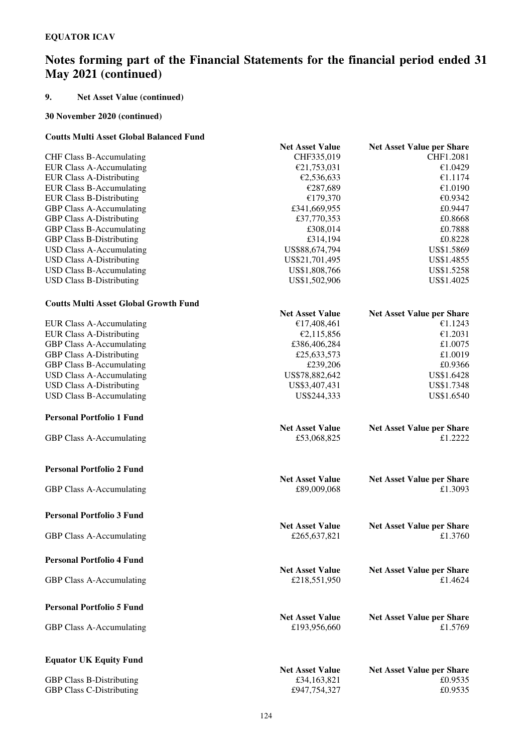# Notes forming part of the Financial Statements for the financial period ended 31 May 2021 (continued)

## 9. Net Asset Value (continued)

### 30 November 2020 (continued)

#### Coutts Multi Asset Global Balanced Fund

| | Net Asset Value | Net Asset Value per Share |
|---|---|---|
| CHF Class B-Accumulating | CHF335,019 | CHF1.2081 |
| EUR Class A-Accumulating | €21,753,031 | €1.0429 |
| EUR Class A-Distributing | €2,536,633 | €1.1174 |
| EUR Class B-Accumulating | €287,689 | €1.0190 |
| EUR Class B-Distributing | €179,370 | €0.9342 |
| GBP Class A-Accumulating | £341,669,955 | £0.9447 |
| GBP Class A-Distributing | £37,770,353 | £0.8668 |
| GBP Class B-Accumulating | £308,014 | £0.7888 |
| GBP Class B-Distributing | £314,194 | £0.8228 |
| USD Class A-Accumulating | US$88,674,794 | US$1.5869 |
| USD Class A-Distributing | US$21,701,495 | US$1.4855 |
| USD Class B-Accumulating | US$1,808,766 | US$1.5258 |
| USD Class B-Distributing | US$1,502,906 | US$1.4025 |

#### Coutts Multi Asset Global Growth Fund

| | Net Asset Value | Net Asset Value per Share |
|---|---|---|
| EUR Class A-Accumulating | €17,408,461 | €1.1243 |
| EUR Class A-Distributing | €2,115,856 | €1.2031 |
| GBP Class A-Accumulating | £386,406,284 | £1.0075 |
| GBP Class A-Distributing | £25,633,573 | £1.0019 |
| GBP Class B-Accumulating | £239,206 | £0.9366 |
| USD Class A-Accumulating | US$78,882,642 | US$1.6428 |
| USD Class A-Distributing | US$3,407,431 | US$1.7348 |
| USD Class B-Accumulating | US$244,333 | US$1.6540 |

#### Personal Portfolio 1 Fund

| | Net Asset Value | Net Asset Value per Share |
|---|---|---|
| GBP Class A-Accumulating | £53,068,825 | £1.2222 |

#### Personal Portfolio 2 Fund

| | Net Asset Value | Net Asset Value per Share |
|---|---|---|
| GBP Class A-Accumulating | £89,009,068 | £1.3093 |

#### Personal Portfolio 3 Fund

| | Net Asset Value | Net Asset Value per Share |
|---|---|---|
| GBP Class A-Accumulating | £265,637,821 | £1.3760 |

#### Personal Portfolio 4 Fund

| | Net Asset Value | Net Asset Value per Share |
|---|---|---|
| GBP Class A-Accumulating | £218,551,950 | £1.4624 |

#### Personal Portfolio 5 Fund

| | Net Asset Value | Net Asset Value per Share |
|---|---|---|
| GBP Class A-Accumulating | £193,956,660 | £1.5769 |

#### Equator UK Equity Fund

| | Net Asset Value | Net Asset Value per Share |
|---|---|---|
| GBP Class B-Distributing | £34,163,821 | £0.9535 |
| GBP Class C-Distributing | £947,754,327 | £0.9535 |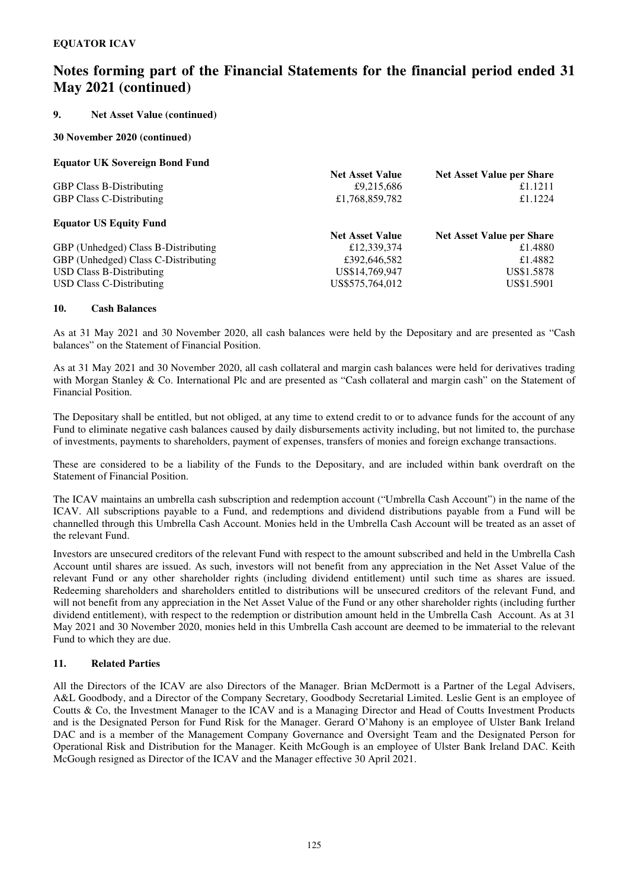**EQUATOR ICAV**

# Notes forming part of the Financial Statements for the financial period ended 31 May 2021 (continued)

## 9. Net Asset Value (continued)

**30 November 2020 (continued)**

**Equator UK Sovereign Bond Fund**

| | Net Asset Value | Net Asset Value per Share |
|---|---|---|
| GBP Class B-Distributing | £9,215,686 | £1.1211 |
| GBP Class C-Distributing | £1,768,859,782 | £1.1224 |

**Equator US Equity Fund**

| | Net Asset Value | Net Asset Value per Share |
|---|---|---|
| GBP (Unhedged) Class B-Distributing | £12,339,374 | £1.4880 |
| GBP (Unhedged) Class C-Distributing | £392,646,582 | £1.4882 |
| USD Class B-Distributing | US$14,769,947 | US$1.5878 |
| USD Class C-Distributing | US$575,764,012 | US$1.5901 |

## 10. Cash Balances

As at 31 May 2021 and 30 November 2020, all cash balances were held by the Depositary and are presented as "Cash balances" on the Statement of Financial Position.

As at 31 May 2021 and 30 November 2020, all cash collateral and margin cash balances were held for derivatives trading with Morgan Stanley & Co. International Plc and are presented as "Cash collateral and margin cash" on the Statement of Financial Position.

The Depositary shall be entitled, but not obliged, at any time to extend credit to or to advance funds for the account of any Fund to eliminate negative cash balances caused by daily disbursements activity including, but not limited to, the purchase of investments, payments to shareholders, payment of expenses, transfers of monies and foreign exchange transactions.

These are considered to be a liability of the Funds to the Depositary, and are included within bank overdraft on the Statement of Financial Position.

The ICAV maintains an umbrella cash subscription and redemption account ("Umbrella Cash Account") in the name of the ICAV. All subscriptions payable to a Fund, and redemptions and dividend distributions payable from a Fund will be channelled through this Umbrella Cash Account. Monies held in the Umbrella Cash Account will be treated as an asset of the relevant Fund.

Investors are unsecured creditors of the relevant Fund with respect to the amount subscribed and held in the Umbrella Cash Account until shares are issued. As such, investors will not benefit from any appreciation in the Net Asset Value of the relevant Fund or any other shareholder rights (including dividend entitlement) until such time as shares are issued. Redeeming shareholders and shareholders entitled to distributions will be unsecured creditors of the relevant Fund, and will not benefit from any appreciation in the Net Asset Value of the Fund or any other shareholder rights (including further dividend entitlement), with respect to the redemption or distribution amount held in the Umbrella Cash Account. As at 31 May 2021 and 30 November 2020, monies held in this Umbrella Cash account are deemed to be immaterial to the relevant Fund to which they are due.

## 11. Related Parties

All the Directors of the ICAV are also Directors of the Manager. Brian McDermott is a Partner of the Legal Advisers, A&L Goodbody, and a Director of the Company Secretary, Goodbody Secretarial Limited. Leslie Gent is an employee of Coutts & Co, the Investment Manager to the ICAV and is a Managing Director and Head of Coutts Investment Products and is the Designated Person for Fund Risk for the Manager. Gerard O'Mahony is an employee of Ulster Bank Ireland DAC and is a member of the Management Company Governance and Oversight Team and the Designated Person for Operational Risk and Distribution for the Manager. Keith McGough is an employee of Ulster Bank Ireland DAC. Keith McGough resigned as Director of the ICAV and the Manager effective 30 April 2021.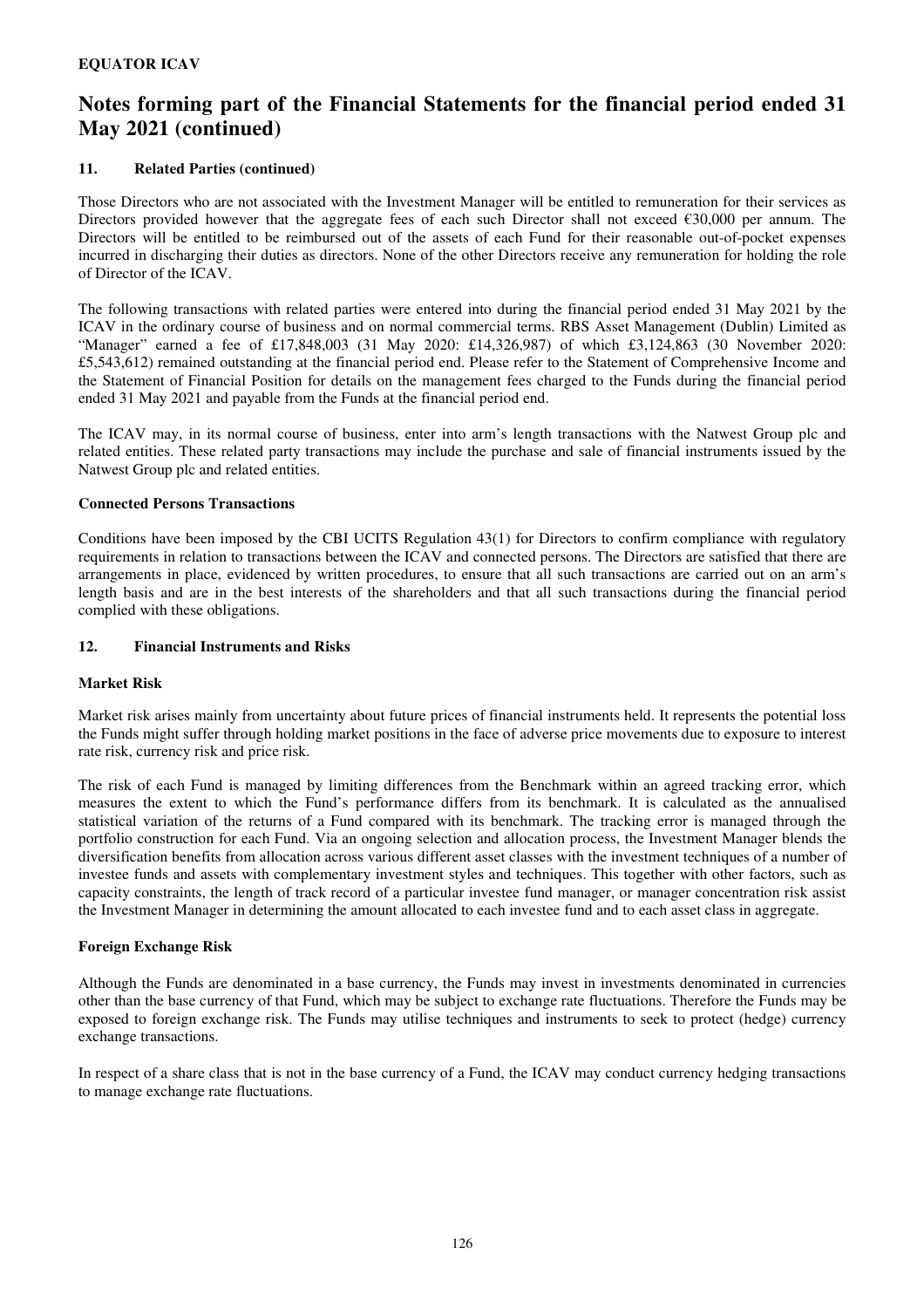**EQUATOR ICAV**

# Notes forming part of the Financial Statements for the financial period ended 31 May 2021 (continued)

## 11. Related Parties (continued)

Those Directors who are not associated with the Investment Manager will be entitled to remuneration for their services as Directors provided however that the aggregate fees of each such Director shall not exceed €30,000 per annum. The Directors will be entitled to be reimbursed out of the assets of each Fund for their reasonable out-of-pocket expenses incurred in discharging their duties as directors. None of the other Directors receive any remuneration for holding the role of Director of the ICAV.

The following transactions with related parties were entered into during the financial period ended 31 May 2021 by the ICAV in the ordinary course of business and on normal commercial terms. RBS Asset Management (Dublin) Limited as "Manager" earned a fee of £17,848,003 (31 May 2020: £14,326,987) of which £3,124,863 (30 November 2020: £5,543,612) remained outstanding at the financial period end. Please refer to the Statement of Comprehensive Income and the Statement of Financial Position for details on the management fees charged to the Funds during the financial period ended 31 May 2021 and payable from the Funds at the financial period end.

The ICAV may, in its normal course of business, enter into arm's length transactions with the Natwest Group plc and related entities. These related party transactions may include the purchase and sale of financial instruments issued by the Natwest Group plc and related entities.

### Connected Persons Transactions

Conditions have been imposed by the CBI UCITS Regulation 43(1) for Directors to confirm compliance with regulatory requirements in relation to transactions between the ICAV and connected persons. The Directors are satisfied that there are arrangements in place, evidenced by written procedures, to ensure that all such transactions are carried out on an arm's length basis and are in the best interests of the shareholders and that all such transactions during the financial period complied with these obligations.

## 12. Financial Instruments and Risks

### Market Risk

Market risk arises mainly from uncertainty about future prices of financial instruments held. It represents the potential loss the Funds might suffer through holding market positions in the face of adverse price movements due to exposure to interest rate risk, currency risk and price risk.

The risk of each Fund is managed by limiting differences from the Benchmark within an agreed tracking error, which measures the extent to which the Fund's performance differs from its benchmark. It is calculated as the annualised statistical variation of the returns of a Fund compared with its benchmark. The tracking error is managed through the portfolio construction for each Fund. Via an ongoing selection and allocation process, the Investment Manager blends the diversification benefits from allocation across various different asset classes with the investment techniques of a number of investee funds and assets with complementary investment styles and techniques. This together with other factors, such as capacity constraints, the length of track record of a particular investee fund manager, or manager concentration risk assist the Investment Manager in determining the amount allocated to each investee fund and to each asset class in aggregate.

### Foreign Exchange Risk

Although the Funds are denominated in a base currency, the Funds may invest in investments denominated in currencies other than the base currency of that Fund, which may be subject to exchange rate fluctuations. Therefore the Funds may be exposed to foreign exchange risk. The Funds may utilise techniques and instruments to seek to protect (hedge) currency exchange transactions.

In respect of a share class that is not in the base currency of a Fund, the ICAV may conduct currency hedging transactions to manage exchange rate fluctuations.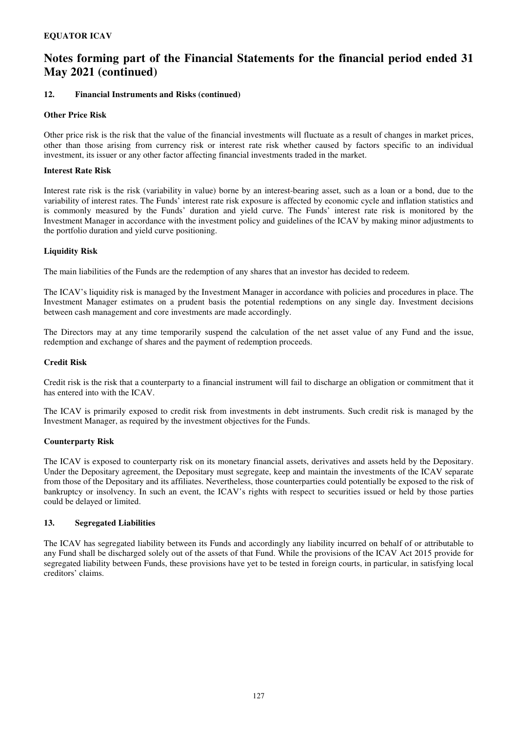# Notes forming part of the Financial Statements for the financial period ended 31 May 2021 (continued)

## 12. Financial Instruments and Risks (continued)

### Other Price Risk

Other price risk is the risk that the value of the financial investments will fluctuate as a result of changes in market prices, other than those arising from currency risk or interest rate risk whether caused by factors specific to an individual investment, its issuer or any other factor affecting financial investments traded in the market.

### Interest Rate Risk

Interest rate risk is the risk (variability in value) borne by an interest-bearing asset, such as a loan or a bond, due to the variability of interest rates. The Funds' interest rate risk exposure is affected by economic cycle and inflation statistics and is commonly measured by the Funds' duration and yield curve. The Funds' interest rate risk is monitored by the Investment Manager in accordance with the investment policy and guidelines of the ICAV by making minor adjustments to the portfolio duration and yield curve positioning.

### Liquidity Risk

The main liabilities of the Funds are the redemption of any shares that an investor has decided to redeem.

The ICAV's liquidity risk is managed by the Investment Manager in accordance with policies and procedures in place. The Investment Manager estimates on a prudent basis the potential redemptions on any single day. Investment decisions between cash management and core investments are made accordingly.

The Directors may at any time temporarily suspend the calculation of the net asset value of any Fund and the issue, redemption and exchange of shares and the payment of redemption proceeds.

### Credit Risk

Credit risk is the risk that a counterparty to a financial instrument will fail to discharge an obligation or commitment that it has entered into with the ICAV.

The ICAV is primarily exposed to credit risk from investments in debt instruments. Such credit risk is managed by the Investment Manager, as required by the investment objectives for the Funds.

### Counterparty Risk

The ICAV is exposed to counterparty risk on its monetary financial assets, derivatives and assets held by the Depositary. Under the Depositary agreement, the Depositary must segregate, keep and maintain the investments of the ICAV separate from those of the Depositary and its affiliates. Nevertheless, those counterparties could potentially be exposed to the risk of bankruptcy or insolvency. In such an event, the ICAV's rights with respect to securities issued or held by those parties could be delayed or limited.

## 13. Segregated Liabilities

The ICAV has segregated liability between its Funds and accordingly any liability incurred on behalf of or attributable to any Fund shall be discharged solely out of the assets of that Fund. While the provisions of the ICAV Act 2015 provide for segregated liability between Funds, these provisions have yet to be tested in foreign courts, in particular, in satisfying local creditors' claims.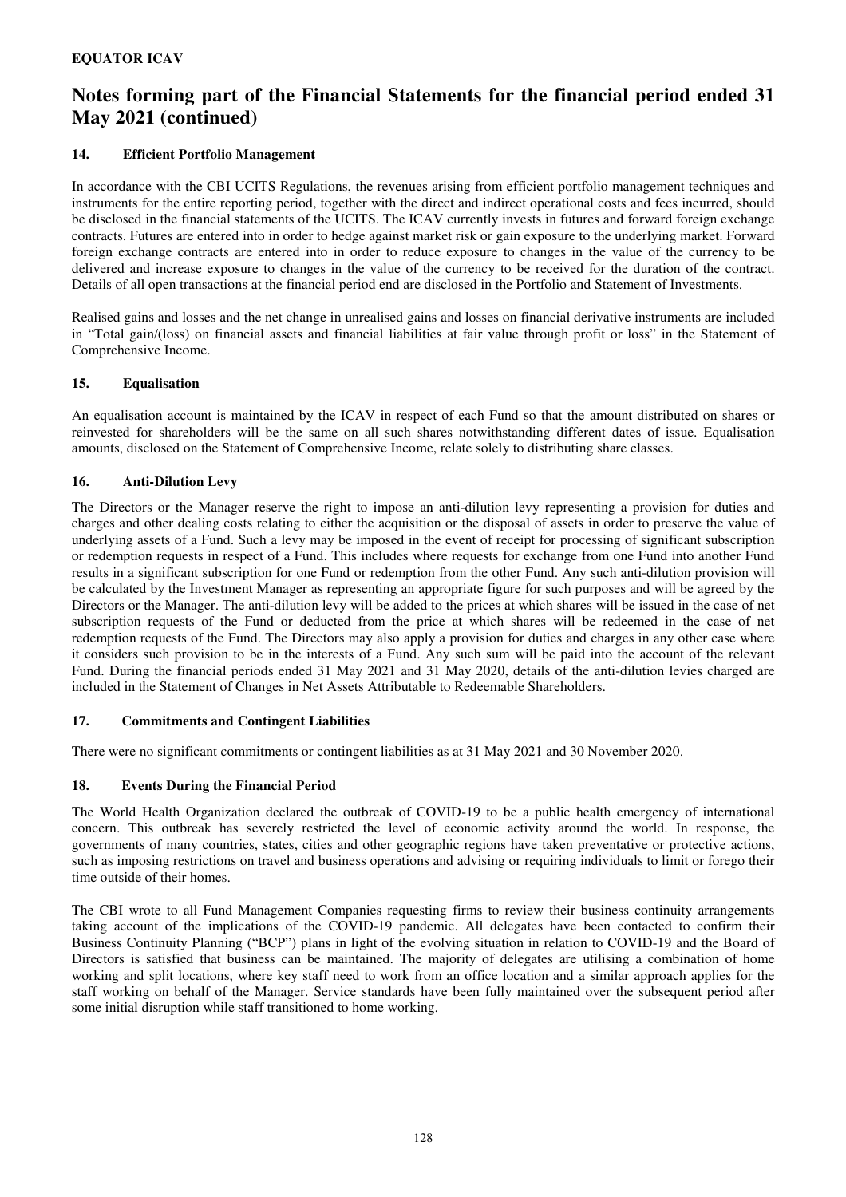## 14. Efficient Portfolio Management

In accordance with the CBI UCITS Regulations, the revenues arising from efficient portfolio management techniques and instruments for the entire reporting period, together with the direct and indirect operational costs and fees incurred, should be disclosed in the financial statements of the UCITS. The ICAV currently invests in futures and forward foreign exchange contracts. Futures are entered into in order to hedge against market risk or gain exposure to the underlying market. Forward foreign exchange contracts are entered into in order to reduce exposure to changes in the value of the currency to be delivered and increase exposure to changes in the value of the currency to be received for the duration of the contract. Details of all open transactions at the financial period end are disclosed in the Portfolio and Statement of Investments.

Realised gains and losses and the net change in unrealised gains and losses on financial derivative instruments are included in "Total gain/(loss) on financial assets and financial liabilities at fair value through profit or loss" in the Statement of Comprehensive Income.

## 15. Equalisation

An equalisation account is maintained by the ICAV in respect of each Fund so that the amount distributed on shares or reinvested for shareholders will be the same on all such shares notwithstanding different dates of issue. Equalisation amounts, disclosed on the Statement of Comprehensive Income, relate solely to distributing share classes.

## 16. Anti-Dilution Levy

The Directors or the Manager reserve the right to impose an anti-dilution levy representing a provision for duties and charges and other dealing costs relating to either the acquisition or the disposal of assets in order to preserve the value of underlying assets of a Fund. Such a levy may be imposed in the event of receipt for processing of significant subscription or redemption requests in respect of a Fund. This includes where requests for exchange from one Fund into another Fund results in a significant subscription for one Fund or redemption from the other Fund. Any such anti-dilution provision will be calculated by the Investment Manager as representing an appropriate figure for such purposes and will be agreed by the Directors or the Manager. The anti-dilution levy will be added to the prices at which shares will be issued in the case of net subscription requests of the Fund or deducted from the price at which shares will be redeemed in the case of net redemption requests of the Fund. The Directors may also apply a provision for duties and charges in any other case where it considers such provision to be in the interests of a Fund. Any such sum will be paid into the account of the relevant Fund. During the financial periods ended 31 May 2021 and 31 May 2020, details of the anti-dilution levies charged are included in the Statement of Changes in Net Assets Attributable to Redeemable Shareholders.

## 17. Commitments and Contingent Liabilities

There were no significant commitments or contingent liabilities as at 31 May 2021 and 30 November 2020.

## 18. Events During the Financial Period

The World Health Organization declared the outbreak of COVID-19 to be a public health emergency of international concern. This outbreak has severely restricted the level of economic activity around the world. In response, the governments of many countries, states, cities and other geographic regions have taken preventative or protective actions, such as imposing restrictions on travel and business operations and advising or requiring individuals to limit or forego their time outside of their homes.

The CBI wrote to all Fund Management Companies requesting firms to review their business continuity arrangements taking account of the implications of the COVID-19 pandemic. All delegates have been contacted to confirm their Business Continuity Planning ("BCP") plans in light of the evolving situation in relation to COVID-19 and the Board of Directors is satisfied that business can be maintained. The majority of delegates are utilising a combination of home working and split locations, where key staff need to work from an office location and a similar approach applies for the staff working on behalf of the Manager. Service standards have been fully maintained over the subsequent period after some initial disruption while staff transitioned to home working.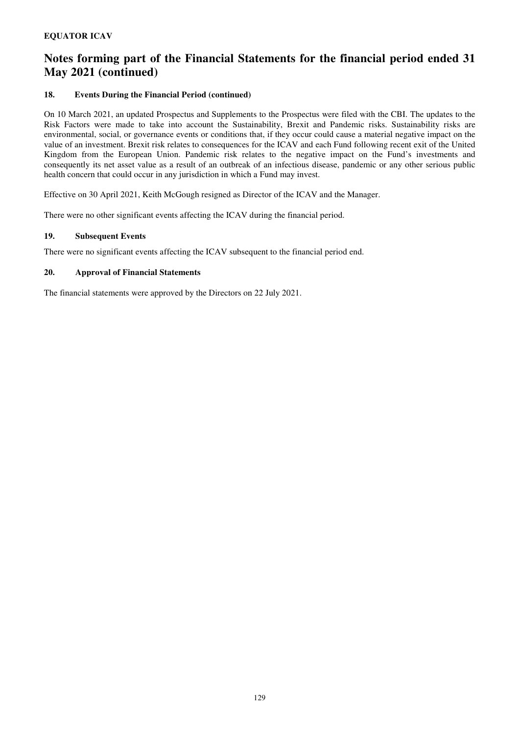## Notes forming part of the Financial Statements for the financial period ended 31 May 2021 (continued)

### 18. Events During the Financial Period (continued)

On 10 March 2021, an updated Prospectus and Supplements to the Prospectus were filed with the CBI. The updates to the Risk Factors were made to take into account the Sustainability, Brexit and Pandemic risks. Sustainability risks are environmental, social, or governance events or conditions that, if they occur could cause a material negative impact on the value of an investment. Brexit risk relates to consequences for the ICAV and each Fund following recent exit of the United Kingdom from the European Union. Pandemic risk relates to the negative impact on the Fund's investments and consequently its net asset value as a result of an outbreak of an infectious disease, pandemic or any other serious public health concern that could occur in any jurisdiction in which a Fund may invest.

Effective on 30 April 2021, Keith McGough resigned as Director of the ICAV and the Manager.

There were no other significant events affecting the ICAV during the financial period.

### 19. Subsequent Events

There were no significant events affecting the ICAV subsequent to the financial period end.

### 20. Approval of Financial Statements

The financial statements were approved by the Directors on 22 July 2021.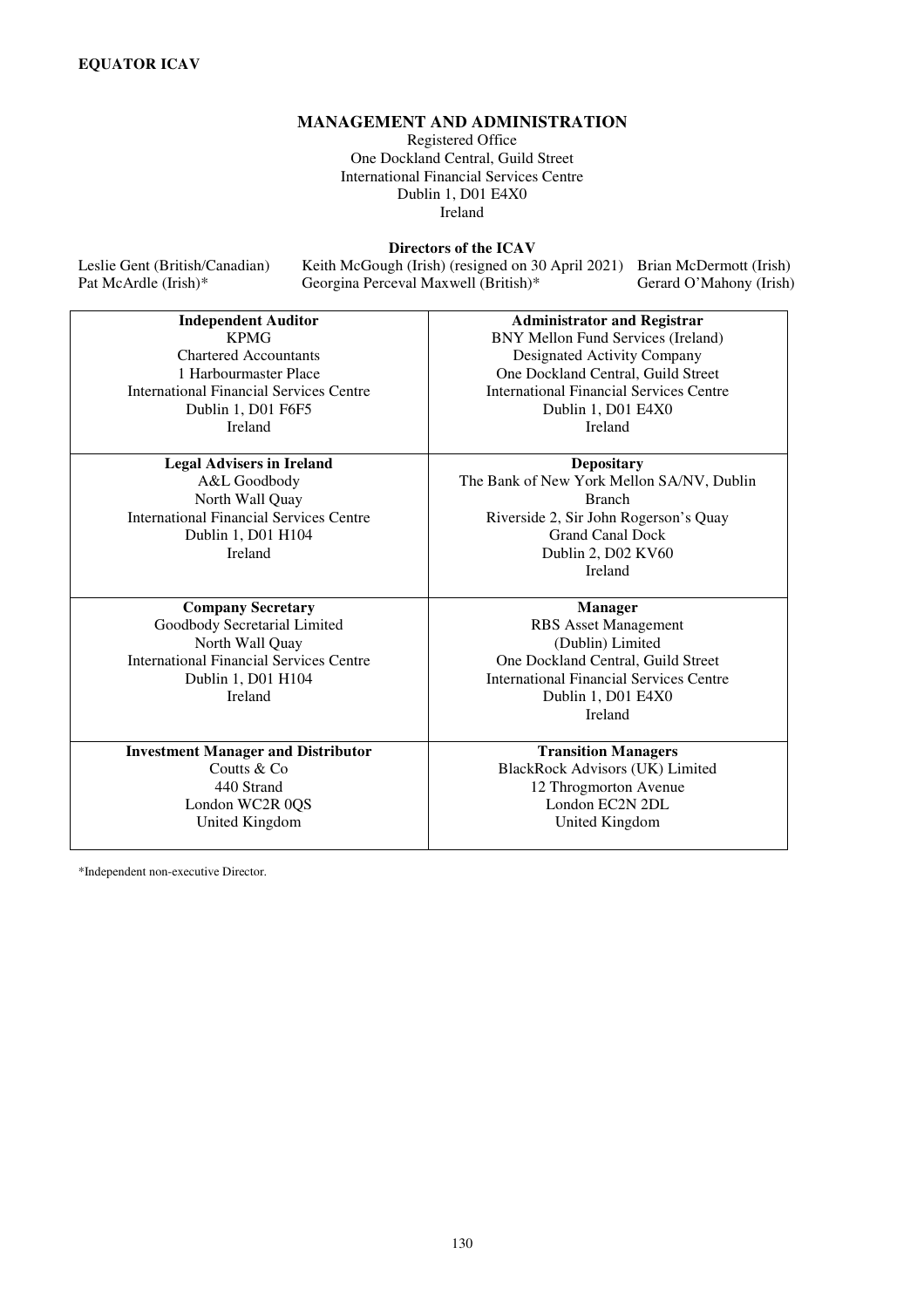**EQUATOR ICAV**

## MANAGEMENT AND ADMINISTRATION

Registered Office
One Dockland Central, Guild Street
International Financial Services Centre
Dublin 1, D01 E4X0
Ireland

### Directors of the ICAV

Leslie Gent (British/Canadian)
Keith McGough (Irish) (resigned on 30 April 2021)
Brian McDermott (Irish)
Pat McArdle (Irish)*
Georgina Perceval Maxwell (British)*
Gerard O'Mahony (Irish)

| | |
|---|---|
| **Independent Auditor**<br>KPMG<br>Chartered Accountants<br>1 Harbourmaster Place<br>International Financial Services Centre<br>Dublin 1, D01 F6F5<br>Ireland | **Administrator and Registrar**<br>BNY Mellon Fund Services (Ireland)<br>Designated Activity Company<br>One Dockland Central, Guild Street<br>International Financial Services Centre<br>Dublin 1, D01 E4X0<br>Ireland |
| **Legal Advisers in Ireland**<br>A&L Goodbody<br>North Wall Quay<br>International Financial Services Centre<br>Dublin 1, D01 H104<br>Ireland | **Depositary**<br>The Bank of New York Mellon SA/NV, Dublin Branch<br>Riverside 2, Sir John Rogerson's Quay<br>Grand Canal Dock<br>Dublin 2, D02 KV60<br>Ireland |
| **Company Secretary**<br>Goodbody Secretarial Limited<br>North Wall Quay<br>International Financial Services Centre<br>Dublin 1, D01 H104<br>Ireland | **Manager**<br>RBS Asset Management<br>(Dublin) Limited<br>One Dockland Central, Guild Street<br>International Financial Services Centre<br>Dublin 1, D01 E4X0<br>Ireland |
| **Investment Manager and Distributor**<br>Coutts & Co<br>440 Strand<br>London WC2R 0QS<br>United Kingdom | **Transition Managers**<br>BlackRock Advisors (UK) Limited<br>12 Throgmorton Avenue<br>London EC2N 2DL<br>United Kingdom |

*Independent non-executive Director.